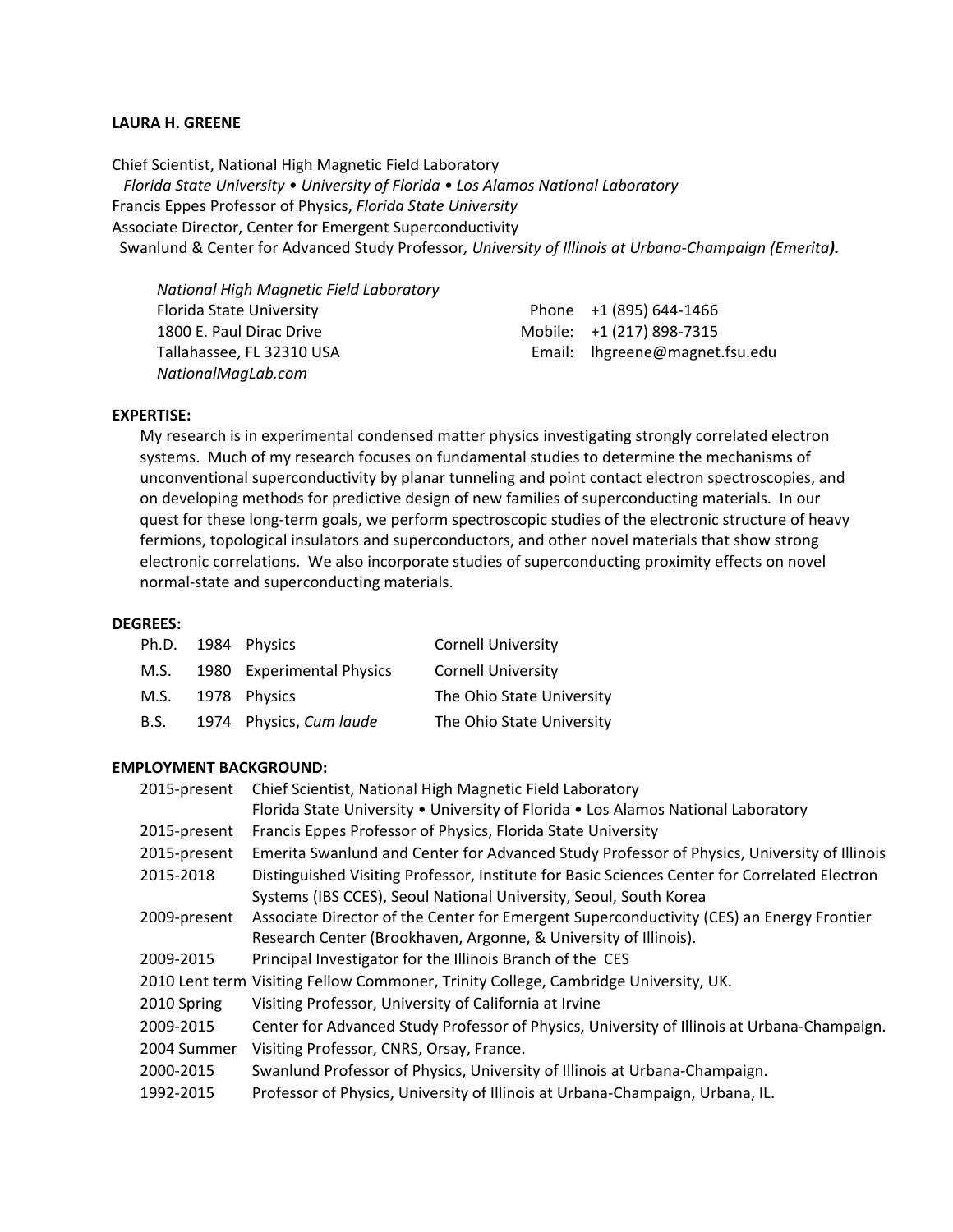**LAURA H. GREENE**

Chief Scientist, National High Magnetic Field Laboratory
*Florida State University • University of Florida • Los Alamos National Laboratory*
Francis Eppes Professor of Physics, *Florida State University*
Associate Director, Center for Emergent Superconductivity
Swanlund & Center for Advanced Study Professor*, University of Illinois at Urbana-Champaign (Emerita**).***

*National High Magnetic Field Laboratory*
Florida State University
1800 E. Paul Dirac Drive
Tallahassee, FL 32310 USA
*NationalMagLab.com*

Phone +1 (895) 644-1466
Mobile: +1 (217) 898-7315
Email: lhgreene@magnet.fsu.edu

**EXPERTISE:**

My research is in experimental condensed matter physics investigating strongly correlated electron systems. Much of my research focuses on fundamental studies to determine the mechanisms of unconventional superconductivity by planar tunneling and point contact electron spectroscopies, and on developing methods for predictive design of new families of superconducting materials. In our quest for these long-term goals, we perform spectroscopic studies of the electronic structure of heavy fermions, topological insulators and superconductors, and other novel materials that show strong electronic correlations. We also incorporate studies of superconducting proximity effects on novel normal-state and superconducting materials.

**DEGREES:**

| | | | |
|---|---|---|---|
| Ph.D. | 1984 | Physics | Cornell University |
| M.S. | 1980 | Experimental Physics | Cornell University |
| M.S. | 1978 | Physics | The Ohio State University |
| B.S. | 1974 | Physics, *Cum laude* | The Ohio State University |

**EMPLOYMENT BACKGROUND:**

| | |
|---|---|
| 2015-present | Chief Scientist, National High Magnetic Field Laboratory Florida State University • University of Florida • Los Alamos National Laboratory |
| 2015-present | Francis Eppes Professor of Physics, Florida State University |
| 2015-present | Emerita Swanlund and Center for Advanced Study Professor of Physics, University of Illinois |
| 2015-2018 | Distinguished Visiting Professor, Institute for Basic Sciences Center for Correlated Electron Systems (IBS CCES), Seoul National University, Seoul, South Korea |
| 2009-present | Associate Director of the Center for Emergent Superconductivity (CES) an Energy Frontier Research Center (Brookhaven, Argonne, & University of Illinois). |
| 2009-2015 | Principal Investigator for the Illinois Branch of the CES |
| 2010 Lent term | Visiting Fellow Commoner, Trinity College, Cambridge University, UK. |
| 2010 Spring | Visiting Professor, University of California at Irvine |
| 2009-2015 | Center for Advanced Study Professor of Physics, University of Illinois at Urbana-Champaign. |
| 2004 Summer | Visiting Professor, CNRS, Orsay, France. |
| 2000-2015 | Swanlund Professor of Physics, University of Illinois at Urbana-Champaign. |
| 1992-2015 | Professor of Physics, University of Illinois at Urbana-Champaign, Urbana, IL. |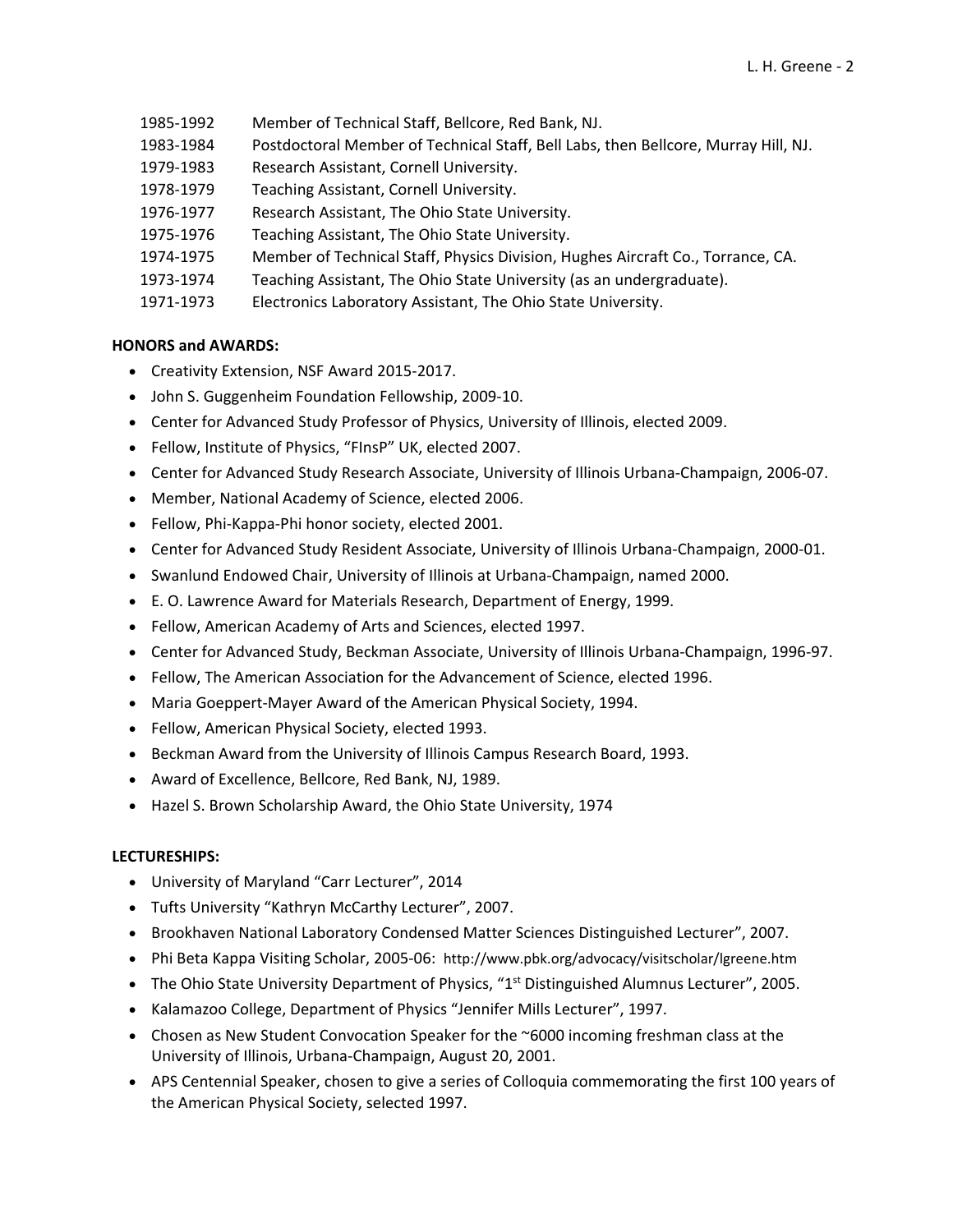1985-1992 Member of Technical Staff, Bellcore, Red Bank, NJ.
1983-1984 Postdoctoral Member of Technical Staff, Bell Labs, then Bellcore, Murray Hill, NJ.
1979-1983 Research Assistant, Cornell University.
1978-1979 Teaching Assistant, Cornell University.
1976-1977 Research Assistant, The Ohio State University.
1975-1976 Teaching Assistant, The Ohio State University.
1974-1975 Member of Technical Staff, Physics Division, Hughes Aircraft Co., Torrance, CA.
1973-1974 Teaching Assistant, The Ohio State University (as an undergraduate).
1971-1973 Electronics Laboratory Assistant, The Ohio State University.

**HONORS and AWARDS:**

- Creativity Extension, NSF Award 2015-2017.
- John S. Guggenheim Foundation Fellowship, 2009-10.
- Center for Advanced Study Professor of Physics, University of Illinois, elected 2009.
- Fellow, Institute of Physics, "FInsP" UK, elected 2007.
- Center for Advanced Study Research Associate, University of Illinois Urbana-Champaign, 2006-07.
- Member, National Academy of Science, elected 2006.
- Fellow, Phi-Kappa-Phi honor society, elected 2001.
- Center for Advanced Study Resident Associate, University of Illinois Urbana-Champaign, 2000-01.
- Swanlund Endowed Chair, University of Illinois at Urbana-Champaign, named 2000.
- E. O. Lawrence Award for Materials Research, Department of Energy, 1999.
- Fellow, American Academy of Arts and Sciences, elected 1997.
- Center for Advanced Study, Beckman Associate, University of Illinois Urbana-Champaign, 1996-97.
- Fellow, The American Association for the Advancement of Science, elected 1996.
- Maria Goeppert-Mayer Award of the American Physical Society, 1994.
- Fellow, American Physical Society, elected 1993.
- Beckman Award from the University of Illinois Campus Research Board, 1993.
- Award of Excellence, Bellcore, Red Bank, NJ, 1989.
- Hazel S. Brown Scholarship Award, the Ohio State University, 1974

**LECTURESHIPS:**

- University of Maryland "Carr Lecturer", 2014
- Tufts University "Kathryn McCarthy Lecturer", 2007.
- Brookhaven National Laboratory Condensed Matter Sciences Distinguished Lecturer", 2007.
- Phi Beta Kappa Visiting Scholar, 2005-06: http://www.pbk.org/advocacy/visitscholar/lgreene.htm
- The Ohio State University Department of Physics, "1st Distinguished Alumnus Lecturer", 2005.
- Kalamazoo College, Department of Physics "Jennifer Mills Lecturer", 1997.
- Chosen as New Student Convocation Speaker for the ~6000 incoming freshman class at the University of Illinois, Urbana-Champaign, August 20, 2001.
- APS Centennial Speaker, chosen to give a series of Colloquia commemorating the first 100 years of the American Physical Society, selected 1997.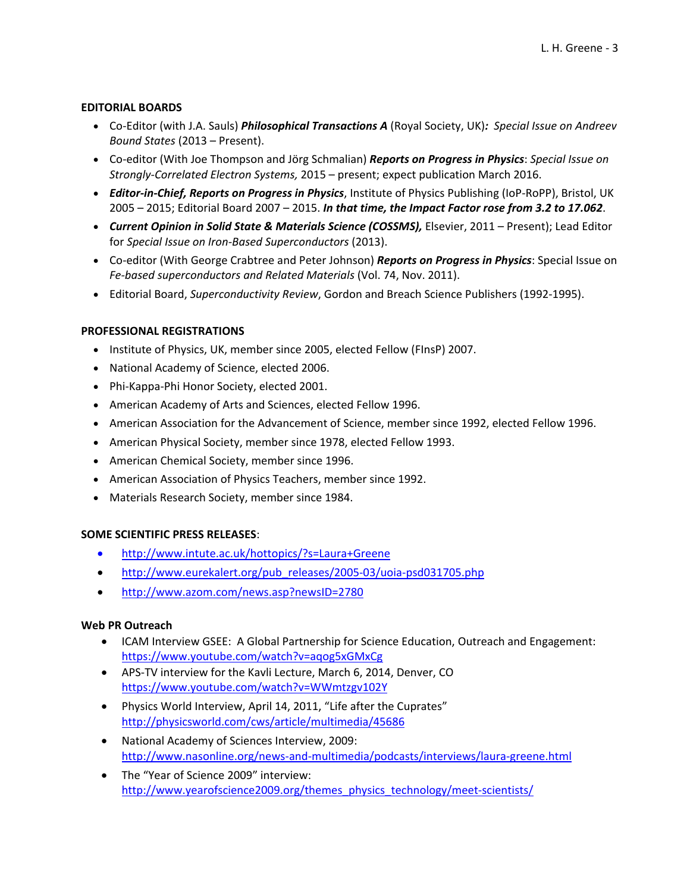## EDITORIAL BOARDS

- Co-Editor (with J.A. Sauls) ***Philosophical Transactions A*** (Royal Society, UK)***:*** *Special Issue on Andreev Bound States* (2013 – Present).
- Co-editor (With Joe Thompson and Jörg Schmalian) ***Reports on Progress in Physics***: *Special Issue on Strongly-Correlated Electron Systems,* 2015 – present; expect publication March 2016.
- ***Editor-in-Chief, Reports on Progress in Physics***, Institute of Physics Publishing (IoP-RoPP), Bristol, UK 2005 – 2015; Editorial Board 2007 – 2015. ***In that time, the Impact Factor rose from 3.2 to 17.062***.
- ***Current Opinion in Solid State & Materials Science (COSSMS),*** Elsevier, 2011 – Present); Lead Editor for *Special Issue on Iron-Based Superconductors* (2013).
- Co-editor (With George Crabtree and Peter Johnson) ***Reports on Progress in Physics***: Special Issue on *Fe-based superconductors and Related Materials* (Vol. 74, Nov. 2011).
- Editorial Board, *Superconductivity Review*, Gordon and Breach Science Publishers (1992-1995).

## PROFESSIONAL REGISTRATIONS

- Institute of Physics, UK, member since 2005, elected Fellow (FInsP) 2007.
- National Academy of Science, elected 2006.
- Phi-Kappa-Phi Honor Society, elected 2001.
- American Academy of Arts and Sciences, elected Fellow 1996.
- American Association for the Advancement of Science, member since 1992, elected Fellow 1996.
- American Physical Society, member since 1978, elected Fellow 1993.
- American Chemical Society, member since 1996.
- American Association of Physics Teachers, member since 1992.
- Materials Research Society, member since 1984.

## SOME SCIENTIFIC PRESS RELEASES:

- http://www.intute.ac.uk/hottopics/?s=Laura+Greene
- http://www.eurekalert.org/pub_releases/2005-03/uoia-psd031705.php
- http://www.azom.com/news.asp?newsID=2780

## Web PR Outreach

- ICAM Interview GSEE: A Global Partnership for Science Education, Outreach and Engagement: https://www.youtube.com/watch?v=aqog5xGMxCg
- APS-TV interview for the Kavli Lecture, March 6, 2014, Denver, CO https://www.youtube.com/watch?v=WWmtzgv102Y
- Physics World Interview, April 14, 2011, "Life after the Cuprates" http://physicsworld.com/cws/article/multimedia/45686
- National Academy of Sciences Interview, 2009: http://www.nasonline.org/news-and-multimedia/podcasts/interviews/laura-greene.html
- The "Year of Science 2009" interview: http://www.yearofscience2009.org/themes_physics_technology/meet-scientists/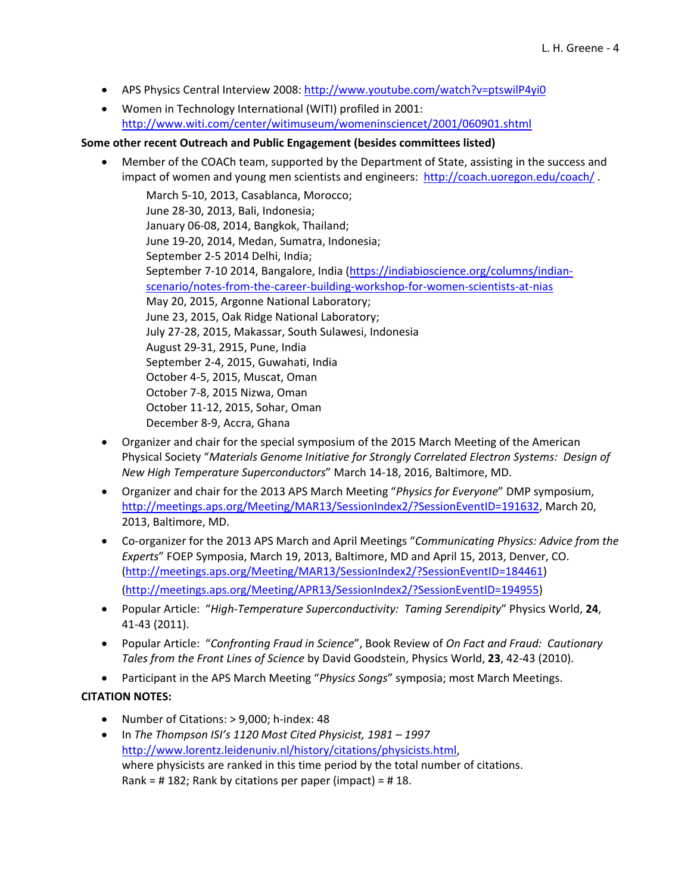- APS Physics Central Interview 2008: http://www.youtube.com/watch?v=ptswilP4yi0
- Women in Technology International (WITI) profiled in 2001: http://www.witi.com/center/witimuseum/womeninsciencet/2001/060901.shtml

**Some other recent Outreach and Public Engagement (besides committees listed)**

- Member of the COACh team, supported by the Department of State, assisting in the success and impact of women and young men scientists and engineers: http://coach.uoregon.edu/coach/ .

  March 5-10, 2013, Casablanca, Morocco;
  June 28-30, 2013, Bali, Indonesia;
  January 06-08, 2014, Bangkok, Thailand;
  June 19-20, 2014, Medan, Sumatra, Indonesia;
  September 2-5 2014 Delhi, India;
  September 7-10 2014, Bangalore, India (https://indiabioscience.org/columns/indian-scenario/notes-from-the-career-building-workshop-for-women-scientists-at-nias
  May 20, 2015, Argonne National Laboratory;
  June 23, 2015, Oak Ridge National Laboratory;
  July 27-28, 2015, Makassar, South Sulawesi, Indonesia
  August 29-31, 2915, Pune, India
  September 2-4, 2015, Guwahati, India
  October 4-5, 2015, Muscat, Oman
  October 7-8, 2015 Nizwa, Oman
  October 11-12, 2015, Sohar, Oman
  December 8-9, Accra, Ghana

- Organizer and chair for the special symposium of the 2015 March Meeting of the American Physical Society "*Materials Genome Initiative for Strongly Correlated Electron Systems: Design of New High Temperature Superconductors*" March 14-18, 2016, Baltimore, MD.
- Organizer and chair for the 2013 APS March Meeting "*Physics for Everyone*" DMP symposium, http://meetings.aps.org/Meeting/MAR13/SessionIndex2/?SessionEventID=191632, March 20, 2013, Baltimore, MD.
- Co-organizer for the 2013 APS March and April Meetings "*Communicating Physics: Advice from the Experts*" FOEP Symposia, March 19, 2013, Baltimore, MD and April 15, 2013, Denver, CO. (http://meetings.aps.org/Meeting/MAR13/SessionIndex2/?SessionEventID=184461) (http://meetings.aps.org/Meeting/APR13/SessionIndex2/?SessionEventID=194955)
- Popular Article: "*High-Temperature Superconductivity: Taming Serendipity*" Physics World, **24**, 41-43 (2011).
- Popular Article: "*Confronting Fraud in Science*", Book Review of *On Fact and Fraud: Cautionary Tales from the Front Lines of Science* by David Goodstein, Physics World, **23**, 42-43 (2010).
- Participant in the APS March Meeting "*Physics Songs*" symposia; most March Meetings.

**CITATION NOTES:**

- Number of Citations: > 9,000; h-index: 48
- In *The Thompson ISI's 1120 Most Cited Physicist, 1981 – 1997* http://www.lorentz.leidenuniv.nl/history/citations/physicists.html, where physicists are ranked in this time period by the total number of citations. Rank = # 182; Rank by citations per paper (impact) = # 18.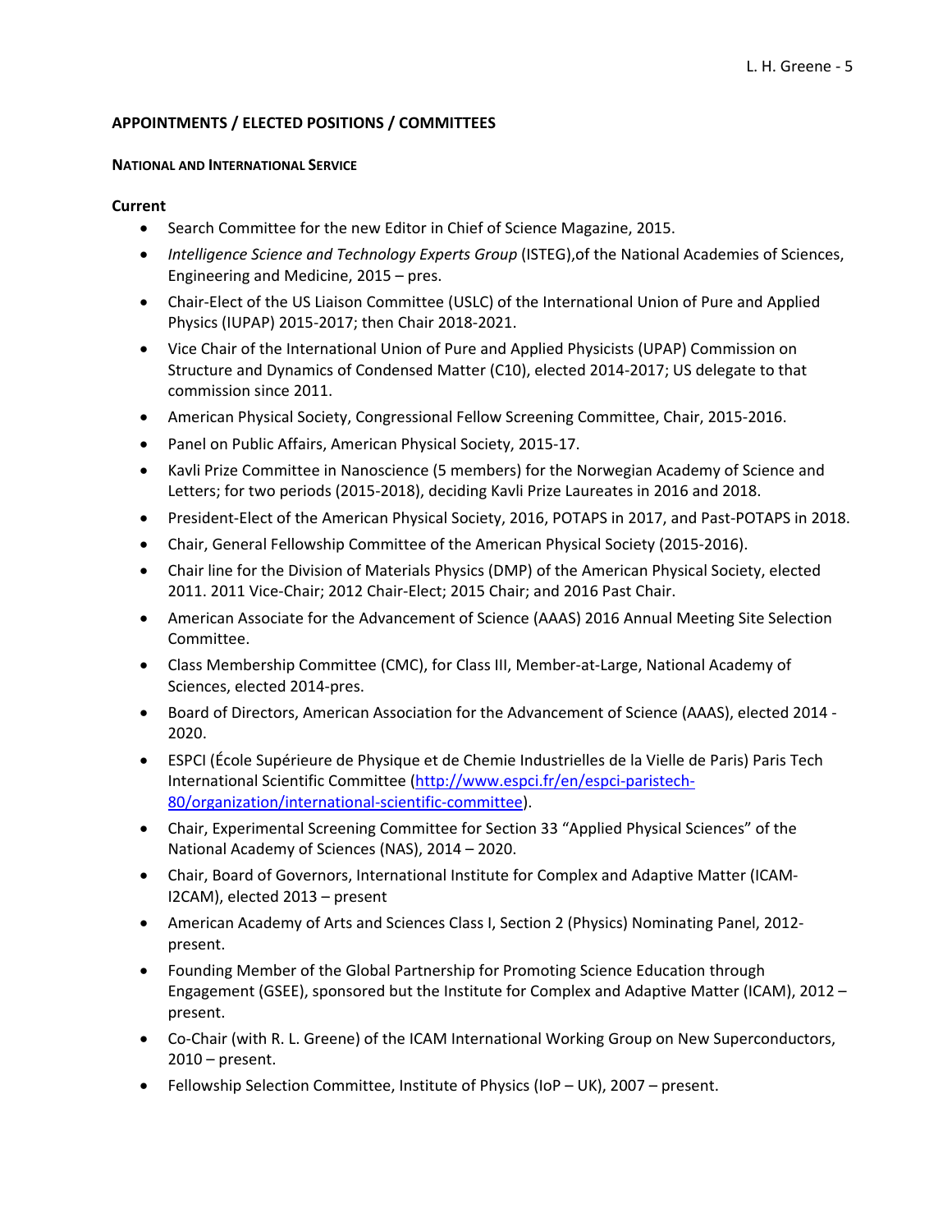## APPOINTMENTS / ELECTED POSITIONS / COMMITTEES

### National and International Service

**Current**

- Search Committee for the new Editor in Chief of Science Magazine, 2015.
- *Intelligence Science and Technology Experts Group* (ISTEG),of the National Academies of Sciences, Engineering and Medicine, 2015 – pres.
- Chair-Elect of the US Liaison Committee (USLC) of the International Union of Pure and Applied Physics (IUPAP) 2015-2017; then Chair 2018-2021.
- Vice Chair of the International Union of Pure and Applied Physicists (UPAP) Commission on Structure and Dynamics of Condensed Matter (C10), elected 2014-2017; US delegate to that commission since 2011.
- American Physical Society, Congressional Fellow Screening Committee, Chair, 2015-2016.
- Panel on Public Affairs, American Physical Society, 2015-17.
- Kavli Prize Committee in Nanoscience (5 members) for the Norwegian Academy of Science and Letters; for two periods (2015-2018), deciding Kavli Prize Laureates in 2016 and 2018.
- President-Elect of the American Physical Society, 2016, POTAPS in 2017, and Past-POTAPS in 2018.
- Chair, General Fellowship Committee of the American Physical Society (2015-2016).
- Chair line for the Division of Materials Physics (DMP) of the American Physical Society, elected 2011. 2011 Vice-Chair; 2012 Chair-Elect; 2015 Chair; and 2016 Past Chair.
- American Associate for the Advancement of Science (AAAS) 2016 Annual Meeting Site Selection Committee.
- Class Membership Committee (CMC), for Class III, Member-at-Large, National Academy of Sciences, elected 2014-pres.
- Board of Directors, American Association for the Advancement of Science (AAAS), elected 2014 - 2020.
- ESPCI (École Supérieure de Physique et de Chemie Industrielles de la Vielle de Paris) Paris Tech International Scientific Committee (http://www.espci.fr/en/espci-paristech-80/organization/international-scientific-committee).
- Chair, Experimental Screening Committee for Section 33 "Applied Physical Sciences" of the National Academy of Sciences (NAS), 2014 – 2020.
- Chair, Board of Governors, International Institute for Complex and Adaptive Matter (ICAM-I2CAM), elected 2013 – present
- American Academy of Arts and Sciences Class I, Section 2 (Physics) Nominating Panel, 2012-present.
- Founding Member of the Global Partnership for Promoting Science Education through Engagement (GSEE), sponsored but the Institute for Complex and Adaptive Matter (ICAM), 2012 – present.
- Co-Chair (with R. L. Greene) of the ICAM International Working Group on New Superconductors, 2010 – present.
- Fellowship Selection Committee, Institute of Physics (IoP – UK), 2007 – present.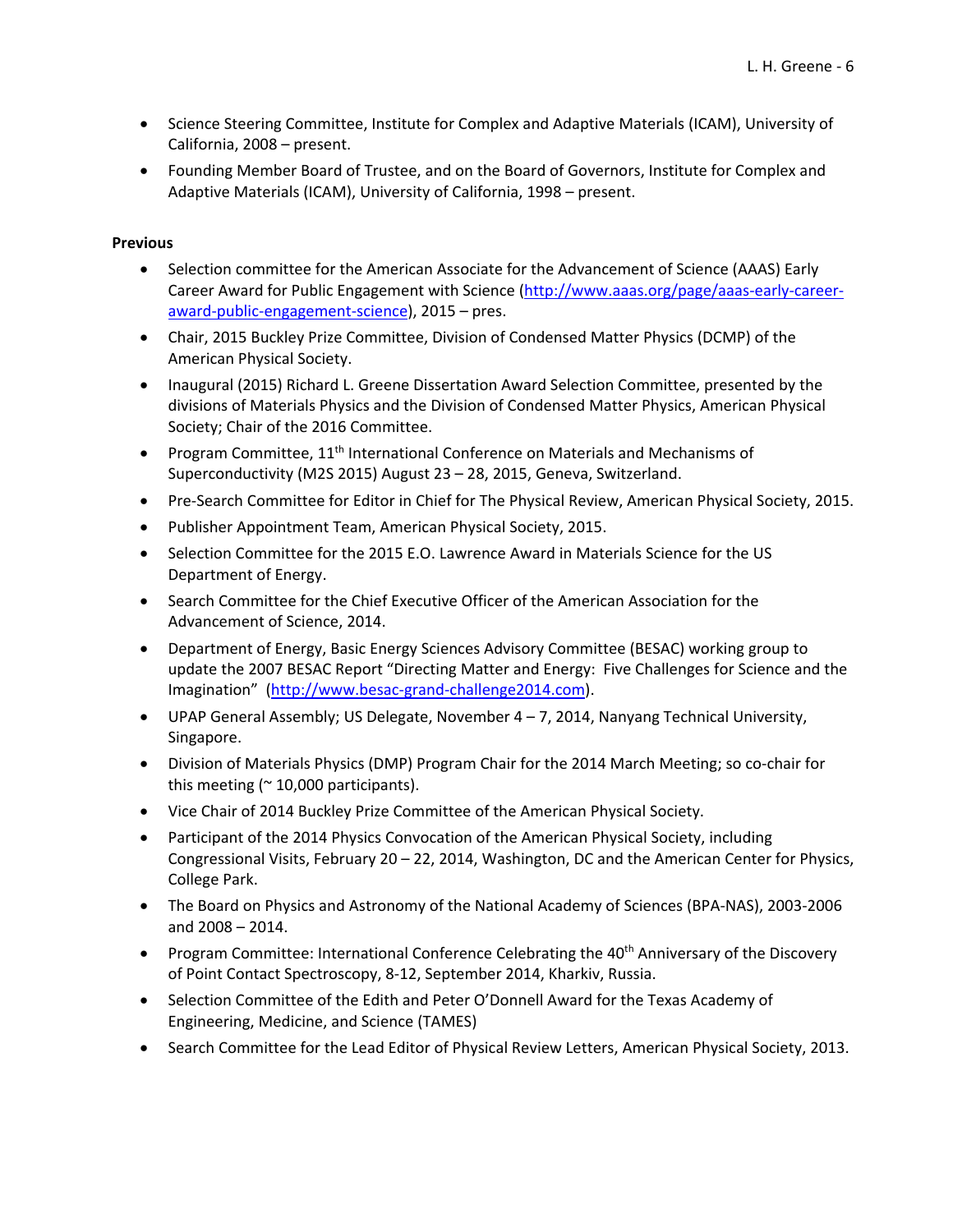- Science Steering Committee, Institute for Complex and Adaptive Materials (ICAM), University of California, 2008 – present.
- Founding Member Board of Trustee, and on the Board of Governors, Institute for Complex and Adaptive Materials (ICAM), University of California, 1998 – present.

**Previous**

- Selection committee for the American Associate for the Advancement of Science (AAAS) Early Career Award for Public Engagement with Science (http://www.aaas.org/page/aaas-early-career-award-public-engagement-science), 2015 – pres.
- Chair, 2015 Buckley Prize Committee, Division of Condensed Matter Physics (DCMP) of the American Physical Society.
- Inaugural (2015) Richard L. Greene Dissertation Award Selection Committee, presented by the divisions of Materials Physics and the Division of Condensed Matter Physics, American Physical Society; Chair of the 2016 Committee.
- Program Committee, 11$^{th}$ International Conference on Materials and Mechanisms of Superconductivity (M2S 2015) August 23 – 28, 2015, Geneva, Switzerland.
- Pre-Search Committee for Editor in Chief for The Physical Review, American Physical Society, 2015.
- Publisher Appointment Team, American Physical Society, 2015.
- Selection Committee for the 2015 E.O. Lawrence Award in Materials Science for the US Department of Energy.
- Search Committee for the Chief Executive Officer of the American Association for the Advancement of Science, 2014.
- Department of Energy, Basic Energy Sciences Advisory Committee (BESAC) working group to update the 2007 BESAC Report "Directing Matter and Energy: Five Challenges for Science and the Imagination" (http://www.besac-grand-challenge2014.com).
- UPAP General Assembly; US Delegate, November 4 – 7, 2014, Nanyang Technical University, Singapore.
- Division of Materials Physics (DMP) Program Chair for the 2014 March Meeting; so co-chair for this meeting (~ 10,000 participants).
- Vice Chair of 2014 Buckley Prize Committee of the American Physical Society.
- Participant of the 2014 Physics Convocation of the American Physical Society, including Congressional Visits, February 20 – 22, 2014, Washington, DC and the American Center for Physics, College Park.
- The Board on Physics and Astronomy of the National Academy of Sciences (BPA-NAS), 2003-2006 and 2008 – 2014.
- Program Committee: International Conference Celebrating the 40$^{th}$ Anniversary of the Discovery of Point Contact Spectroscopy, 8-12, September 2014, Kharkiv, Russia.
- Selection Committee of the Edith and Peter O'Donnell Award for the Texas Academy of Engineering, Medicine, and Science (TAMES)
- Search Committee for the Lead Editor of Physical Review Letters, American Physical Society, 2013.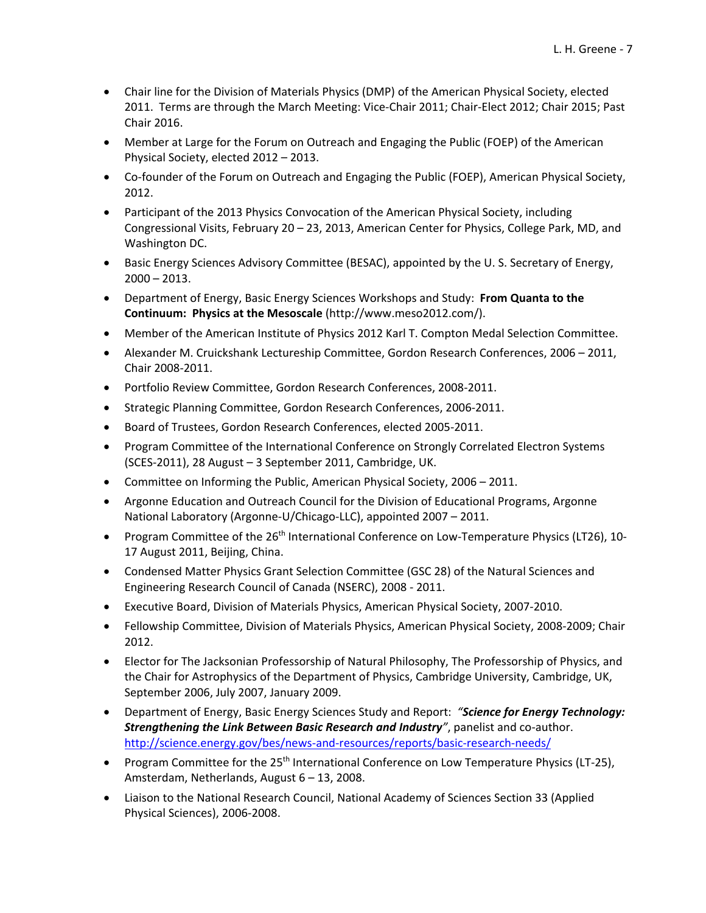- Chair line for the Division of Materials Physics (DMP) of the American Physical Society, elected 2011. Terms are through the March Meeting: Vice-Chair 2011; Chair-Elect 2012; Chair 2015; Past Chair 2016.
- Member at Large for the Forum on Outreach and Engaging the Public (FOEP) of the American Physical Society, elected 2012 – 2013.
- Co-founder of the Forum on Outreach and Engaging the Public (FOEP), American Physical Society, 2012.
- Participant of the 2013 Physics Convocation of the American Physical Society, including Congressional Visits, February 20 – 23, 2013, American Center for Physics, College Park, MD, and Washington DC.
- Basic Energy Sciences Advisory Committee (BESAC), appointed by the U. S. Secretary of Energy, 2000 – 2013.
- Department of Energy, Basic Energy Sciences Workshops and Study: **From Quanta to the Continuum: Physics at the Mesoscale** (http://www.meso2012.com/).
- Member of the American Institute of Physics 2012 Karl T. Compton Medal Selection Committee.
- Alexander M. Cruickshank Lectureship Committee, Gordon Research Conferences, 2006 – 2011, Chair 2008-2011.
- Portfolio Review Committee, Gordon Research Conferences, 2008-2011.
- Strategic Planning Committee, Gordon Research Conferences, 2006-2011.
- Board of Trustees, Gordon Research Conferences, elected 2005-2011.
- Program Committee of the International Conference on Strongly Correlated Electron Systems (SCES-2011), 28 August – 3 September 2011, Cambridge, UK.
- Committee on Informing the Public, American Physical Society, 2006 – 2011.
- Argonne Education and Outreach Council for the Division of Educational Programs, Argonne National Laboratory (Argonne-U/Chicago-LLC), appointed 2007 – 2011.
- Program Committee of the 26th International Conference on Low-Temperature Physics (LT26), 10-17 August 2011, Beijing, China.
- Condensed Matter Physics Grant Selection Committee (GSC 28) of the Natural Sciences and Engineering Research Council of Canada (NSERC), 2008 - 2011.
- Executive Board, Division of Materials Physics, American Physical Society, 2007-2010.
- Fellowship Committee, Division of Materials Physics, American Physical Society, 2008-2009; Chair 2012.
- Elector for The Jacksonian Professorship of Natural Philosophy, The Professorship of Physics, and the Chair for Astrophysics of the Department of Physics, Cambridge University, Cambridge, UK, September 2006, July 2007, January 2009.
- Department of Energy, Basic Energy Sciences Study and Report: *"**Science for Energy Technology: Strengthening the Link Between Basic Research and Industry**"*, panelist and co-author. http://science.energy.gov/bes/news-and-resources/reports/basic-research-needs/
- Program Committee for the 25th International Conference on Low Temperature Physics (LT-25), Amsterdam, Netherlands, August 6 – 13, 2008.
- Liaison to the National Research Council, National Academy of Sciences Section 33 (Applied Physical Sciences), 2006-2008.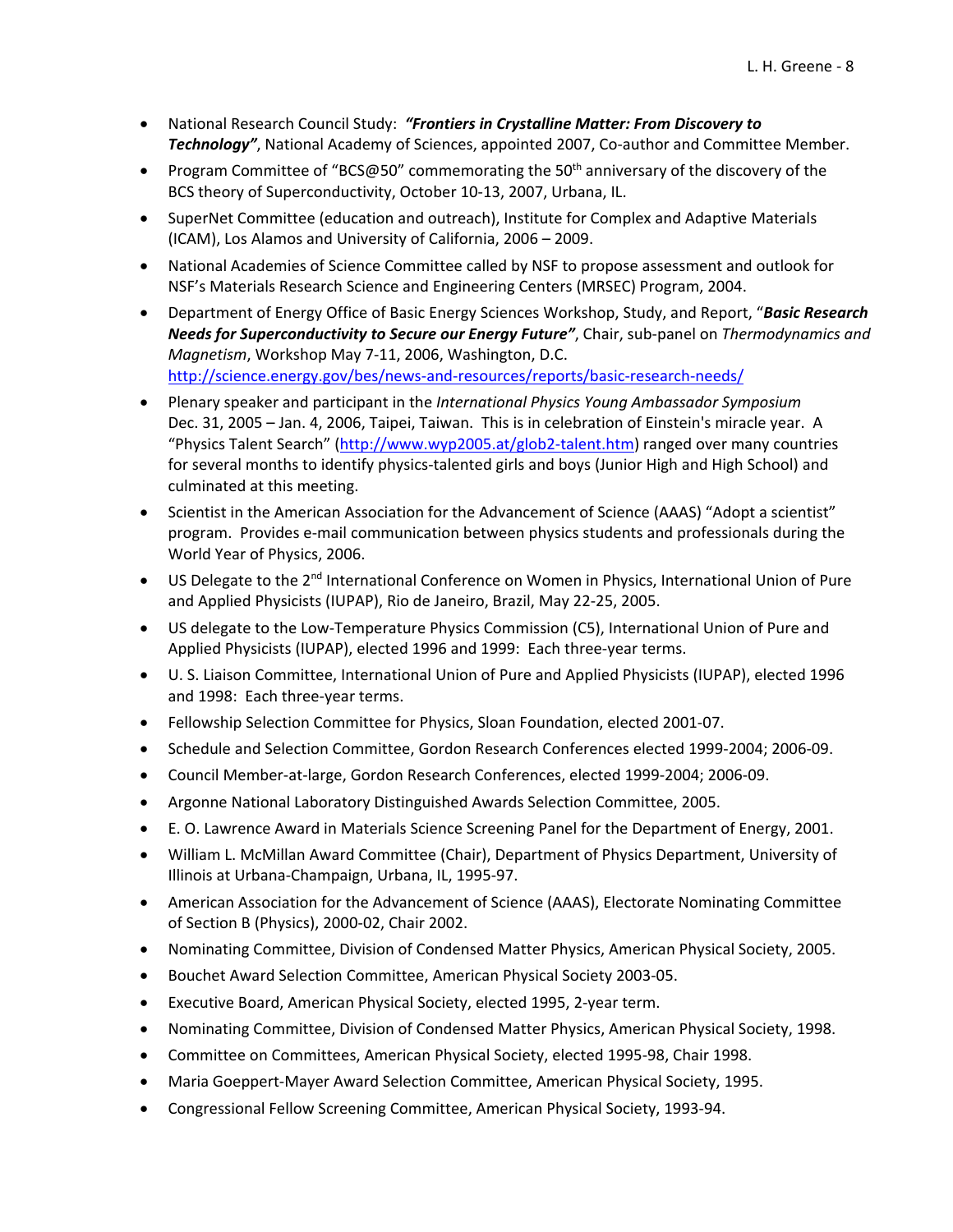- National Research Council Study: ***"Frontiers in Crystalline Matter: From Discovery to Technology"***, National Academy of Sciences, appointed 2007, Co-author and Committee Member.
- Program Committee of "BCS@50" commemorating the 50th anniversary of the discovery of the BCS theory of Superconductivity, October 10-13, 2007, Urbana, IL.
- SuperNet Committee (education and outreach), Institute for Complex and Adaptive Materials (ICAM), Los Alamos and University of California, 2006 – 2009.
- National Academies of Science Committee called by NSF to propose assessment and outlook for NSF's Materials Research Science and Engineering Centers (MRSEC) Program, 2004.
- Department of Energy Office of Basic Energy Sciences Workshop, Study, and Report, "***Basic Research Needs for Superconductivity to Secure our Energy Future"***, Chair, sub-panel on *Thermodynamics and Magnetism*, Workshop May 7-11, 2006, Washington, D.C. http://science.energy.gov/bes/news-and-resources/reports/basic-research-needs/
- Plenary speaker and participant in the *International Physics Young Ambassador Symposium* Dec. 31, 2005 – Jan. 4, 2006, Taipei, Taiwan. This is in celebration of Einstein's miracle year. A "Physics Talent Search" (http://www.wyp2005.at/glob2-talent.htm) ranged over many countries for several months to identify physics-talented girls and boys (Junior High and High School) and culminated at this meeting.
- Scientist in the American Association for the Advancement of Science (AAAS) "Adopt a scientist" program. Provides e-mail communication between physics students and professionals during the World Year of Physics, 2006.
- US Delegate to the 2nd International Conference on Women in Physics, International Union of Pure and Applied Physicists (IUPAP), Rio de Janeiro, Brazil, May 22-25, 2005.
- US delegate to the Low-Temperature Physics Commission (C5), International Union of Pure and Applied Physicists (IUPAP), elected 1996 and 1999: Each three-year terms.
- U. S. Liaison Committee, International Union of Pure and Applied Physicists (IUPAP), elected 1996 and 1998: Each three-year terms.
- Fellowship Selection Committee for Physics, Sloan Foundation, elected 2001-07.
- Schedule and Selection Committee, Gordon Research Conferences elected 1999-2004; 2006-09.
- Council Member-at-large, Gordon Research Conferences, elected 1999-2004; 2006-09.
- Argonne National Laboratory Distinguished Awards Selection Committee, 2005.
- E. O. Lawrence Award in Materials Science Screening Panel for the Department of Energy, 2001.
- William L. McMillan Award Committee (Chair), Department of Physics Department, University of Illinois at Urbana-Champaign, Urbana, IL, 1995-97.
- American Association for the Advancement of Science (AAAS), Electorate Nominating Committee of Section B (Physics), 2000-02, Chair 2002.
- Nominating Committee, Division of Condensed Matter Physics, American Physical Society, 2005.
- Bouchet Award Selection Committee, American Physical Society 2003-05.
- Executive Board, American Physical Society, elected 1995, 2-year term.
- Nominating Committee, Division of Condensed Matter Physics, American Physical Society, 1998.
- Committee on Committees, American Physical Society, elected 1995-98, Chair 1998.
- Maria Goeppert-Mayer Award Selection Committee, American Physical Society, 1995.
- Congressional Fellow Screening Committee, American Physical Society, 1993-94.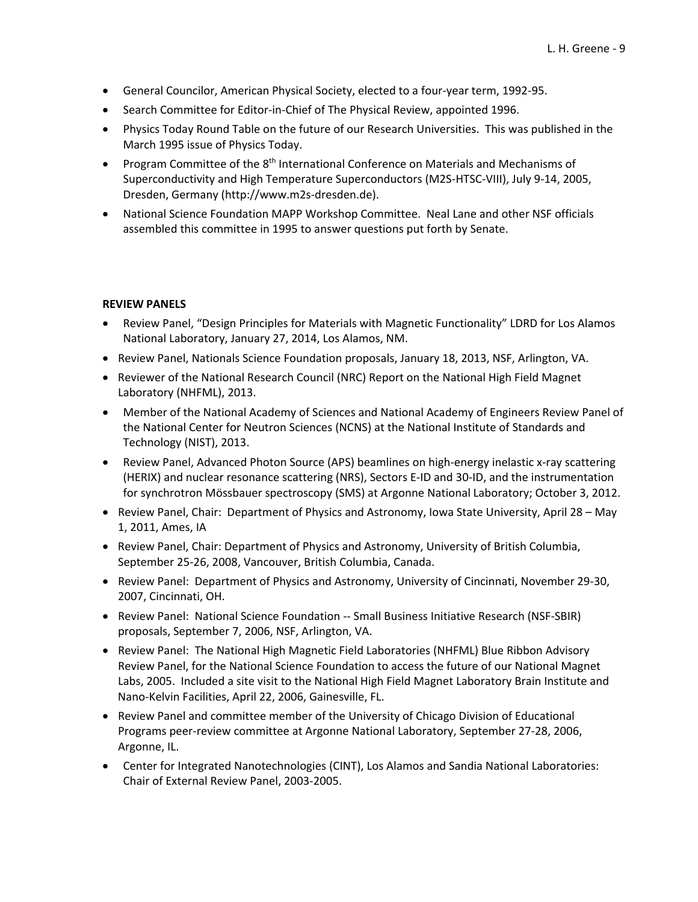- General Councilor, American Physical Society, elected to a four-year term, 1992-95.
- Search Committee for Editor-in-Chief of The Physical Review, appointed 1996.
- Physics Today Round Table on the future of our Research Universities. This was published in the March 1995 issue of Physics Today.
- Program Committee of the 8th International Conference on Materials and Mechanisms of Superconductivity and High Temperature Superconductors (M2S-HTSC-VIII), July 9-14, 2005, Dresden, Germany (http://www.m2s-dresden.de).
- National Science Foundation MAPP Workshop Committee. Neal Lane and other NSF officials assembled this committee in 1995 to answer questions put forth by Senate.

**REVIEW PANELS**

- Review Panel, "Design Principles for Materials with Magnetic Functionality" LDRD for Los Alamos National Laboratory, January 27, 2014, Los Alamos, NM.
- Review Panel, Nationals Science Foundation proposals, January 18, 2013, NSF, Arlington, VA.
- Reviewer of the National Research Council (NRC) Report on the National High Field Magnet Laboratory (NHFML), 2013.
- Member of the National Academy of Sciences and National Academy of Engineers Review Panel of the National Center for Neutron Sciences (NCNS) at the National Institute of Standards and Technology (NIST), 2013.
- Review Panel, Advanced Photon Source (APS) beamlines on high-energy inelastic x-ray scattering (HERIX) and nuclear resonance scattering (NRS), Sectors E-ID and 30-ID, and the instrumentation for synchrotron Mössbauer spectroscopy (SMS) at Argonne National Laboratory; October 3, 2012.
- Review Panel, Chair: Department of Physics and Astronomy, Iowa State University, April 28 – May 1, 2011, Ames, IA
- Review Panel, Chair: Department of Physics and Astronomy, University of British Columbia, September 25-26, 2008, Vancouver, British Columbia, Canada.
- Review Panel: Department of Physics and Astronomy, University of Cincinnati, November 29-30, 2007, Cincinnati, OH.
- Review Panel: National Science Foundation -- Small Business Initiative Research (NSF-SBIR) proposals, September 7, 2006, NSF, Arlington, VA.
- Review Panel: The National High Magnetic Field Laboratories (NHFML) Blue Ribbon Advisory Review Panel, for the National Science Foundation to access the future of our National Magnet Labs, 2005. Included a site visit to the National High Field Magnet Laboratory Brain Institute and Nano-Kelvin Facilities, April 22, 2006, Gainesville, FL.
- Review Panel and committee member of the University of Chicago Division of Educational Programs peer-review committee at Argonne National Laboratory, September 27-28, 2006, Argonne, IL.
- Center for Integrated Nanotechnologies (CINT), Los Alamos and Sandia National Laboratories: Chair of External Review Panel, 2003-2005.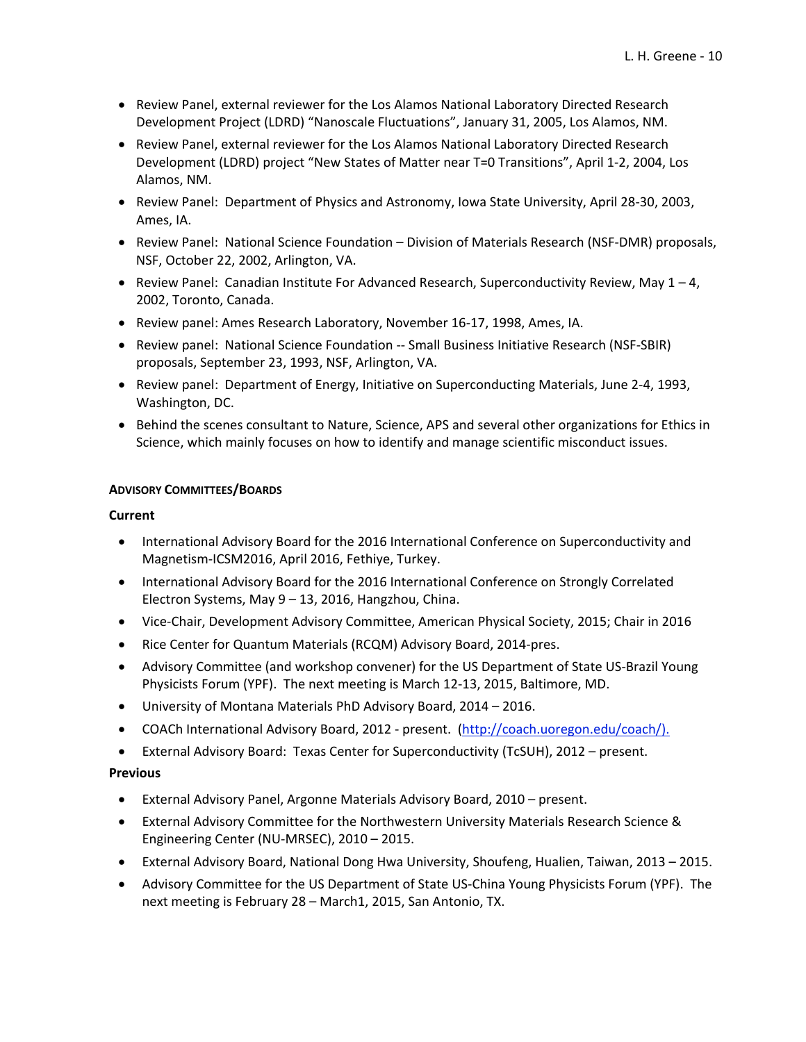- Review Panel, external reviewer for the Los Alamos National Laboratory Directed Research Development Project (LDRD) "Nanoscale Fluctuations", January 31, 2005, Los Alamos, NM.
- Review Panel, external reviewer for the Los Alamos National Laboratory Directed Research Development (LDRD) project "New States of Matter near T=0 Transitions", April 1-2, 2004, Los Alamos, NM.
- Review Panel: Department of Physics and Astronomy, Iowa State University, April 28-30, 2003, Ames, IA.
- Review Panel: National Science Foundation – Division of Materials Research (NSF-DMR) proposals, NSF, October 22, 2002, Arlington, VA.
- Review Panel: Canadian Institute For Advanced Research, Superconductivity Review, May 1 – 4, 2002, Toronto, Canada.
- Review panel: Ames Research Laboratory, November 16-17, 1998, Ames, IA.
- Review panel: National Science Foundation -- Small Business Initiative Research (NSF-SBIR) proposals, September 23, 1993, NSF, Arlington, VA.
- Review panel: Department of Energy, Initiative on Superconducting Materials, June 2-4, 1993, Washington, DC.
- Behind the scenes consultant to Nature, Science, APS and several other organizations for Ethics in Science, which mainly focuses on how to identify and manage scientific misconduct issues.

#### ADVISORY COMMITTEES/BOARDS

**Current**

- International Advisory Board for the 2016 International Conference on Superconductivity and Magnetism-ICSM2016, April 2016, Fethiye, Turkey.
- International Advisory Board for the 2016 International Conference on Strongly Correlated Electron Systems, May 9 – 13, 2016, Hangzhou, China.
- Vice-Chair, Development Advisory Committee, American Physical Society, 2015; Chair in 2016
- Rice Center for Quantum Materials (RCQM) Advisory Board, 2014-pres.
- Advisory Committee (and workshop convener) for the US Department of State US-Brazil Young Physicists Forum (YPF). The next meeting is March 12-13, 2015, Baltimore, MD.
- University of Montana Materials PhD Advisory Board, 2014 – 2016.
- COACh International Advisory Board, 2012 - present. (http://coach.uoregon.edu/coach/).
- External Advisory Board: Texas Center for Superconductivity (TcSUH), 2012 – present.

**Previous**

- External Advisory Panel, Argonne Materials Advisory Board, 2010 – present.
- External Advisory Committee for the Northwestern University Materials Research Science & Engineering Center (NU-MRSEC), 2010 – 2015.
- External Advisory Board, National Dong Hwa University, Shoufeng, Hualien, Taiwan, 2013 – 2015.
- Advisory Committee for the US Department of State US-China Young Physicists Forum (YPF). The next meeting is February 28 – March1, 2015, San Antonio, TX.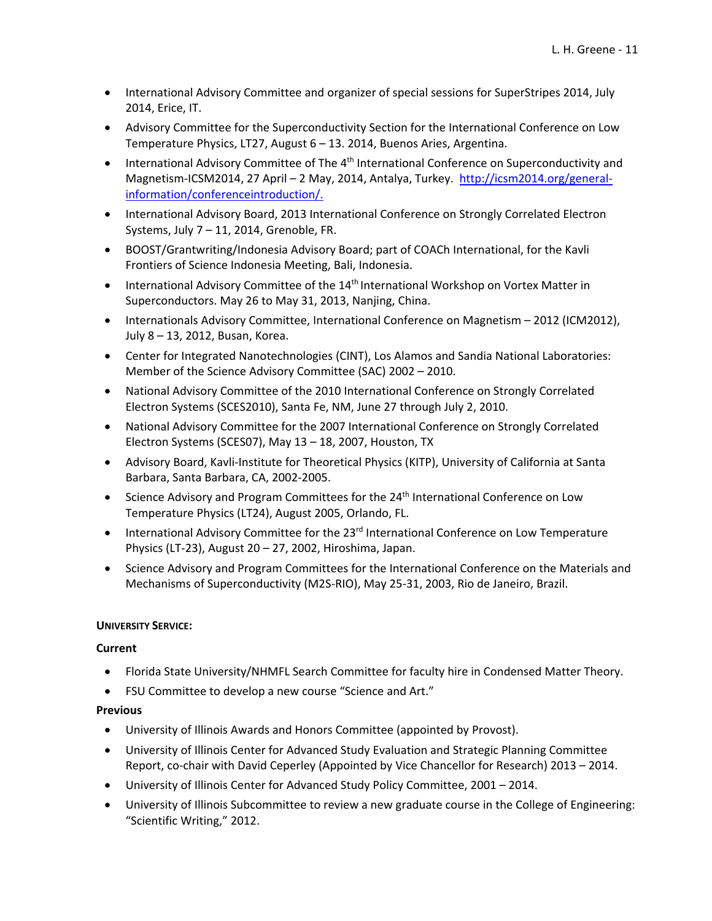- International Advisory Committee and organizer of special sessions for SuperStripes 2014, July 2014, Erice, IT.
- Advisory Committee for the Superconductivity Section for the International Conference on Low Temperature Physics, LT27, August 6 – 13. 2014, Buenos Aries, Argentina.
- International Advisory Committee of The 4th International Conference on Superconductivity and Magnetism-ICSM2014, 27 April – 2 May, 2014, Antalya, Turkey. [http://icsm2014.org/general-information/conferenceintroduction/.](http://icsm2014.org/general-information/conferenceintroduction/)
- International Advisory Board, 2013 International Conference on Strongly Correlated Electron Systems, July 7 – 11, 2014, Grenoble, FR.
- BOOST/Grantwriting/Indonesia Advisory Board; part of COACh International, for the Kavli Frontiers of Science Indonesia Meeting, Bali, Indonesia.
- International Advisory Committee of the 14th International Workshop on Vortex Matter in Superconductors. May 26 to May 31, 2013, Nanjing, China.
- Internationals Advisory Committee, International Conference on Magnetism – 2012 (ICM2012), July 8 – 13, 2012, Busan, Korea.
- Center for Integrated Nanotechnologies (CINT), Los Alamos and Sandia National Laboratories: Member of the Science Advisory Committee (SAC) 2002 – 2010.
- National Advisory Committee of the 2010 International Conference on Strongly Correlated Electron Systems (SCES2010), Santa Fe, NM, June 27 through July 2, 2010.
- National Advisory Committee for the 2007 International Conference on Strongly Correlated Electron Systems (SCES07), May 13 – 18, 2007, Houston, TX
- Advisory Board, Kavli-Institute for Theoretical Physics (KITP), University of California at Santa Barbara, Santa Barbara, CA, 2002-2005.
- Science Advisory and Program Committees for the 24th International Conference on Low Temperature Physics (LT24), August 2005, Orlando, FL.
- International Advisory Committee for the 23rd International Conference on Low Temperature Physics (LT-23), August 20 – 27, 2002, Hiroshima, Japan.
- Science Advisory and Program Committees for the International Conference on the Materials and Mechanisms of Superconductivity (M2S-RIO), May 25-31, 2003, Rio de Janeiro, Brazil.

**UNIVERSITY SERVICE:**

**Current**

- Florida State University/NHMFL Search Committee for faculty hire in Condensed Matter Theory.
- FSU Committee to develop a new course "Science and Art."

**Previous**

- University of Illinois Awards and Honors Committee (appointed by Provost).
- University of Illinois Center for Advanced Study Evaluation and Strategic Planning Committee Report, co-chair with David Ceperley (Appointed by Vice Chancellor for Research) 2013 – 2014.
- University of Illinois Center for Advanced Study Policy Committee, 2001 – 2014.
- University of Illinois Subcommittee to review a new graduate course in the College of Engineering: "Scientific Writing," 2012.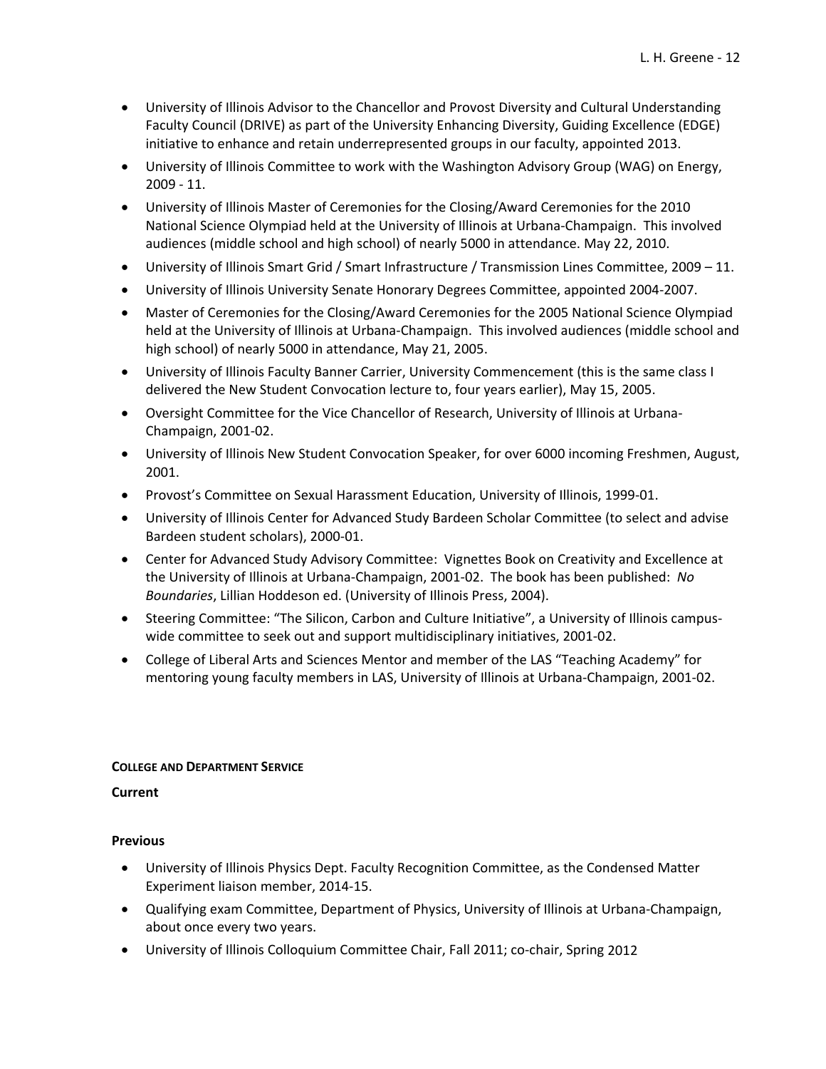- University of Illinois Advisor to the Chancellor and Provost Diversity and Cultural Understanding Faculty Council (DRIVE) as part of the University Enhancing Diversity, Guiding Excellence (EDGE) initiative to enhance and retain underrepresented groups in our faculty, appointed 2013.
- University of Illinois Committee to work with the Washington Advisory Group (WAG) on Energy, 2009 - 11.
- University of Illinois Master of Ceremonies for the Closing/Award Ceremonies for the 2010 National Science Olympiad held at the University of Illinois at Urbana-Champaign. This involved audiences (middle school and high school) of nearly 5000 in attendance. May 22, 2010.
- University of Illinois Smart Grid / Smart Infrastructure / Transmission Lines Committee, 2009 – 11.
- University of Illinois University Senate Honorary Degrees Committee, appointed 2004-2007.
- Master of Ceremonies for the Closing/Award Ceremonies for the 2005 National Science Olympiad held at the University of Illinois at Urbana-Champaign. This involved audiences (middle school and high school) of nearly 5000 in attendance, May 21, 2005.
- University of Illinois Faculty Banner Carrier, University Commencement (this is the same class I delivered the New Student Convocation lecture to, four years earlier), May 15, 2005.
- Oversight Committee for the Vice Chancellor of Research, University of Illinois at Urbana-Champaign, 2001-02.
- University of Illinois New Student Convocation Speaker, for over 6000 incoming Freshmen, August, 2001.
- Provost's Committee on Sexual Harassment Education, University of Illinois, 1999-01.
- University of Illinois Center for Advanced Study Bardeen Scholar Committee (to select and advise Bardeen student scholars), 2000-01.
- Center for Advanced Study Advisory Committee: Vignettes Book on Creativity and Excellence at the University of Illinois at Urbana-Champaign, 2001-02. The book has been published: *No Boundaries*, Lillian Hoddeson ed. (University of Illinois Press, 2004).
- Steering Committee: "The Silicon, Carbon and Culture Initiative", a University of Illinois campus-wide committee to seek out and support multidisciplinary initiatives, 2001-02.
- College of Liberal Arts and Sciences Mentor and member of the LAS "Teaching Academy" for mentoring young faculty members in LAS, University of Illinois at Urbana-Champaign, 2001-02.

#### College and Department Service

**Current**

**Previous**

- University of Illinois Physics Dept. Faculty Recognition Committee, as the Condensed Matter Experiment liaison member, 2014-15.
- Qualifying exam Committee, Department of Physics, University of Illinois at Urbana-Champaign, about once every two years.
- University of Illinois Colloquium Committee Chair, Fall 2011; co-chair, Spring 2012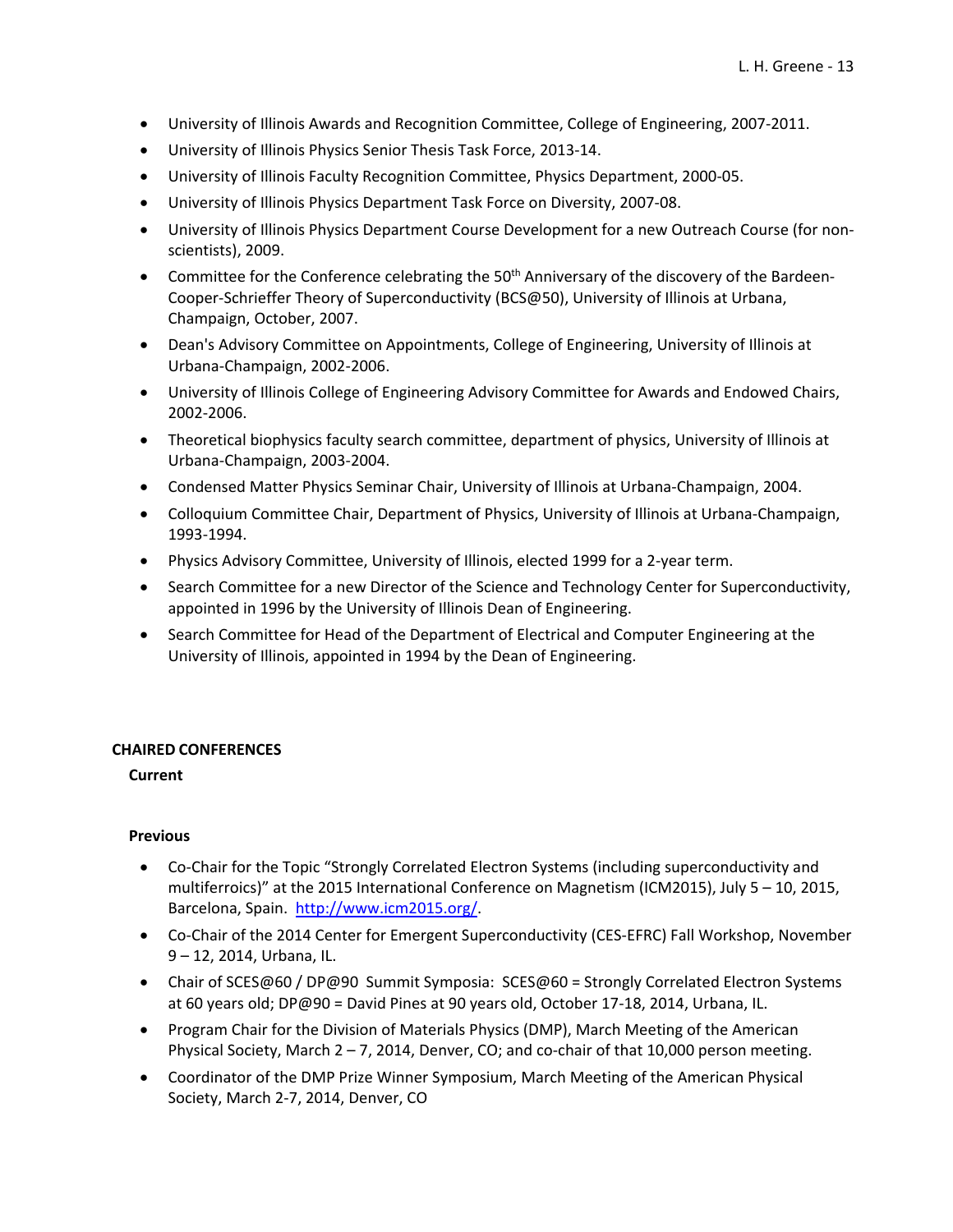- University of Illinois Awards and Recognition Committee, College of Engineering, 2007-2011.
- University of Illinois Physics Senior Thesis Task Force, 2013-14.
- University of Illinois Faculty Recognition Committee, Physics Department, 2000-05.
- University of Illinois Physics Department Task Force on Diversity, 2007-08.
- University of Illinois Physics Department Course Development for a new Outreach Course (for non-scientists), 2009.
- Committee for the Conference celebrating the 50th Anniversary of the discovery of the Bardeen-Cooper-Schrieffer Theory of Superconductivity (BCS@50), University of Illinois at Urbana, Champaign, October, 2007.
- Dean's Advisory Committee on Appointments, College of Engineering, University of Illinois at Urbana-Champaign, 2002-2006.
- University of Illinois College of Engineering Advisory Committee for Awards and Endowed Chairs, 2002-2006.
- Theoretical biophysics faculty search committee, department of physics, University of Illinois at Urbana-Champaign, 2003-2004.
- Condensed Matter Physics Seminar Chair, University of Illinois at Urbana-Champaign, 2004.
- Colloquium Committee Chair, Department of Physics, University of Illinois at Urbana-Champaign, 1993-1994.
- Physics Advisory Committee, University of Illinois, elected 1999 for a 2-year term.
- Search Committee for a new Director of the Science and Technology Center for Superconductivity, appointed in 1996 by the University of Illinois Dean of Engineering.
- Search Committee for Head of the Department of Electrical and Computer Engineering at the University of Illinois, appointed in 1994 by the Dean of Engineering.

## CHAIRED CONFERENCES

### Current

### Previous

- Co-Chair for the Topic "Strongly Correlated Electron Systems (including superconductivity and multiferroics)" at the 2015 International Conference on Magnetism (ICM2015), July 5 – 10, 2015, Barcelona, Spain. http://www.icm2015.org/.
- Co-Chair of the 2014 Center for Emergent Superconductivity (CES-EFRC) Fall Workshop, November 9 – 12, 2014, Urbana, IL.
- Chair of SCES@60 / DP@90 Summit Symposia: SCES@60 = Strongly Correlated Electron Systems at 60 years old; DP@90 = David Pines at 90 years old, October 17-18, 2014, Urbana, IL.
- Program Chair for the Division of Materials Physics (DMP), March Meeting of the American Physical Society, March 2 – 7, 2014, Denver, CO; and co-chair of that 10,000 person meeting.
- Coordinator of the DMP Prize Winner Symposium, March Meeting of the American Physical Society, March 2-7, 2014, Denver, CO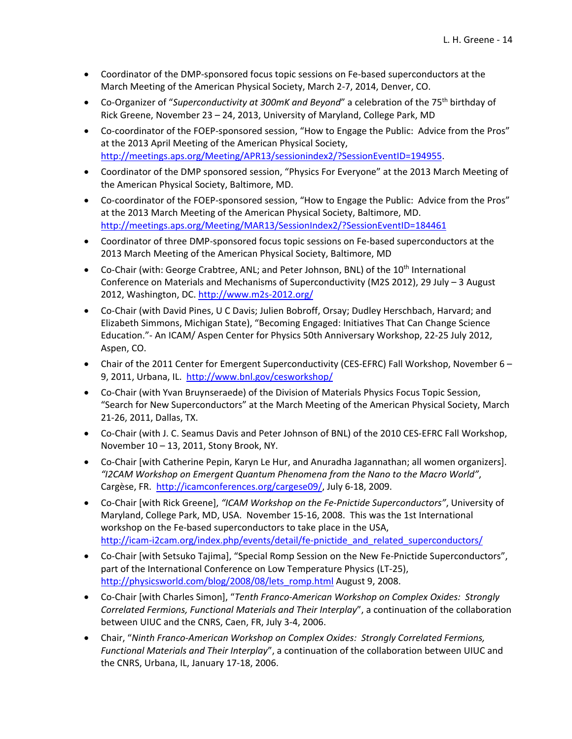- Coordinator of the DMP-sponsored focus topic sessions on Fe-based superconductors at the March Meeting of the American Physical Society, March 2-7, 2014, Denver, CO.
- Co-Organizer of "*Superconductivity at 300mK and Beyond*" a celebration of the 75$^{th}$ birthday of Rick Greene, November 23 – 24, 2013, University of Maryland, College Park, MD
- Co-coordinator of the FOEP-sponsored session, "How to Engage the Public: Advice from the Pros" at the 2013 April Meeting of the American Physical Society, http://meetings.aps.org/Meeting/APR13/sessionindex2/?SessionEventID=194955.
- Coordinator of the DMP sponsored session, "Physics For Everyone" at the 2013 March Meeting of the American Physical Society, Baltimore, MD.
- Co-coordinator of the FOEP-sponsored session, "How to Engage the Public: Advice from the Pros" at the 2013 March Meeting of the American Physical Society, Baltimore, MD. http://meetings.aps.org/Meeting/MAR13/SessionIndex2/?SessionEventID=184461
- Coordinator of three DMP-sponsored focus topic sessions on Fe-based superconductors at the 2013 March Meeting of the American Physical Society, Baltimore, MD
- Co-Chair (with: George Crabtree, ANL; and Peter Johnson, BNL) of the 10$^{th}$ International Conference on Materials and Mechanisms of Superconductivity (M2S 2012), 29 July – 3 August 2012, Washington, DC. http://www.m2s-2012.org/
- Co-Chair (with David Pines, U C Davis; Julien Bobroff, Orsay; Dudley Herschbach, Harvard; and Elizabeth Simmons, Michigan State), "Becoming Engaged: Initiatives That Can Change Science Education."- An ICAM/ Aspen Center for Physics 50th Anniversary Workshop, 22-25 July 2012, Aspen, CO.
- Chair of the 2011 Center for Emergent Superconductivity (CES-EFRC) Fall Workshop, November 6 – 9, 2011, Urbana, IL. http://www.bnl.gov/cesworkshop/
- Co-Chair (with Yvan Bruynseraede) of the Division of Materials Physics Focus Topic Session, "Search for New Superconductors" at the March Meeting of the American Physical Society, March 21-26, 2011, Dallas, TX.
- Co-Chair (with J. C. Seamus Davis and Peter Johnson of BNL) of the 2010 CES-EFRC Fall Workshop, November 10 – 13, 2011, Stony Brook, NY.
- Co-Chair [with Catherine Pepin, Karyn Le Hur, and Anuradha Jagannathan; all women organizers]. *"I2CAM Workshop on Emergent Quantum Phenomena from the Nano to the Macro World"*, Cargèse, FR. http://icamconferences.org/cargese09/, July 6-18, 2009.
- Co-Chair [with Rick Greene], *"ICAM Workshop on the Fe-Pnictide Superconductors"*, University of Maryland, College Park, MD, USA. November 15-16, 2008. This was the 1st International workshop on the Fe-based superconductors to take place in the USA, http://icam-i2cam.org/index.php/events/detail/fe-pnictide_and_related_superconductors/
- Co-Chair [with Setsuko Tajima], "Special Romp Session on the New Fe-Pnictide Superconductors", part of the International Conference on Low Temperature Physics (LT-25), http://physicsworld.com/blog/2008/08/lets_romp.html August 9, 2008.
- Co-Chair [with Charles Simon], "*Tenth Franco-American Workshop on Complex Oxides: Strongly Correlated Fermions, Functional Materials and Their Interplay*", a continuation of the collaboration between UIUC and the CNRS, Caen, FR, July 3-4, 2006.
- Chair, "*Ninth Franco-American Workshop on Complex Oxides: Strongly Correlated Fermions, Functional Materials and Their Interplay*", a continuation of the collaboration between UIUC and the CNRS, Urbana, IL, January 17-18, 2006.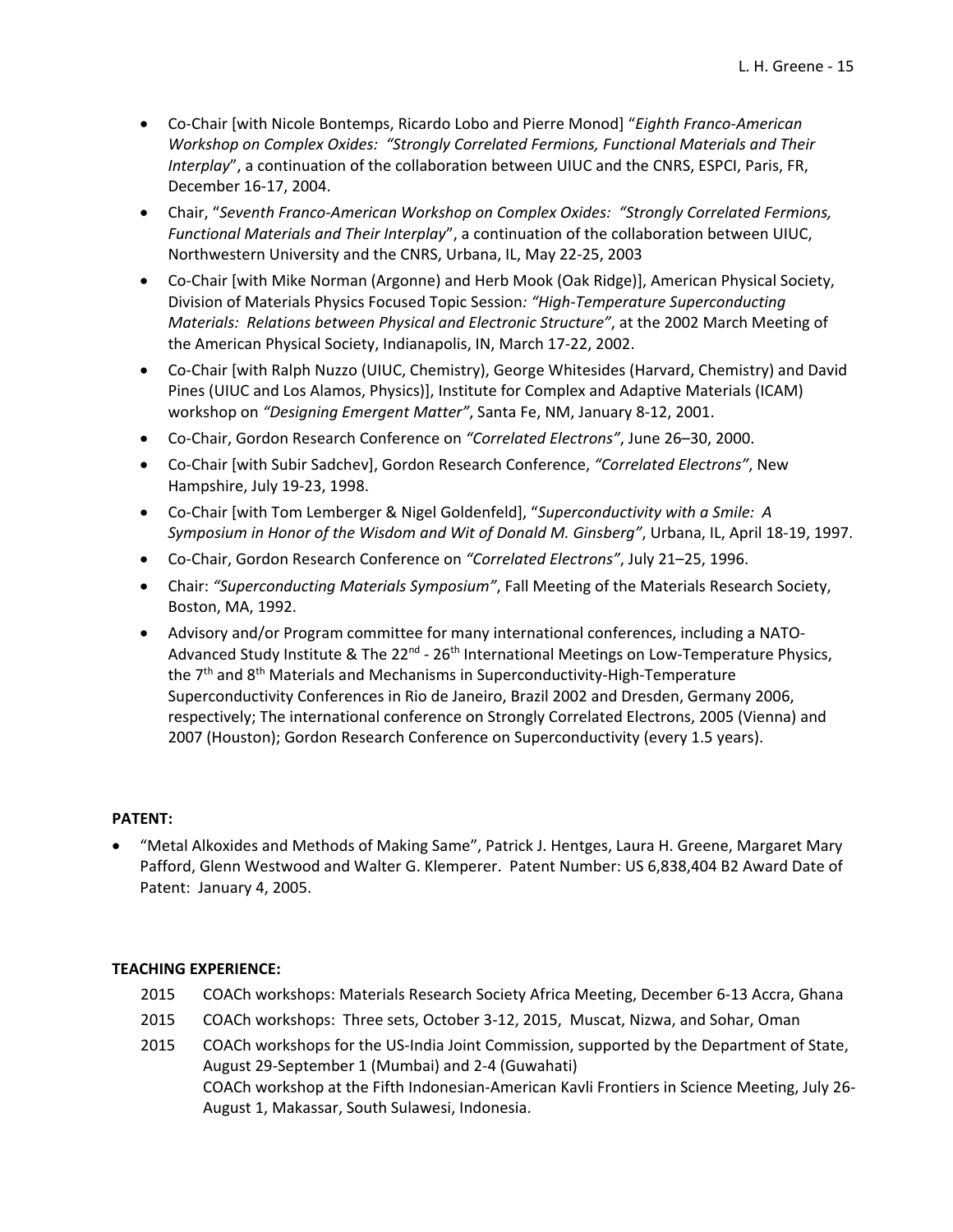- Co-Chair [with Nicole Bontemps, Ricardo Lobo and Pierre Monod] "*Eighth Franco-American Workshop on Complex Oxides: "Strongly Correlated Fermions, Functional Materials and Their Interplay*", a continuation of the collaboration between UIUC and the CNRS, ESPCI, Paris, FR, December 16-17, 2004.
- Chair, "*Seventh Franco-American Workshop on Complex Oxides: "Strongly Correlated Fermions, Functional Materials and Their Interplay*", a continuation of the collaboration between UIUC, Northwestern University and the CNRS, Urbana, IL, May 22-25, 2003
- Co-Chair [with Mike Norman (Argonne) and Herb Mook (Oak Ridge)], American Physical Society, Division of Materials Physics Focused Topic Session*: "High-Temperature Superconducting Materials: Relations between Physical and Electronic Structure"*, at the 2002 March Meeting of the American Physical Society, Indianapolis, IN, March 17-22, 2002.
- Co-Chair [with Ralph Nuzzo (UIUC, Chemistry), George Whitesides (Harvard, Chemistry) and David Pines (UIUC and Los Alamos, Physics)], Institute for Complex and Adaptive Materials (ICAM) workshop on *"Designing Emergent Matter"*, Santa Fe, NM, January 8-12, 2001.
- Co-Chair, Gordon Research Conference on *"Correlated Electrons"*, June 26–30, 2000.
- Co-Chair [with Subir Sadchev], Gordon Research Conference, *"Correlated Electrons"*, New Hampshire, July 19-23, 1998.
- Co-Chair [with Tom Lemberger & Nigel Goldenfeld], "*Superconductivity with a Smile: A Symposium in Honor of the Wisdom and Wit of Donald M. Ginsberg"*, Urbana, IL, April 18-19, 1997.
- Co-Chair, Gordon Research Conference on *"Correlated Electrons"*, July 21–25, 1996.
- Chair: *"Superconducting Materials Symposium"*, Fall Meeting of the Materials Research Society, Boston, MA, 1992.
- Advisory and/or Program committee for many international conferences, including a NATO-Advanced Study Institute & The 22nd - 26th International Meetings on Low-Temperature Physics, the 7th and 8th Materials and Mechanisms in Superconductivity-High-Temperature Superconductivity Conferences in Rio de Janeiro, Brazil 2002 and Dresden, Germany 2006, respectively; The international conference on Strongly Correlated Electrons, 2005 (Vienna) and 2007 (Houston); Gordon Research Conference on Superconductivity (every 1.5 years).

**PATENT:**

- "Metal Alkoxides and Methods of Making Same", Patrick J. Hentges, Laura H. Greene, Margaret Mary Pafford, Glenn Westwood and Walter G. Klemperer. Patent Number: US 6,838,404 B2 Award Date of Patent: January 4, 2005.

**TEACHING EXPERIENCE:**

2015 COACh workshops: Materials Research Society Africa Meeting, December 6-13 Accra, Ghana

2015 COACh workshops: Three sets, October 3-12, 2015, Muscat, Nizwa, and Sohar, Oman

2015 COACh workshops for the US-India Joint Commission, supported by the Department of State, August 29-September 1 (Mumbai) and 2-4 (Guwahati)
COACh workshop at the Fifth Indonesian-American Kavli Frontiers in Science Meeting, July 26-August 1, Makassar, South Sulawesi, Indonesia.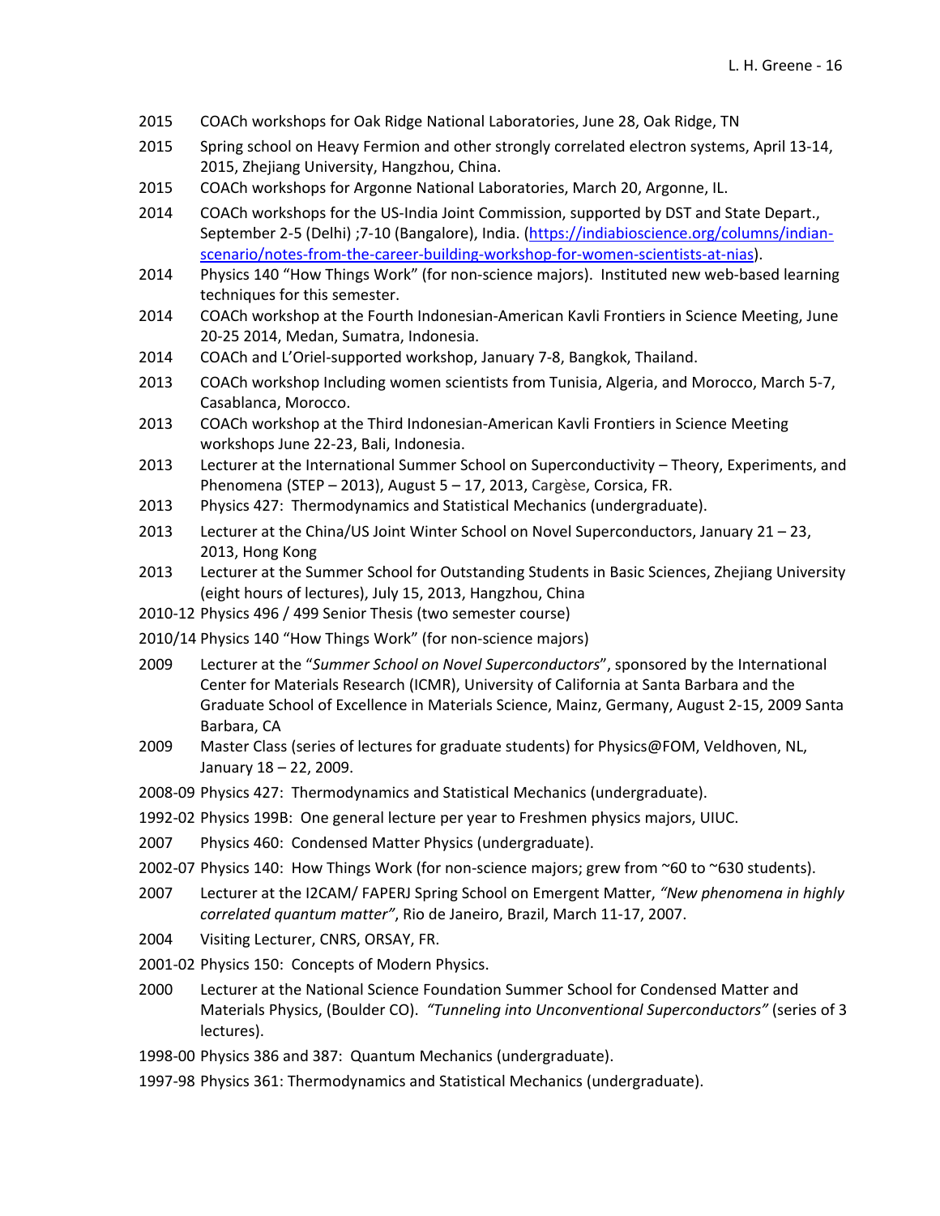2015 COACh workshops for Oak Ridge National Laboratories, June 28, Oak Ridge, TN

2015 Spring school on Heavy Fermion and other strongly correlated electron systems, April 13-14, 2015, Zhejiang University, Hangzhou, China.

2015 COACh workshops for Argonne National Laboratories, March 20, Argonne, IL.

2014 COACh workshops for the US-India Joint Commission, supported by DST and State Depart., September 2-5 (Delhi) ;7-10 (Bangalore), India. (https://indiabioscience.org/columns/indian-scenario/notes-from-the-career-building-workshop-for-women-scientists-at-nias).

2014 Physics 140 "How Things Work" (for non-science majors). Instituted new web-based learning techniques for this semester.

2014 COACh workshop at the Fourth Indonesian-American Kavli Frontiers in Science Meeting, June 20-25 2014, Medan, Sumatra, Indonesia.

2014 COACh and L'Oriel-supported workshop, January 7-8, Bangkok, Thailand.

2013 COACh workshop Including women scientists from Tunisia, Algeria, and Morocco, March 5-7, Casablanca, Morocco.

2013 COACh workshop at the Third Indonesian-American Kavli Frontiers in Science Meeting workshops June 22-23, Bali, Indonesia.

2013 Lecturer at the International Summer School on Superconductivity – Theory, Experiments, and Phenomena (STEP – 2013), August 5 – 17, 2013, Cargèse, Corsica, FR.

2013 Physics 427: Thermodynamics and Statistical Mechanics (undergraduate).

2013 Lecturer at the China/US Joint Winter School on Novel Superconductors, January 21 – 23, 2013, Hong Kong

2013 Lecturer at the Summer School for Outstanding Students in Basic Sciences, Zhejiang University (eight hours of lectures), July 15, 2013, Hangzhou, China

2010-12 Physics 496 / 499 Senior Thesis (two semester course)

2010/14 Physics 140 "How Things Work" (for non-science majors)

2009 Lecturer at the "*Summer School on Novel Superconductors*", sponsored by the International Center for Materials Research (ICMR), University of California at Santa Barbara and the Graduate School of Excellence in Materials Science, Mainz, Germany, August 2-15, 2009 Santa Barbara, CA

2009 Master Class (series of lectures for graduate students) for Physics@FOM, Veldhoven, NL, January 18 – 22, 2009.

2008-09 Physics 427: Thermodynamics and Statistical Mechanics (undergraduate).

1992-02 Physics 199B: One general lecture per year to Freshmen physics majors, UIUC.

2007 Physics 460: Condensed Matter Physics (undergraduate).

2002-07 Physics 140: How Things Work (for non-science majors; grew from ~60 to ~630 students).

2007 Lecturer at the I2CAM/ FAPERJ Spring School on Emergent Matter, *"New phenomena in highly correlated quantum matter"*, Rio de Janeiro, Brazil, March 11-17, 2007.

2004 Visiting Lecturer, CNRS, ORSAY, FR.

2001-02 Physics 150: Concepts of Modern Physics.

2000 Lecturer at the National Science Foundation Summer School for Condensed Matter and Materials Physics, (Boulder CO). *"Tunneling into Unconventional Superconductors"* (series of 3 lectures).

1998-00 Physics 386 and 387: Quantum Mechanics (undergraduate).

1997-98 Physics 361: Thermodynamics and Statistical Mechanics (undergraduate).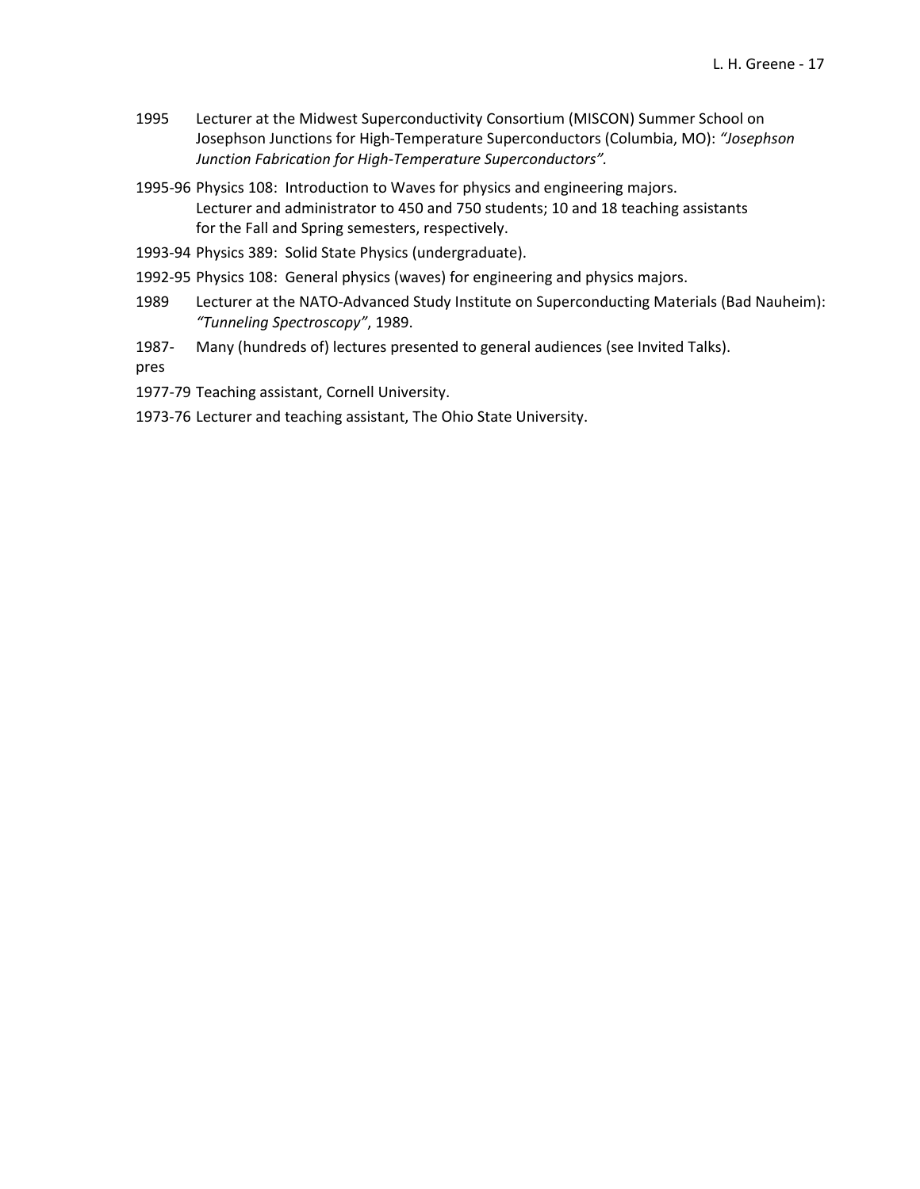1995 Lecturer at the Midwest Superconductivity Consortium (MISCON) Summer School on Josephson Junctions for High-Temperature Superconductors (Columbia, MO): *"Josephson Junction Fabrication for High-Temperature Superconductors".*

1995-96 Physics 108: Introduction to Waves for physics and engineering majors. Lecturer and administrator to 450 and 750 students; 10 and 18 teaching assistants for the Fall and Spring semesters, respectively.

1993-94 Physics 389: Solid State Physics (undergraduate).

1992-95 Physics 108: General physics (waves) for engineering and physics majors.

1989 Lecturer at the NATO-Advanced Study Institute on Superconducting Materials (Bad Nauheim): *"Tunneling Spectroscopy"*, 1989.

1987-pres Many (hundreds of) lectures presented to general audiences (see Invited Talks).

1977-79 Teaching assistant, Cornell University.

1973-76 Lecturer and teaching assistant, The Ohio State University.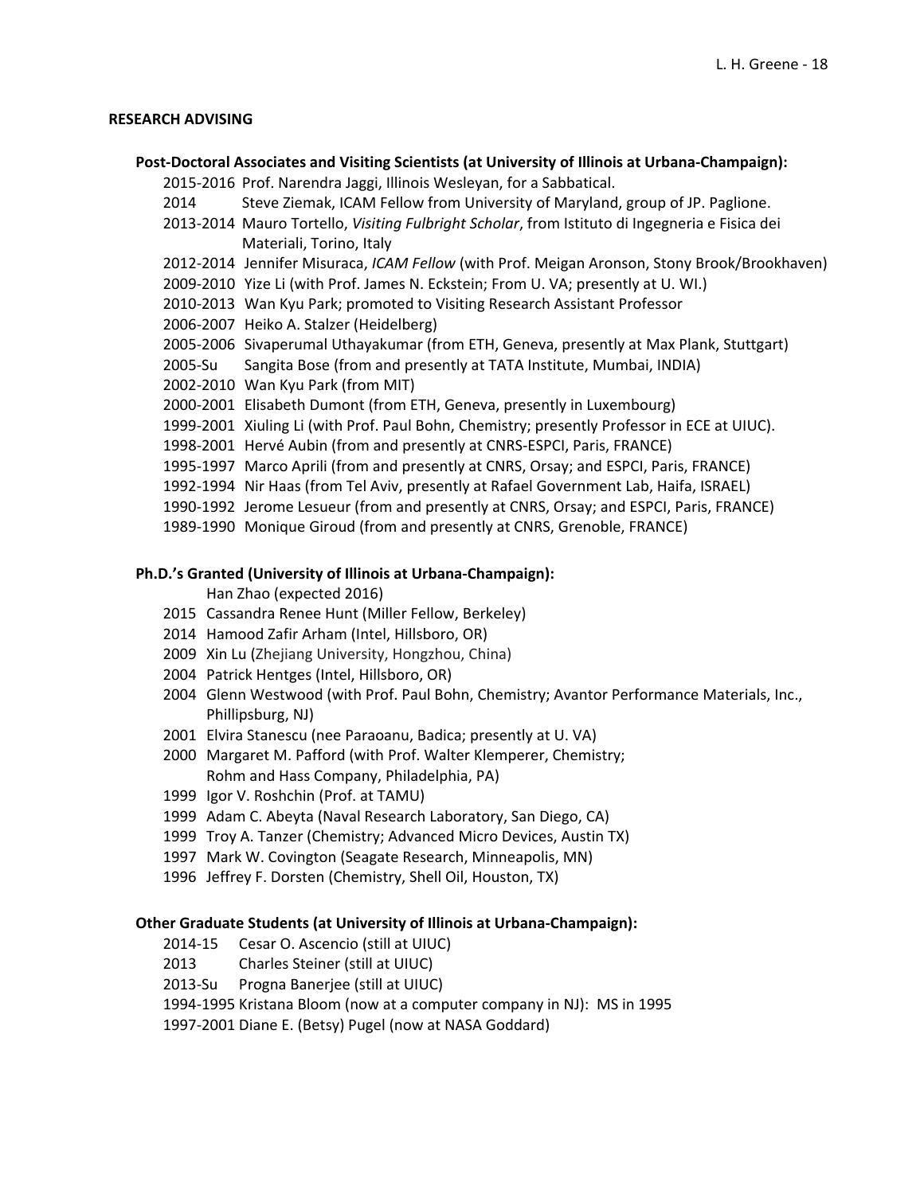## RESEARCH ADVISING

### Post-Doctoral Associates and Visiting Scientists (at University of Illinois at Urbana-Champaign):

2015-2016 Prof. Narendra Jaggi, Illinois Wesleyan, for a Sabbatical.
2014 Steve Ziemak, ICAM Fellow from University of Maryland, group of JP. Paglione.
2013-2014 Mauro Tortello, *Visiting Fulbright Scholar*, from Istituto di Ingegneria e Fisica dei Materiali, Torino, Italy
2012-2014 Jennifer Misuraca, *ICAM Fellow* (with Prof. Meigan Aronson, Stony Brook/Brookhaven)
2009-2010 Yize Li (with Prof. James N. Eckstein; From U. VA; presently at U. WI.)
2010-2013 Wan Kyu Park; promoted to Visiting Research Assistant Professor
2006-2007 Heiko A. Stalzer (Heidelberg)
2005-2006 Sivaperumal Uthayakumar (from ETH, Geneva, presently at Max Plank, Stuttgart)
2005-Su Sangita Bose (from and presently at TATA Institute, Mumbai, INDIA)
2002-2010 Wan Kyu Park (from MIT)
2000-2001 Elisabeth Dumont (from ETH, Geneva, presently in Luxembourg)
1999-2001 Xiuling Li (with Prof. Paul Bohn, Chemistry; presently Professor in ECE at UIUC).
1998-2001 Hervé Aubin (from and presently at CNRS-ESPCI, Paris, FRANCE)
1995-1997 Marco Aprili (from and presently at CNRS, Orsay; and ESPCI, Paris, FRANCE)
1992-1994 Nir Haas (from Tel Aviv, presently at Rafael Government Lab, Haifa, ISRAEL)
1990-1992 Jerome Lesueur (from and presently at CNRS, Orsay; and ESPCI, Paris, FRANCE)
1989-1990 Monique Giroud (from and presently at CNRS, Grenoble, FRANCE)

### Ph.D.'s Granted (University of Illinois at Urbana-Champaign):

Han Zhao (expected 2016)
2015 Cassandra Renee Hunt (Miller Fellow, Berkeley)
2014 Hamood Zafir Arham (Intel, Hillsboro, OR)
2009 Xin Lu (Zhejiang University, Hongzhou, China)
2004 Patrick Hentges (Intel, Hillsboro, OR)
2004 Glenn Westwood (with Prof. Paul Bohn, Chemistry; Avantor Performance Materials, Inc., Phillipsburg, NJ)
2001 Elvira Stanescu (nee Paraoanu, Badica; presently at U. VA)
2000 Margaret M. Pafford (with Prof. Walter Klemperer, Chemistry; Rohm and Hass Company, Philadelphia, PA)
1999 Igor V. Roshchin (Prof. at TAMU)
1999 Adam C. Abeyta (Naval Research Laboratory, San Diego, CA)
1999 Troy A. Tanzer (Chemistry; Advanced Micro Devices, Austin TX)
1997 Mark W. Covington (Seagate Research, Minneapolis, MN)
1996 Jeffrey F. Dorsten (Chemistry, Shell Oil, Houston, TX)

### Other Graduate Students (at University of Illinois at Urbana-Champaign):

2014-15 Cesar O. Ascencio (still at UIUC)
2013 Charles Steiner (still at UIUC)
2013-Su Progna Banerjee (still at UIUC)
1994-1995 Kristana Bloom (now at a computer company in NJ): MS in 1995
1997-2001 Diane E. (Betsy) Pugel (now at NASA Goddard)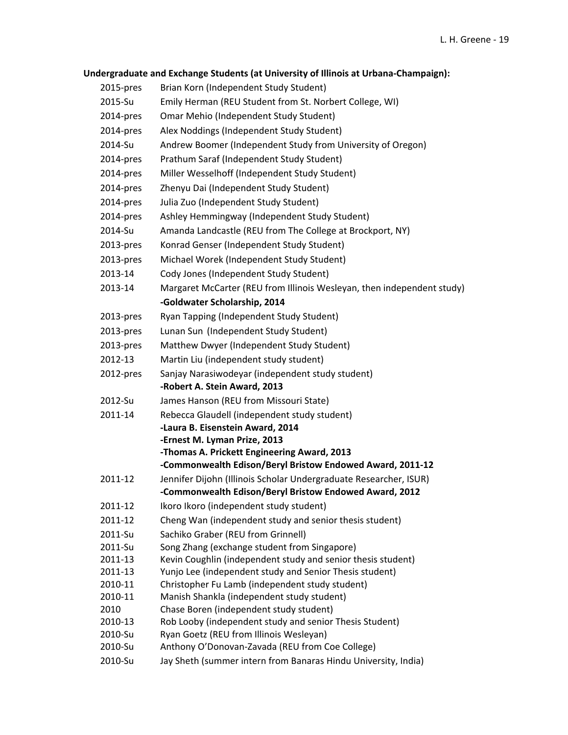**Undergraduate and Exchange Students (at University of Illinois at Urbana-Champaign):**

2015-pres Brian Korn (Independent Study Student)

2015-Su Emily Herman (REU Student from St. Norbert College, WI)

2014-pres Omar Mehio (Independent Study Student)

2014-pres Alex Noddings (Independent Study Student)

2014-Su Andrew Boomer (Independent Study from University of Oregon)

2014-pres Prathum Saraf (Independent Study Student)

2014-pres Miller Wesselhoff (Independent Study Student)

2014-pres Zhenyu Dai (Independent Study Student)

2014-pres Julia Zuo (Independent Study Student)

2014-pres Ashley Hemmingway (Independent Study Student)

2014-Su Amanda Landcastle (REU from The College at Brockport, NY)

2013-pres Konrad Genser (Independent Study Student)

2013-pres Michael Worek (Independent Study Student)

2013-14 Cody Jones (Independent Study Student)

2013-14 Margaret McCarter (REU from Illinois Wesleyan, then independent study)
**-Goldwater Scholarship, 2014**

2013-pres Ryan Tapping (Independent Study Student)

2013-pres Lunan Sun (Independent Study Student)

2013-pres Matthew Dwyer (Independent Study Student)

2012-13 Martin Liu (independent study student)

2012-pres Sanjay Narasiwodeyar (independent study student)
**-Robert A. Stein Award, 2013**

2012-Su James Hanson (REU from Missouri State)

2011-14 Rebecca Glaudell (independent study student)
**-Laura B. Eisenstein Award, 2014**
**-Ernest M. Lyman Prize, 2013**
**-Thomas A. Prickett Engineering Award, 2013**
**-Commonwealth Edison/Beryl Bristow Endowed Award, 2011-12**

2011-12 Jennifer Dijohn (Illinois Scholar Undergraduate Researcher, ISUR)
**-Commonwealth Edison/Beryl Bristow Endowed Award, 2012**

2011-12 Ikoro Ikoro (independent study student)

2011-12 Cheng Wan (independent study and senior thesis student)

2011-Su Sachiko Graber (REU from Grinnell)

2011-Su Song Zhang (exchange student from Singapore)

2011-13 Kevin Coughlin (independent study and senior thesis student)

2011-13 Yunjo Lee (independent study and Senior Thesis student)

2010-11 Christopher Fu Lamb (independent study student)

2010-11 Manish Shankla (independent study student)

2010 Chase Boren (independent study student)

2010-13 Rob Looby (independent study and senior Thesis Student)

2010-Su Ryan Goetz (REU from Illinois Wesleyan)

2010-Su Anthony O'Donovan-Zavada (REU from Coe College)

2010-Su Jay Sheth (summer intern from Banaras Hindu University, India)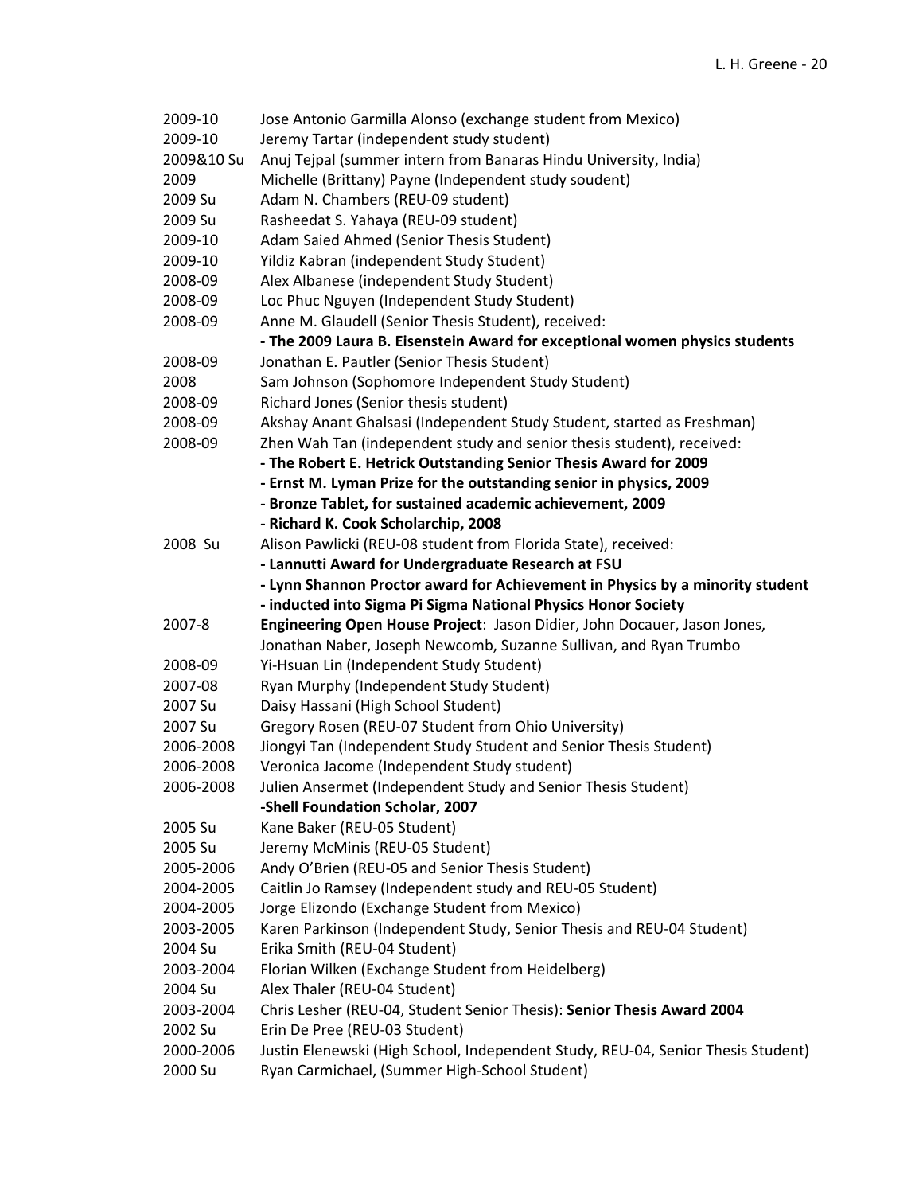2009-10 Jose Antonio Garmilla Alonso (exchange student from Mexico)
2009-10 Jeremy Tartar (independent study student)
2009&10 Su Anuj Tejpal (summer intern from Banaras Hindu University, India)
2009 Michelle (Brittany) Payne (Independent study soudent)
2009 Su Adam N. Chambers (REU-09 student)
2009 Su Rasheedat S. Yahaya (REU-09 student)
2009-10 Adam Saied Ahmed (Senior Thesis Student)
2009-10 Yildiz Kabran (independent Study Student)
2008-09 Alex Albanese (independent Study Student)
2008-09 Loc Phuc Nguyen (Independent Study Student)
2008-09 Anne M. Glaudell (Senior Thesis Student), received:
**- The 2009 Laura B. Eisenstein Award for exceptional women physics students**
2008-09 Jonathan E. Pautler (Senior Thesis Student)
2008 Sam Johnson (Sophomore Independent Study Student)
2008-09 Richard Jones (Senior thesis student)
2008-09 Akshay Anant Ghalsasi (Independent Study Student, started as Freshman)
2008-09 Zhen Wah Tan (independent study and senior thesis student), received:
**- The Robert E. Hetrick Outstanding Senior Thesis Award for 2009**
**- Ernst M. Lyman Prize for the outstanding senior in physics, 2009**
**- Bronze Tablet, for sustained academic achievement, 2009**
**- Richard K. Cook Scholarchip, 2008**
2008 Su Alison Pawlicki (REU-08 student from Florida State), received:
**- Lannutti Award for Undergraduate Research at FSU**
**- Lynn Shannon Proctor award for Achievement in Physics by a minority student**
**- inducted into Sigma Pi Sigma National Physics Honor Society**
2007-8 **Engineering Open House Project**: Jason Didier, John Docauer, Jason Jones, Jonathan Naber, Joseph Newcomb, Suzanne Sullivan, and Ryan Trumbo
2008-09 Yi-Hsuan Lin (Independent Study Student)
2007-08 Ryan Murphy (Independent Study Student)
2007 Su Daisy Hassani (High School Student)
2007 Su Gregory Rosen (REU-07 Student from Ohio University)
2006-2008 Jiongyi Tan (Independent Study Student and Senior Thesis Student)
2006-2008 Veronica Jacome (Independent Study student)
2006-2008 Julien Ansermet (Independent Study and Senior Thesis Student)
**-Shell Foundation Scholar, 2007**
2005 Su Kane Baker (REU-05 Student)
2005 Su Jeremy McMinis (REU-05 Student)
2005-2006 Andy O'Brien (REU-05 and Senior Thesis Student)
2004-2005 Caitlin Jo Ramsey (Independent study and REU-05 Student)
2004-2005 Jorge Elizondo (Exchange Student from Mexico)
2003-2005 Karen Parkinson (Independent Study, Senior Thesis and REU-04 Student)
2004 Su Erika Smith (REU-04 Student)
2003-2004 Florian Wilken (Exchange Student from Heidelberg)
2004 Su Alex Thaler (REU-04 Student)
2003-2004 Chris Lesher (REU-04, Student Senior Thesis): **Senior Thesis Award 2004**
2002 Su Erin De Pree (REU-03 Student)
2000-2006 Justin Elenewski (High School, Independent Study, REU-04, Senior Thesis Student)
2000 Su Ryan Carmichael, (Summer High-School Student)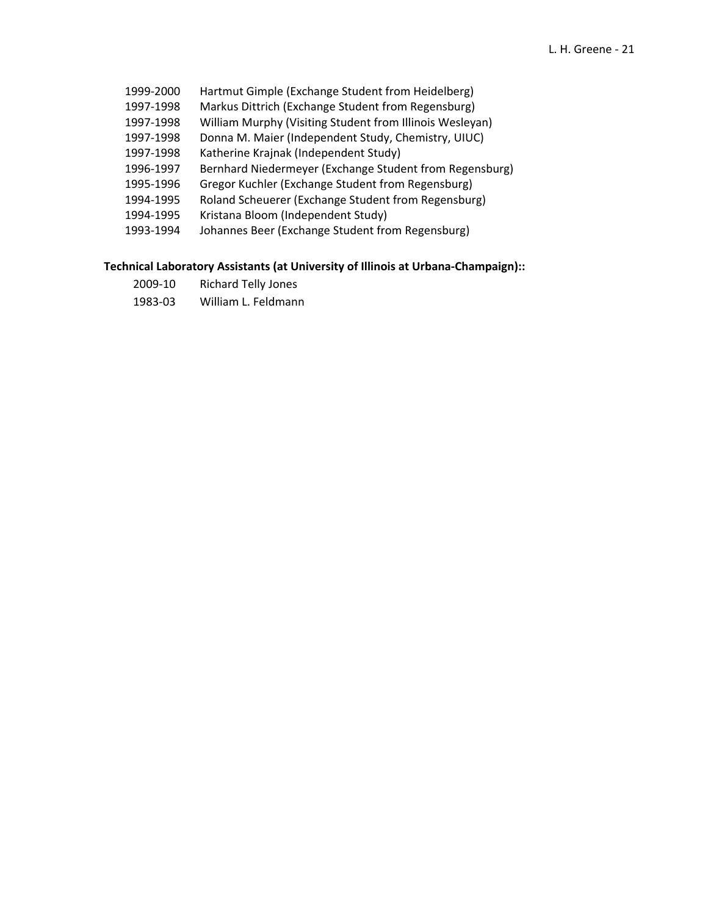1999-2000 Hartmut Gimple (Exchange Student from Heidelberg)
1997-1998 Markus Dittrich (Exchange Student from Regensburg)
1997-1998 William Murphy (Visiting Student from Illinois Wesleyan)
1997-1998 Donna M. Maier (Independent Study, Chemistry, UIUC)
1997-1998 Katherine Krajnak (Independent Study)
1996-1997 Bernhard Niedermeyer (Exchange Student from Regensburg)
1995-1996 Gregor Kuchler (Exchange Student from Regensburg)
1994-1995 Roland Scheuerer (Exchange Student from Regensburg)
1994-1995 Kristana Bloom (Independent Study)
1993-1994 Johannes Beer (Exchange Student from Regensburg)

**Technical Laboratory Assistants (at University of Illinois at Urbana-Champaign)::**

2009-10 Richard Telly Jones
1983-03 William L. Feldmann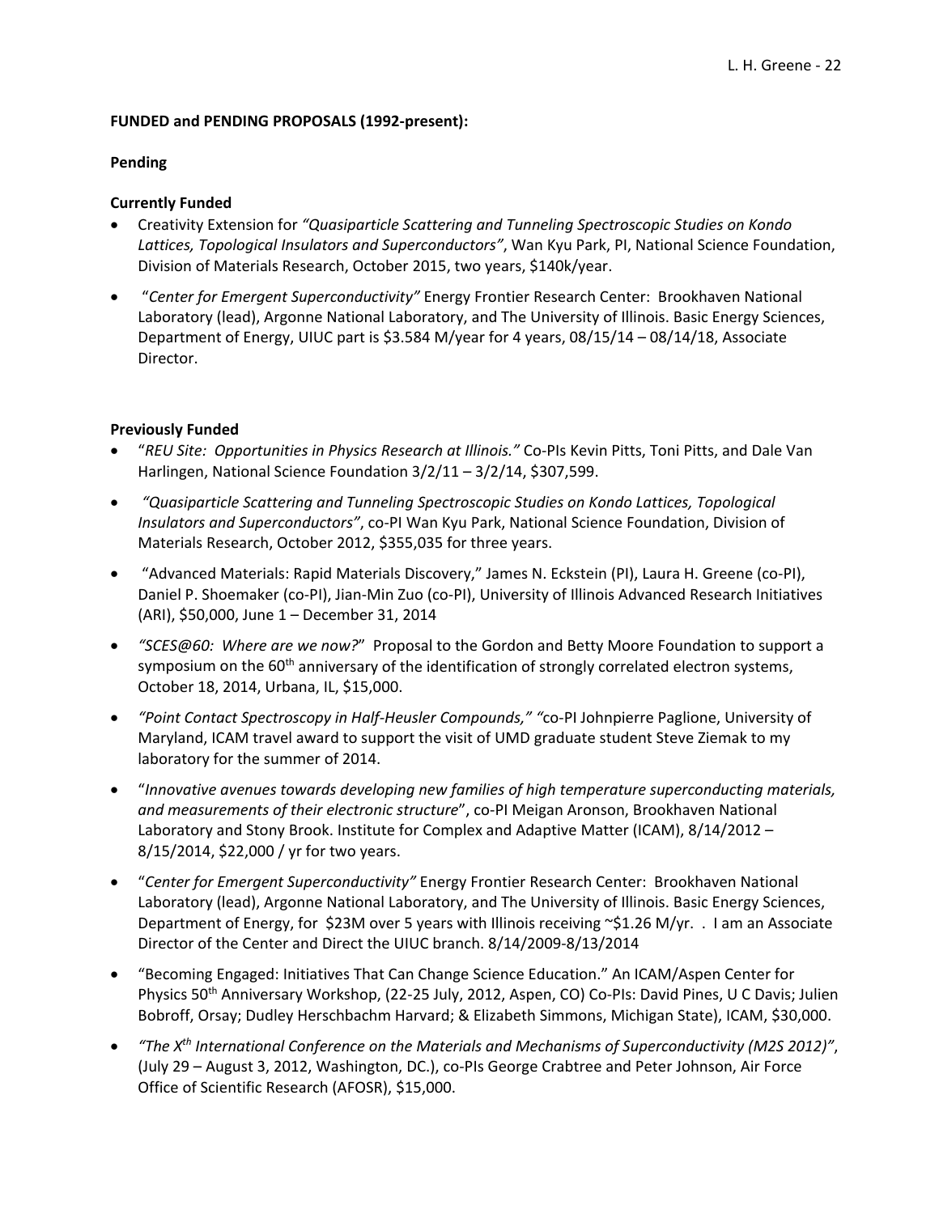**FUNDED and PENDING PROPOSALS (1992-present):**

**Pending**

**Currently Funded**

- Creativity Extension for *"Quasiparticle Scattering and Tunneling Spectroscopic Studies on Kondo Lattices, Topological Insulators and Superconductors"*, Wan Kyu Park, PI, National Science Foundation, Division of Materials Research, October 2015, two years, \$140k/year.

- "*Center for Emergent Superconductivity"* Energy Frontier Research Center: Brookhaven National Laboratory (lead), Argonne National Laboratory, and The University of Illinois. Basic Energy Sciences, Department of Energy, UIUC part is \$3.584 M/year for 4 years, 08/15/14 – 08/14/18, Associate Director.

**Previously Funded**

- "*REU Site: Opportunities in Physics Research at Illinois."* Co-PIs Kevin Pitts, Toni Pitts, and Dale Van Harlingen, National Science Foundation 3/2/11 – 3/2/14, \$307,599.

- *"Quasiparticle Scattering and Tunneling Spectroscopic Studies on Kondo Lattices, Topological Insulators and Superconductors"*, co-PI Wan Kyu Park, National Science Foundation, Division of Materials Research, October 2012, \$355,035 for three years.

- "Advanced Materials: Rapid Materials Discovery," James N. Eckstein (PI), Laura H. Greene (co-PI), Daniel P. Shoemaker (co-PI), Jian-Min Zuo (co-PI), University of Illinois Advanced Research Initiatives (ARI), \$50,000, June 1 – December 31, 2014

- *"SCES@60: Where are we now?*" Proposal to the Gordon and Betty Moore Foundation to support a symposium on the 60th anniversary of the identification of strongly correlated electron systems, October 18, 2014, Urbana, IL, \$15,000.

- *"Point Contact Spectroscopy in Half-Heusler Compounds," "*co-PI Johnpierre Paglione, University of Maryland, ICAM travel award to support the visit of UMD graduate student Steve Ziemak to my laboratory for the summer of 2014.

- "*Innovative avenues towards developing new families of high temperature superconducting materials, and measurements of their electronic structure*", co-PI Meigan Aronson, Brookhaven National Laboratory and Stony Brook. Institute for Complex and Adaptive Matter (ICAM), 8/14/2012 – 8/15/2014, \$22,000 / yr for two years.

- "*Center for Emergent Superconductivity"* Energy Frontier Research Center: Brookhaven National Laboratory (lead), Argonne National Laboratory, and The University of Illinois. Basic Energy Sciences, Department of Energy, for \$23M over 5 years with Illinois receiving ~\$1.26 M/yr. . I am an Associate Director of the Center and Direct the UIUC branch. 8/14/2009-8/13/2014

- "Becoming Engaged: Initiatives That Can Change Science Education." An ICAM/Aspen Center for Physics 50th Anniversary Workshop, (22-25 July, 2012, Aspen, CO) Co-PIs: David Pines, U C Davis; Julien Bobroff, Orsay; Dudley Herschbachm Harvard; & Elizabeth Simmons, Michigan State), ICAM, \$30,000.

- *"The Xth International Conference on the Materials and Mechanisms of Superconductivity (M2S 2012)"*, (July 29 – August 3, 2012, Washington, DC.), co-PIs George Crabtree and Peter Johnson, Air Force Office of Scientific Research (AFOSR), \$15,000.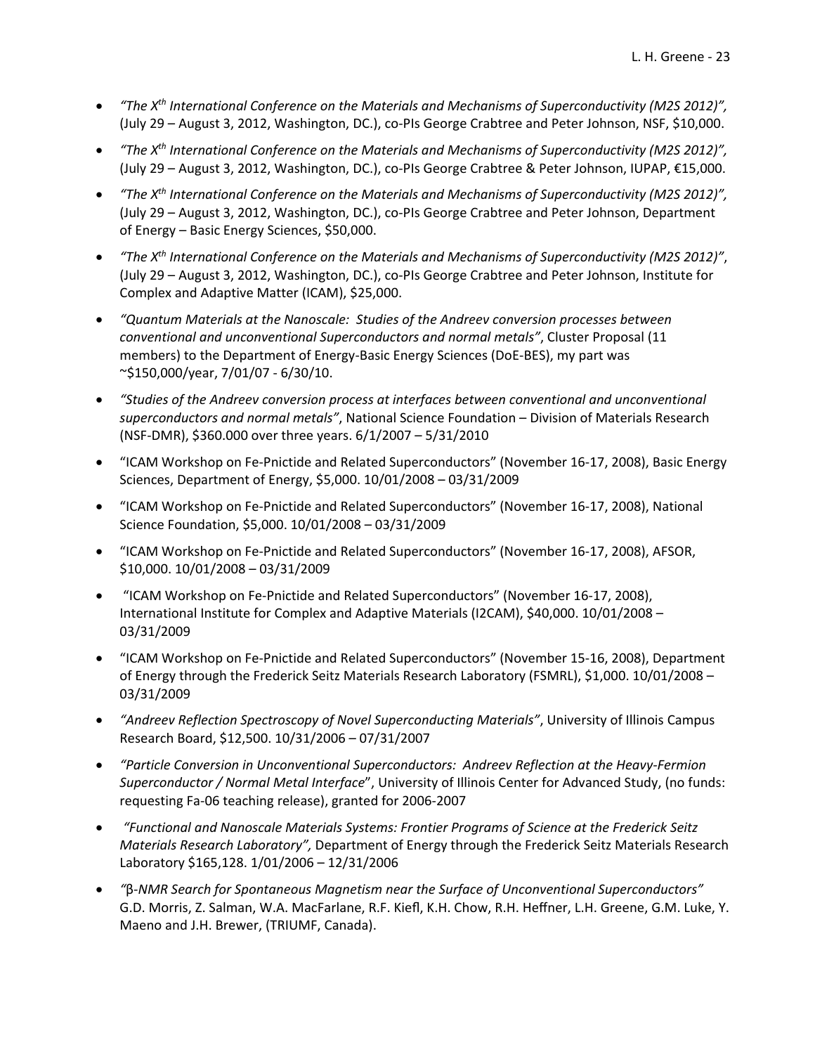- *"The X$^{th}$ International Conference on the Materials and Mechanisms of Superconductivity (M2S 2012)",* (July 29 – August 3, 2012, Washington, DC.), co-PIs George Crabtree and Peter Johnson, NSF, \$10,000.
- *"The X$^{th}$ International Conference on the Materials and Mechanisms of Superconductivity (M2S 2012)",* (July 29 – August 3, 2012, Washington, DC.), co-PIs George Crabtree & Peter Johnson, IUPAP, €15,000.
- *"The X$^{th}$ International Conference on the Materials and Mechanisms of Superconductivity (M2S 2012)",* (July 29 – August 3, 2012, Washington, DC.), co-PIs George Crabtree and Peter Johnson, Department of Energy – Basic Energy Sciences, \$50,000.
- *"The X$^{th}$ International Conference on the Materials and Mechanisms of Superconductivity (M2S 2012)"*, (July 29 – August 3, 2012, Washington, DC.), co-PIs George Crabtree and Peter Johnson, Institute for Complex and Adaptive Matter (ICAM), \$25,000.
- *"Quantum Materials at the Nanoscale: Studies of the Andreev conversion processes between conventional and unconventional Superconductors and normal metals"*, Cluster Proposal (11 members) to the Department of Energy-Basic Energy Sciences (DoE-BES), my part was ~\$150,000/year, 7/01/07 - 6/30/10.
- *"Studies of the Andreev conversion process at interfaces between conventional and unconventional superconductors and normal metals"*, National Science Foundation – Division of Materials Research (NSF-DMR), \$360.000 over three years. 6/1/2007 – 5/31/2010
- "ICAM Workshop on Fe-Pnictide and Related Superconductors" (November 16-17, 2008), Basic Energy Sciences, Department of Energy, \$5,000. 10/01/2008 – 03/31/2009
- "ICAM Workshop on Fe-Pnictide and Related Superconductors" (November 16-17, 2008), National Science Foundation, \$5,000. 10/01/2008 – 03/31/2009
- "ICAM Workshop on Fe-Pnictide and Related Superconductors" (November 16-17, 2008), AFSOR, \$10,000. 10/01/2008 – 03/31/2009
- "ICAM Workshop on Fe-Pnictide and Related Superconductors" (November 16-17, 2008), International Institute for Complex and Adaptive Materials (I2CAM), \$40,000. 10/01/2008 – 03/31/2009
- "ICAM Workshop on Fe-Pnictide and Related Superconductors" (November 15-16, 2008), Department of Energy through the Frederick Seitz Materials Research Laboratory (FSMRL), \$1,000. 10/01/2008 – 03/31/2009
- *"Andreev Reflection Spectroscopy of Novel Superconducting Materials"*, University of Illinois Campus Research Board, \$12,500. 10/31/2006 – 07/31/2007
- *"Particle Conversion in Unconventional Superconductors: Andreev Reflection at the Heavy-Fermion Superconductor / Normal Metal Interface*", University of Illinois Center for Advanced Study, (no funds: requesting Fa-06 teaching release), granted for 2006-2007
- *"Functional and Nanoscale Materials Systems: Frontier Programs of Science at the Frederick Seitz Materials Research Laboratory",* Department of Energy through the Frederick Seitz Materials Research Laboratory \$165,128. 1/01/2006 – 12/31/2006
- *"β-NMR Search for Spontaneous Magnetism near the Surface of Unconventional Superconductors"* G.D. Morris, Z. Salman, W.A. MacFarlane, R.F. Kiefl, K.H. Chow, R.H. Heffner, L.H. Greene, G.M. Luke, Y. Maeno and J.H. Brewer, (TRIUMF, Canada).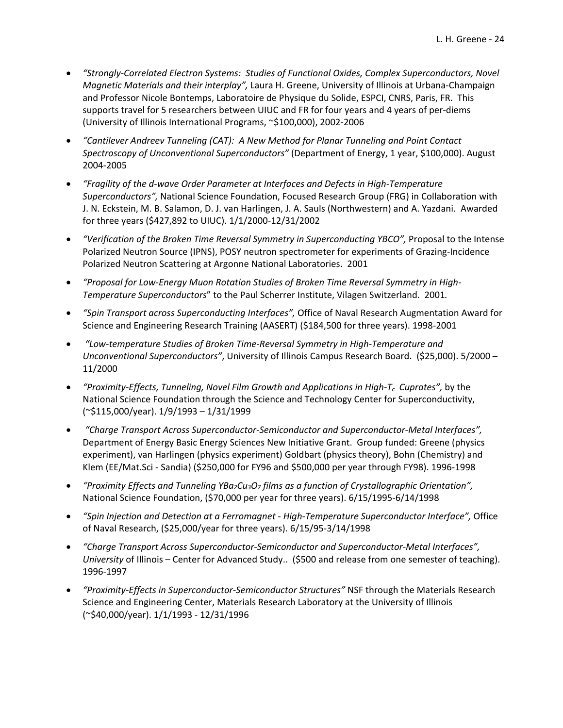- *"Strongly-Correlated Electron Systems: Studies of Functional Oxides, Complex Superconductors, Novel Magnetic Materials and their interplay",* Laura H. Greene, University of Illinois at Urbana-Champaign and Professor Nicole Bontemps, Laboratoire de Physique du Solide, ESPCI, CNRS, Paris, FR. This supports travel for 5 researchers between UIUC and FR for four years and 4 years of per-diems (University of Illinois International Programs, ~$100,000), 2002-2006

- *"Cantilever Andreev Tunneling (CAT): A New Method for Planar Tunneling and Point Contact Spectroscopy of Unconventional Superconductors"* (Department of Energy, 1 year, $100,000). August 2004-2005

- *"Fragility of the d-wave Order Parameter at Interfaces and Defects in High-Temperature Superconductors",* National Science Foundation, Focused Research Group (FRG) in Collaboration with J. N. Eckstein, M. B. Salamon, D. J. van Harlingen, J. A. Sauls (Northwestern) and A. Yazdani. Awarded for three years ($427,892 to UIUC). 1/1/2000-12/31/2002

- *"Verification of the Broken Time Reversal Symmetry in Superconducting YBCO",* Proposal to the Intense Polarized Neutron Source (IPNS), POSY neutron spectrometer for experiments of Grazing-Incidence Polarized Neutron Scattering at Argonne National Laboratories. 2001

- *"Proposal for Low-Energy Muon Rotation Studies of Broken Time Reversal Symmetry in High-Temperature Superconductors"* to the Paul Scherrer Institute, Vilagen Switzerland. 2001.

- *"Spin Transport across Superconducting Interfaces",* Office of Naval Research Augmentation Award for Science and Engineering Research Training (AASERT) ($184,500 for three years). 1998-2001

- *"Low-temperature Studies of Broken Time-Reversal Symmetry in High-Temperature and Unconventional Superconductors"*, University of Illinois Campus Research Board. ($25,000). 5/2000 – 11/2000

- *"Proximity-Effects, Tunneling, Novel Film Growth and Applications in High-$T_c$ Cuprates",* by the National Science Foundation through the Science and Technology Center for Superconductivity, (~$115,000/year). 1/9/1993 – 1/31/1999

- *"Charge Transport Across Superconductor-Semiconductor and Superconductor-Metal Interfaces",* Department of Energy Basic Energy Sciences New Initiative Grant. Group funded: Greene (physics experiment), van Harlingen (physics experiment) Goldbart (physics theory), Bohn (Chemistry) and Klem (EE/Mat.Sci - Sandia) ($250,000 for FY96 and $500,000 per year through FY98). 1996-1998

- *"Proximity Effects and Tunneling $YBa_2Cu_3O_7$ films as a function of Crystallographic Orientation",* National Science Foundation, ($70,000 per year for three years). 6/15/1995-6/14/1998

- *"Spin Injection and Detection at a Ferromagnet - High-Temperature Superconductor Interface",* Office of Naval Research, ($25,000/year for three years). 6/15/95-3/14/1998

- *"Charge Transport Across Superconductor-Semiconductor and Superconductor-Metal Interfaces", University* of Illinois – Center for Advanced Study.. ($500 and release from one semester of teaching). 1996-1997

- *"Proximity-Effects in Superconductor-Semiconductor Structures"* NSF through the Materials Research Science and Engineering Center, Materials Research Laboratory at the University of Illinois (~$40,000/year). 1/1/1993 - 12/31/1996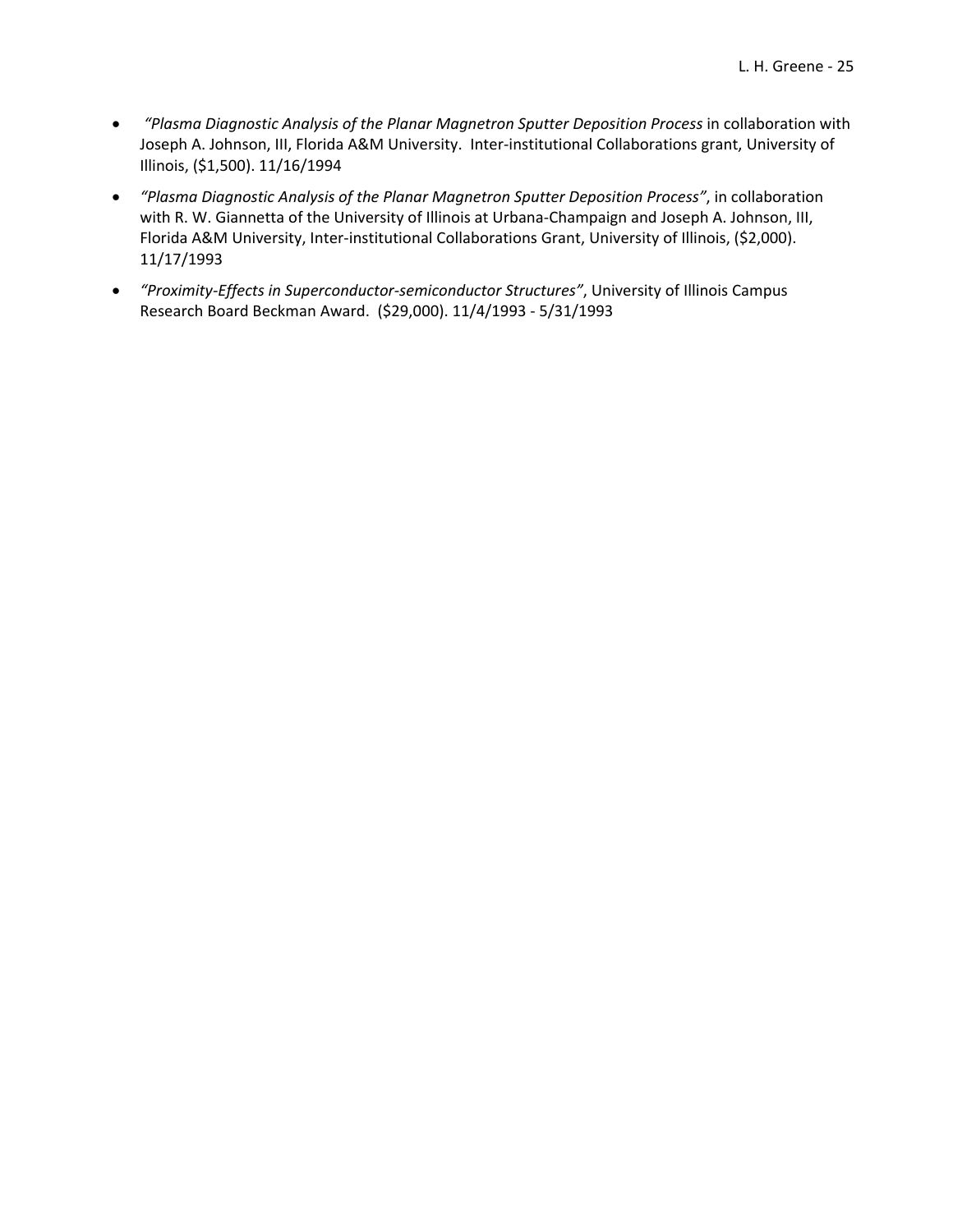- *"Plasma Diagnostic Analysis of the Planar Magnetron Sputter Deposition Process* in collaboration with Joseph A. Johnson, III, Florida A&M University. Inter-institutional Collaborations grant, University of Illinois, ($1,500). 11/16/1994
- *"Plasma Diagnostic Analysis of the Planar Magnetron Sputter Deposition Process"*, in collaboration with R. W. Giannetta of the University of Illinois at Urbana-Champaign and Joseph A. Johnson, III, Florida A&M University, Inter-institutional Collaborations Grant, University of Illinois, ($2,000). 11/17/1993
- *"Proximity-Effects in Superconductor-semiconductor Structures"*, University of Illinois Campus Research Board Beckman Award. ($29,000). 11/4/1993 - 5/31/1993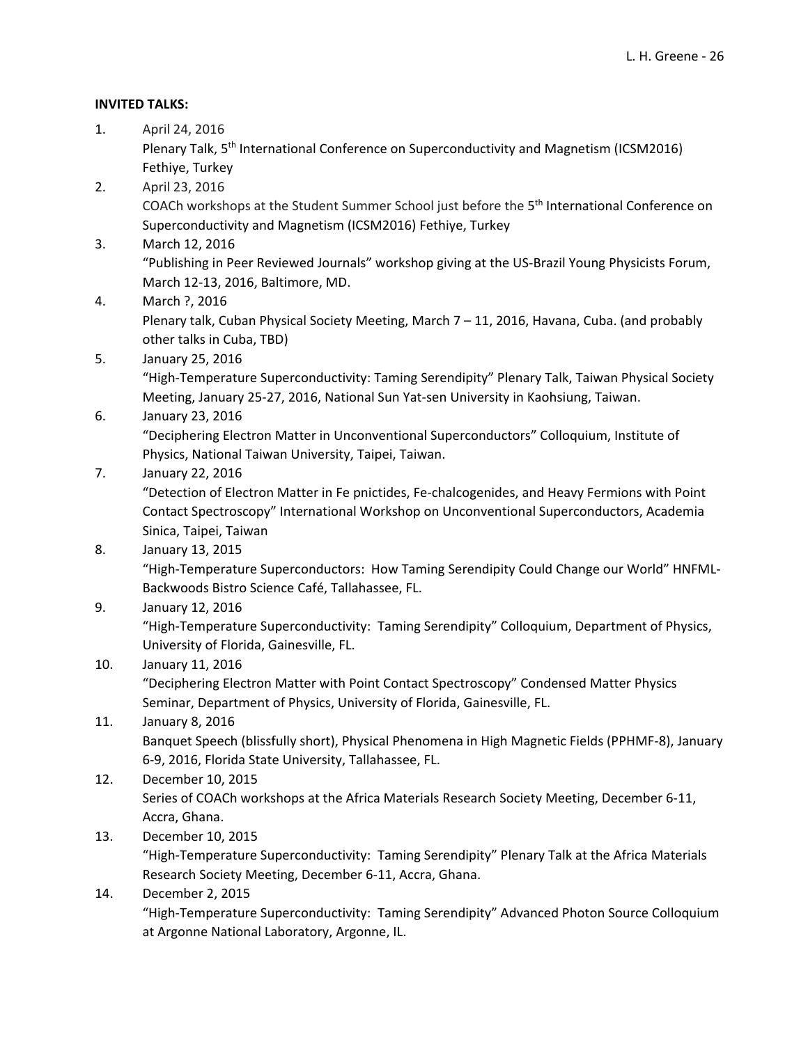**INVITED TALKS:**

1. April 24, 2016
   Plenary Talk, 5th International Conference on Superconductivity and Magnetism (ICSM2016) Fethiye, Turkey
2. April 23, 2016
   COACh workshops at the Student Summer School just before the 5th International Conference on Superconductivity and Magnetism (ICSM2016) Fethiye, Turkey
3. March 12, 2016
   "Publishing in Peer Reviewed Journals" workshop giving at the US-Brazil Young Physicists Forum, March 12-13, 2016, Baltimore, MD.
4. March ?, 2016
   Plenary talk, Cuban Physical Society Meeting, March 7 – 11, 2016, Havana, Cuba. (and probably other talks in Cuba, TBD)
5. January 25, 2016
   "High-Temperature Superconductivity: Taming Serendipity" Plenary Talk, Taiwan Physical Society Meeting, January 25-27, 2016, National Sun Yat-sen University in Kaohsiung, Taiwan.
6. January 23, 2016
   "Deciphering Electron Matter in Unconventional Superconductors" Colloquium, Institute of Physics, National Taiwan University, Taipei, Taiwan.
7. January 22, 2016
   "Detection of Electron Matter in Fe pnictides, Fe-chalcogenides, and Heavy Fermions with Point Contact Spectroscopy" International Workshop on Unconventional Superconductors, Academia Sinica, Taipei, Taiwan
8. January 13, 2015
   "High-Temperature Superconductors: How Taming Serendipity Could Change our World" HNFML-Backwoods Bistro Science Café, Tallahassee, FL.
9. January 12, 2016
   "High-Temperature Superconductivity: Taming Serendipity" Colloquium, Department of Physics, University of Florida, Gainesville, FL.
10. January 11, 2016
    "Deciphering Electron Matter with Point Contact Spectroscopy" Condensed Matter Physics Seminar, Department of Physics, University of Florida, Gainesville, FL.
11. January 8, 2016
    Banquet Speech (blissfully short), Physical Phenomena in High Magnetic Fields (PPHMF-8), January 6-9, 2016, Florida State University, Tallahassee, FL.
12. December 10, 2015
    Series of COACh workshops at the Africa Materials Research Society Meeting, December 6-11, Accra, Ghana.
13. December 10, 2015
    "High-Temperature Superconductivity: Taming Serendipity" Plenary Talk at the Africa Materials Research Society Meeting, December 6-11, Accra, Ghana.
14. December 2, 2015
    "High-Temperature Superconductivity: Taming Serendipity" Advanced Photon Source Colloquium at Argonne National Laboratory, Argonne, IL.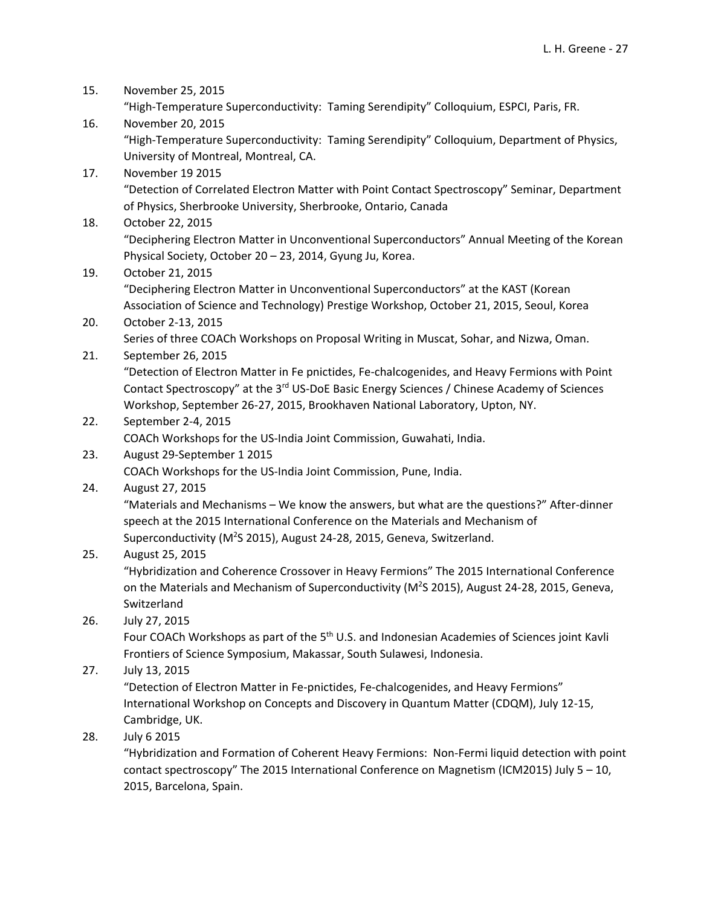15. November 25, 2015
    "High-Temperature Superconductivity: Taming Serendipity" Colloquium, ESPCI, Paris, FR.
16. November 20, 2015
    "High-Temperature Superconductivity: Taming Serendipity" Colloquium, Department of Physics, University of Montreal, Montreal, CA.
17. November 19 2015
    "Detection of Correlated Electron Matter with Point Contact Spectroscopy" Seminar, Department of Physics, Sherbrooke University, Sherbrooke, Ontario, Canada
18. October 22, 2015
    "Deciphering Electron Matter in Unconventional Superconductors" Annual Meeting of the Korean Physical Society, October 20 – 23, 2014, Gyung Ju, Korea.
19. October 21, 2015
    "Deciphering Electron Matter in Unconventional Superconductors" at the KAST (Korean Association of Science and Technology) Prestige Workshop, October 21, 2015, Seoul, Korea
20. October 2-13, 2015
    Series of three COACh Workshops on Proposal Writing in Muscat, Sohar, and Nizwa, Oman.
21. September 26, 2015
    "Detection of Electron Matter in Fe pnictides, Fe-chalcogenides, and Heavy Fermions with Point Contact Spectroscopy" at the 3rd US-DoE Basic Energy Sciences / Chinese Academy of Sciences Workshop, September 26-27, 2015, Brookhaven National Laboratory, Upton, NY.
22. September 2-4, 2015
    COACh Workshops for the US-India Joint Commission, Guwahati, India.
23. August 29-September 1 2015
    COACh Workshops for the US-India Joint Commission, Pune, India.
24. August 27, 2015
    "Materials and Mechanisms – We know the answers, but what are the questions?" After-dinner speech at the 2015 International Conference on the Materials and Mechanism of Superconductivity ($M^2S$ 2015), August 24-28, 2015, Geneva, Switzerland.
25. August 25, 2015
    "Hybridization and Coherence Crossover in Heavy Fermions" The 2015 International Conference on the Materials and Mechanism of Superconductivity ($M^2S$ 2015), August 24-28, 2015, Geneva, Switzerland
26. July 27, 2015
    Four COACh Workshops as part of the 5th U.S. and Indonesian Academies of Sciences joint Kavli Frontiers of Science Symposium, Makassar, South Sulawesi, Indonesia.
27. July 13, 2015
    "Detection of Electron Matter in Fe-pnictides, Fe-chalcogenides, and Heavy Fermions" International Workshop on Concepts and Discovery in Quantum Matter (CDQM), July 12-15, Cambridge, UK.
28. July 6 2015
    "Hybridization and Formation of Coherent Heavy Fermions: Non-Fermi liquid detection with point contact spectroscopy" The 2015 International Conference on Magnetism (ICM2015) July 5 – 10, 2015, Barcelona, Spain.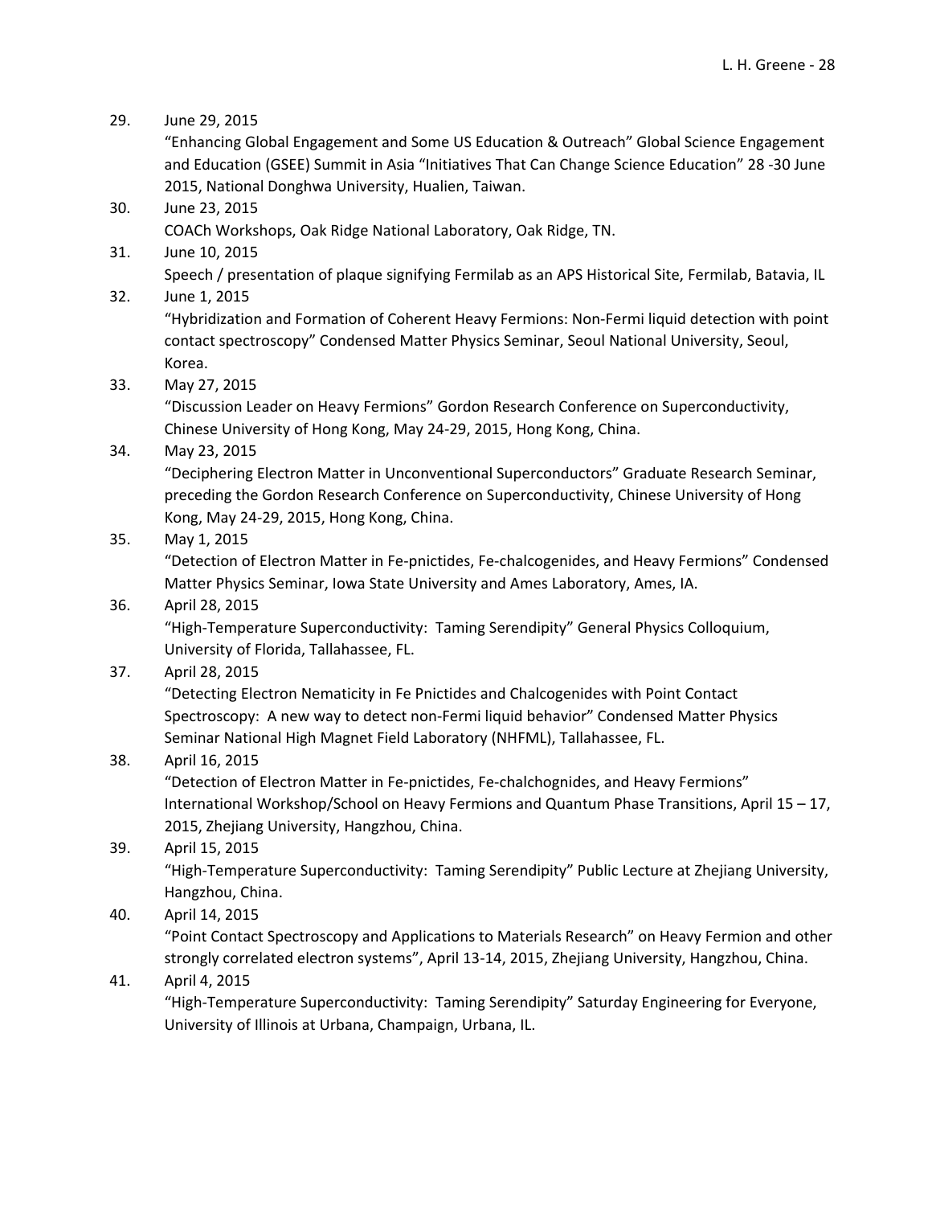29. June 29, 2015
    "Enhancing Global Engagement and Some US Education & Outreach" Global Science Engagement and Education (GSEE) Summit in Asia "Initiatives That Can Change Science Education" 28 -30 June 2015, National Donghwa University, Hualien, Taiwan.

30. June 23, 2015
    COACh Workshops, Oak Ridge National Laboratory, Oak Ridge, TN.

31. June 10, 2015
    Speech / presentation of plaque signifying Fermilab as an APS Historical Site, Fermilab, Batavia, IL

32. June 1, 2015
    "Hybridization and Formation of Coherent Heavy Fermions: Non-Fermi liquid detection with point contact spectroscopy" Condensed Matter Physics Seminar, Seoul National University, Seoul, Korea.

33. May 27, 2015
    "Discussion Leader on Heavy Fermions" Gordon Research Conference on Superconductivity, Chinese University of Hong Kong, May 24-29, 2015, Hong Kong, China.

34. May 23, 2015
    "Deciphering Electron Matter in Unconventional Superconductors" Graduate Research Seminar, preceding the Gordon Research Conference on Superconductivity, Chinese University of Hong Kong, May 24-29, 2015, Hong Kong, China.

35. May 1, 2015
    "Detection of Electron Matter in Fe-pnictides, Fe-chalcogenides, and Heavy Fermions" Condensed Matter Physics Seminar, Iowa State University and Ames Laboratory, Ames, IA.

36. April 28, 2015
    "High-Temperature Superconductivity: Taming Serendipity" General Physics Colloquium, University of Florida, Tallahassee, FL.

37. April 28, 2015
    "Detecting Electron Nematicity in Fe Pnictides and Chalcogenides with Point Contact Spectroscopy: A new way to detect non-Fermi liquid behavior" Condensed Matter Physics Seminar National High Magnet Field Laboratory (NHFML), Tallahassee, FL.

38. April 16, 2015
    "Detection of Electron Matter in Fe-pnictides, Fe-chalchognides, and Heavy Fermions" International Workshop/School on Heavy Fermions and Quantum Phase Transitions, April 15 – 17, 2015, Zhejiang University, Hangzhou, China.

39. April 15, 2015
    "High-Temperature Superconductivity: Taming Serendipity" Public Lecture at Zhejiang University, Hangzhou, China.

40. April 14, 2015
    "Point Contact Spectroscopy and Applications to Materials Research" on Heavy Fermion and other strongly correlated electron systems", April 13-14, 2015, Zhejiang University, Hangzhou, China.

41. April 4, 2015
    "High-Temperature Superconductivity: Taming Serendipity" Saturday Engineering for Everyone, University of Illinois at Urbana, Champaign, Urbana, IL.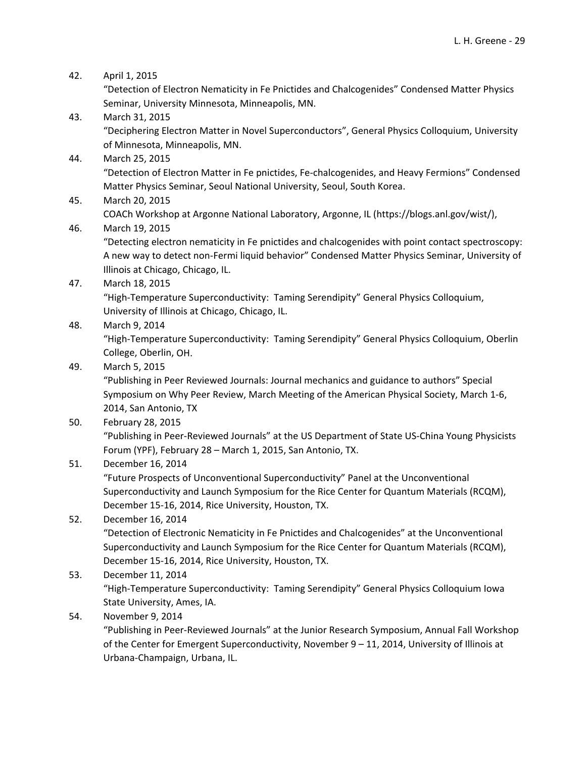42. April 1, 2015
    "Detection of Electron Nematicity in Fe Pnictides and Chalcogenides" Condensed Matter Physics Seminar, University Minnesota, Minneapolis, MN.
43. March 31, 2015
    "Deciphering Electron Matter in Novel Superconductors", General Physics Colloquium, University of Minnesota, Minneapolis, MN.
44. March 25, 2015
    "Detection of Electron Matter in Fe pnictides, Fe-chalcogenides, and Heavy Fermions" Condensed Matter Physics Seminar, Seoul National University, Seoul, South Korea.
45. March 20, 2015
    COACh Workshop at Argonne National Laboratory, Argonne, IL (https://blogs.anl.gov/wist/),
46. March 19, 2015
    "Detecting electron nematicity in Fe pnictides and chalcogenides with point contact spectroscopy: A new way to detect non-Fermi liquid behavior" Condensed Matter Physics Seminar, University of Illinois at Chicago, Chicago, IL.
47. March 18, 2015
    "High-Temperature Superconductivity: Taming Serendipity" General Physics Colloquium, University of Illinois at Chicago, Chicago, IL.
48. March 9, 2014
    "High-Temperature Superconductivity: Taming Serendipity" General Physics Colloquium, Oberlin College, Oberlin, OH.
49. March 5, 2015
    "Publishing in Peer Reviewed Journals: Journal mechanics and guidance to authors" Special Symposium on Why Peer Review, March Meeting of the American Physical Society, March 1-6, 2014, San Antonio, TX
50. February 28, 2015
    "Publishing in Peer-Reviewed Journals" at the US Department of State US-China Young Physicists Forum (YPF), February 28 – March 1, 2015, San Antonio, TX.
51. December 16, 2014
    "Future Prospects of Unconventional Superconductivity" Panel at the Unconventional Superconductivity and Launch Symposium for the Rice Center for Quantum Materials (RCQM), December 15-16, 2014, Rice University, Houston, TX.
52. December 16, 2014
    "Detection of Electronic Nematicity in Fe Pnictides and Chalcogenides" at the Unconventional Superconductivity and Launch Symposium for the Rice Center for Quantum Materials (RCQM), December 15-16, 2014, Rice University, Houston, TX.
53. December 11, 2014
    "High-Temperature Superconductivity: Taming Serendipity" General Physics Colloquium Iowa State University, Ames, IA.
54. November 9, 2014
    "Publishing in Peer-Reviewed Journals" at the Junior Research Symposium, Annual Fall Workshop of the Center for Emergent Superconductivity, November 9 – 11, 2014, University of Illinois at Urbana-Champaign, Urbana, IL.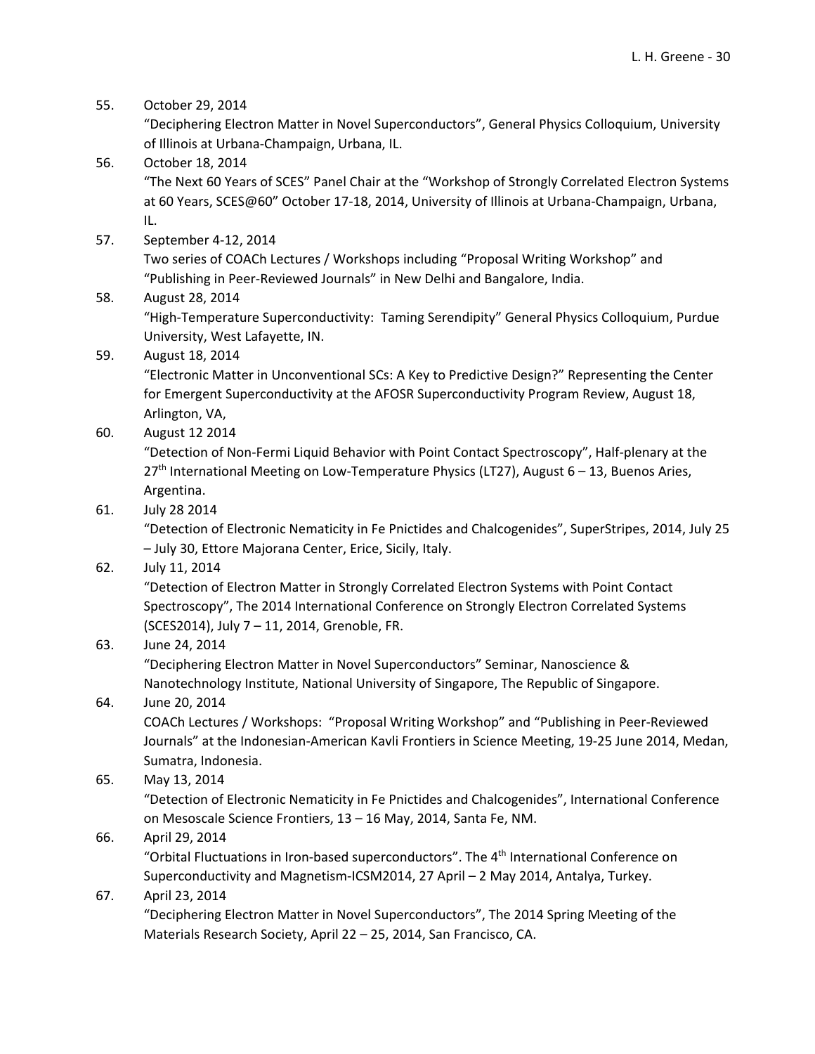55. October 29, 2014
    "Deciphering Electron Matter in Novel Superconductors", General Physics Colloquium, University of Illinois at Urbana-Champaign, Urbana, IL.
56. October 18, 2014
    "The Next 60 Years of SCES" Panel Chair at the "Workshop of Strongly Correlated Electron Systems at 60 Years, SCES@60" October 17-18, 2014, University of Illinois at Urbana-Champaign, Urbana, IL.
57. September 4-12, 2014
    Two series of COACh Lectures / Workshops including "Proposal Writing Workshop" and "Publishing in Peer-Reviewed Journals" in New Delhi and Bangalore, India.
58. August 28, 2014
    "High-Temperature Superconductivity: Taming Serendipity" General Physics Colloquium, Purdue University, West Lafayette, IN.
59. August 18, 2014
    "Electronic Matter in Unconventional SCs: A Key to Predictive Design?" Representing the Center for Emergent Superconductivity at the AFOSR Superconductivity Program Review, August 18, Arlington, VA,
60. August 12 2014
    "Detection of Non-Fermi Liquid Behavior with Point Contact Spectroscopy", Half-plenary at the 27th International Meeting on Low-Temperature Physics (LT27), August 6 – 13, Buenos Aries, Argentina.
61. July 28 2014
    "Detection of Electronic Nematicity in Fe Pnictides and Chalcogenides", SuperStripes, 2014, July 25 – July 30, Ettore Majorana Center, Erice, Sicily, Italy.
62. July 11, 2014
    "Detection of Electron Matter in Strongly Correlated Electron Systems with Point Contact Spectroscopy", The 2014 International Conference on Strongly Electron Correlated Systems (SCES2014), July 7 – 11, 2014, Grenoble, FR.
63. June 24, 2014
    "Deciphering Electron Matter in Novel Superconductors" Seminar, Nanoscience & Nanotechnology Institute, National University of Singapore, The Republic of Singapore.
64. June 20, 2014
    COACh Lectures / Workshops: "Proposal Writing Workshop" and "Publishing in Peer-Reviewed Journals" at the Indonesian-American Kavli Frontiers in Science Meeting, 19-25 June 2014, Medan, Sumatra, Indonesia.
65. May 13, 2014
    "Detection of Electronic Nematicity in Fe Pnictides and Chalcogenides", International Conference on Mesoscale Science Frontiers, 13 – 16 May, 2014, Santa Fe, NM.
66. April 29, 2014
    "Orbital Fluctuations in Iron-based superconductors". The 4th International Conference on Superconductivity and Magnetism-ICSM2014, 27 April – 2 May 2014, Antalya, Turkey.
67. April 23, 2014
    "Deciphering Electron Matter in Novel Superconductors", The 2014 Spring Meeting of the Materials Research Society, April 22 – 25, 2014, San Francisco, CA.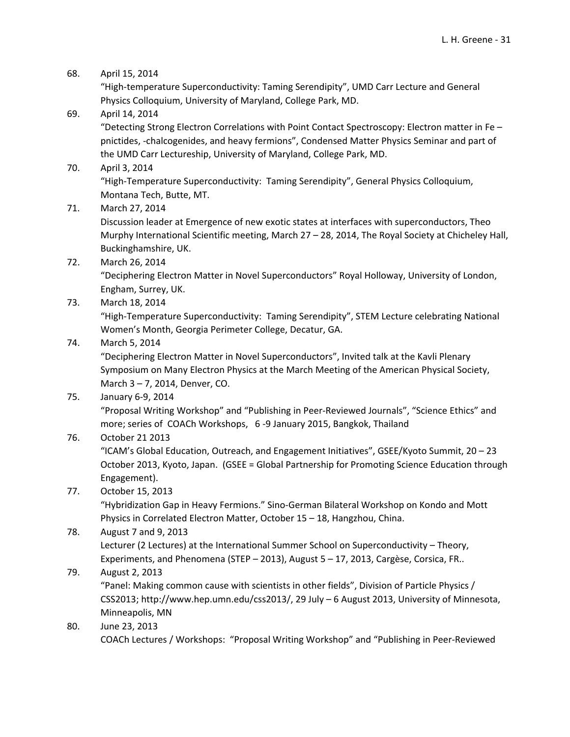68. April 15, 2014
"High-temperature Superconductivity: Taming Serendipity", UMD Carr Lecture and General Physics Colloquium, University of Maryland, College Park, MD.

69. April 14, 2014
"Detecting Strong Electron Correlations with Point Contact Spectroscopy: Electron matter in Fe – pnictides, -chalcogenides, and heavy fermions", Condensed Matter Physics Seminar and part of the UMD Carr Lectureship, University of Maryland, College Park, MD.

70. April 3, 2014
"High-Temperature Superconductivity: Taming Serendipity", General Physics Colloquium, Montana Tech, Butte, MT.

71. March 27, 2014
Discussion leader at Emergence of new exotic states at interfaces with superconductors, Theo Murphy International Scientific meeting, March 27 – 28, 2014, The Royal Society at Chicheley Hall, Buckinghamshire, UK.

72. March 26, 2014
"Deciphering Electron Matter in Novel Superconductors" Royal Holloway, University of London, Engham, Surrey, UK.

73. March 18, 2014
"High-Temperature Superconductivity: Taming Serendipity", STEM Lecture celebrating National Women's Month, Georgia Perimeter College, Decatur, GA.

74. March 5, 2014
"Deciphering Electron Matter in Novel Superconductors", Invited talk at the Kavli Plenary Symposium on Many Electron Physics at the March Meeting of the American Physical Society, March 3 – 7, 2014, Denver, CO.

75. January 6-9, 2014
"Proposal Writing Workshop" and "Publishing in Peer-Reviewed Journals", "Science Ethics" and more; series of COACh Workshops, 6 -9 January 2015, Bangkok, Thailand

76. October 21 2013
"ICAM's Global Education, Outreach, and Engagement Initiatives", GSEE/Kyoto Summit, 20 – 23 October 2013, Kyoto, Japan. (GSEE = Global Partnership for Promoting Science Education through Engagement).

77. October 15, 2013
"Hybridization Gap in Heavy Fermions." Sino-German Bilateral Workshop on Kondo and Mott Physics in Correlated Electron Matter, October 15 – 18, Hangzhou, China.

78. August 7 and 9, 2013
Lecturer (2 Lectures) at the International Summer School on Superconductivity – Theory, Experiments, and Phenomena (STEP – 2013), August 5 – 17, 2013, Cargèse, Corsica, FR..

79. August 2, 2013
"Panel: Making common cause with scientists in other fields", Division of Particle Physics / CSS2013; http://www.hep.umn.edu/css2013/, 29 July – 6 August 2013, University of Minnesota, Minneapolis, MN

80. June 23, 2013
COACh Lectures / Workshops: "Proposal Writing Workshop" and "Publishing in Peer-Reviewed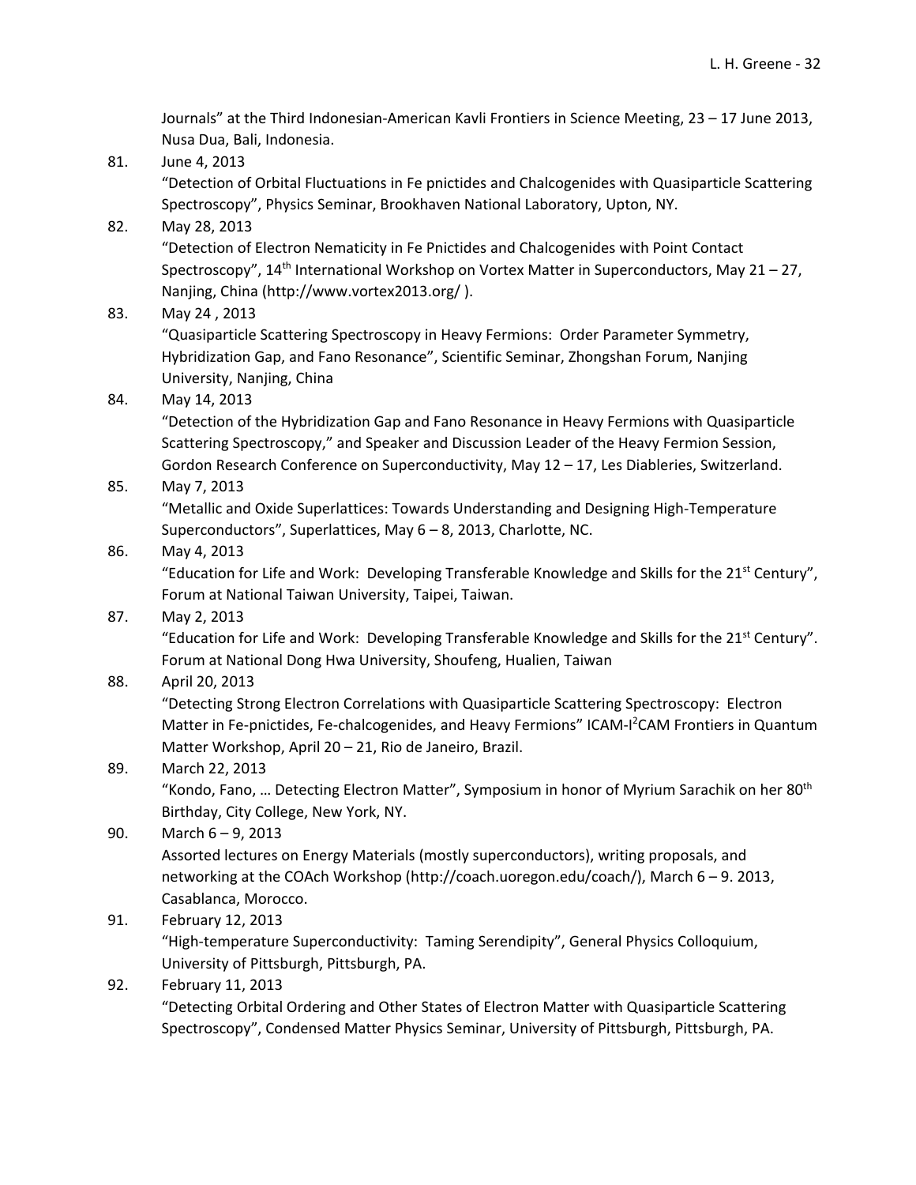Journals" at the Third Indonesian-American Kavli Frontiers in Science Meeting, 23 – 17 June 2013, Nusa Dua, Bali, Indonesia.

81. June 4, 2013
"Detection of Orbital Fluctuations in Fe pnictides and Chalcogenides with Quasiparticle Scattering Spectroscopy", Physics Seminar, Brookhaven National Laboratory, Upton, NY.

82. May 28, 2013
"Detection of Electron Nematicity in Fe Pnictides and Chalcogenides with Point Contact Spectroscopy", 14th International Workshop on Vortex Matter in Superconductors, May 21 – 27, Nanjing, China (http://www.vortex2013.org/ ).

83. May 24 , 2013
"Quasiparticle Scattering Spectroscopy in Heavy Fermions: Order Parameter Symmetry, Hybridization Gap, and Fano Resonance", Scientific Seminar, Zhongshan Forum, Nanjing University, Nanjing, China

84. May 14, 2013
"Detection of the Hybridization Gap and Fano Resonance in Heavy Fermions with Quasiparticle Scattering Spectroscopy," and Speaker and Discussion Leader of the Heavy Fermion Session, Gordon Research Conference on Superconductivity, May 12 – 17, Les Diableries, Switzerland.

85. May 7, 2013
"Metallic and Oxide Superlattices: Towards Understanding and Designing High-Temperature Superconductors", Superlattices, May 6 – 8, 2013, Charlotte, NC.

86. May 4, 2013
"Education for Life and Work: Developing Transferable Knowledge and Skills for the 21st Century", Forum at National Taiwan University, Taipei, Taiwan.

87. May 2, 2013
"Education for Life and Work: Developing Transferable Knowledge and Skills for the 21st Century". Forum at National Dong Hwa University, Shoufeng, Hualien, Taiwan

88. April 20, 2013
"Detecting Strong Electron Correlations with Quasiparticle Scattering Spectroscopy: Electron Matter in Fe-pnictides, Fe-chalcogenides, and Heavy Fermions" ICAM-I$^2$CAM Frontiers in Quantum Matter Workshop, April 20 – 21, Rio de Janeiro, Brazil.

89. March 22, 2013
"Kondo, Fano, … Detecting Electron Matter", Symposium in honor of Myrium Sarachik on her 80th Birthday, City College, New York, NY.

90. March 6 – 9, 2013
Assorted lectures on Energy Materials (mostly superconductors), writing proposals, and networking at the COAch Workshop (http://coach.uoregon.edu/coach/), March 6 – 9. 2013, Casablanca, Morocco.

91. February 12, 2013
"High-temperature Superconductivity: Taming Serendipity", General Physics Colloquium, University of Pittsburgh, Pittsburgh, PA.

92. February 11, 2013
"Detecting Orbital Ordering and Other States of Electron Matter with Quasiparticle Scattering Spectroscopy", Condensed Matter Physics Seminar, University of Pittsburgh, Pittsburgh, PA.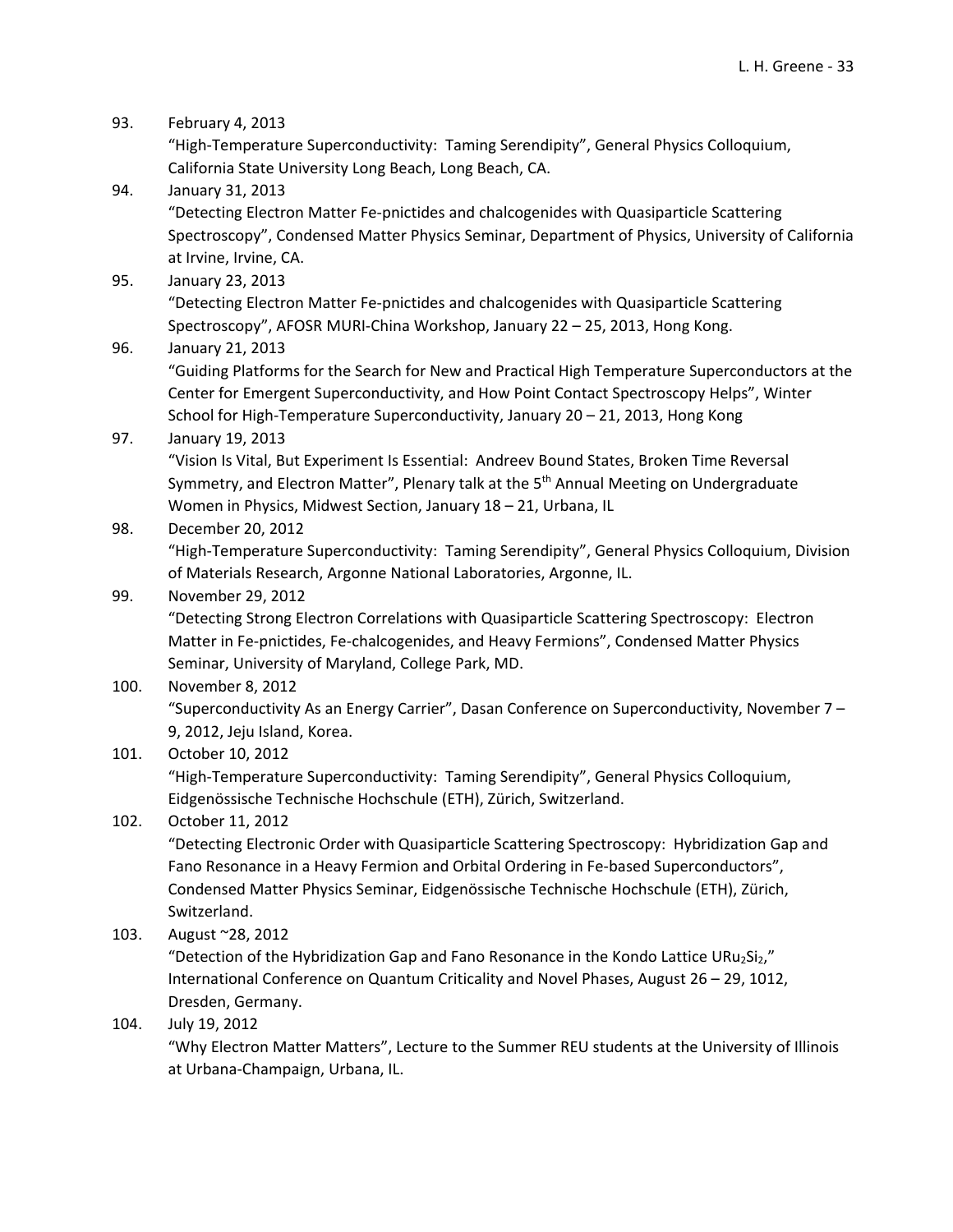93. February 4, 2013
    "High-Temperature Superconductivity: Taming Serendipity", General Physics Colloquium, California State University Long Beach, Long Beach, CA.

94. January 31, 2013
    "Detecting Electron Matter Fe-pnictides and chalcogenides with Quasiparticle Scattering Spectroscopy", Condensed Matter Physics Seminar, Department of Physics, University of California at Irvine, Irvine, CA.

95. January 23, 2013
    "Detecting Electron Matter Fe-pnictides and chalcogenides with Quasiparticle Scattering Spectroscopy", AFOSR MURI-China Workshop, January 22 – 25, 2013, Hong Kong.

96. January 21, 2013
    "Guiding Platforms for the Search for New and Practical High Temperature Superconductors at the Center for Emergent Superconductivity, and How Point Contact Spectroscopy Helps", Winter School for High-Temperature Superconductivity, January 20 – 21, 2013, Hong Kong

97. January 19, 2013
    "Vision Is Vital, But Experiment Is Essential: Andreev Bound States, Broken Time Reversal Symmetry, and Electron Matter", Plenary talk at the 5th Annual Meeting on Undergraduate Women in Physics, Midwest Section, January 18 – 21, Urbana, IL

98. December 20, 2012
    "High-Temperature Superconductivity: Taming Serendipity", General Physics Colloquium, Division of Materials Research, Argonne National Laboratories, Argonne, IL.

99. November 29, 2012
    "Detecting Strong Electron Correlations with Quasiparticle Scattering Spectroscopy: Electron Matter in Fe-pnictides, Fe-chalcogenides, and Heavy Fermions", Condensed Matter Physics Seminar, University of Maryland, College Park, MD.

100. November 8, 2012
    "Superconductivity As an Energy Carrier", Dasan Conference on Superconductivity, November 7 – 9, 2012, Jeju Island, Korea.

101. October 10, 2012
    "High-Temperature Superconductivity: Taming Serendipity", General Physics Colloquium, Eidgenössische Technische Hochschule (ETH), Zürich, Switzerland.

102. October 11, 2012
    "Detecting Electronic Order with Quasiparticle Scattering Spectroscopy: Hybridization Gap and Fano Resonance in a Heavy Fermion and Orbital Ordering in Fe-based Superconductors", Condensed Matter Physics Seminar, Eidgenössische Technische Hochschule (ETH), Zürich, Switzerland.

103. August ~28, 2012
    "Detection of the Hybridization Gap and Fano Resonance in the Kondo Lattice $URu_2Si_2$," International Conference on Quantum Criticality and Novel Phases, August 26 – 29, 1012, Dresden, Germany.

104. July 19, 2012
    "Why Electron Matter Matters", Lecture to the Summer REU students at the University of Illinois at Urbana-Champaign, Urbana, IL.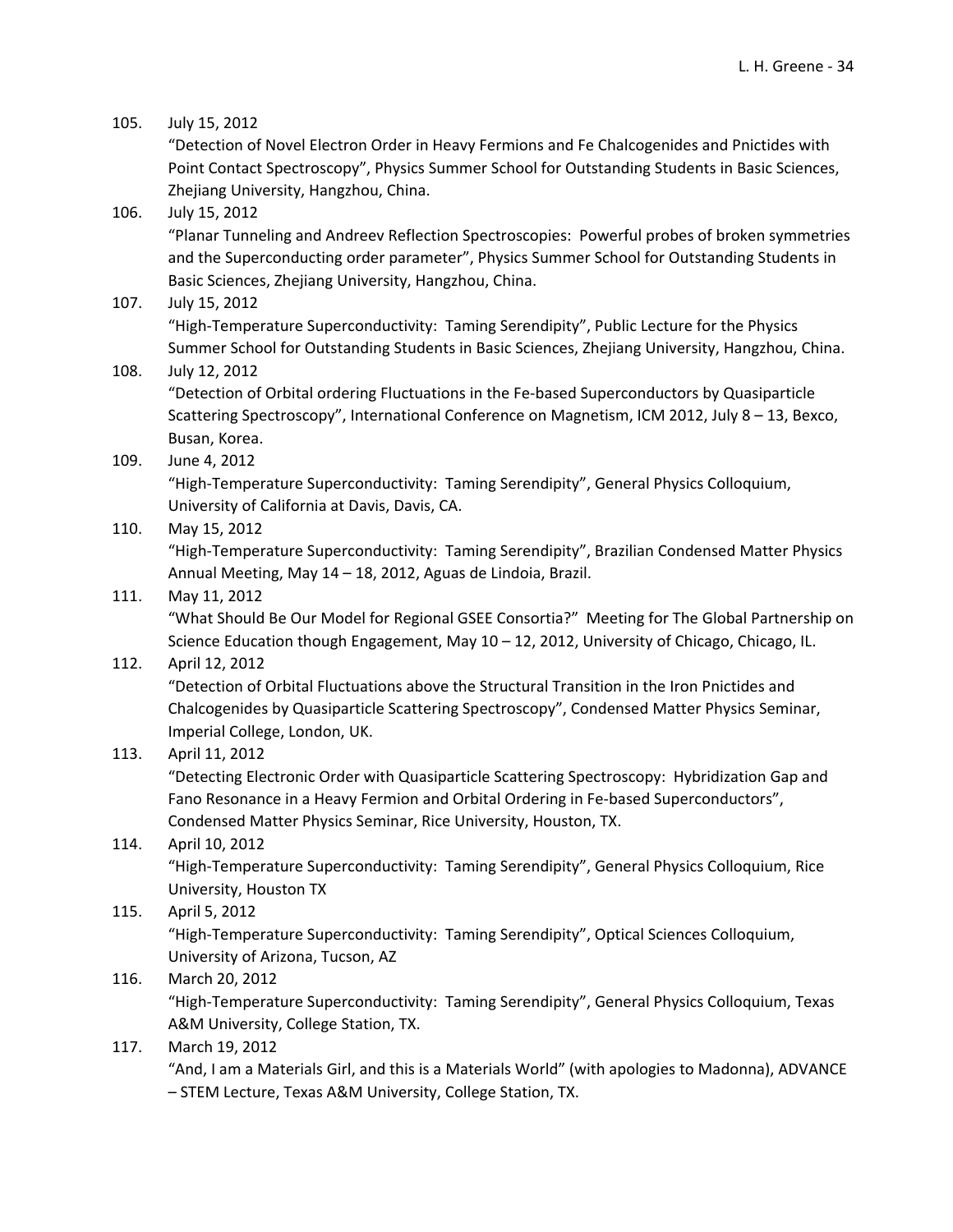105. July 15, 2012
"Detection of Novel Electron Order in Heavy Fermions and Fe Chalcogenides and Pnictides with Point Contact Spectroscopy", Physics Summer School for Outstanding Students in Basic Sciences, Zhejiang University, Hangzhou, China.

106. July 15, 2012
"Planar Tunneling and Andreev Reflection Spectroscopies: Powerful probes of broken symmetries and the Superconducting order parameter", Physics Summer School for Outstanding Students in Basic Sciences, Zhejiang University, Hangzhou, China.

107. July 15, 2012
"High-Temperature Superconductivity: Taming Serendipity", Public Lecture for the Physics Summer School for Outstanding Students in Basic Sciences, Zhejiang University, Hangzhou, China.

108. July 12, 2012
"Detection of Orbital ordering Fluctuations in the Fe-based Superconductors by Quasiparticle Scattering Spectroscopy", International Conference on Magnetism, ICM 2012, July 8 – 13, Bexco, Busan, Korea.

109. June 4, 2012
"High-Temperature Superconductivity: Taming Serendipity", General Physics Colloquium, University of California at Davis, Davis, CA.

110. May 15, 2012
"High-Temperature Superconductivity: Taming Serendipity", Brazilian Condensed Matter Physics Annual Meeting, May 14 – 18, 2012, Aguas de Lindoia, Brazil.

111. May 11, 2012
"What Should Be Our Model for Regional GSEE Consortia?" Meeting for The Global Partnership on Science Education though Engagement, May 10 – 12, 2012, University of Chicago, Chicago, IL.

112. April 12, 2012
"Detection of Orbital Fluctuations above the Structural Transition in the Iron Pnictides and Chalcogenides by Quasiparticle Scattering Spectroscopy", Condensed Matter Physics Seminar, Imperial College, London, UK.

113. April 11, 2012
"Detecting Electronic Order with Quasiparticle Scattering Spectroscopy: Hybridization Gap and Fano Resonance in a Heavy Fermion and Orbital Ordering in Fe-based Superconductors", Condensed Matter Physics Seminar, Rice University, Houston, TX.

114. April 10, 2012
"High-Temperature Superconductivity: Taming Serendipity", General Physics Colloquium, Rice University, Houston TX

115. April 5, 2012
"High-Temperature Superconductivity: Taming Serendipity", Optical Sciences Colloquium, University of Arizona, Tucson, AZ

116. March 20, 2012
"High-Temperature Superconductivity: Taming Serendipity", General Physics Colloquium, Texas A&M University, College Station, TX.

117. March 19, 2012
"And, I am a Materials Girl, and this is a Materials World" (with apologies to Madonna), ADVANCE – STEM Lecture, Texas A&M University, College Station, TX.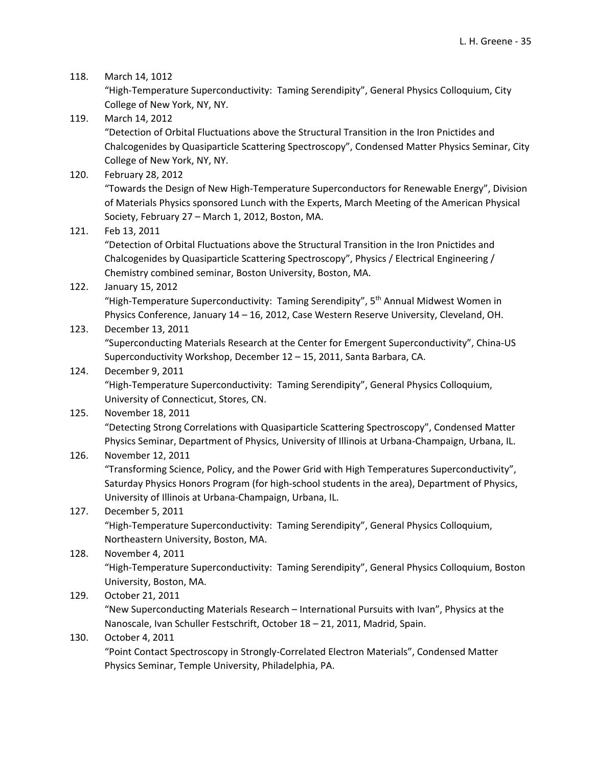118. March 14, 1012
 "High-Temperature Superconductivity: Taming Serendipity", General Physics Colloquium, City College of New York, NY, NY.

119. March 14, 2012
 "Detection of Orbital Fluctuations above the Structural Transition in the Iron Pnictides and Chalcogenides by Quasiparticle Scattering Spectroscopy", Condensed Matter Physics Seminar, City College of New York, NY, NY.

120. February 28, 2012
 "Towards the Design of New High-Temperature Superconductors for Renewable Energy", Division of Materials Physics sponsored Lunch with the Experts, March Meeting of the American Physical Society, February 27 – March 1, 2012, Boston, MA.

121. Feb 13, 2011
 "Detection of Orbital Fluctuations above the Structural Transition in the Iron Pnictides and Chalcogenides by Quasiparticle Scattering Spectroscopy", Physics / Electrical Engineering / Chemistry combined seminar, Boston University, Boston, MA.

122. January 15, 2012
 "High-Temperature Superconductivity: Taming Serendipity", 5th Annual Midwest Women in Physics Conference, January 14 – 16, 2012, Case Western Reserve University, Cleveland, OH.

123. December 13, 2011
 "Superconducting Materials Research at the Center for Emergent Superconductivity", China-US Superconductivity Workshop, December 12 – 15, 2011, Santa Barbara, CA.

124. December 9, 2011
 "High-Temperature Superconductivity: Taming Serendipity", General Physics Colloquium, University of Connecticut, Stores, CN.

125. November 18, 2011
 "Detecting Strong Correlations with Quasiparticle Scattering Spectroscopy", Condensed Matter Physics Seminar, Department of Physics, University of Illinois at Urbana-Champaign, Urbana, IL.

126. November 12, 2011
 "Transforming Science, Policy, and the Power Grid with High Temperatures Superconductivity", Saturday Physics Honors Program (for high-school students in the area), Department of Physics, University of Illinois at Urbana-Champaign, Urbana, IL.

127. December 5, 2011
 "High-Temperature Superconductivity: Taming Serendipity", General Physics Colloquium, Northeastern University, Boston, MA.

128. November 4, 2011
 "High-Temperature Superconductivity: Taming Serendipity", General Physics Colloquium, Boston University, Boston, MA.

129. October 21, 2011
 "New Superconducting Materials Research – International Pursuits with Ivan", Physics at the Nanoscale, Ivan Schuller Festschrift, October 18 – 21, 2011, Madrid, Spain.

130. October 4, 2011
 "Point Contact Spectroscopy in Strongly-Correlated Electron Materials", Condensed Matter Physics Seminar, Temple University, Philadelphia, PA.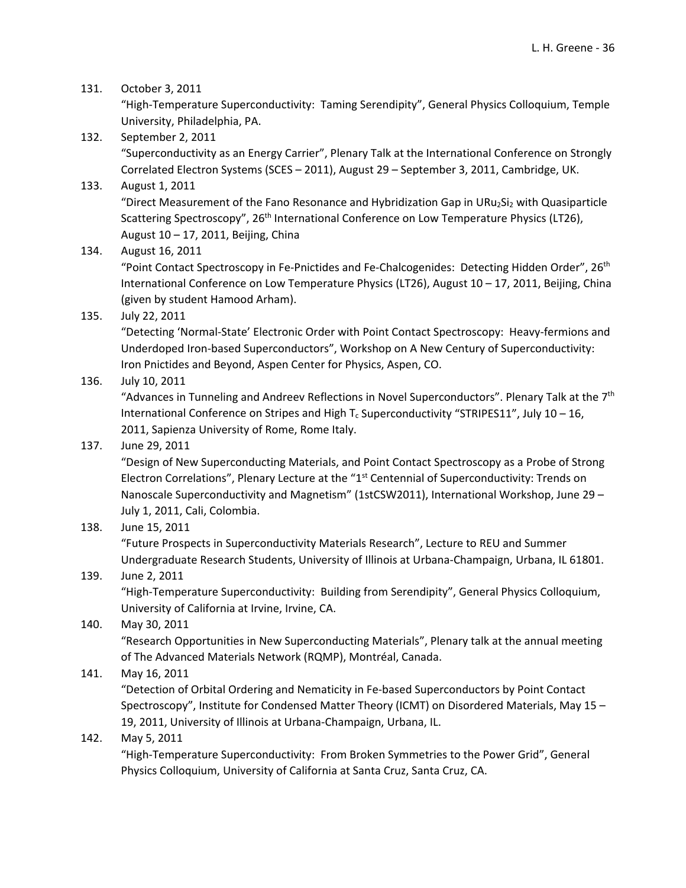131. October 3, 2011
   "High-Temperature Superconductivity: Taming Serendipity", General Physics Colloquium, Temple University, Philadelphia, PA.

132. September 2, 2011
   "Superconductivity as an Energy Carrier", Plenary Talk at the International Conference on Strongly Correlated Electron Systems (SCES – 2011), August 29 – September 3, 2011, Cambridge, UK.

133. August 1, 2011
   "Direct Measurement of the Fano Resonance and Hybridization Gap in $URu_2Si_2$ with Quasiparticle Scattering Spectroscopy", 26th International Conference on Low Temperature Physics (LT26), August 10 – 17, 2011, Beijing, China

134. August 16, 2011
   "Point Contact Spectroscopy in Fe-Pnictides and Fe-Chalcogenides: Detecting Hidden Order", 26th International Conference on Low Temperature Physics (LT26), August 10 – 17, 2011, Beijing, China (given by student Hamood Arham).

135. July 22, 2011
   "Detecting 'Normal-State' Electronic Order with Point Contact Spectroscopy: Heavy-fermions and Underdoped Iron-based Superconductors", Workshop on A New Century of Superconductivity: Iron Pnictides and Beyond, Aspen Center for Physics, Aspen, CO.

136. July 10, 2011
   "Advances in Tunneling and Andreev Reflections in Novel Superconductors". Plenary Talk at the 7th International Conference on Stripes and High $T_c$ Superconductivity "STRIPES11", July 10 – 16, 2011, Sapienza University of Rome, Rome Italy.

137. June 29, 2011
   "Design of New Superconducting Materials, and Point Contact Spectroscopy as a Probe of Strong Electron Correlations", Plenary Lecture at the "1st Centennial of Superconductivity: Trends on Nanoscale Superconductivity and Magnetism" (1stCSW2011), International Workshop, June 29 – July 1, 2011, Cali, Colombia.

138. June 15, 2011
   "Future Prospects in Superconductivity Materials Research", Lecture to REU and Summer Undergraduate Research Students, University of Illinois at Urbana-Champaign, Urbana, IL 61801.

139. June 2, 2011
   "High-Temperature Superconductivity: Building from Serendipity", General Physics Colloquium, University of California at Irvine, Irvine, CA.

140. May 30, 2011
   "Research Opportunities in New Superconducting Materials", Plenary talk at the annual meeting of The Advanced Materials Network (RQMP), Montréal, Canada.

141. May 16, 2011
   "Detection of Orbital Ordering and Nematicity in Fe-based Superconductors by Point Contact Spectroscopy", Institute for Condensed Matter Theory (ICMT) on Disordered Materials, May 15 – 19, 2011, University of Illinois at Urbana-Champaign, Urbana, IL.

142. May 5, 2011
   "High-Temperature Superconductivity: From Broken Symmetries to the Power Grid", General Physics Colloquium, University of California at Santa Cruz, Santa Cruz, CA.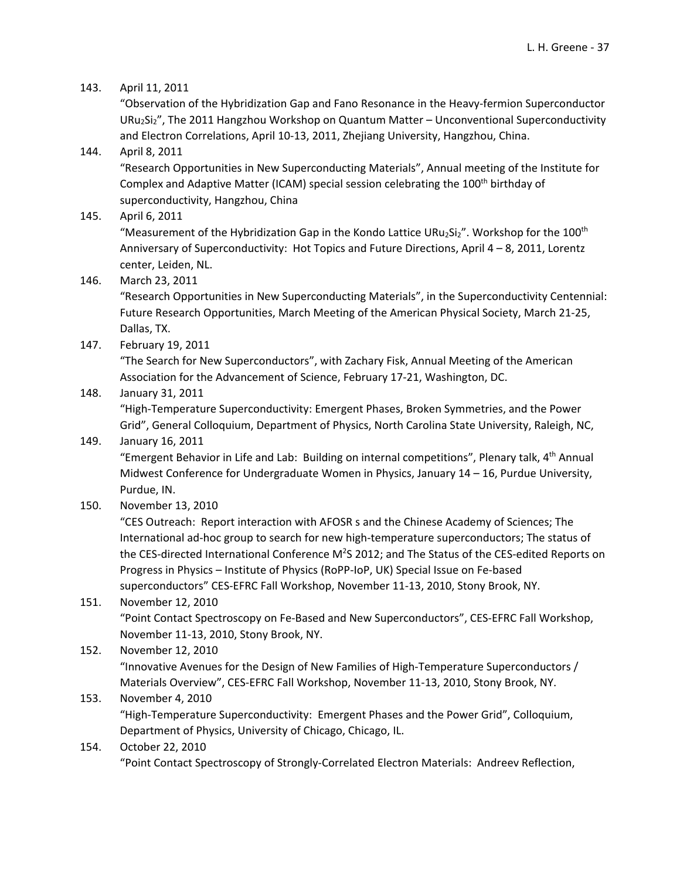143. April 11, 2011
"Observation of the Hybridization Gap and Fano Resonance in the Heavy-fermion Superconductor $URu_2Si_2$", The 2011 Hangzhou Workshop on Quantum Matter – Unconventional Superconductivity and Electron Correlations, April 10-13, 2011, Zhejiang University, Hangzhou, China.

144. April 8, 2011
"Research Opportunities in New Superconducting Materials", Annual meeting of the Institute for Complex and Adaptive Matter (ICAM) special session celebrating the 100th birthday of superconductivity, Hangzhou, China

145. April 6, 2011
"Measurement of the Hybridization Gap in the Kondo Lattice $URu_2Si_2$". Workshop for the 100th Anniversary of Superconductivity: Hot Topics and Future Directions, April 4 – 8, 2011, Lorentz center, Leiden, NL.

146. March 23, 2011
"Research Opportunities in New Superconducting Materials", in the Superconductivity Centennial: Future Research Opportunities, March Meeting of the American Physical Society, March 21-25, Dallas, TX.

147. February 19, 2011
"The Search for New Superconductors", with Zachary Fisk, Annual Meeting of the American Association for the Advancement of Science, February 17-21, Washington, DC.

148. January 31, 2011
"High-Temperature Superconductivity: Emergent Phases, Broken Symmetries, and the Power Grid", General Colloquium, Department of Physics, North Carolina State University, Raleigh, NC,

149. January 16, 2011
"Emergent Behavior in Life and Lab: Building on internal competitions", Plenary talk, 4th Annual Midwest Conference for Undergraduate Women in Physics, January 14 – 16, Purdue University, Purdue, IN.

150. November 13, 2010
"CES Outreach: Report interaction with AFOSR s and the Chinese Academy of Sciences; The International ad-hoc group to search for new high-temperature superconductors; The status of the CES-directed International Conference $M^2S$ 2012; and The Status of the CES-edited Reports on Progress in Physics – Institute of Physics (RoPP-IoP, UK) Special Issue on Fe-based superconductors" CES-EFRC Fall Workshop, November 11-13, 2010, Stony Brook, NY.

151. November 12, 2010
"Point Contact Spectroscopy on Fe-Based and New Superconductors", CES-EFRC Fall Workshop, November 11-13, 2010, Stony Brook, NY.

152. November 12, 2010
"Innovative Avenues for the Design of New Families of High-Temperature Superconductors / Materials Overview", CES-EFRC Fall Workshop, November 11-13, 2010, Stony Brook, NY.

153. November 4, 2010
"High-Temperature Superconductivity: Emergent Phases and the Power Grid", Colloquium, Department of Physics, University of Chicago, Chicago, IL.

154. October 22, 2010
"Point Contact Spectroscopy of Strongly-Correlated Electron Materials: Andreev Reflection,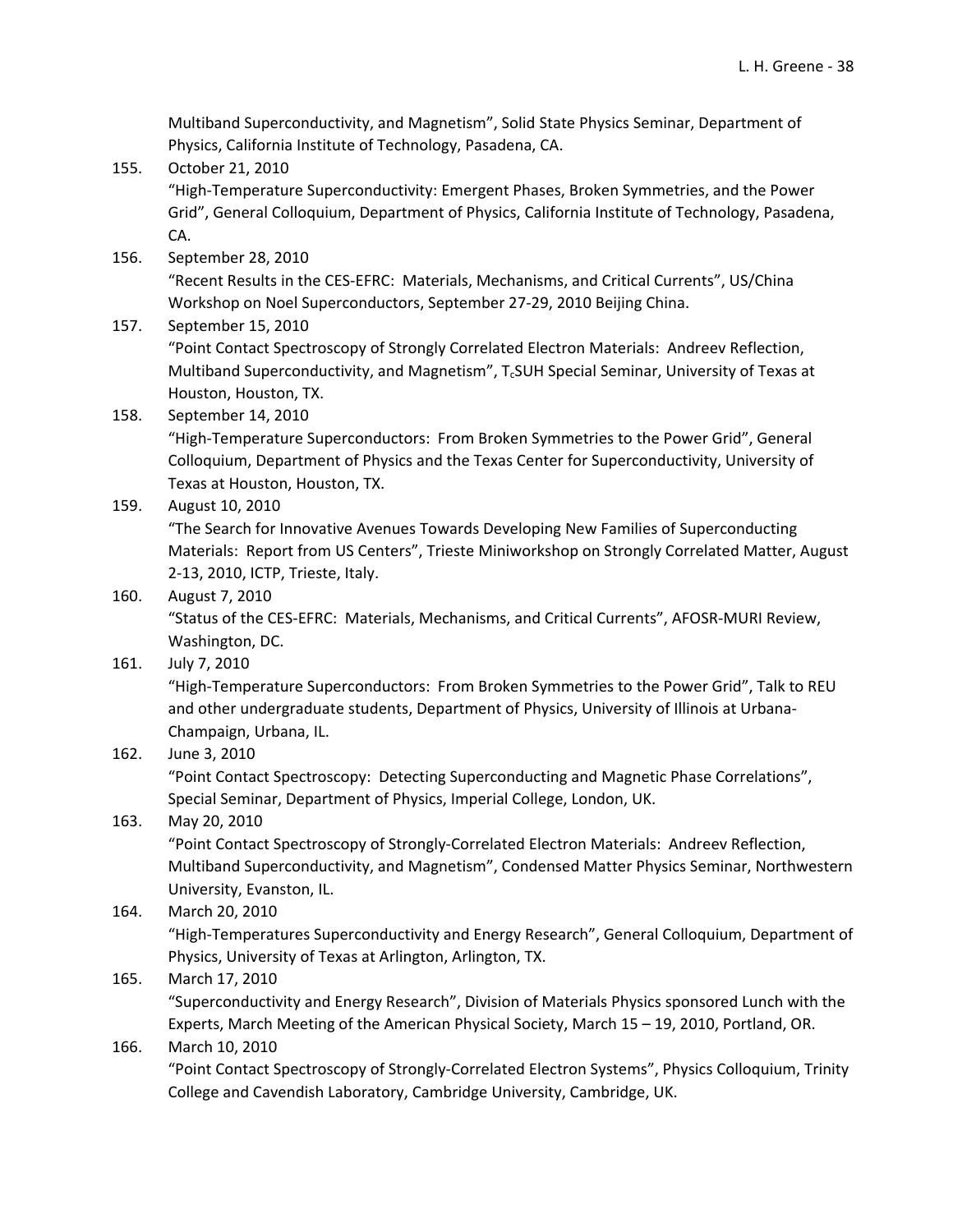Multiband Superconductivity, and Magnetism", Solid State Physics Seminar, Department of Physics, California Institute of Technology, Pasadena, CA.

155. October 21, 2010
"High-Temperature Superconductivity: Emergent Phases, Broken Symmetries, and the Power Grid", General Colloquium, Department of Physics, California Institute of Technology, Pasadena, CA.

156. September 28, 2010
"Recent Results in the CES-EFRC: Materials, Mechanisms, and Critical Currents", US/China Workshop on Noel Superconductors, September 27-29, 2010 Beijing China.

157. September 15, 2010
"Point Contact Spectroscopy of Strongly Correlated Electron Materials: Andreev Reflection, Multiband Superconductivity, and Magnetism", $T_c$SUH Special Seminar, University of Texas at Houston, Houston, TX.

158. September 14, 2010
"High-Temperature Superconductors: From Broken Symmetries to the Power Grid", General Colloquium, Department of Physics and the Texas Center for Superconductivity, University of Texas at Houston, Houston, TX.

159. August 10, 2010
"The Search for Innovative Avenues Towards Developing New Families of Superconducting Materials: Report from US Centers", Trieste Miniworkshop on Strongly Correlated Matter, August 2-13, 2010, ICTP, Trieste, Italy.

160. August 7, 2010
"Status of the CES-EFRC: Materials, Mechanisms, and Critical Currents", AFOSR-MURI Review, Washington, DC.

161. July 7, 2010
"High-Temperature Superconductors: From Broken Symmetries to the Power Grid", Talk to REU and other undergraduate students, Department of Physics, University of Illinois at Urbana-Champaign, Urbana, IL.

162. June 3, 2010
"Point Contact Spectroscopy: Detecting Superconducting and Magnetic Phase Correlations", Special Seminar, Department of Physics, Imperial College, London, UK.

163. May 20, 2010
"Point Contact Spectroscopy of Strongly-Correlated Electron Materials: Andreev Reflection, Multiband Superconductivity, and Magnetism", Condensed Matter Physics Seminar, Northwestern University, Evanston, IL.

164. March 20, 2010
"High-Temperatures Superconductivity and Energy Research", General Colloquium, Department of Physics, University of Texas at Arlington, Arlington, TX.

165. March 17, 2010
"Superconductivity and Energy Research", Division of Materials Physics sponsored Lunch with the Experts, March Meeting of the American Physical Society, March 15 – 19, 2010, Portland, OR.

166. March 10, 2010
"Point Contact Spectroscopy of Strongly-Correlated Electron Systems", Physics Colloquium, Trinity College and Cavendish Laboratory, Cambridge University, Cambridge, UK.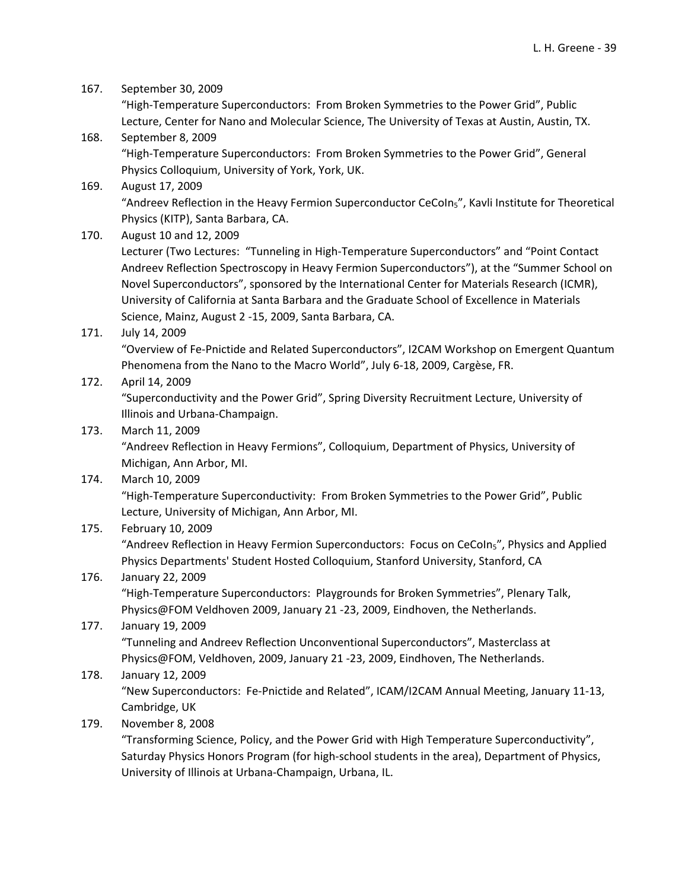167. September 30, 2009
"High-Temperature Superconductors: From Broken Symmetries to the Power Grid", Public Lecture, Center for Nano and Molecular Science, The University of Texas at Austin, Austin, TX.

168. September 8, 2009
"High-Temperature Superconductors: From Broken Symmetries to the Power Grid", General Physics Colloquium, University of York, York, UK.

169. August 17, 2009
"Andreev Reflection in the Heavy Fermion Superconductor $CeCoIn_5$", Kavli Institute for Theoretical Physics (KITP), Santa Barbara, CA.

170. August 10 and 12, 2009
Lecturer (Two Lectures: "Tunneling in High-Temperature Superconductors" and "Point Contact Andreev Reflection Spectroscopy in Heavy Fermion Superconductors"), at the "Summer School on Novel Superconductors", sponsored by the International Center for Materials Research (ICMR), University of California at Santa Barbara and the Graduate School of Excellence in Materials Science, Mainz, August 2 -15, 2009, Santa Barbara, CA.

171. July 14, 2009
"Overview of Fe-Pnictide and Related Superconductors", I2CAM Workshop on Emergent Quantum Phenomena from the Nano to the Macro World", July 6-18, 2009, Cargèse, FR.

172. April 14, 2009
"Superconductivity and the Power Grid", Spring Diversity Recruitment Lecture, University of Illinois and Urbana-Champaign.

173. March 11, 2009
"Andreev Reflection in Heavy Fermions", Colloquium, Department of Physics, University of Michigan, Ann Arbor, MI.

174. March 10, 2009
"High-Temperature Superconductivity: From Broken Symmetries to the Power Grid", Public Lecture, University of Michigan, Ann Arbor, MI.

175. February 10, 2009
"Andreev Reflection in Heavy Fermion Superconductors: Focus on $CeCoIn_5$", Physics and Applied Physics Departments' Student Hosted Colloquium, Stanford University, Stanford, CA

176. January 22, 2009
"High-Temperature Superconductors: Playgrounds for Broken Symmetries", Plenary Talk, Physics@FOM Veldhoven 2009, January 21 -23, 2009, Eindhoven, the Netherlands.

177. January 19, 2009
"Tunneling and Andreev Reflection Unconventional Superconductors", Masterclass at Physics@FOM, Veldhoven, 2009, January 21 -23, 2009, Eindhoven, The Netherlands.

178. January 12, 2009
"New Superconductors: Fe-Pnictide and Related", ICAM/I2CAM Annual Meeting, January 11-13, Cambridge, UK

179. November 8, 2008
"Transforming Science, Policy, and the Power Grid with High Temperature Superconductivity", Saturday Physics Honors Program (for high-school students in the area), Department of Physics, University of Illinois at Urbana-Champaign, Urbana, IL.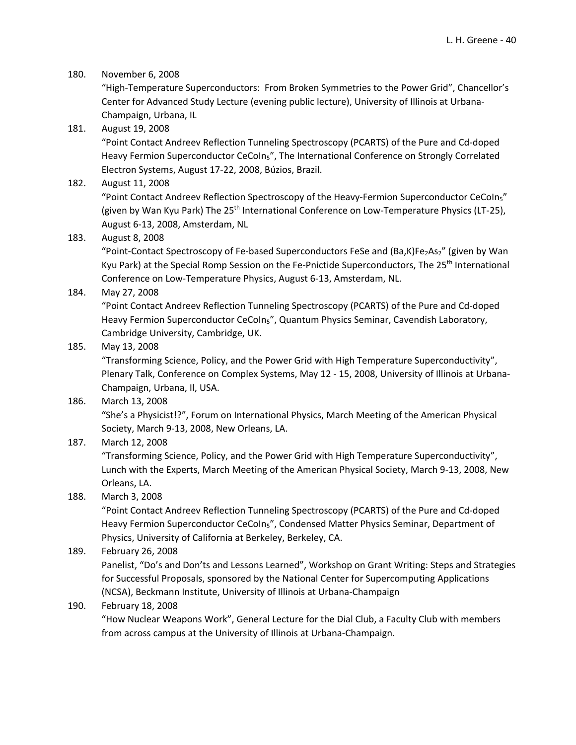180. November 6, 2008
 "High-Temperature Superconductors: From Broken Symmetries to the Power Grid", Chancellor's Center for Advanced Study Lecture (evening public lecture), University of Illinois at Urbana-Champaign, Urbana, IL

181. August 19, 2008
 "Point Contact Andreev Reflection Tunneling Spectroscopy (PCARTS) of the Pure and Cd-doped Heavy Fermion Superconductor $CeCoIn_5$", The International Conference on Strongly Correlated Electron Systems, August 17-22, 2008, Búzios, Brazil.

182. August 11, 2008
 "Point Contact Andreev Reflection Spectroscopy of the Heavy-Fermion Superconductor $CeCoIn_5$" (given by Wan Kyu Park) The 25th International Conference on Low-Temperature Physics (LT-25), August 6-13, 2008, Amsterdam, NL

183. August 8, 2008
 "Point-Contact Spectroscopy of Fe-based Superconductors FeSe and $(Ba,K)Fe_2As_2$" (given by Wan Kyu Park) at the Special Romp Session on the Fe-Pnictide Superconductors, The 25th International Conference on Low-Temperature Physics, August 6-13, Amsterdam, NL.

184. May 27, 2008
 "Point Contact Andreev Reflection Tunneling Spectroscopy (PCARTS) of the Pure and Cd-doped Heavy Fermion Superconductor $CeCoIn_5$", Quantum Physics Seminar, Cavendish Laboratory, Cambridge University, Cambridge, UK.

185. May 13, 2008
 "Transforming Science, Policy, and the Power Grid with High Temperature Superconductivity", Plenary Talk, Conference on Complex Systems, May 12 - 15, 2008, University of Illinois at Urbana-Champaign, Urbana, Il, USA.

186. March 13, 2008
 "She's a Physicist!?", Forum on International Physics, March Meeting of the American Physical Society, March 9-13, 2008, New Orleans, LA.

187. March 12, 2008
 "Transforming Science, Policy, and the Power Grid with High Temperature Superconductivity", Lunch with the Experts, March Meeting of the American Physical Society, March 9-13, 2008, New Orleans, LA.

188. March 3, 2008
 "Point Contact Andreev Reflection Tunneling Spectroscopy (PCARTS) of the Pure and Cd-doped Heavy Fermion Superconductor $CeCoIn_5$", Condensed Matter Physics Seminar, Department of Physics, University of California at Berkeley, Berkeley, CA.

189. February 26, 2008
 Panelist, "Do's and Don'ts and Lessons Learned", Workshop on Grant Writing: Steps and Strategies for Successful Proposals, sponsored by the National Center for Supercomputing Applications (NCSA), Beckmann Institute, University of Illinois at Urbana-Champaign

190. February 18, 2008
 "How Nuclear Weapons Work", General Lecture for the Dial Club, a Faculty Club with members from across campus at the University of Illinois at Urbana-Champaign.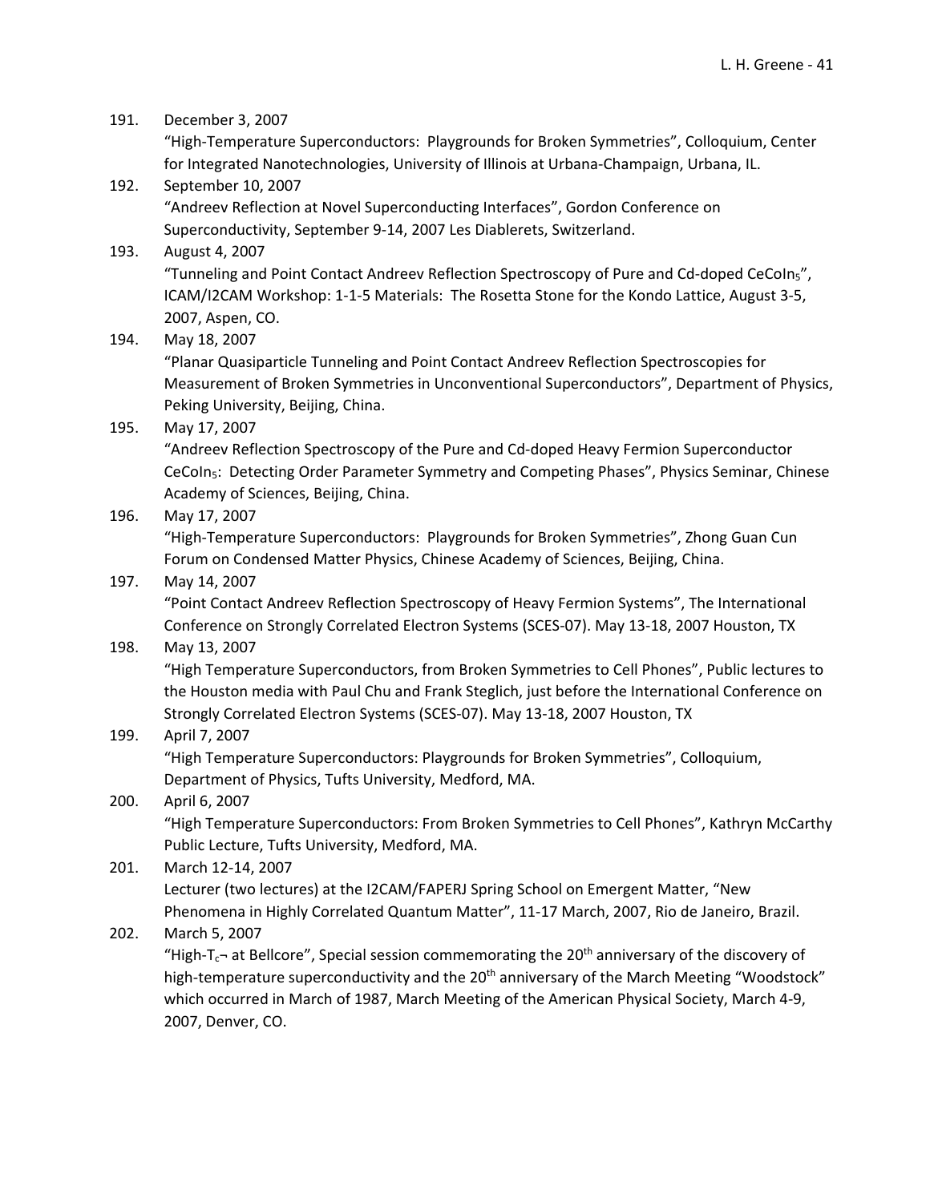191. December 3, 2007
"High-Temperature Superconductors: Playgrounds for Broken Symmetries", Colloquium, Center for Integrated Nanotechnologies, University of Illinois at Urbana-Champaign, Urbana, IL.

192. September 10, 2007
"Andreev Reflection at Novel Superconducting Interfaces", Gordon Conference on Superconductivity, September 9-14, 2007 Les Diablerets, Switzerland.

193. August 4, 2007
"Tunneling and Point Contact Andreev Reflection Spectroscopy of Pure and Cd-doped $CeCoIn_5$", ICAM/I2CAM Workshop: 1-1-5 Materials: The Rosetta Stone for the Kondo Lattice, August 3-5, 2007, Aspen, CO.

194. May 18, 2007
"Planar Quasiparticle Tunneling and Point Contact Andreev Reflection Spectroscopies for Measurement of Broken Symmetries in Unconventional Superconductors", Department of Physics, Peking University, Beijing, China.

195. May 17, 2007
"Andreev Reflection Spectroscopy of the Pure and Cd-doped Heavy Fermion Superconductor $CeCoIn_5$: Detecting Order Parameter Symmetry and Competing Phases", Physics Seminar, Chinese Academy of Sciences, Beijing, China.

196. May 17, 2007
"High-Temperature Superconductors: Playgrounds for Broken Symmetries", Zhong Guan Cun Forum on Condensed Matter Physics, Chinese Academy of Sciences, Beijing, China.

197. May 14, 2007
"Point Contact Andreev Reflection Spectroscopy of Heavy Fermion Systems", The International Conference on Strongly Correlated Electron Systems (SCES-07). May 13-18, 2007 Houston, TX

198. May 13, 2007
"High Temperature Superconductors, from Broken Symmetries to Cell Phones", Public lectures to the Houston media with Paul Chu and Frank Steglich, just before the International Conference on Strongly Correlated Electron Systems (SCES-07). May 13-18, 2007 Houston, TX

199. April 7, 2007
"High Temperature Superconductors: Playgrounds for Broken Symmetries", Colloquium, Department of Physics, Tufts University, Medford, MA.

200. April 6, 2007
"High Temperature Superconductors: From Broken Symmetries to Cell Phones", Kathryn McCarthy Public Lecture, Tufts University, Medford, MA.

201. March 12-14, 2007
Lecturer (two lectures) at the I2CAM/FAPERJ Spring School on Emergent Matter, "New Phenomena in Highly Correlated Quantum Matter", 11-17 March, 2007, Rio de Janeiro, Brazil.

202. March 5, 2007
"High-$T_c$¬ at Bellcore", Special session commemorating the 20th anniversary of the discovery of high-temperature superconductivity and the 20th anniversary of the March Meeting "Woodstock" which occurred in March of 1987, March Meeting of the American Physical Society, March 4-9, 2007, Denver, CO.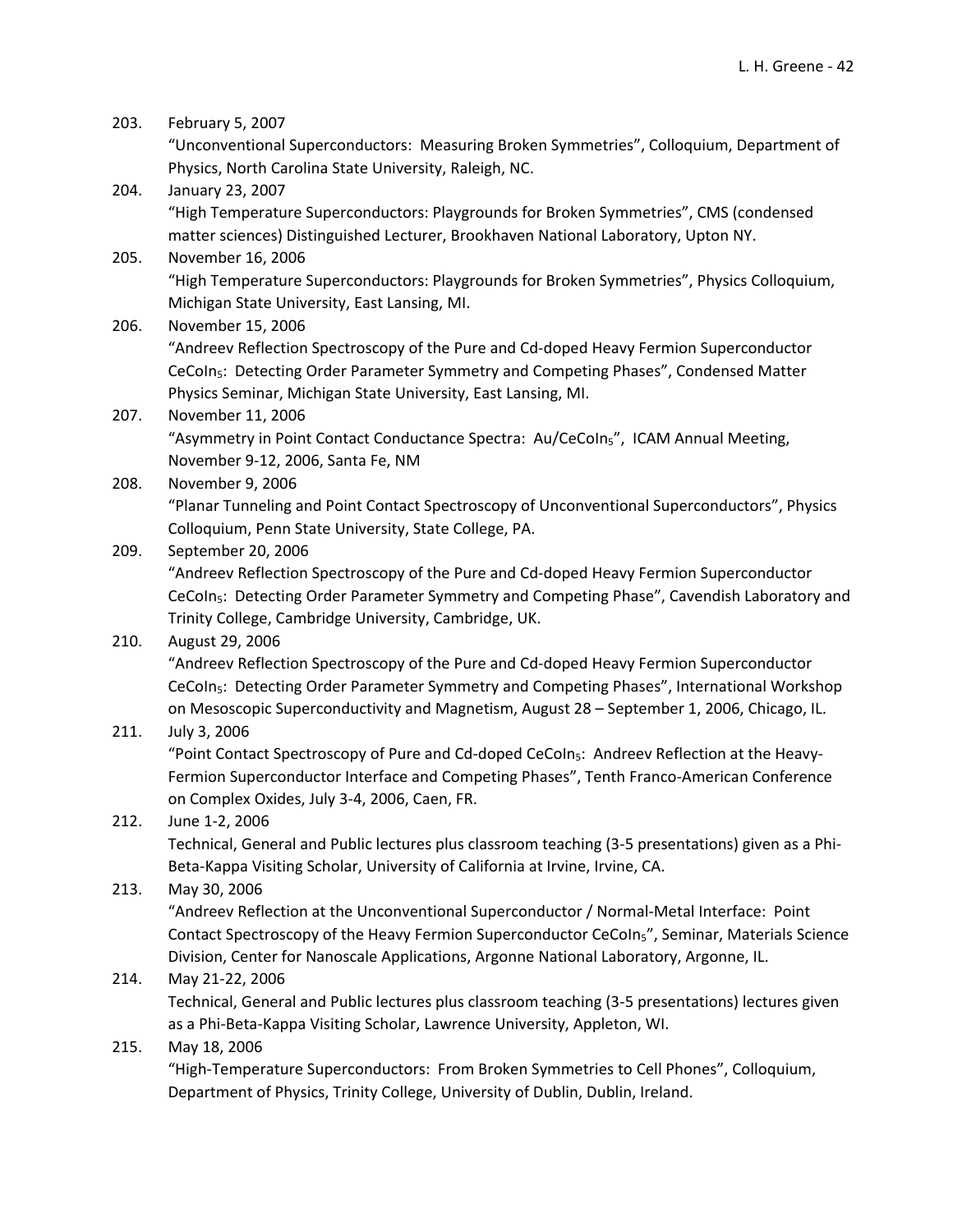203. February 5, 2007
"Unconventional Superconductors: Measuring Broken Symmetries", Colloquium, Department of Physics, North Carolina State University, Raleigh, NC.

204. January 23, 2007
"High Temperature Superconductors: Playgrounds for Broken Symmetries", CMS (condensed matter sciences) Distinguished Lecturer, Brookhaven National Laboratory, Upton NY.

205. November 16, 2006
"High Temperature Superconductors: Playgrounds for Broken Symmetries", Physics Colloquium, Michigan State University, East Lansing, MI.

206. November 15, 2006
"Andreev Reflection Spectroscopy of the Pure and Cd-doped Heavy Fermion Superconductor $CeCoIn_5$: Detecting Order Parameter Symmetry and Competing Phases", Condensed Matter Physics Seminar, Michigan State University, East Lansing, MI.

207. November 11, 2006
"Asymmetry in Point Contact Conductance Spectra: Au/$CeCoIn_5$", ICAM Annual Meeting, November 9-12, 2006, Santa Fe, NM

208. November 9, 2006
"Planar Tunneling and Point Contact Spectroscopy of Unconventional Superconductors", Physics Colloquium, Penn State University, State College, PA.

209. September 20, 2006
"Andreev Reflection Spectroscopy of the Pure and Cd-doped Heavy Fermion Superconductor $CeCoIn_5$: Detecting Order Parameter Symmetry and Competing Phase", Cavendish Laboratory and Trinity College, Cambridge University, Cambridge, UK.

210. August 29, 2006
"Andreev Reflection Spectroscopy of the Pure and Cd-doped Heavy Fermion Superconductor $CeCoIn_5$: Detecting Order Parameter Symmetry and Competing Phases", International Workshop on Mesoscopic Superconductivity and Magnetism, August 28 – September 1, 2006, Chicago, IL.

211. July 3, 2006
"Point Contact Spectroscopy of Pure and Cd-doped $CeCoIn_5$: Andreev Reflection at the Heavy-Fermion Superconductor Interface and Competing Phases", Tenth Franco-American Conference on Complex Oxides, July 3-4, 2006, Caen, FR.

212. June 1-2, 2006
Technical, General and Public lectures plus classroom teaching (3-5 presentations) given as a Phi-Beta-Kappa Visiting Scholar, University of California at Irvine, Irvine, CA.

213. May 30, 2006
"Andreev Reflection at the Unconventional Superconductor / Normal-Metal Interface: Point Contact Spectroscopy of the Heavy Fermion Superconductor $CeCoIn_5$", Seminar, Materials Science Division, Center for Nanoscale Applications, Argonne National Laboratory, Argonne, IL.

214. May 21-22, 2006
Technical, General and Public lectures plus classroom teaching (3-5 presentations) lectures given as a Phi-Beta-Kappa Visiting Scholar, Lawrence University, Appleton, WI.

215. May 18, 2006
"High-Temperature Superconductors: From Broken Symmetries to Cell Phones", Colloquium, Department of Physics, Trinity College, University of Dublin, Dublin, Ireland.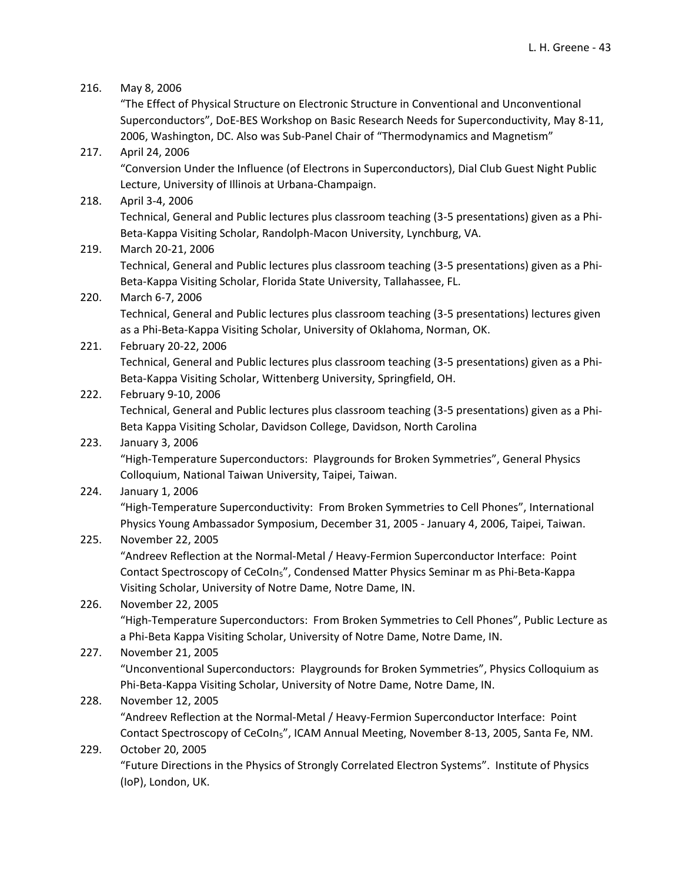216. May 8, 2006
"The Effect of Physical Structure on Electronic Structure in Conventional and Unconventional Superconductors", DoE-BES Workshop on Basic Research Needs for Superconductivity, May 8-11, 2006, Washington, DC. Also was Sub-Panel Chair of "Thermodynamics and Magnetism"

217. April 24, 2006
"Conversion Under the Influence (of Electrons in Superconductors), Dial Club Guest Night Public Lecture, University of Illinois at Urbana-Champaign.

218. April 3-4, 2006
Technical, General and Public lectures plus classroom teaching (3-5 presentations) given as a Phi-Beta-Kappa Visiting Scholar, Randolph-Macon University, Lynchburg, VA.

219. March 20-21, 2006
Technical, General and Public lectures plus classroom teaching (3-5 presentations) given as a Phi-Beta-Kappa Visiting Scholar, Florida State University, Tallahassee, FL.

220. March 6-7, 2006
Technical, General and Public lectures plus classroom teaching (3-5 presentations) lectures given as a Phi-Beta-Kappa Visiting Scholar, University of Oklahoma, Norman, OK.

221. February 20-22, 2006
Technical, General and Public lectures plus classroom teaching (3-5 presentations) given as a Phi-Beta-Kappa Visiting Scholar, Wittenberg University, Springfield, OH.

222. February 9-10, 2006
Technical, General and Public lectures plus classroom teaching (3-5 presentations) given as a Phi-Beta Kappa Visiting Scholar, Davidson College, Davidson, North Carolina

223. January 3, 2006
"High-Temperature Superconductors: Playgrounds for Broken Symmetries", General Physics Colloquium, National Taiwan University, Taipei, Taiwan.

224. January 1, 2006
"High-Temperature Superconductivity: From Broken Symmetries to Cell Phones", International Physics Young Ambassador Symposium, December 31, 2005 - January 4, 2006, Taipei, Taiwan.

225. November 22, 2005
"Andreev Reflection at the Normal-Metal / Heavy-Fermion Superconductor Interface: Point Contact Spectroscopy of $CeCoIn_5$", Condensed Matter Physics Seminar m as Phi-Beta-Kappa Visiting Scholar, University of Notre Dame, Notre Dame, IN.

226. November 22, 2005
"High-Temperature Superconductors: From Broken Symmetries to Cell Phones", Public Lecture as a Phi-Beta Kappa Visiting Scholar, University of Notre Dame, Notre Dame, IN.

227. November 21, 2005
"Unconventional Superconductors: Playgrounds for Broken Symmetries", Physics Colloquium as Phi-Beta-Kappa Visiting Scholar, University of Notre Dame, Notre Dame, IN.

228. November 12, 2005
"Andreev Reflection at the Normal-Metal / Heavy-Fermion Superconductor Interface: Point Contact Spectroscopy of $CeCoIn_5$", ICAM Annual Meeting, November 8-13, 2005, Santa Fe, NM.

229. October 20, 2005
"Future Directions in the Physics of Strongly Correlated Electron Systems". Institute of Physics (IoP), London, UK.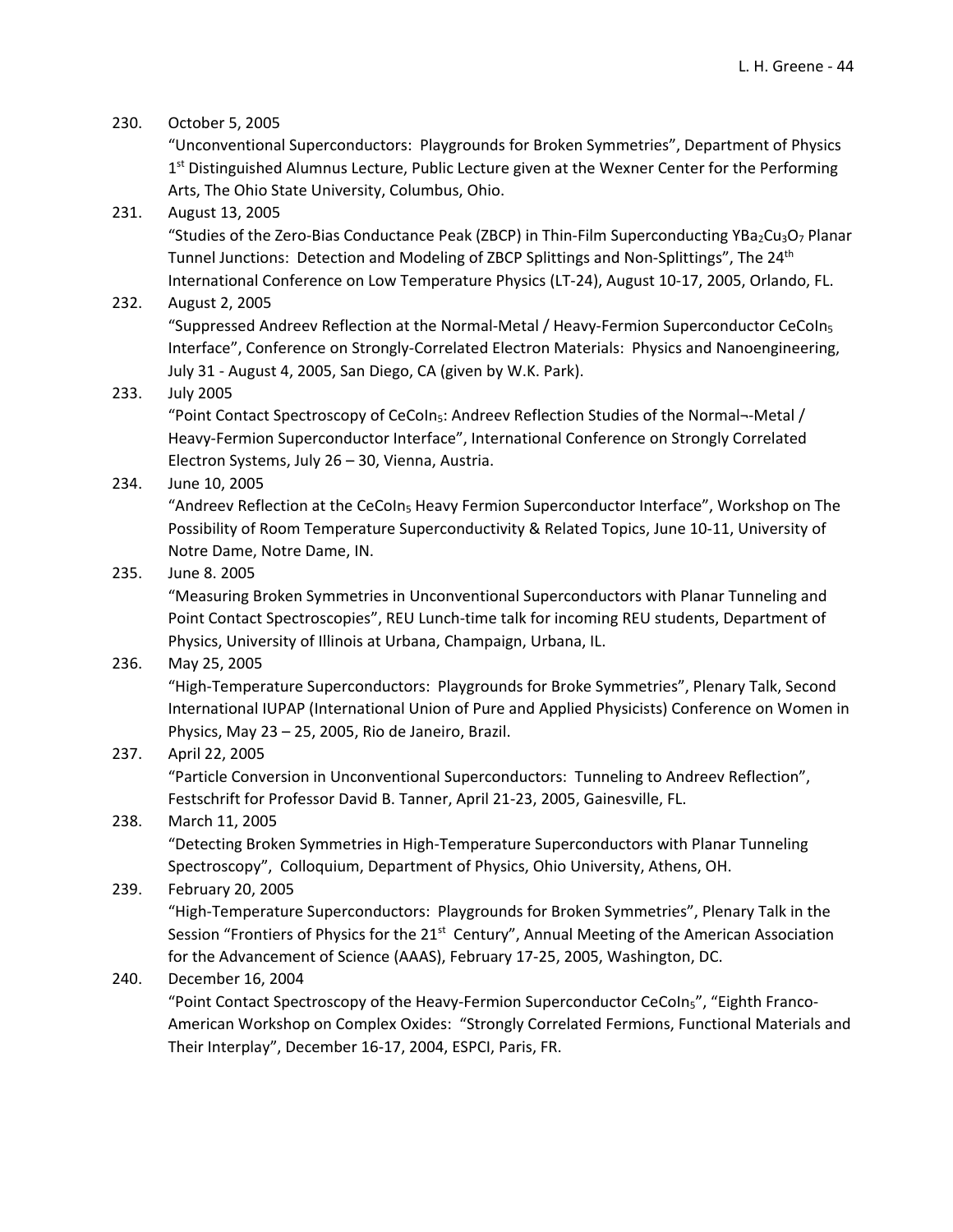230. October 5, 2005
"Unconventional Superconductors: Playgrounds for Broken Symmetries", Department of Physics 1st Distinguished Alumnus Lecture, Public Lecture given at the Wexner Center for the Performing Arts, The Ohio State University, Columbus, Ohio.

231. August 13, 2005
"Studies of the Zero-Bias Conductance Peak (ZBCP) in Thin-Film Superconducting $YBa_2Cu_3O_7$ Planar Tunnel Junctions: Detection and Modeling of ZBCP Splittings and Non-Splittings", The 24th International Conference on Low Temperature Physics (LT-24), August 10-17, 2005, Orlando, FL.

232. August 2, 2005
"Suppressed Andreev Reflection at the Normal-Metal / Heavy-Fermion Superconductor $CeCoIn_5$ Interface", Conference on Strongly-Correlated Electron Materials: Physics and Nanoengineering, July 31 - August 4, 2005, San Diego, CA (given by W.K. Park).

233. July 2005
"Point Contact Spectroscopy of $CeCoIn_5$: Andreev Reflection Studies of the Normal¬-Metal / Heavy-Fermion Superconductor Interface", International Conference on Strongly Correlated Electron Systems, July 26 – 30, Vienna, Austria.

234. June 10, 2005
"Andreev Reflection at the $CeCoIn_5$ Heavy Fermion Superconductor Interface", Workshop on The Possibility of Room Temperature Superconductivity & Related Topics, June 10-11, University of Notre Dame, Notre Dame, IN.

235. June 8. 2005
"Measuring Broken Symmetries in Unconventional Superconductors with Planar Tunneling and Point Contact Spectroscopies", REU Lunch-time talk for incoming REU students, Department of Physics, University of Illinois at Urbana, Champaign, Urbana, IL.

236. May 25, 2005
"High-Temperature Superconductors: Playgrounds for Broke Symmetries", Plenary Talk, Second International IUPAP (International Union of Pure and Applied Physicists) Conference on Women in Physics, May 23 – 25, 2005, Rio de Janeiro, Brazil.

237. April 22, 2005
"Particle Conversion in Unconventional Superconductors: Tunneling to Andreev Reflection", Festschrift for Professor David B. Tanner, April 21-23, 2005, Gainesville, FL.

238. March 11, 2005
"Detecting Broken Symmetries in High-Temperature Superconductors with Planar Tunneling Spectroscopy", Colloquium, Department of Physics, Ohio University, Athens, OH.

239. February 20, 2005
"High-Temperature Superconductors: Playgrounds for Broken Symmetries", Plenary Talk in the Session "Frontiers of Physics for the 21st Century", Annual Meeting of the American Association for the Advancement of Science (AAAS), February 17-25, 2005, Washington, DC.

240. December 16, 2004
"Point Contact Spectroscopy of the Heavy-Fermion Superconductor $CeCoIn_5$", "Eighth Franco-American Workshop on Complex Oxides: "Strongly Correlated Fermions, Functional Materials and Their Interplay", December 16-17, 2004, ESPCI, Paris, FR.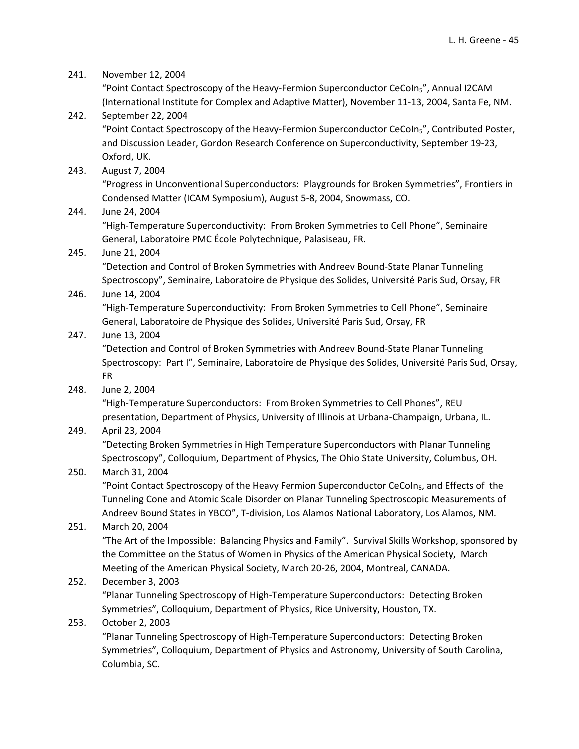241. November 12, 2004
"Point Contact Spectroscopy of the Heavy-Fermion Superconductor $CeCoIn_5$", Annual I2CAM (International Institute for Complex and Adaptive Matter), November 11-13, 2004, Santa Fe, NM.

242. September 22, 2004
"Point Contact Spectroscopy of the Heavy-Fermion Superconductor $CeCoIn_5$", Contributed Poster, and Discussion Leader, Gordon Research Conference on Superconductivity, September 19-23, Oxford, UK.

243. August 7, 2004
"Progress in Unconventional Superconductors: Playgrounds for Broken Symmetries", Frontiers in Condensed Matter (ICAM Symposium), August 5-8, 2004, Snowmass, CO.

244. June 24, 2004
"High-Temperature Superconductivity: From Broken Symmetries to Cell Phone", Seminaire General, Laboratoire PMC École Polytechnique, Palasiseau, FR.

245. June 21, 2004
"Detection and Control of Broken Symmetries with Andreev Bound-State Planar Tunneling Spectroscopy", Seminaire, Laboratoire de Physique des Solides, Université Paris Sud, Orsay, FR

246. June 14, 2004
"High-Temperature Superconductivity: From Broken Symmetries to Cell Phone", Seminaire General, Laboratoire de Physique des Solides, Université Paris Sud, Orsay, FR

247. June 13, 2004
"Detection and Control of Broken Symmetries with Andreev Bound-State Planar Tunneling Spectroscopy: Part I", Seminaire, Laboratoire de Physique des Solides, Université Paris Sud, Orsay, FR

248. June 2, 2004
"High-Temperature Superconductors: From Broken Symmetries to Cell Phones", REU presentation, Department of Physics, University of Illinois at Urbana-Champaign, Urbana, IL.

249. April 23, 2004
"Detecting Broken Symmetries in High Temperature Superconductors with Planar Tunneling Spectroscopy", Colloquium, Department of Physics, The Ohio State University, Columbus, OH.

250. March 31, 2004
"Point Contact Spectroscopy of the Heavy Fermion Superconductor $CeCoIn_5$, and Effects of the Tunneling Cone and Atomic Scale Disorder on Planar Tunneling Spectroscopic Measurements of Andreev Bound States in YBCO", T-division, Los Alamos National Laboratory, Los Alamos, NM.

251. March 20, 2004
"The Art of the Impossible: Balancing Physics and Family". Survival Skills Workshop, sponsored by the Committee on the Status of Women in Physics of the American Physical Society, March Meeting of the American Physical Society, March 20-26, 2004, Montreal, CANADA.

252. December 3, 2003
"Planar Tunneling Spectroscopy of High-Temperature Superconductors: Detecting Broken Symmetries", Colloquium, Department of Physics, Rice University, Houston, TX.

253. October 2, 2003
"Planar Tunneling Spectroscopy of High-Temperature Superconductors: Detecting Broken Symmetries", Colloquium, Department of Physics and Astronomy, University of South Carolina, Columbia, SC.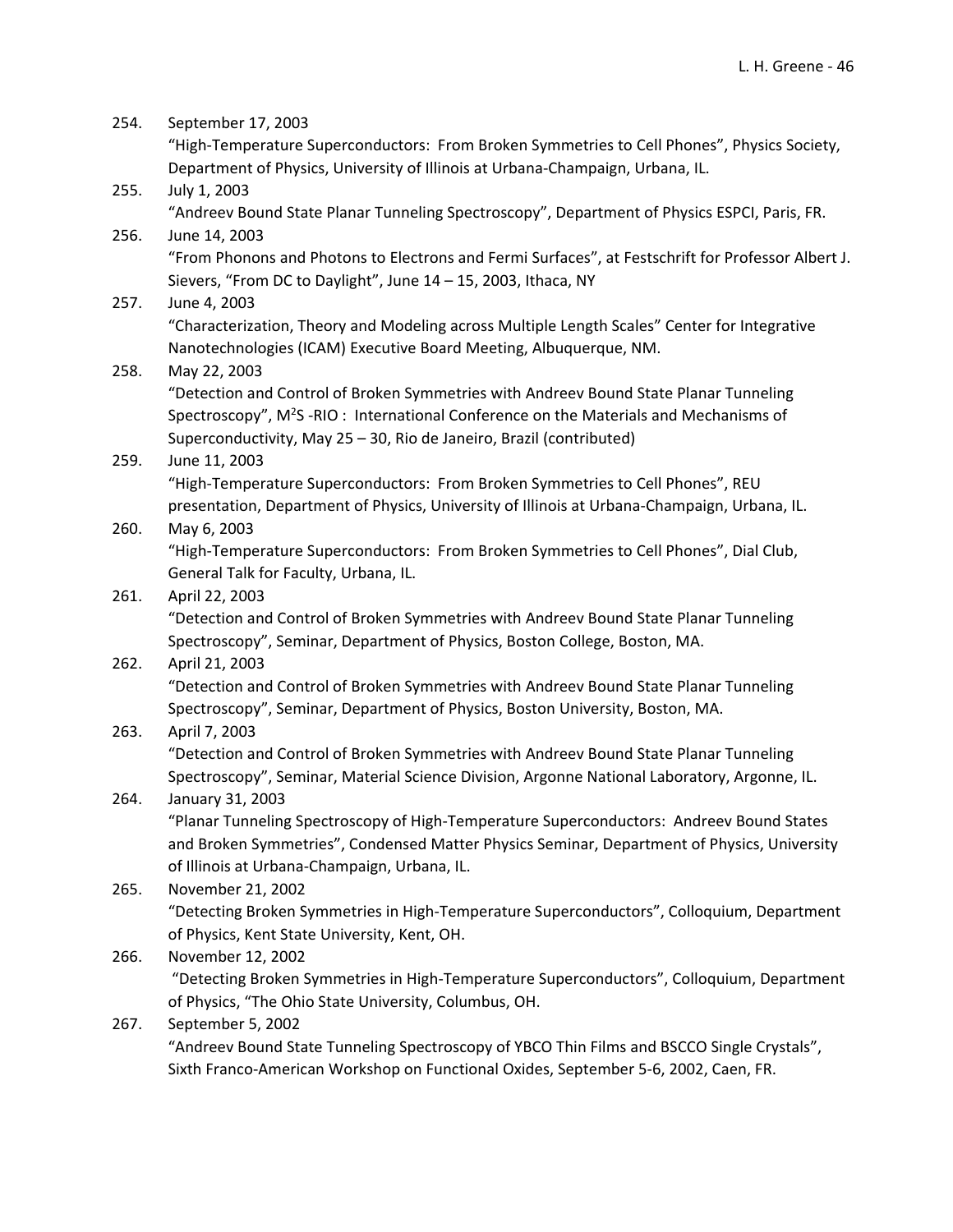254. September 17, 2003
“High-Temperature Superconductors: From Broken Symmetries to Cell Phones”, Physics Society, Department of Physics, University of Illinois at Urbana-Champaign, Urbana, IL.

255. July 1, 2003
“Andreev Bound State Planar Tunneling Spectroscopy”, Department of Physics ESPCI, Paris, FR.

256. June 14, 2003
“From Phonons and Photons to Electrons and Fermi Surfaces”, at Festschrift for Professor Albert J. Sievers, “From DC to Daylight”, June 14 – 15, 2003, Ithaca, NY

257. June 4, 2003
“Characterization, Theory and Modeling across Multiple Length Scales” Center for Integrative Nanotechnologies (ICAM) Executive Board Meeting, Albuquerque, NM.

258. May 22, 2003
“Detection and Control of Broken Symmetries with Andreev Bound State Planar Tunneling Spectroscopy”, $M^2S$ -RIO : International Conference on the Materials and Mechanisms of Superconductivity, May 25 – 30, Rio de Janeiro, Brazil (contributed)

259. June 11, 2003
“High-Temperature Superconductors: From Broken Symmetries to Cell Phones”, REU presentation, Department of Physics, University of Illinois at Urbana-Champaign, Urbana, IL.

260. May 6, 2003
“High-Temperature Superconductors: From Broken Symmetries to Cell Phones”, Dial Club, General Talk for Faculty, Urbana, IL.

261. April 22, 2003
“Detection and Control of Broken Symmetries with Andreev Bound State Planar Tunneling Spectroscopy”, Seminar, Department of Physics, Boston College, Boston, MA.

262. April 21, 2003
“Detection and Control of Broken Symmetries with Andreev Bound State Planar Tunneling Spectroscopy”, Seminar, Department of Physics, Boston University, Boston, MA.

263. April 7, 2003
“Detection and Control of Broken Symmetries with Andreev Bound State Planar Tunneling Spectroscopy”, Seminar, Material Science Division, Argonne National Laboratory, Argonne, IL.

264. January 31, 2003
“Planar Tunneling Spectroscopy of High-Temperature Superconductors: Andreev Bound States and Broken Symmetries”, Condensed Matter Physics Seminar, Department of Physics, University of Illinois at Urbana-Champaign, Urbana, IL.

265. November 21, 2002
“Detecting Broken Symmetries in High-Temperature Superconductors”, Colloquium, Department of Physics, Kent State University, Kent, OH.

266. November 12, 2002
“Detecting Broken Symmetries in High-Temperature Superconductors”, Colloquium, Department of Physics, “The Ohio State University, Columbus, OH.

267. September 5, 2002
“Andreev Bound State Tunneling Spectroscopy of YBCO Thin Films and BSCCO Single Crystals”, Sixth Franco-American Workshop on Functional Oxides, September 5-6, 2002, Caen, FR.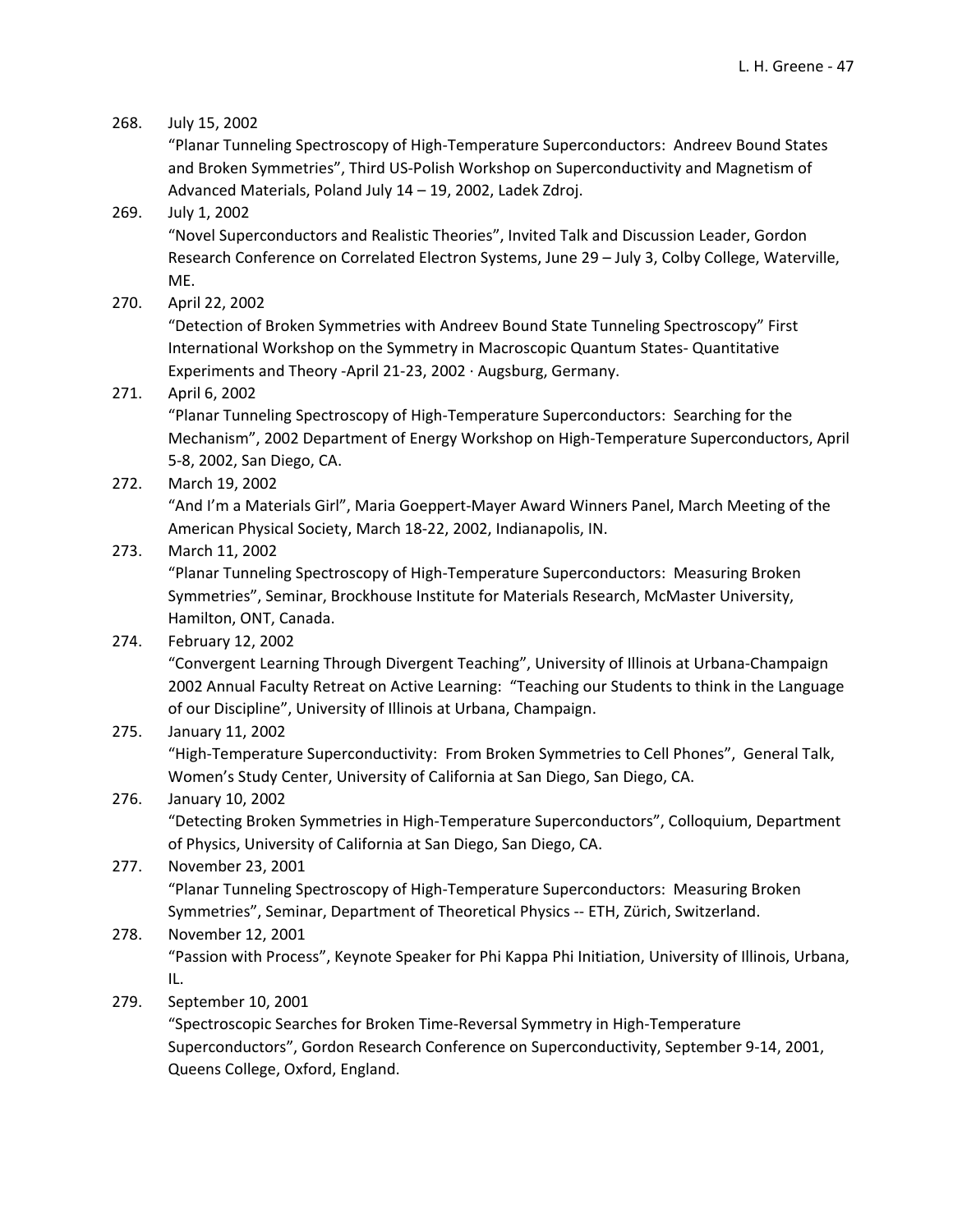268. July 15, 2002
“Planar Tunneling Spectroscopy of High-Temperature Superconductors: Andreev Bound States and Broken Symmetries”, Third US-Polish Workshop on Superconductivity and Magnetism of Advanced Materials, Poland July 14 – 19, 2002, Ladek Zdroj.

269. July 1, 2002
“Novel Superconductors and Realistic Theories”, Invited Talk and Discussion Leader, Gordon Research Conference on Correlated Electron Systems, June 29 – July 3, Colby College, Waterville, ME.

270. April 22, 2002
“Detection of Broken Symmetries with Andreev Bound State Tunneling Spectroscopy” First International Workshop on the Symmetry in Macroscopic Quantum States- Quantitative Experiments and Theory -April 21-23, 2002 · Augsburg, Germany.

271. April 6, 2002
“Planar Tunneling Spectroscopy of High-Temperature Superconductors: Searching for the Mechanism”, 2002 Department of Energy Workshop on High-Temperature Superconductors, April 5-8, 2002, San Diego, CA.

272. March 19, 2002
“And I’m a Materials Girl”, Maria Goeppert-Mayer Award Winners Panel, March Meeting of the American Physical Society, March 18-22, 2002, Indianapolis, IN.

273. March 11, 2002
“Planar Tunneling Spectroscopy of High-Temperature Superconductors: Measuring Broken Symmetries”, Seminar, Brockhouse Institute for Materials Research, McMaster University, Hamilton, ONT, Canada.

274. February 12, 2002
“Convergent Learning Through Divergent Teaching”, University of Illinois at Urbana-Champaign 2002 Annual Faculty Retreat on Active Learning: “Teaching our Students to think in the Language of our Discipline”, University of Illinois at Urbana, Champaign.

275. January 11, 2002
“High-Temperature Superconductivity: From Broken Symmetries to Cell Phones”, General Talk, Women’s Study Center, University of California at San Diego, San Diego, CA.

276. January 10, 2002
“Detecting Broken Symmetries in High-Temperature Superconductors”, Colloquium, Department of Physics, University of California at San Diego, San Diego, CA.

277. November 23, 2001
“Planar Tunneling Spectroscopy of High-Temperature Superconductors: Measuring Broken Symmetries”, Seminar, Department of Theoretical Physics -- ETH, Zürich, Switzerland.

278. November 12, 2001
“Passion with Process”, Keynote Speaker for Phi Kappa Phi Initiation, University of Illinois, Urbana, IL.

279. September 10, 2001
“Spectroscopic Searches for Broken Time-Reversal Symmetry in High-Temperature Superconductors”, Gordon Research Conference on Superconductivity, September 9-14, 2001, Queens College, Oxford, England.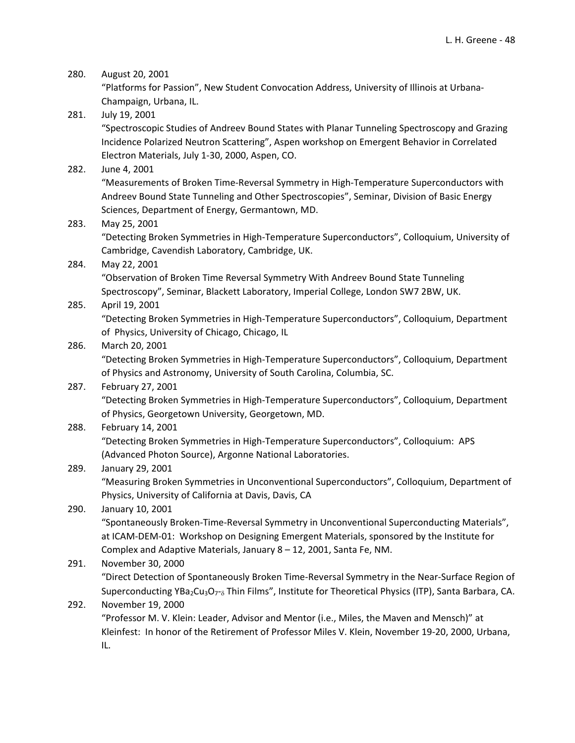280. August 20, 2001
"Platforms for Passion", New Student Convocation Address, University of Illinois at Urbana-Champaign, Urbana, IL.

281. July 19, 2001
"Spectroscopic Studies of Andreev Bound States with Planar Tunneling Spectroscopy and Grazing Incidence Polarized Neutron Scattering", Aspen workshop on Emergent Behavior in Correlated Electron Materials, July 1-30, 2000, Aspen, CO.

282. June 4, 2001
"Measurements of Broken Time-Reversal Symmetry in High-Temperature Superconductors with Andreev Bound State Tunneling and Other Spectroscopies", Seminar, Division of Basic Energy Sciences, Department of Energy, Germantown, MD.

283. May 25, 2001
"Detecting Broken Symmetries in High-Temperature Superconductors", Colloquium, University of Cambridge, Cavendish Laboratory, Cambridge, UK.

284. May 22, 2001
"Observation of Broken Time Reversal Symmetry With Andreev Bound State Tunneling Spectroscopy", Seminar, Blackett Laboratory, Imperial College, London SW7 2BW, UK.

285. April 19, 2001
"Detecting Broken Symmetries in High-Temperature Superconductors", Colloquium, Department of Physics, University of Chicago, Chicago, IL

286. March 20, 2001
"Detecting Broken Symmetries in High-Temperature Superconductors", Colloquium, Department of Physics and Astronomy, University of South Carolina, Columbia, SC.

287. February 27, 2001
"Detecting Broken Symmetries in High-Temperature Superconductors", Colloquium, Department of Physics, Georgetown University, Georgetown, MD.

288. February 14, 2001
"Detecting Broken Symmetries in High-Temperature Superconductors", Colloquium: APS (Advanced Photon Source), Argonne National Laboratories.

289. January 29, 2001
"Measuring Broken Symmetries in Unconventional Superconductors", Colloquium, Department of Physics, University of California at Davis, Davis, CA

290. January 10, 2001
"Spontaneously Broken-Time-Reversal Symmetry in Unconventional Superconducting Materials", at ICAM-DEM-01: Workshop on Designing Emergent Materials, sponsored by the Institute for Complex and Adaptive Materials, January 8 – 12, 2001, Santa Fe, NM.

291. November 30, 2000
"Direct Detection of Spontaneously Broken Time-Reversal Symmetry in the Near-Surface Region of Superconducting $YBa_2Cu_3O_{7-\delta}$ Thin Films", Institute for Theoretical Physics (ITP), Santa Barbara, CA.

292. November 19, 2000
"Professor M. V. Klein: Leader, Advisor and Mentor (i.e., Miles, the Maven and Mensch)" at Kleinfest: In honor of the Retirement of Professor Miles V. Klein, November 19-20, 2000, Urbana, IL.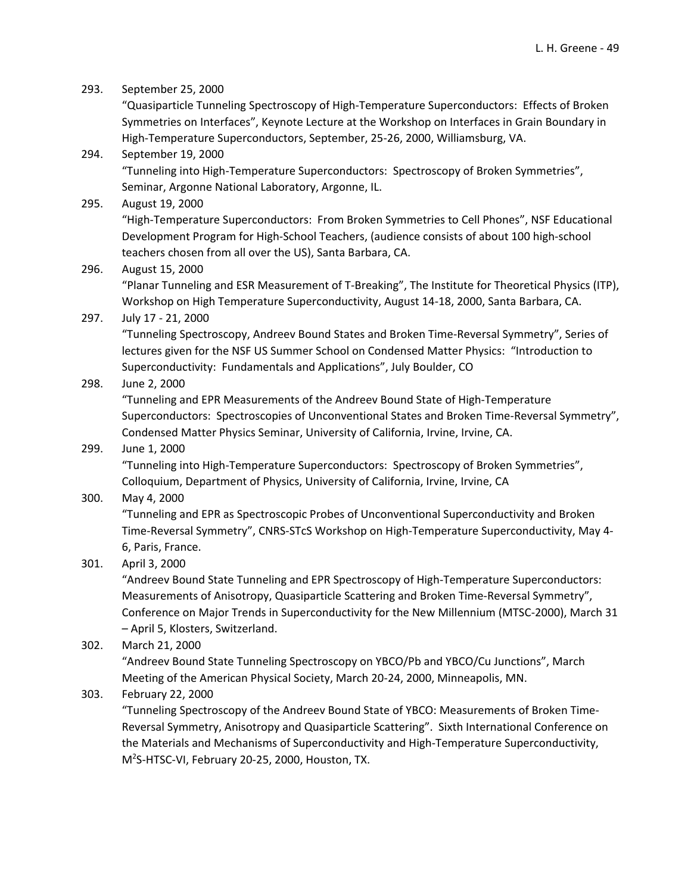293. September 25, 2000
"Quasiparticle Tunneling Spectroscopy of High-Temperature Superconductors: Effects of Broken Symmetries on Interfaces", Keynote Lecture at the Workshop on Interfaces in Grain Boundary in High-Temperature Superconductors, September, 25-26, 2000, Williamsburg, VA.

294. September 19, 2000
"Tunneling into High-Temperature Superconductors: Spectroscopy of Broken Symmetries", Seminar, Argonne National Laboratory, Argonne, IL.

295. August 19, 2000
"High-Temperature Superconductors: From Broken Symmetries to Cell Phones", NSF Educational Development Program for High-School Teachers, (audience consists of about 100 high-school teachers chosen from all over the US), Santa Barbara, CA.

296. August 15, 2000
"Planar Tunneling and ESR Measurement of T-Breaking", The Institute for Theoretical Physics (ITP), Workshop on High Temperature Superconductivity, August 14-18, 2000, Santa Barbara, CA.

297. July 17 - 21, 2000
"Tunneling Spectroscopy, Andreev Bound States and Broken Time-Reversal Symmetry", Series of lectures given for the NSF US Summer School on Condensed Matter Physics: "Introduction to Superconductivity: Fundamentals and Applications", July Boulder, CO

298. June 2, 2000
"Tunneling and EPR Measurements of the Andreev Bound State of High-Temperature Superconductors: Spectroscopies of Unconventional States and Broken Time-Reversal Symmetry", Condensed Matter Physics Seminar, University of California, Irvine, Irvine, CA.

299. June 1, 2000
"Tunneling into High-Temperature Superconductors: Spectroscopy of Broken Symmetries", Colloquium, Department of Physics, University of California, Irvine, Irvine, CA

300. May 4, 2000
"Tunneling and EPR as Spectroscopic Probes of Unconventional Superconductivity and Broken Time-Reversal Symmetry", CNRS-STcS Workshop on High-Temperature Superconductivity, May 4-6, Paris, France.

301. April 3, 2000
"Andreev Bound State Tunneling and EPR Spectroscopy of High-Temperature Superconductors: Measurements of Anisotropy, Quasiparticle Scattering and Broken Time-Reversal Symmetry", Conference on Major Trends in Superconductivity for the New Millennium (MTSC-2000), March 31 – April 5, Klosters, Switzerland.

302. March 21, 2000
"Andreev Bound State Tunneling Spectroscopy on YBCO/Pb and YBCO/Cu Junctions", March Meeting of the American Physical Society, March 20-24, 2000, Minneapolis, MN.

303. February 22, 2000
"Tunneling Spectroscopy of the Andreev Bound State of YBCO: Measurements of Broken Time-Reversal Symmetry, Anisotropy and Quasiparticle Scattering". Sixth International Conference on the Materials and Mechanisms of Superconductivity and High-Temperature Superconductivity, $M^2S$-HTSC-VI, February 20-25, 2000, Houston, TX.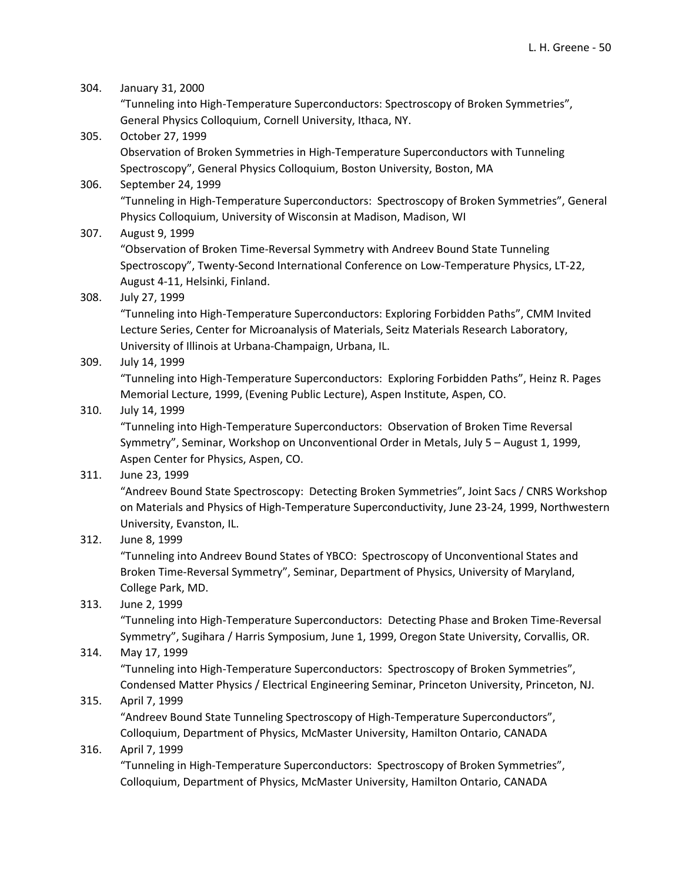304. January 31, 2000
"Tunneling into High-Temperature Superconductors: Spectroscopy of Broken Symmetries", General Physics Colloquium, Cornell University, Ithaca, NY.

305. October 27, 1999
Observation of Broken Symmetries in High-Temperature Superconductors with Tunneling Spectroscopy", General Physics Colloquium, Boston University, Boston, MA

306. September 24, 1999
"Tunneling in High-Temperature Superconductors: Spectroscopy of Broken Symmetries", General Physics Colloquium, University of Wisconsin at Madison, Madison, WI

307. August 9, 1999
"Observation of Broken Time-Reversal Symmetry with Andreev Bound State Tunneling Spectroscopy", Twenty-Second International Conference on Low-Temperature Physics, LT-22, August 4-11, Helsinki, Finland.

308. July 27, 1999
"Tunneling into High-Temperature Superconductors: Exploring Forbidden Paths", CMM Invited Lecture Series, Center for Microanalysis of Materials, Seitz Materials Research Laboratory, University of Illinois at Urbana-Champaign, Urbana, IL.

309. July 14, 1999
"Tunneling into High-Temperature Superconductors: Exploring Forbidden Paths", Heinz R. Pages Memorial Lecture, 1999, (Evening Public Lecture), Aspen Institute, Aspen, CO.

310. July 14, 1999
"Tunneling into High-Temperature Superconductors: Observation of Broken Time Reversal Symmetry", Seminar, Workshop on Unconventional Order in Metals, July 5 – August 1, 1999, Aspen Center for Physics, Aspen, CO.

311. June 23, 1999
"Andreev Bound State Spectroscopy: Detecting Broken Symmetries", Joint Sacs / CNRS Workshop on Materials and Physics of High-Temperature Superconductivity, June 23-24, 1999, Northwestern University, Evanston, IL.

312. June 8, 1999
"Tunneling into Andreev Bound States of YBCO: Spectroscopy of Unconventional States and Broken Time-Reversal Symmetry", Seminar, Department of Physics, University of Maryland, College Park, MD.

313. June 2, 1999
"Tunneling into High-Temperature Superconductors: Detecting Phase and Broken Time-Reversal Symmetry", Sugihara / Harris Symposium, June 1, 1999, Oregon State University, Corvallis, OR.

314. May 17, 1999
"Tunneling into High-Temperature Superconductors: Spectroscopy of Broken Symmetries", Condensed Matter Physics / Electrical Engineering Seminar, Princeton University, Princeton, NJ.

315. April 7, 1999
"Andreev Bound State Tunneling Spectroscopy of High-Temperature Superconductors", Colloquium, Department of Physics, McMaster University, Hamilton Ontario, CANADA

316. April 7, 1999
"Tunneling in High-Temperature Superconductors: Spectroscopy of Broken Symmetries", Colloquium, Department of Physics, McMaster University, Hamilton Ontario, CANADA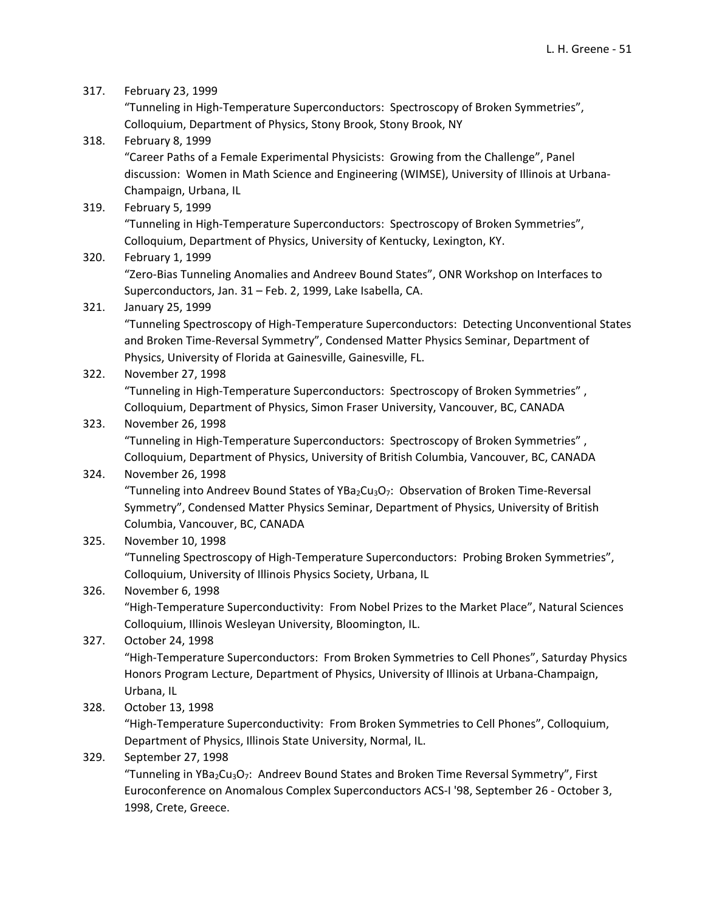317. February 23, 1999
"Tunneling in High-Temperature Superconductors: Spectroscopy of Broken Symmetries", Colloquium, Department of Physics, Stony Brook, Stony Brook, NY

318. February 8, 1999
"Career Paths of a Female Experimental Physicists: Growing from the Challenge", Panel discussion: Women in Math Science and Engineering (WIMSE), University of Illinois at Urbana-Champaign, Urbana, IL

319. February 5, 1999
"Tunneling in High-Temperature Superconductors: Spectroscopy of Broken Symmetries", Colloquium, Department of Physics, University of Kentucky, Lexington, KY.

320. February 1, 1999
"Zero-Bias Tunneling Anomalies and Andreev Bound States", ONR Workshop on Interfaces to Superconductors, Jan. 31 – Feb. 2, 1999, Lake Isabella, CA.

321. January 25, 1999
"Tunneling Spectroscopy of High-Temperature Superconductors: Detecting Unconventional States and Broken Time-Reversal Symmetry", Condensed Matter Physics Seminar, Department of Physics, University of Florida at Gainesville, Gainesville, FL.

322. November 27, 1998
"Tunneling in High-Temperature Superconductors: Spectroscopy of Broken Symmetries" , Colloquium, Department of Physics, Simon Fraser University, Vancouver, BC, CANADA

323. November 26, 1998
"Tunneling in High-Temperature Superconductors: Spectroscopy of Broken Symmetries" , Colloquium, Department of Physics, University of British Columbia, Vancouver, BC, CANADA

324. November 26, 1998
"Tunneling into Andreev Bound States of $YBa_2Cu_3O_7$: Observation of Broken Time-Reversal Symmetry", Condensed Matter Physics Seminar, Department of Physics, University of British Columbia, Vancouver, BC, CANADA

325. November 10, 1998
"Tunneling Spectroscopy of High-Temperature Superconductors: Probing Broken Symmetries", Colloquium, University of Illinois Physics Society, Urbana, IL

326. November 6, 1998
"High-Temperature Superconductivity: From Nobel Prizes to the Market Place", Natural Sciences Colloquium, Illinois Wesleyan University, Bloomington, IL.

327. October 24, 1998
"High-Temperature Superconductors: From Broken Symmetries to Cell Phones", Saturday Physics Honors Program Lecture, Department of Physics, University of Illinois at Urbana-Champaign, Urbana, IL

328. October 13, 1998
"High-Temperature Superconductivity: From Broken Symmetries to Cell Phones", Colloquium, Department of Physics, Illinois State University, Normal, IL.

329. September 27, 1998
"Tunneling in $YBa_2Cu_3O_7$: Andreev Bound States and Broken Time Reversal Symmetry", First Euroconference on Anomalous Complex Superconductors ACS-I '98, September 26 - October 3, 1998, Crete, Greece.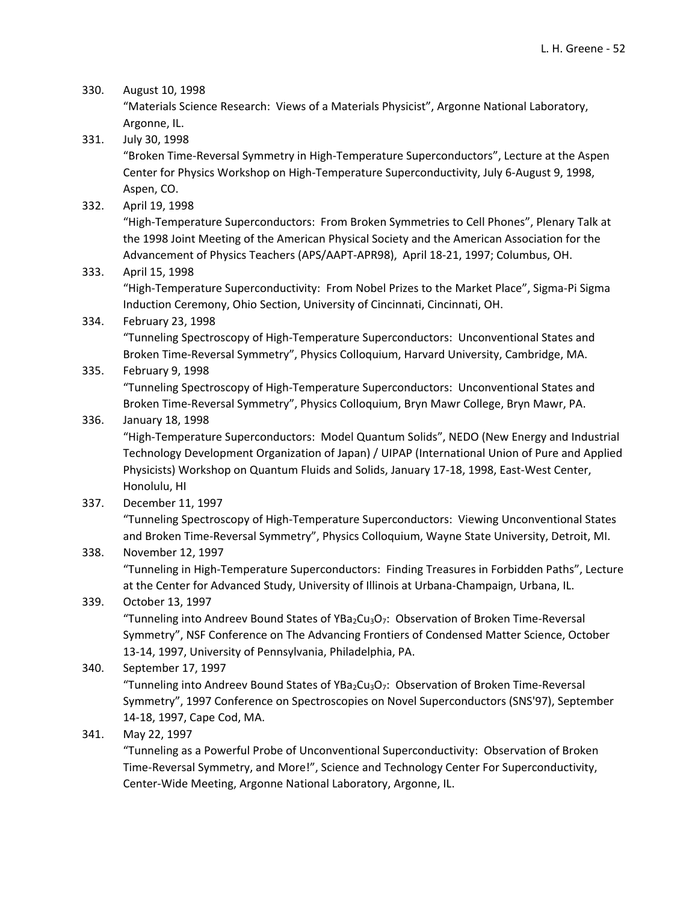330. August 10, 1998
"Materials Science Research: Views of a Materials Physicist", Argonne National Laboratory, Argonne, IL.

331. July 30, 1998
"Broken Time-Reversal Symmetry in High-Temperature Superconductors", Lecture at the Aspen Center for Physics Workshop on High-Temperature Superconductivity, July 6-August 9, 1998, Aspen, CO.

332. April 19, 1998
"High-Temperature Superconductors: From Broken Symmetries to Cell Phones", Plenary Talk at the 1998 Joint Meeting of the American Physical Society and the American Association for the Advancement of Physics Teachers (APS/AAPT-APR98), April 18-21, 1997; Columbus, OH.

333. April 15, 1998
"High-Temperature Superconductivity: From Nobel Prizes to the Market Place", Sigma-Pi Sigma Induction Ceremony, Ohio Section, University of Cincinnati, Cincinnati, OH.

334. February 23, 1998
"Tunneling Spectroscopy of High-Temperature Superconductors: Unconventional States and Broken Time-Reversal Symmetry", Physics Colloquium, Harvard University, Cambridge, MA.

335. February 9, 1998
"Tunneling Spectroscopy of High-Temperature Superconductors: Unconventional States and Broken Time-Reversal Symmetry", Physics Colloquium, Bryn Mawr College, Bryn Mawr, PA.

336. January 18, 1998
"High-Temperature Superconductors: Model Quantum Solids", NEDO (New Energy and Industrial Technology Development Organization of Japan) / UIPAP (International Union of Pure and Applied Physicists) Workshop on Quantum Fluids and Solids, January 17-18, 1998, East-West Center, Honolulu, HI

337. December 11, 1997
"Tunneling Spectroscopy of High-Temperature Superconductors: Viewing Unconventional States and Broken Time-Reversal Symmetry", Physics Colloquium, Wayne State University, Detroit, MI.

338. November 12, 1997
"Tunneling in High-Temperature Superconductors: Finding Treasures in Forbidden Paths", Lecture at the Center for Advanced Study, University of Illinois at Urbana-Champaign, Urbana, IL.

339. October 13, 1997
"Tunneling into Andreev Bound States of $YBa_2Cu_3O_7$: Observation of Broken Time-Reversal Symmetry", NSF Conference on The Advancing Frontiers of Condensed Matter Science, October 13-14, 1997, University of Pennsylvania, Philadelphia, PA.

340. September 17, 1997
"Tunneling into Andreev Bound States of $YBa_2Cu_3O_7$: Observation of Broken Time-Reversal Symmetry", 1997 Conference on Spectroscopies on Novel Superconductors (SNS'97), September 14-18, 1997, Cape Cod, MA.

341. May 22, 1997
"Tunneling as a Powerful Probe of Unconventional Superconductivity: Observation of Broken Time-Reversal Symmetry, and More!", Science and Technology Center For Superconductivity, Center-Wide Meeting, Argonne National Laboratory, Argonne, IL.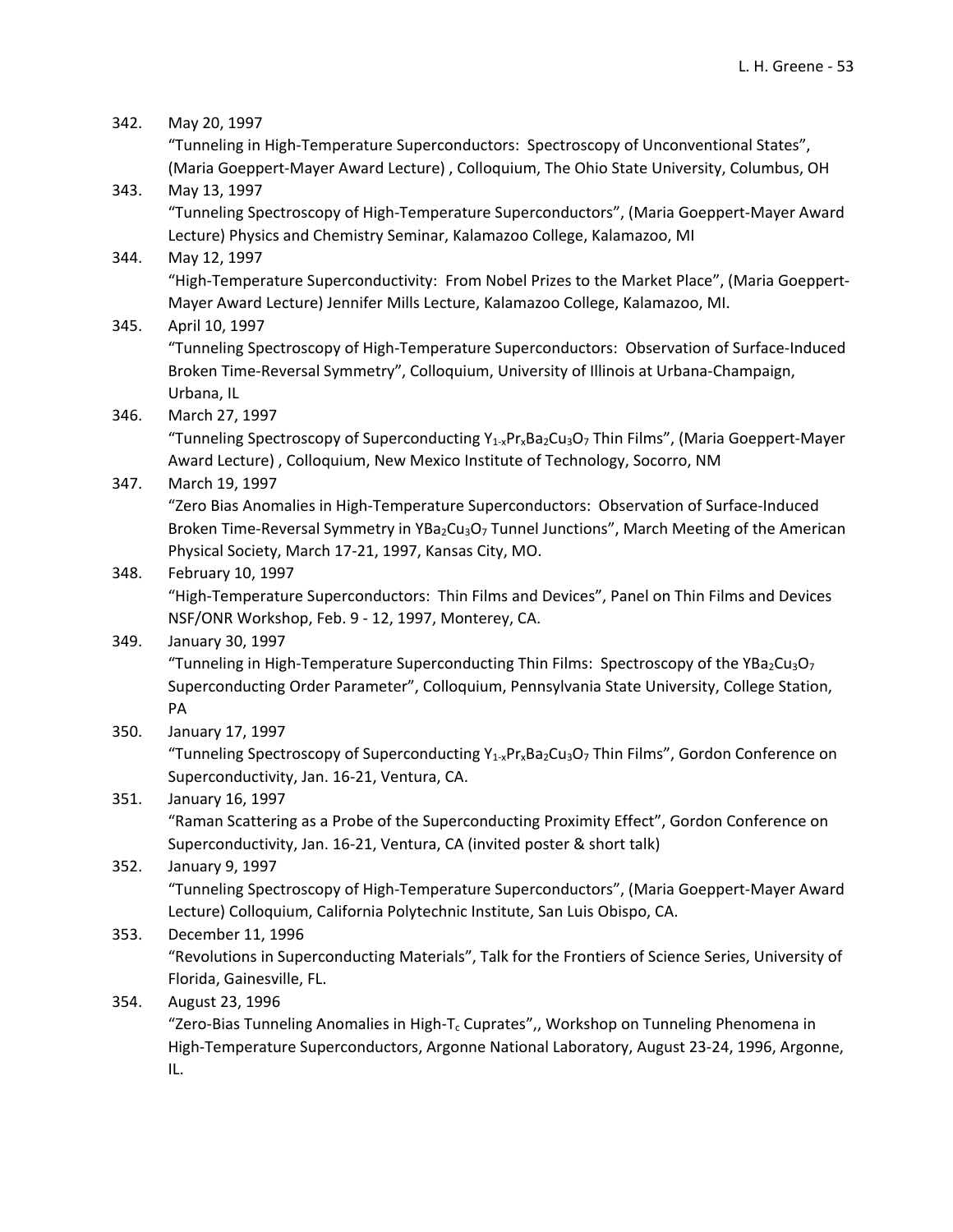342. May 20, 1997
"Tunneling in High-Temperature Superconductors: Spectroscopy of Unconventional States", (Maria Goeppert-Mayer Award Lecture) , Colloquium, The Ohio State University, Columbus, OH

343. May 13, 1997
"Tunneling Spectroscopy of High-Temperature Superconductors", (Maria Goeppert-Mayer Award Lecture) Physics and Chemistry Seminar, Kalamazoo College, Kalamazoo, MI

344. May 12, 1997
"High-Temperature Superconductivity: From Nobel Prizes to the Market Place", (Maria Goeppert-Mayer Award Lecture) Jennifer Mills Lecture, Kalamazoo College, Kalamazoo, MI.

345. April 10, 1997
"Tunneling Spectroscopy of High-Temperature Superconductors: Observation of Surface-Induced Broken Time-Reversal Symmetry", Colloquium, University of Illinois at Urbana-Champaign, Urbana, IL

346. March 27, 1997
"Tunneling Spectroscopy of Superconducting $Y_{1-x}Pr_xBa_2Cu_3O_7$ Thin Films", (Maria Goeppert-Mayer Award Lecture) , Colloquium, New Mexico Institute of Technology, Socorro, NM

347. March 19, 1997
"Zero Bias Anomalies in High-Temperature Superconductors: Observation of Surface-Induced Broken Time-Reversal Symmetry in $YBa_2Cu_3O_7$ Tunnel Junctions", March Meeting of the American Physical Society, March 17-21, 1997, Kansas City, MO.

348. February 10, 1997
"High-Temperature Superconductors: Thin Films and Devices", Panel on Thin Films and Devices NSF/ONR Workshop, Feb. 9 - 12, 1997, Monterey, CA.

349. January 30, 1997
"Tunneling in High-Temperature Superconducting Thin Films: Spectroscopy of the $YBa_2Cu_3O_7$ Superconducting Order Parameter", Colloquium, Pennsylvania State University, College Station, PA

350. January 17, 1997
"Tunneling Spectroscopy of Superconducting $Y_{1-x}Pr_xBa_2Cu_3O_7$ Thin Films", Gordon Conference on Superconductivity, Jan. 16-21, Ventura, CA.

351. January 16, 1997
"Raman Scattering as a Probe of the Superconducting Proximity Effect", Gordon Conference on Superconductivity, Jan. 16-21, Ventura, CA (invited poster & short talk)

352. January 9, 1997
"Tunneling Spectroscopy of High-Temperature Superconductors", (Maria Goeppert-Mayer Award Lecture) Colloquium, California Polytechnic Institute, San Luis Obispo, CA.

353. December 11, 1996
"Revolutions in Superconducting Materials", Talk for the Frontiers of Science Series, University of Florida, Gainesville, FL.

354. August 23, 1996
"Zero-Bias Tunneling Anomalies in High-$T_c$ Cuprates",, Workshop on Tunneling Phenomena in High-Temperature Superconductors, Argonne National Laboratory, August 23-24, 1996, Argonne, IL.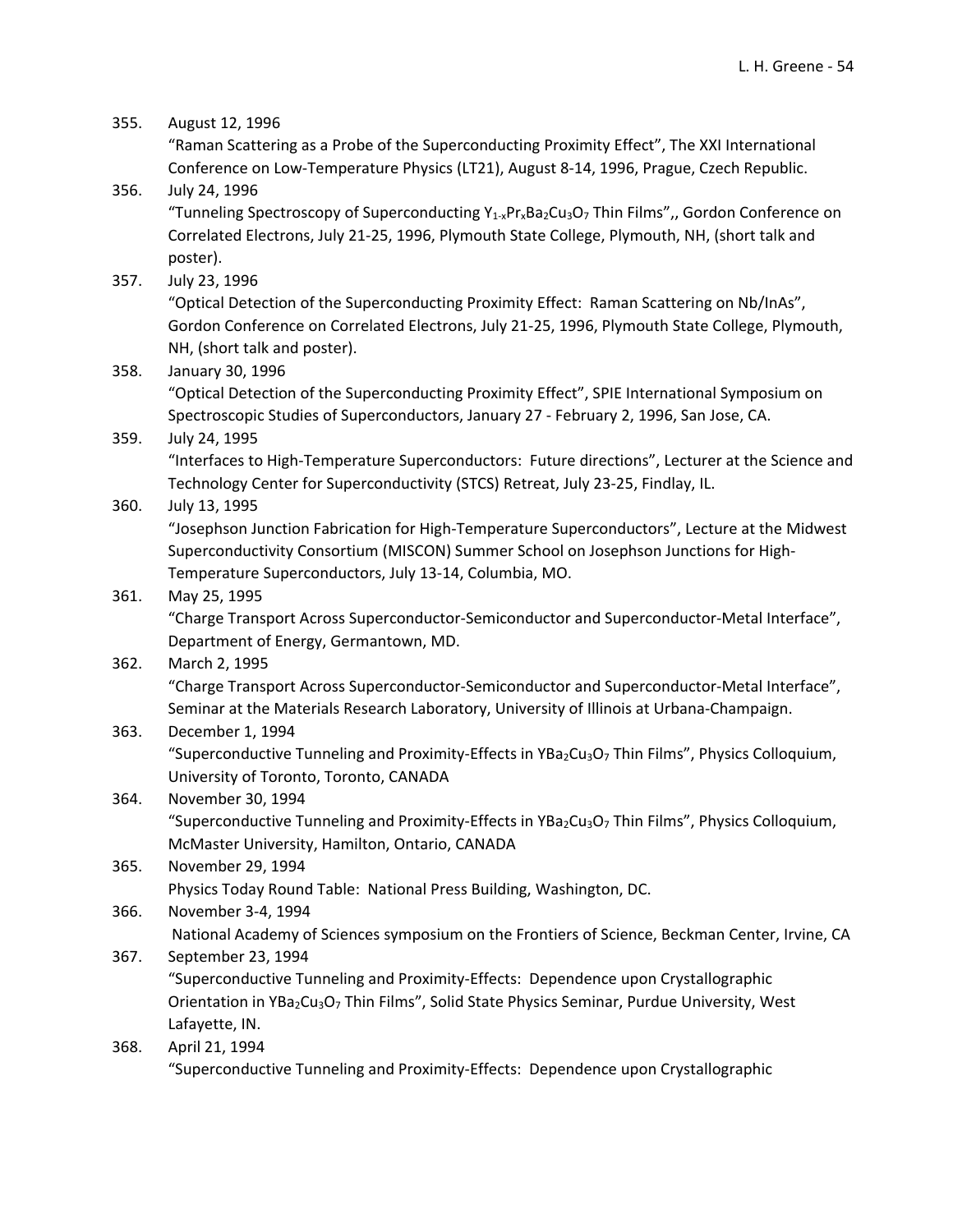355. August 12, 1996
     "Raman Scattering as a Probe of the Superconducting Proximity Effect", The XXI International Conference on Low-Temperature Physics (LT21), August 8-14, 1996, Prague, Czech Republic.

356. July 24, 1996
     "Tunneling Spectroscopy of Superconducting $Y_{1-x}Pr_xBa_2Cu_3O_7$ Thin Films",, Gordon Conference on Correlated Electrons, July 21-25, 1996, Plymouth State College, Plymouth, NH, (short talk and poster).

357. July 23, 1996
     "Optical Detection of the Superconducting Proximity Effect: Raman Scattering on Nb/InAs", Gordon Conference on Correlated Electrons, July 21-25, 1996, Plymouth State College, Plymouth, NH, (short talk and poster).

358. January 30, 1996
     "Optical Detection of the Superconducting Proximity Effect", SPIE International Symposium on Spectroscopic Studies of Superconductors, January 27 - February 2, 1996, San Jose, CA.

359. July 24, 1995
     "Interfaces to High-Temperature Superconductors: Future directions", Lecturer at the Science and Technology Center for Superconductivity (STCS) Retreat, July 23-25, Findlay, IL.

360. July 13, 1995
     "Josephson Junction Fabrication for High-Temperature Superconductors", Lecture at the Midwest Superconductivity Consortium (MISCON) Summer School on Josephson Junctions for High-Temperature Superconductors, July 13-14, Columbia, MO.

361. May 25, 1995
     "Charge Transport Across Superconductor-Semiconductor and Superconductor-Metal Interface", Department of Energy, Germantown, MD.

362. March 2, 1995
     "Charge Transport Across Superconductor-Semiconductor and Superconductor-Metal Interface", Seminar at the Materials Research Laboratory, University of Illinois at Urbana-Champaign.

363. December 1, 1994
     "Superconductive Tunneling and Proximity-Effects in $YBa_2Cu_3O_7$ Thin Films", Physics Colloquium, University of Toronto, Toronto, CANADA

364. November 30, 1994
     "Superconductive Tunneling and Proximity-Effects in $YBa_2Cu_3O_7$ Thin Films", Physics Colloquium, McMaster University, Hamilton, Ontario, CANADA

365. November 29, 1994
     Physics Today Round Table: National Press Building, Washington, DC.

366. November 3-4, 1994
     National Academy of Sciences symposium on the Frontiers of Science, Beckman Center, Irvine, CA

367. September 23, 1994
     "Superconductive Tunneling and Proximity-Effects: Dependence upon Crystallographic Orientation in $YBa_2Cu_3O_7$ Thin Films", Solid State Physics Seminar, Purdue University, West Lafayette, IN.

368. April 21, 1994
     "Superconductive Tunneling and Proximity-Effects: Dependence upon Crystallographic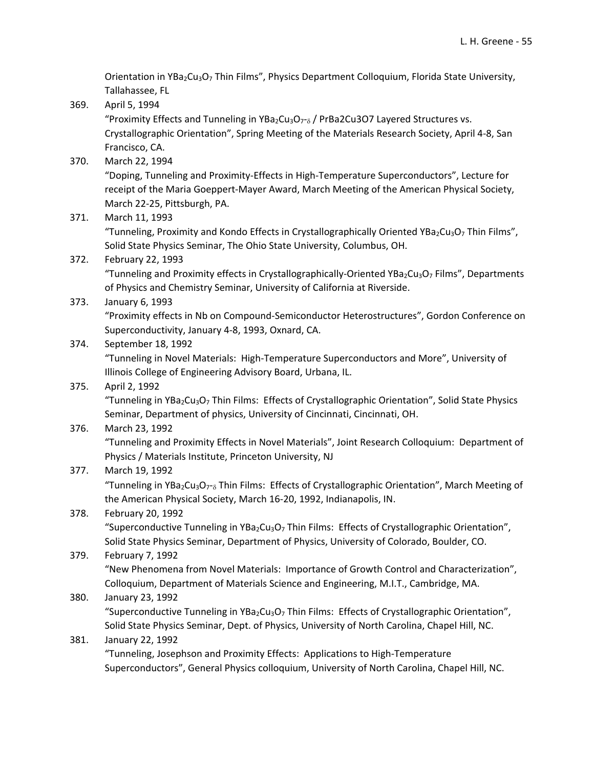Orientation in $YBa_2Cu_3O_7$ Thin Films", Physics Department Colloquium, Florida State University, Tallahassee, FL

369. April 5, 1994
"Proximity Effects and Tunneling in $YBa_2Cu_3O_{7-\delta}$ / PrBa2Cu3O7 Layered Structures vs. Crystallographic Orientation", Spring Meeting of the Materials Research Society, April 4-8, San Francisco, CA.

370. March 22, 1994
"Doping, Tunneling and Proximity-Effects in High-Temperature Superconductors", Lecture for receipt of the Maria Goeppert-Mayer Award, March Meeting of the American Physical Society, March 22-25, Pittsburgh, PA.

371. March 11, 1993
"Tunneling, Proximity and Kondo Effects in Crystallographically Oriented $YBa_2Cu_3O_7$ Thin Films", Solid State Physics Seminar, The Ohio State University, Columbus, OH.

372. February 22, 1993
"Tunneling and Proximity effects in Crystallographically-Oriented $YBa_2Cu_3O_7$ Films", Departments of Physics and Chemistry Seminar, University of California at Riverside.

373. January 6, 1993
"Proximity effects in Nb on Compound-Semiconductor Heterostructures", Gordon Conference on Superconductivity, January 4-8, 1993, Oxnard, CA.

374. September 18, 1992
"Tunneling in Novel Materials: High-Temperature Superconductors and More", University of Illinois College of Engineering Advisory Board, Urbana, IL.

375. April 2, 1992
"Tunneling in $YBa_2Cu_3O_7$ Thin Films: Effects of Crystallographic Orientation", Solid State Physics Seminar, Department of physics, University of Cincinnati, Cincinnati, OH.

376. March 23, 1992
"Tunneling and Proximity Effects in Novel Materials", Joint Research Colloquium: Department of Physics / Materials Institute, Princeton University, NJ

377. March 19, 1992
"Tunneling in $YBa_2Cu_3O_{7-\delta}$ Thin Films: Effects of Crystallographic Orientation", March Meeting of the American Physical Society, March 16-20, 1992, Indianapolis, IN.

378. February 20, 1992
"Superconductive Tunneling in $YBa_2Cu_3O_7$ Thin Films: Effects of Crystallographic Orientation", Solid State Physics Seminar, Department of Physics, University of Colorado, Boulder, CO.

379. February 7, 1992
"New Phenomena from Novel Materials: Importance of Growth Control and Characterization", Colloquium, Department of Materials Science and Engineering, M.I.T., Cambridge, MA.

380. January 23, 1992
"Superconductive Tunneling in $YBa_2Cu_3O_7$ Thin Films: Effects of Crystallographic Orientation", Solid State Physics Seminar, Dept. of Physics, University of North Carolina, Chapel Hill, NC.

381. January 22, 1992
"Tunneling, Josephson and Proximity Effects: Applications to High-Temperature Superconductors", General Physics colloquium, University of North Carolina, Chapel Hill, NC.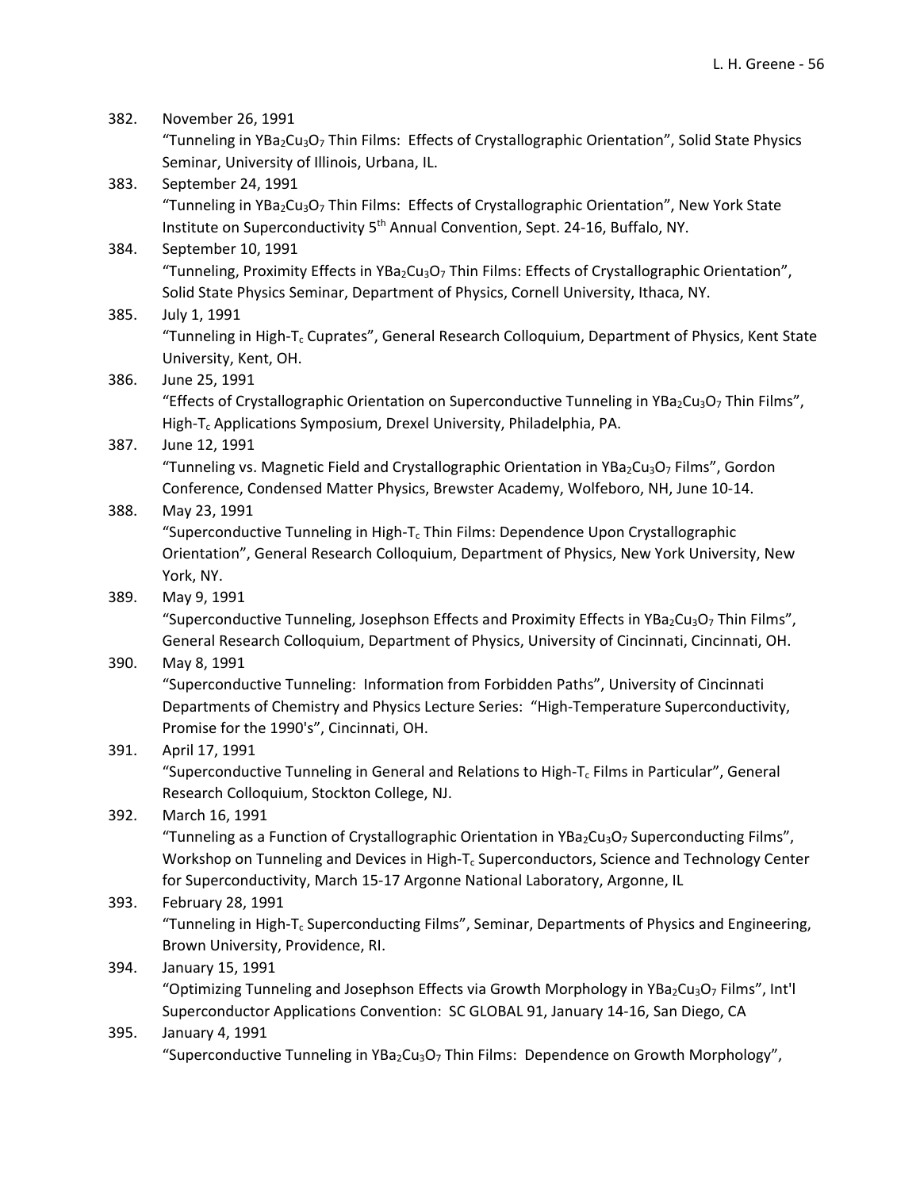382. November 26, 1991
 "Tunneling in $YBa_2Cu_3O_7$ Thin Films: Effects of Crystallographic Orientation", Solid State Physics Seminar, University of Illinois, Urbana, IL.

383. September 24, 1991
 "Tunneling in $YBa_2Cu_3O_7$ Thin Films: Effects of Crystallographic Orientation", New York State Institute on Superconductivity 5th Annual Convention, Sept. 24-16, Buffalo, NY.

384. September 10, 1991
 "Tunneling, Proximity Effects in $YBa_2Cu_3O_7$ Thin Films: Effects of Crystallographic Orientation", Solid State Physics Seminar, Department of Physics, Cornell University, Ithaca, NY.

385. July 1, 1991
 "Tunneling in High-$T_c$ Cuprates", General Research Colloquium, Department of Physics, Kent State University, Kent, OH.

386. June 25, 1991
 "Effects of Crystallographic Orientation on Superconductive Tunneling in $YBa_2Cu_3O_7$ Thin Films", High-$T_c$ Applications Symposium, Drexel University, Philadelphia, PA.

387. June 12, 1991
 "Tunneling vs. Magnetic Field and Crystallographic Orientation in $YBa_2Cu_3O_7$ Films", Gordon Conference, Condensed Matter Physics, Brewster Academy, Wolfeboro, NH, June 10-14.

388. May 23, 1991
 "Superconductive Tunneling in High-$T_c$ Thin Films: Dependence Upon Crystallographic Orientation", General Research Colloquium, Department of Physics, New York University, New York, NY.

389. May 9, 1991
 "Superconductive Tunneling, Josephson Effects and Proximity Effects in $YBa_2Cu_3O_7$ Thin Films", General Research Colloquium, Department of Physics, University of Cincinnati, Cincinnati, OH.

390. May 8, 1991
 "Superconductive Tunneling: Information from Forbidden Paths", University of Cincinnati Departments of Chemistry and Physics Lecture Series: "High-Temperature Superconductivity, Promise for the 1990's", Cincinnati, OH.

391. April 17, 1991
 "Superconductive Tunneling in General and Relations to High-$T_c$ Films in Particular", General Research Colloquium, Stockton College, NJ.

392. March 16, 1991
 "Tunneling as a Function of Crystallographic Orientation in $YBa_2Cu_3O_7$ Superconducting Films", Workshop on Tunneling and Devices in High-$T_c$ Superconductors, Science and Technology Center for Superconductivity, March 15-17 Argonne National Laboratory, Argonne, IL

393. February 28, 1991
 "Tunneling in High-$T_c$ Superconducting Films", Seminar, Departments of Physics and Engineering, Brown University, Providence, RI.

394. January 15, 1991
 "Optimizing Tunneling and Josephson Effects via Growth Morphology in $YBa_2Cu_3O_7$ Films", Int'l Superconductor Applications Convention: SC GLOBAL 91, January 14-16, San Diego, CA

395. January 4, 1991
 "Superconductive Tunneling in $YBa_2Cu_3O_7$ Thin Films: Dependence on Growth Morphology",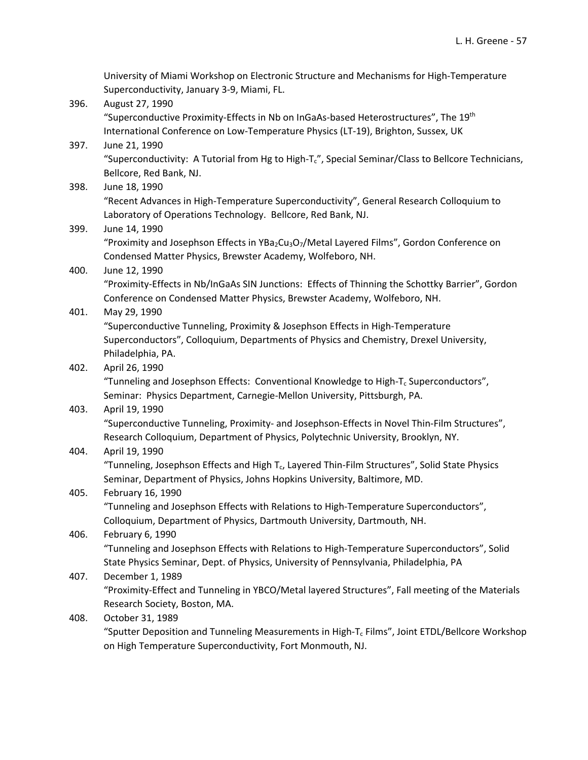University of Miami Workshop on Electronic Structure and Mechanisms for High-Temperature Superconductivity, January 3-9, Miami, FL.

396. August 27, 1990
"Superconductive Proximity-Effects in Nb on InGaAs-based Heterostructures", The 19th International Conference on Low-Temperature Physics (LT-19), Brighton, Sussex, UK

397. June 21, 1990
"Superconductivity: A Tutorial from Hg to High-$T_c$", Special Seminar/Class to Bellcore Technicians, Bellcore, Red Bank, NJ.

398. June 18, 1990
"Recent Advances in High-Temperature Superconductivity", General Research Colloquium to Laboratory of Operations Technology. Bellcore, Red Bank, NJ.

399. June 14, 1990
"Proximity and Josephson Effects in $YBa_2Cu_3O_7$/Metal Layered Films", Gordon Conference on Condensed Matter Physics, Brewster Academy, Wolfeboro, NH.

400. June 12, 1990
"Proximity-Effects in Nb/InGaAs SIN Junctions: Effects of Thinning the Schottky Barrier", Gordon Conference on Condensed Matter Physics, Brewster Academy, Wolfeboro, NH.

401. May 29, 1990
"Superconductive Tunneling, Proximity & Josephson Effects in High-Temperature Superconductors", Colloquium, Departments of Physics and Chemistry, Drexel University, Philadelphia, PA.

402. April 26, 1990
"Tunneling and Josephson Effects: Conventional Knowledge to High-$T_c$ Superconductors", Seminar: Physics Department, Carnegie-Mellon University, Pittsburgh, PA.

403. April 19, 1990
"Superconductive Tunneling, Proximity- and Josephson-Effects in Novel Thin-Film Structures", Research Colloquium, Department of Physics, Polytechnic University, Brooklyn, NY.

404. April 19, 1990
"Tunneling, Josephson Effects and High $T_c$, Layered Thin-Film Structures", Solid State Physics Seminar, Department of Physics, Johns Hopkins University, Baltimore, MD.

405. February 16, 1990
"Tunneling and Josephson Effects with Relations to High-Temperature Superconductors", Colloquium, Department of Physics, Dartmouth University, Dartmouth, NH.

406. February 6, 1990
"Tunneling and Josephson Effects with Relations to High-Temperature Superconductors", Solid State Physics Seminar, Dept. of Physics, University of Pennsylvania, Philadelphia, PA

407. December 1, 1989
"Proximity-Effect and Tunneling in YBCO/Metal layered Structures", Fall meeting of the Materials Research Society, Boston, MA.

408. October 31, 1989
"Sputter Deposition and Tunneling Measurements in High-$T_c$ Films", Joint ETDL/Bellcore Workshop on High Temperature Superconductivity, Fort Monmouth, NJ.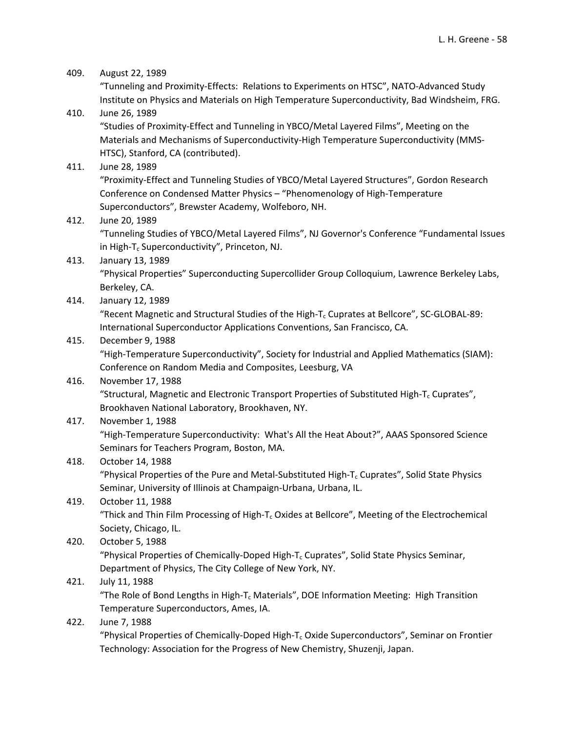409. August 22, 1989
"Tunneling and Proximity-Effects: Relations to Experiments on HTSC", NATO-Advanced Study Institute on Physics and Materials on High Temperature Superconductivity, Bad Windsheim, FRG.

410. June 26, 1989
"Studies of Proximity-Effect and Tunneling in YBCO/Metal Layered Films", Meeting on the Materials and Mechanisms of Superconductivity-High Temperature Superconductivity (MMS-HTSC), Stanford, CA (contributed).

411. June 28, 1989
"Proximity-Effect and Tunneling Studies of YBCO/Metal Layered Structures", Gordon Research Conference on Condensed Matter Physics – "Phenomenology of High-Temperature Superconductors", Brewster Academy, Wolfeboro, NH.

412. June 20, 1989
"Tunneling Studies of YBCO/Metal Layered Films", NJ Governor's Conference "Fundamental Issues in High-$T_c$ Superconductivity", Princeton, NJ.

413. January 13, 1989
"Physical Properties" Superconducting Supercollider Group Colloquium, Lawrence Berkeley Labs, Berkeley, CA.

414. January 12, 1989
"Recent Magnetic and Structural Studies of the High-$T_c$ Cuprates at Bellcore", SC-GLOBAL-89: International Superconductor Applications Conventions, San Francisco, CA.

415. December 9, 1988
"High-Temperature Superconductivity", Society for Industrial and Applied Mathematics (SIAM): Conference on Random Media and Composites, Leesburg, VA

416. November 17, 1988
"Structural, Magnetic and Electronic Transport Properties of Substituted High-$T_c$ Cuprates", Brookhaven National Laboratory, Brookhaven, NY.

417. November 1, 1988
"High-Temperature Superconductivity: What's All the Heat About?", AAAS Sponsored Science Seminars for Teachers Program, Boston, MA.

418. October 14, 1988
"Physical Properties of the Pure and Metal-Substituted High-$T_c$ Cuprates", Solid State Physics Seminar, University of Illinois at Champaign-Urbana, Urbana, IL.

419. October 11, 1988
"Thick and Thin Film Processing of High-$T_c$ Oxides at Bellcore", Meeting of the Electrochemical Society, Chicago, IL.

420. October 5, 1988
"Physical Properties of Chemically-Doped High-$T_c$ Cuprates", Solid State Physics Seminar, Department of Physics, The City College of New York, NY.

421. July 11, 1988
"The Role of Bond Lengths in High-$T_c$ Materials", DOE Information Meeting: High Transition Temperature Superconductors, Ames, IA.

422. June 7, 1988
"Physical Properties of Chemically-Doped High-$T_c$ Oxide Superconductors", Seminar on Frontier Technology: Association for the Progress of New Chemistry, Shuzenji, Japan.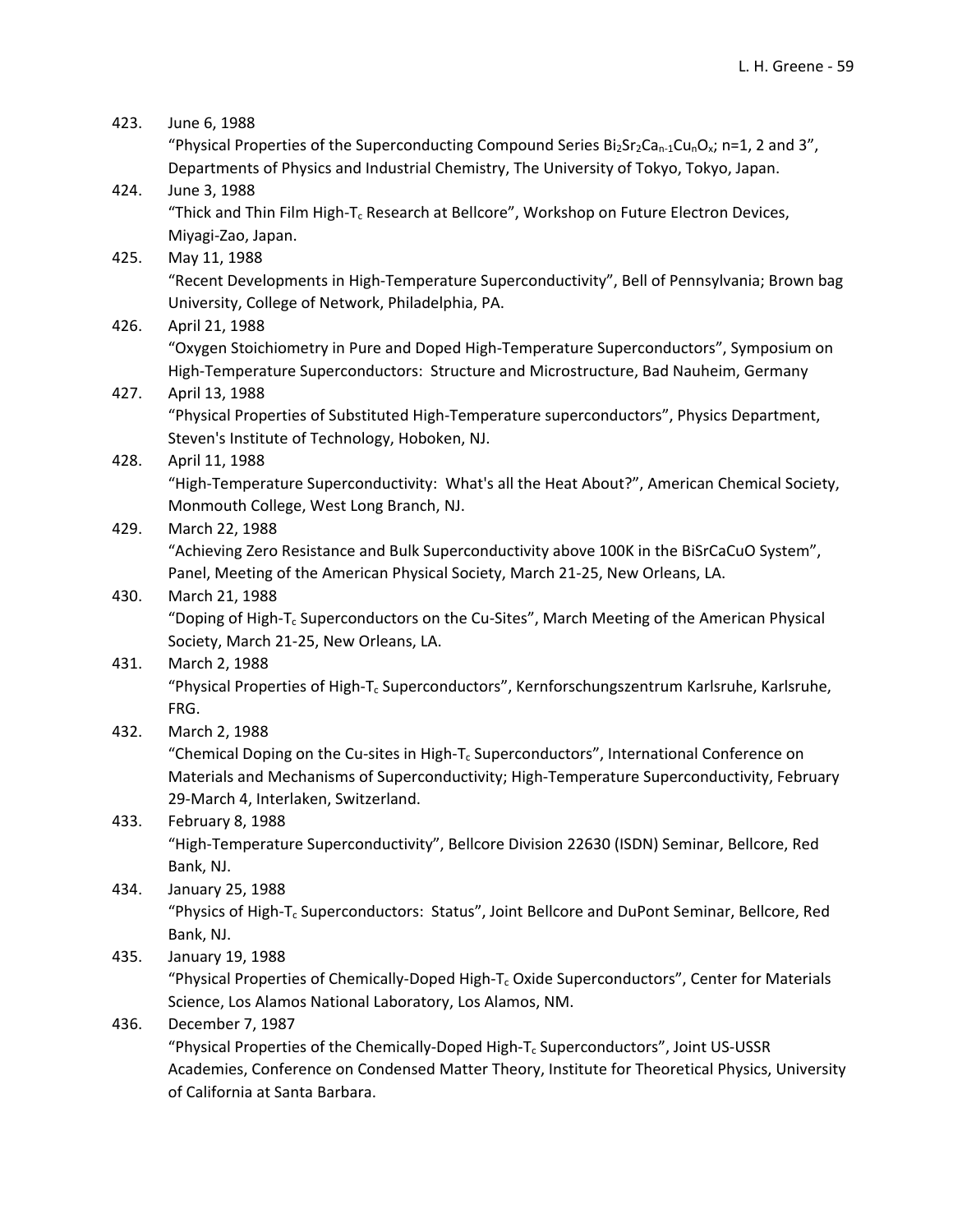423. June 6, 1988
"Physical Properties of the Superconducting Compound Series $Bi_2Sr_2Ca_{n-1}Cu_nO_x$; n=1, 2 and 3", Departments of Physics and Industrial Chemistry, The University of Tokyo, Tokyo, Japan.

424. June 3, 1988
"Thick and Thin Film High-$T_c$ Research at Bellcore", Workshop on Future Electron Devices, Miyagi-Zao, Japan.

425. May 11, 1988
"Recent Developments in High-Temperature Superconductivity", Bell of Pennsylvania; Brown bag University, College of Network, Philadelphia, PA.

426. April 21, 1988
"Oxygen Stoichiometry in Pure and Doped High-Temperature Superconductors", Symposium on High-Temperature Superconductors: Structure and Microstructure, Bad Nauheim, Germany

427. April 13, 1988
"Physical Properties of Substituted High-Temperature superconductors", Physics Department, Steven's Institute of Technology, Hoboken, NJ.

428. April 11, 1988
"High-Temperature Superconductivity: What's all the Heat About?", American Chemical Society, Monmouth College, West Long Branch, NJ.

429. March 22, 1988
"Achieving Zero Resistance and Bulk Superconductivity above 100K in the BiSrCaCuO System", Panel, Meeting of the American Physical Society, March 21-25, New Orleans, LA.

430. March 21, 1988
"Doping of High-$T_c$ Superconductors on the Cu-Sites", March Meeting of the American Physical Society, March 21-25, New Orleans, LA.

431. March 2, 1988
"Physical Properties of High-$T_c$ Superconductors", Kernforschungszentrum Karlsruhe, Karlsruhe, FRG.

432. March 2, 1988
"Chemical Doping on the Cu-sites in High-$T_c$ Superconductors", International Conference on Materials and Mechanisms of Superconductivity; High-Temperature Superconductivity, February 29-March 4, Interlaken, Switzerland.

433. February 8, 1988
"High-Temperature Superconductivity", Bellcore Division 22630 (ISDN) Seminar, Bellcore, Red Bank, NJ.

434. January 25, 1988
"Physics of High-$T_c$ Superconductors: Status", Joint Bellcore and DuPont Seminar, Bellcore, Red Bank, NJ.

435. January 19, 1988
"Physical Properties of Chemically-Doped High-$T_c$ Oxide Superconductors", Center for Materials Science, Los Alamos National Laboratory, Los Alamos, NM.

436. December 7, 1987
"Physical Properties of the Chemically-Doped High-$T_c$ Superconductors", Joint US-USSR Academies, Conference on Condensed Matter Theory, Institute for Theoretical Physics, University of California at Santa Barbara.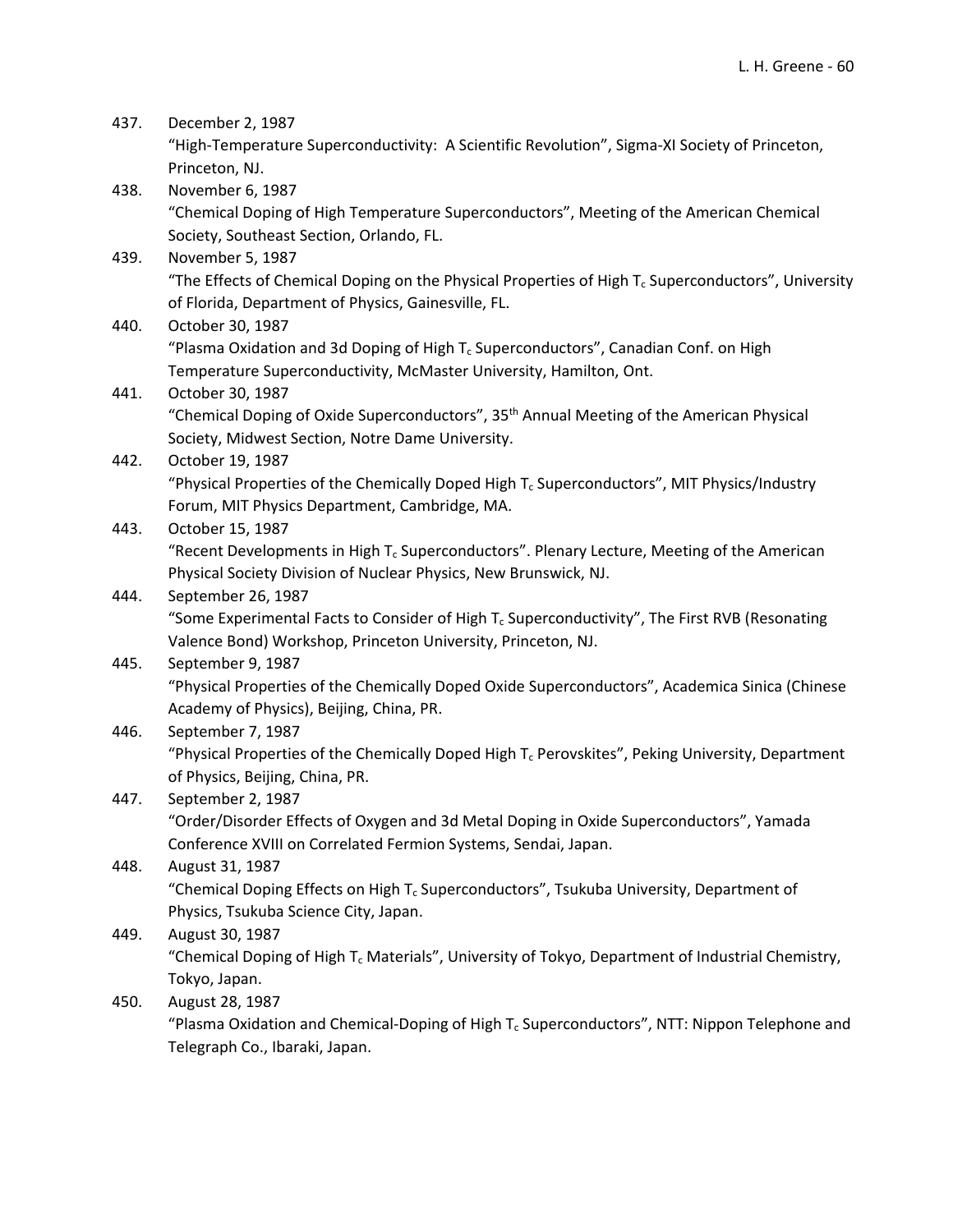437. December 2, 1987
"High-Temperature Superconductivity: A Scientific Revolution", Sigma-XI Society of Princeton, Princeton, NJ.

438. November 6, 1987
"Chemical Doping of High Temperature Superconductors", Meeting of the American Chemical Society, Southeast Section, Orlando, FL.

439. November 5, 1987
"The Effects of Chemical Doping on the Physical Properties of High $T_c$ Superconductors", University of Florida, Department of Physics, Gainesville, FL.

440. October 30, 1987
"Plasma Oxidation and 3d Doping of High $T_c$ Superconductors", Canadian Conf. on High Temperature Superconductivity, McMaster University, Hamilton, Ont.

441. October 30, 1987
"Chemical Doping of Oxide Superconductors", 35th Annual Meeting of the American Physical Society, Midwest Section, Notre Dame University.

442. October 19, 1987
"Physical Properties of the Chemically Doped High $T_c$ Superconductors", MIT Physics/Industry Forum, MIT Physics Department, Cambridge, MA.

443. October 15, 1987
"Recent Developments in High $T_c$ Superconductors". Plenary Lecture, Meeting of the American Physical Society Division of Nuclear Physics, New Brunswick, NJ.

444. September 26, 1987
"Some Experimental Facts to Consider of High $T_c$ Superconductivity", The First RVB (Resonating Valence Bond) Workshop, Princeton University, Princeton, NJ.

445. September 9, 1987
"Physical Properties of the Chemically Doped Oxide Superconductors", Academica Sinica (Chinese Academy of Physics), Beijing, China, PR.

446. September 7, 1987
"Physical Properties of the Chemically Doped High $T_c$ Perovskites", Peking University, Department of Physics, Beijing, China, PR.

447. September 2, 1987
"Order/Disorder Effects of Oxygen and 3d Metal Doping in Oxide Superconductors", Yamada Conference XVIII on Correlated Fermion Systems, Sendai, Japan.

448. August 31, 1987
"Chemical Doping Effects on High $T_c$ Superconductors", Tsukuba University, Department of Physics, Tsukuba Science City, Japan.

449. August 30, 1987
"Chemical Doping of High $T_c$ Materials", University of Tokyo, Department of Industrial Chemistry, Tokyo, Japan.

450. August 28, 1987
"Plasma Oxidation and Chemical-Doping of High $T_c$ Superconductors", NTT: Nippon Telephone and Telegraph Co., Ibaraki, Japan.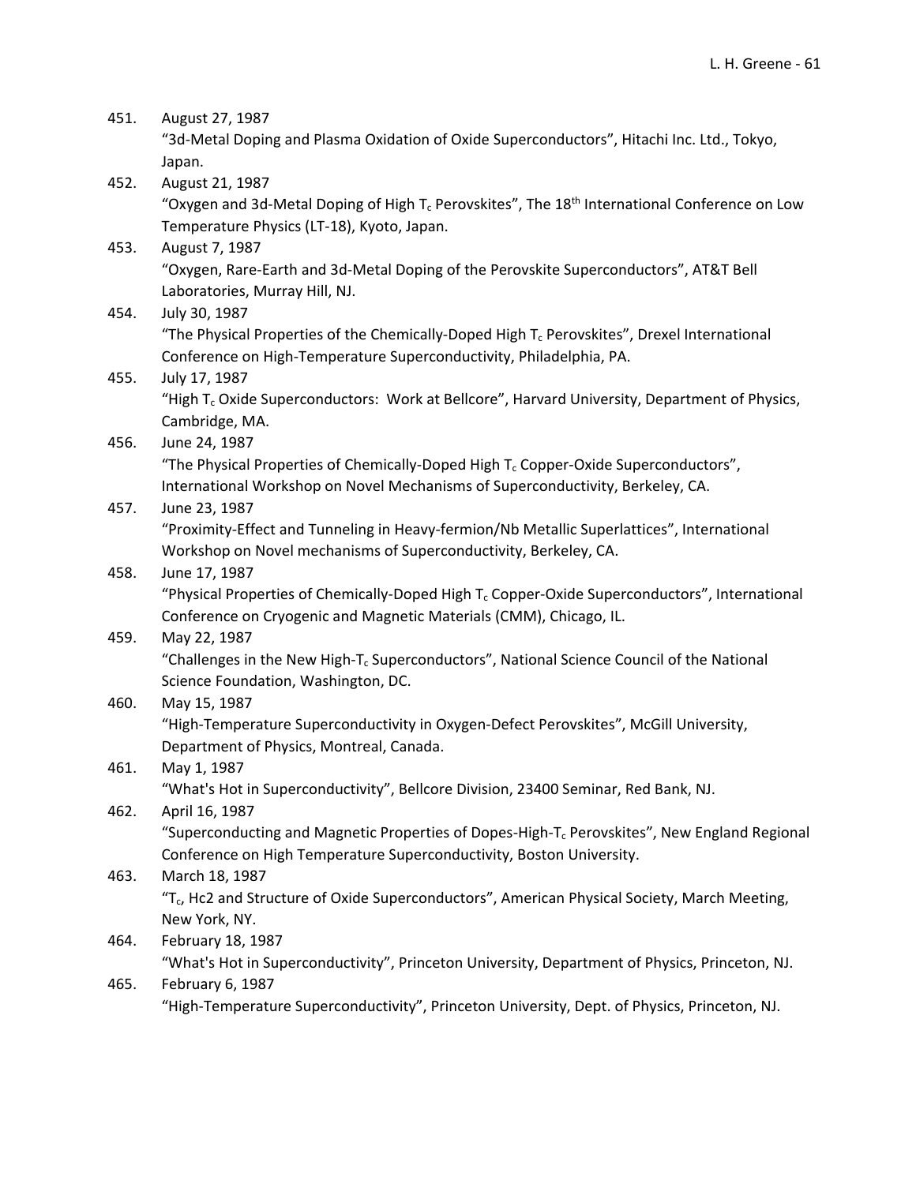451. August 27, 1987
"3d-Metal Doping and Plasma Oxidation of Oxide Superconductors", Hitachi Inc. Ltd., Tokyo, Japan.

452. August 21, 1987
"Oxygen and 3d-Metal Doping of High $T_c$ Perovskites", The 18th International Conference on Low Temperature Physics (LT-18), Kyoto, Japan.

453. August 7, 1987
"Oxygen, Rare-Earth and 3d-Metal Doping of the Perovskite Superconductors", AT&T Bell Laboratories, Murray Hill, NJ.

454. July 30, 1987
"The Physical Properties of the Chemically-Doped High $T_c$ Perovskites", Drexel International Conference on High-Temperature Superconductivity, Philadelphia, PA.

455. July 17, 1987
"High $T_c$ Oxide Superconductors: Work at Bellcore", Harvard University, Department of Physics, Cambridge, MA.

456. June 24, 1987
"The Physical Properties of Chemically-Doped High $T_c$ Copper-Oxide Superconductors", International Workshop on Novel Mechanisms of Superconductivity, Berkeley, CA.

457. June 23, 1987
"Proximity-Effect and Tunneling in Heavy-fermion/Nb Metallic Superlattices", International Workshop on Novel mechanisms of Superconductivity, Berkeley, CA.

458. June 17, 1987
"Physical Properties of Chemically-Doped High $T_c$ Copper-Oxide Superconductors", International Conference on Cryogenic and Magnetic Materials (CMM), Chicago, IL.

459. May 22, 1987
"Challenges in the New High-$T_c$ Superconductors", National Science Council of the National Science Foundation, Washington, DC.

460. May 15, 1987
"High-Temperature Superconductivity in Oxygen-Defect Perovskites", McGill University, Department of Physics, Montreal, Canada.

461. May 1, 1987
"What's Hot in Superconductivity", Bellcore Division, 23400 Seminar, Red Bank, NJ.

462. April 16, 1987
"Superconducting and Magnetic Properties of Dopes-High-$T_c$ Perovskites", New England Regional Conference on High Temperature Superconductivity, Boston University.

463. March 18, 1987
"$T_c$, Hc2 and Structure of Oxide Superconductors", American Physical Society, March Meeting, New York, NY.

464. February 18, 1987
"What's Hot in Superconductivity", Princeton University, Department of Physics, Princeton, NJ.

465. February 6, 1987
"High-Temperature Superconductivity", Princeton University, Dept. of Physics, Princeton, NJ.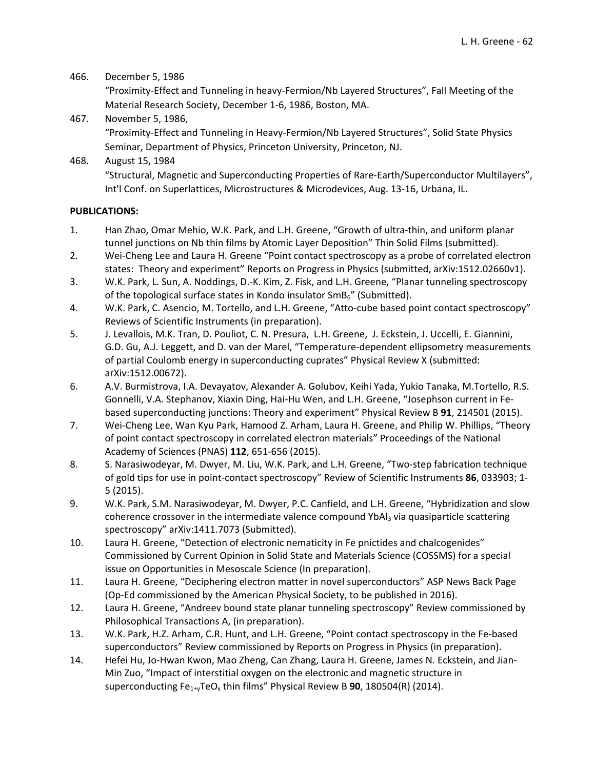466. December 5, 1986
"Proximity-Effect and Tunneling in heavy-Fermion/Nb Layered Structures", Fall Meeting of the Material Research Society, December 1-6, 1986, Boston, MA.

467. November 5, 1986,
"Proximity-Effect and Tunneling in Heavy-Fermion/Nb Layered Structures", Solid State Physics Seminar, Department of Physics, Princeton University, Princeton, NJ.

468. August 15, 1984
"Structural, Magnetic and Superconducting Properties of Rare-Earth/Superconductor Multilayers", Int'l Conf. on Superlattices, Microstructures & Microdevices, Aug. 13-16, Urbana, IL.

**PUBLICATIONS:**

1. Han Zhao, Omar Mehio, W.K. Park, and L.H. Greene, "Growth of ultra-thin, and uniform planar tunnel junctions on Nb thin films by Atomic Layer Deposition" Thin Solid Films (submitted).
2. Wei-Cheng Lee and Laura H. Greene "Point contact spectroscopy as a probe of correlated electron states: Theory and experiment" Reports on Progress in Physics (submitted, arXiv:1512.02660v1).
3. W.K. Park, L. Sun, A. Noddings, D.-K. Kim, Z. Fisk, and L.H. Greene, "Planar tunneling spectroscopy of the topological surface states in Kondo insulator $SmB_6$" (Submitted).
4. W.K. Park, C. Asencio, M. Tortello, and L.H. Greene, "Atto-cube based point contact spectroscopy" Reviews of Scientific Instruments (in preparation).
5. J. Levallois, M.K. Tran, D. Pouliot, C. N. Presura, L.H. Greene, J. Eckstein, J. Uccelli, E. Giannini, G.D. Gu, A.J. Leggett, and D. van der Marel, "Temperature-dependent ellipsometry measurements of partial Coulomb energy in superconducting cuprates" Physical Review X (submitted: arXiv:1512.00672).
6. A.V. Burmistrova, I.A. Devayatov, Alexander A. Golubov, Keihi Yada, Yukio Tanaka, M.Tortello, R.S. Gonnelli, V.A. Stephanov, Xiaxin Ding, Hai-Hu Wen, and L.H. Greene, "Josephson current in Fe-based superconducting junctions: Theory and experiment" Physical Review B **91**, 214501 (2015).
7. Wei-Cheng Lee, Wan Kyu Park, Hamood Z. Arham, Laura H. Greene, and Philip W. Phillips, "Theory of point contact spectroscopy in correlated electron materials" Proceedings of the National Academy of Sciences (PNAS) **112**, 651-656 (2015).
8. S. Narasiwodeyar, M. Dwyer, M. Liu, W.K. Park, and L.H. Greene, "Two-step fabrication technique of gold tips for use in point-contact spectroscopy" Review of Scientific Instruments **86**, 033903; 1-5 (2015).
9. W.K. Park, S.M. Narasiwodeyar, M. Dwyer, P.C. Canfield, and L.H. Greene, "Hybridization and slow coherence crossover in the intermediate valence compound $YbAl_3$ via quasiparticle scattering spectroscopy" arXiv:1411.7073 (Submitted).
10. Laura H. Greene, "Detection of electronic nematicity in Fe pnictides and chalcogenides" Commissioned by Current Opinion in Solid State and Materials Science (COSSMS) for a special issue on Opportunities in Mesoscale Science (In preparation).
11. Laura H. Greene, "Deciphering electron matter in novel superconductors" ASP News Back Page (Op-Ed commissioned by the American Physical Society, to be published in 2016).
12. Laura H. Greene, "Andreev bound state planar tunneling spectroscopy" Review commissioned by Philosophical Transactions A, (in preparation).
13. W.K. Park, H.Z. Arham, C.R. Hunt, and L.H. Greene, "Point contact spectroscopy in the Fe-based superconductors" Review commissioned by Reports on Progress in Physics (in preparation).
14. Hefei Hu, Jo-Hwan Kwon, Mao Zheng, Can Zhang, Laura H. Greene, James N. Eckstein, and Jian-Min Zuo, "Impact of interstitial oxygen on the electronic and magnetic structure in superconducting $Fe_{1+y}TeO_x$ thin films" Physical Review B **90**, 180504(R) (2014).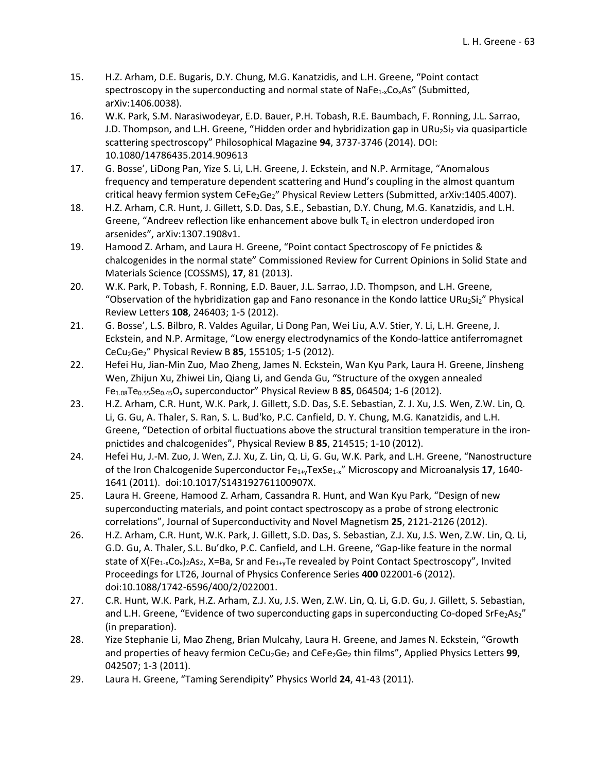15. H.Z. Arham, D.E. Bugaris, D.Y. Chung, M.G. Kanatzidis, and L.H. Greene, "Point contact spectroscopy in the superconducting and normal state of $NaFe_{1-x}Co_xAs$" (Submitted, arXiv:1406.0038).
16. W.K. Park, S.M. Narasiwodeyar, E.D. Bauer, P.H. Tobash, R.E. Baumbach, F. Ronning, J.L. Sarrao, J.D. Thompson, and L.H. Greene, "Hidden order and hybridization gap in $URu_2Si_2$ via quasiparticle scattering spectroscopy" Philosophical Magazine **94**, 3737-3746 (2014). DOI: 10.1080/14786435.2014.909613
17. G. Bosse', LiDong Pan, Yize S. Li, L.H. Greene, J. Eckstein, and N.P. Armitage, "Anomalous frequency and temperature dependent scattering and Hund's coupling in the almost quantum critical heavy fermion system $CeFe_2Ge_2$" Physical Review Letters (Submitted, arXiv:1405.4007).
18. H.Z. Arham, C.R. Hunt, J. Gillett, S.D. Das, S.E., Sebastian, D.Y. Chung, M.G. Kanatzidis, and L.H. Greene, "Andreev reflection like enhancement above bulk $T_c$ in electron underdoped iron arsenides", arXiv:1307.1908v1.
19. Hamood Z. Arham, and Laura H. Greene, "Point contact Spectroscopy of Fe pnictides & chalcogenides in the normal state" Commissioned Review for Current Opinions in Solid State and Materials Science (COSSMS), **17**, 81 (2013).
20. W.K. Park, P. Tobash, F. Ronning, E.D. Bauer, J.L. Sarrao, J.D. Thompson, and L.H. Greene, "Observation of the hybridization gap and Fano resonance in the Kondo lattice $URu_2Si_2$" Physical Review Letters **108**, 246403; 1-5 (2012).
21. G. Bosse', L.S. Bilbro, R. Valdes Aguilar, Li Dong Pan, Wei Liu, A.V. Stier, Y. Li, L.H. Greene, J. Eckstein, and N.P. Armitage, "Low energy electrodynamics of the Kondo-lattice antiferromagnet $CeCu_2Ge_2$" Physical Review B **85**, 155105; 1-5 (2012).
22. Hefei Hu, Jian-Min Zuo, Mao Zheng, James N. Eckstein, Wan Kyu Park, Laura H. Greene, Jinsheng Wen, Zhijun Xu, Zhiwei Lin, Qiang Li, and Genda Gu, "Structure of the oxygen annealed $Fe_{1.08}Te_{0.55}Se_{0.45}O_x$ superconductor" Physical Review B **85**, 064504; 1-6 (2012).
23. H.Z. Arham, C.R. Hunt, W.K. Park, J. Gillett, S.D. Das, S.E. Sebastian, Z. J. Xu, J.S. Wen, Z.W. Lin, Q. Li, G. Gu, A. Thaler, S. Ran, S. L. Bud'ko, P.C. Canfield, D. Y. Chung, M.G. Kanatzidis, and L.H. Greene, "Detection of orbital fluctuations above the structural transition temperature in the iron-pnictides and chalcogenides", Physical Review B **85**, 214515; 1-10 (2012).
24. Hefei Hu, J.-M. Zuo, J. Wen, Z.J. Xu, Z. Lin, Q. Li, G. Gu, W.K. Park, and L.H. Greene, "Nanostructure of the Iron Chalcogenide Superconductor $Fe_{1+y}TexSe_{1-x}$" Microscopy and Microanalysis **17**, 1640-1641 (2011). doi:10.1017/S143192761100907X.
25. Laura H. Greene, Hamood Z. Arham, Cassandra R. Hunt, and Wan Kyu Park, "Design of new superconducting materials, and point contact spectroscopy as a probe of strong electronic correlations", Journal of Superconductivity and Novel Magnetism **25**, 2121-2126 (2012).
26. H.Z. Arham, C.R. Hunt, W.K. Park, J. Gillett, S.D. Das, S. Sebastian, Z.J. Xu, J.S. Wen, Z.W. Lin, Q. Li, G.D. Gu, A. Thaler, S.L. Bu'dko, P.C. Canfield, and L.H. Greene, "Gap-like feature in the normal state of $X(Fe_{1-x}Co_x)_2As_2$, X=Ba, Sr and $Fe_{1+y}Te$ revealed by Point Contact Spectroscopy", Invited Proceedings for LT26, Journal of Physics Conference Series **400** 022001-6 (2012). doi:10.1088/1742-6596/400/2/022001.
27. C.R. Hunt, W.K. Park, H.Z. Arham, Z.J. Xu, J.S. Wen, Z.W. Lin, Q. Li, G.D. Gu, J. Gillett, S. Sebastian, and L.H. Greene, "Evidence of two superconducting gaps in superconducting Co-doped $SrFe_2As_2$" (in preparation).
28. Yize Stephanie Li, Mao Zheng, Brian Mulcahy, Laura H. Greene, and James N. Eckstein, "Growth and properties of heavy fermion $CeCu_2Ge_2$ and $CeFe_2Ge_2$ thin films", Applied Physics Letters **99**, 042507; 1-3 (2011).
29. Laura H. Greene, "Taming Serendipity" Physics World **24**, 41-43 (2011).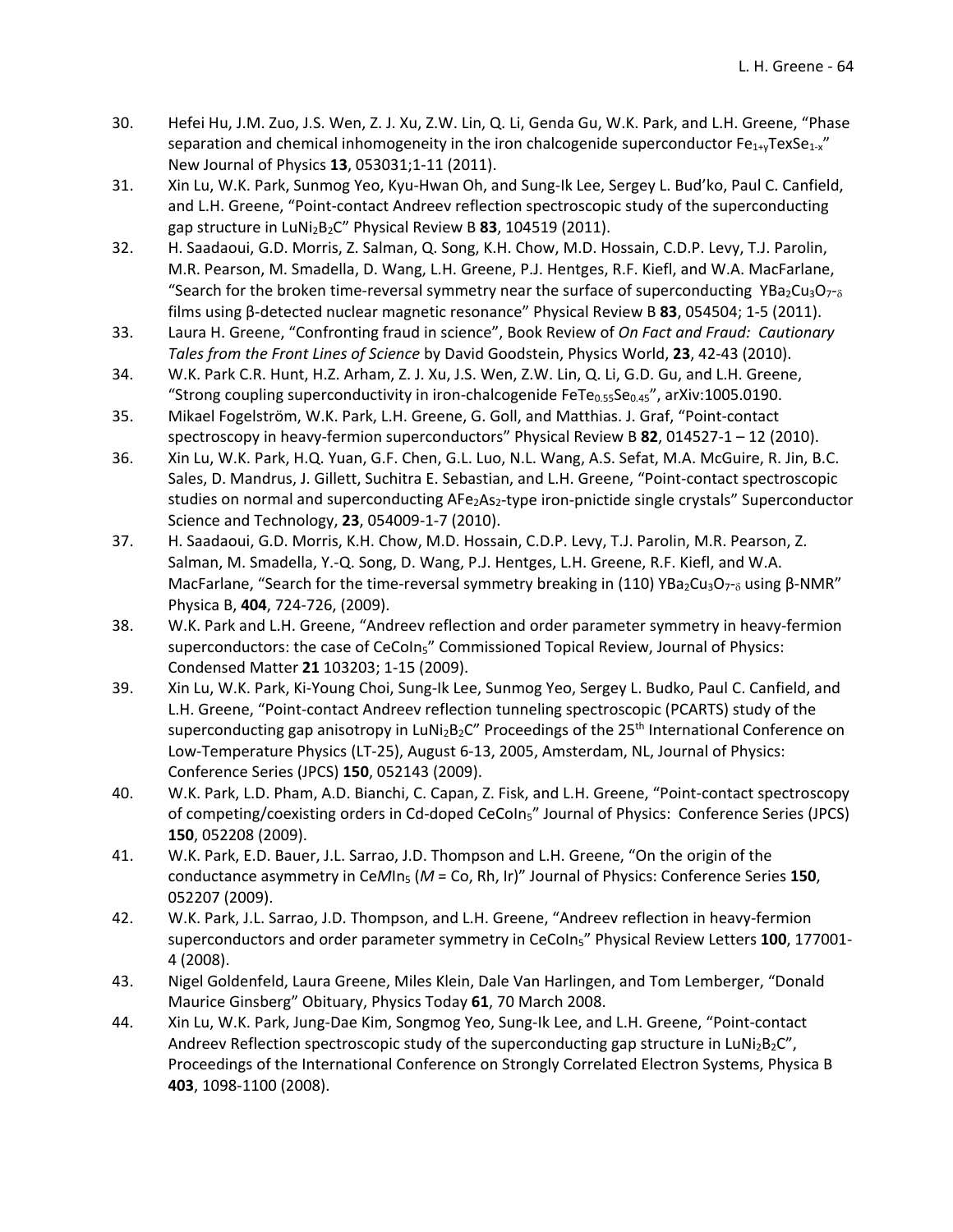30. Hefei Hu, J.M. Zuo, J.S. Wen, Z. J. Xu, Z.W. Lin, Q. Li, Genda Gu, W.K. Park, and L.H. Greene, "Phase separation and chemical inhomogeneity in the iron chalcogenide superconductor $Fe_{1+y}TexSe_{1-x}$" New Journal of Physics **13**, 053031;1-11 (2011).
31. Xin Lu, W.K. Park, Sunmog Yeo, Kyu-Hwan Oh, and Sung-Ik Lee, Sergey L. Bud'ko, Paul C. Canfield, and L.H. Greene, "Point-contact Andreev reflection spectroscopic study of the superconducting gap structure in $LuNi_2B_2C$" Physical Review B **83**, 104519 (2011).
32. H. Saadaoui, G.D. Morris, Z. Salman, Q. Song, K.H. Chow, M.D. Hossain, C.D.P. Levy, T.J. Parolin, M.R. Pearson, M. Smadella, D. Wang, L.H. Greene, P.J. Hentges, R.F. Kiefl, and W.A. MacFarlane, "Search for the broken time-reversal symmetry near the surface of superconducting $YBa_2Cu_3O_{7-\delta}$ films using β-detected nuclear magnetic resonance" Physical Review B **83**, 054504; 1-5 (2011).
33. Laura H. Greene, "Confronting fraud in science", Book Review of *On Fact and Fraud: Cautionary Tales from the Front Lines of Science* by David Goodstein, Physics World, **23**, 42-43 (2010).
34. W.K. Park C.R. Hunt, H.Z. Arham, Z. J. Xu, J.S. Wen, Z.W. Lin, Q. Li, G.D. Gu, and L.H. Greene, "Strong coupling superconductivity in iron-chalcogenide $FeTe_{0.55}Se_{0.45}$", arXiv:1005.0190.
35. Mikael Fogelström, W.K. Park, L.H. Greene, G. Goll, and Matthias. J. Graf, "Point-contact spectroscopy in heavy-fermion superconductors" Physical Review B **82**, 014527-1 – 12 (2010).
36. Xin Lu, W.K. Park, H.Q. Yuan, G.F. Chen, G.L. Luo, N.L. Wang, A.S. Sefat, M.A. McGuire, R. Jin, B.C. Sales, D. Mandrus, J. Gillett, Suchitra E. Sebastian, and L.H. Greene, "Point-contact spectroscopic studies on normal and superconducting $AFe_2As_2$-type iron-pnictide single crystals" Superconductor Science and Technology, **23**, 054009-1-7 (2010).
37. H. Saadaoui, G.D. Morris, K.H. Chow, M.D. Hossain, C.D.P. Levy, T.J. Parolin, M.R. Pearson, Z. Salman, M. Smadella, Y.-Q. Song, D. Wang, P.J. Hentges, L.H. Greene, R.F. Kiefl, and W.A. MacFarlane, "Search for the time-reversal symmetry breaking in (110) $YBa_2Cu_3O_{7-\delta}$ using β-NMR" Physica B, **404**, 724-726, (2009).
38. W.K. Park and L.H. Greene, "Andreev reflection and order parameter symmetry in heavy-fermion superconductors: the case of $CeCoIn_5$" Commissioned Topical Review, Journal of Physics: Condensed Matter **21** 103203; 1-15 (2009).
39. Xin Lu, W.K. Park, Ki-Young Choi, Sung-Ik Lee, Sunmog Yeo, Sergey L. Budko, Paul C. Canfield, and L.H. Greene, "Point-contact Andreev reflection tunneling spectroscopic (PCARTS) study of the superconducting gap anisotropy in $LuNi_2B_2C$" Proceedings of the 25th International Conference on Low-Temperature Physics (LT-25), August 6-13, 2005, Amsterdam, NL, Journal of Physics: Conference Series (JPCS) **150**, 052143 (2009).
40. W.K. Park, L.D. Pham, A.D. Bianchi, C. Capan, Z. Fisk, and L.H. Greene, "Point-contact spectroscopy of competing/coexisting orders in Cd-doped $CeCoIn_5$" Journal of Physics: Conference Series (JPCS) **150**, 052208 (2009).
41. W.K. Park, E.D. Bauer, J.L. Sarrao, J.D. Thompson and L.H. Greene, "On the origin of the conductance asymmetry in $CeMIn_5$ ($M$ = Co, Rh, Ir)" Journal of Physics: Conference Series **150**, 052207 (2009).
42. W.K. Park, J.L. Sarrao, J.D. Thompson, and L.H. Greene, "Andreev reflection in heavy-fermion superconductors and order parameter symmetry in $CeCoIn_5$" Physical Review Letters **100**, 177001-4 (2008).
43. Nigel Goldenfeld, Laura Greene, Miles Klein, Dale Van Harlingen, and Tom Lemberger, "Donald Maurice Ginsberg" Obituary, Physics Today **61**, 70 March 2008.
44. Xin Lu, W.K. Park, Jung-Dae Kim, Songmog Yeo, Sung-Ik Lee, and L.H. Greene, "Point-contact Andreev Reflection spectroscopic study of the superconducting gap structure in $LuNi_2B_2C$", Proceedings of the International Conference on Strongly Correlated Electron Systems, Physica B **403**, 1098-1100 (2008).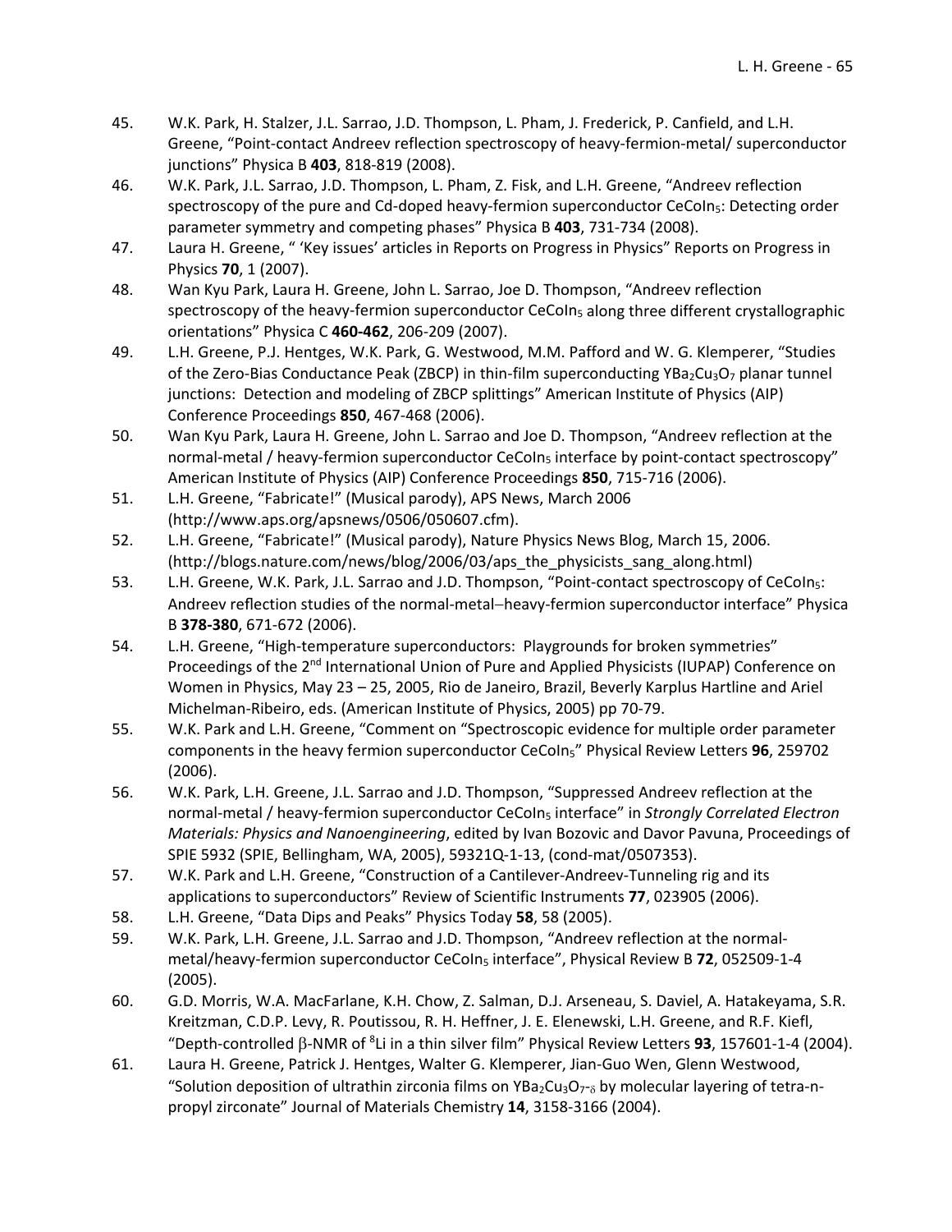45. W.K. Park, H. Stalzer, J.L. Sarrao, J.D. Thompson, L. Pham, J. Frederick, P. Canfield, and L.H. Greene, "Point-contact Andreev reflection spectroscopy of heavy-fermion-metal/ superconductor junctions" Physica B **403**, 818-819 (2008).
46. W.K. Park, J.L. Sarrao, J.D. Thompson, L. Pham, Z. Fisk, and L.H. Greene, "Andreev reflection spectroscopy of the pure and Cd-doped heavy-fermion superconductor $CeCoIn_5$: Detecting order parameter symmetry and competing phases" Physica B **403**, 731-734 (2008).
47. Laura H. Greene, " 'Key issues' articles in Reports on Progress in Physics" Reports on Progress in Physics **70**, 1 (2007).
48. Wan Kyu Park, Laura H. Greene, John L. Sarrao, Joe D. Thompson, "Andreev reflection spectroscopy of the heavy-fermion superconductor $CeCoIn_5$ along three different crystallographic orientations" Physica C **460-462**, 206-209 (2007).
49. L.H. Greene, P.J. Hentges, W.K. Park, G. Westwood, M.M. Pafford and W. G. Klemperer, "Studies of the Zero-Bias Conductance Peak (ZBCP) in thin-film superconducting $YBa_2Cu_3O_7$ planar tunnel junctions: Detection and modeling of ZBCP splittings" American Institute of Physics (AIP) Conference Proceedings **850**, 467-468 (2006).
50. Wan Kyu Park, Laura H. Greene, John L. Sarrao and Joe D. Thompson, "Andreev reflection at the normal-metal / heavy-fermion superconductor $CeCoIn_5$ interface by point-contact spectroscopy" American Institute of Physics (AIP) Conference Proceedings **850**, 715-716 (2006).
51. L.H. Greene, "Fabricate!" (Musical parody), APS News, March 2006 (http://www.aps.org/apsnews/0506/050607.cfm).
52. L.H. Greene, "Fabricate!" (Musical parody), Nature Physics News Blog, March 15, 2006. (http://blogs.nature.com/news/blog/2006/03/aps_the_physicists_sang_along.html)
53. L.H. Greene, W.K. Park, J.L. Sarrao and J.D. Thompson, "Point-contact spectroscopy of $CeCoIn_5$: Andreev reflection studies of the normal-metal–heavy-fermion superconductor interface" Physica B **378-380**, 671-672 (2006).
54. L.H. Greene, "High-temperature superconductors: Playgrounds for broken symmetries" Proceedings of the 2nd International Union of Pure and Applied Physicists (IUPAP) Conference on Women in Physics, May 23 – 25, 2005, Rio de Janeiro, Brazil, Beverly Karplus Hartline and Ariel Michelman-Ribeiro, eds. (American Institute of Physics, 2005) pp 70-79.
55. W.K. Park and L.H. Greene, "Comment on "Spectroscopic evidence for multiple order parameter components in the heavy fermion superconductor $CeCoIn_5$" Physical Review Letters **96**, 259702 (2006).
56. W.K. Park, L.H. Greene, J.L. Sarrao and J.D. Thompson, "Suppressed Andreev reflection at the normal-metal / heavy-fermion superconductor $CeCoIn_5$ interface" in *Strongly Correlated Electron Materials: Physics and Nanoengineering*, edited by Ivan Bozovic and Davor Pavuna, Proceedings of SPIE 5932 (SPIE, Bellingham, WA, 2005), 59321Q-1-13, (cond-mat/0507353).
57. W.K. Park and L.H. Greene, "Construction of a Cantilever-Andreev-Tunneling rig and its applications to superconductors" Review of Scientific Instruments **77**, 023905 (2006).
58. L.H. Greene, "Data Dips and Peaks" Physics Today **58**, 58 (2005).
59. W.K. Park, L.H. Greene, J.L. Sarrao and J.D. Thompson, "Andreev reflection at the normal-metal/heavy-fermion superconductor $CeCoIn_5$ interface", Physical Review B **72**, 052509-1-4 (2005).
60. G.D. Morris, W.A. MacFarlane, K.H. Chow, Z. Salman, D.J. Arseneau, S. Daviel, A. Hatakeyama, S.R. Kreitzman, C.D.P. Levy, R. Poutissou, R. H. Heffner, J. E. Elenewski, L.H. Greene, and R.F. Kiefl, "Depth-controlled $\beta$-NMR of $^{8}Li$ in a thin silver film" Physical Review Letters **93**, 157601-1-4 (2004).
61. Laura H. Greene, Patrick J. Hentges, Walter G. Klemperer, Jian-Guo Wen, Glenn Westwood, "Solution deposition of ultrathin zirconia films on $YBa_2Cu_3O_{7-\delta}$ by molecular layering of tetra-n-propyl zirconate" Journal of Materials Chemistry **14**, 3158-3166 (2004).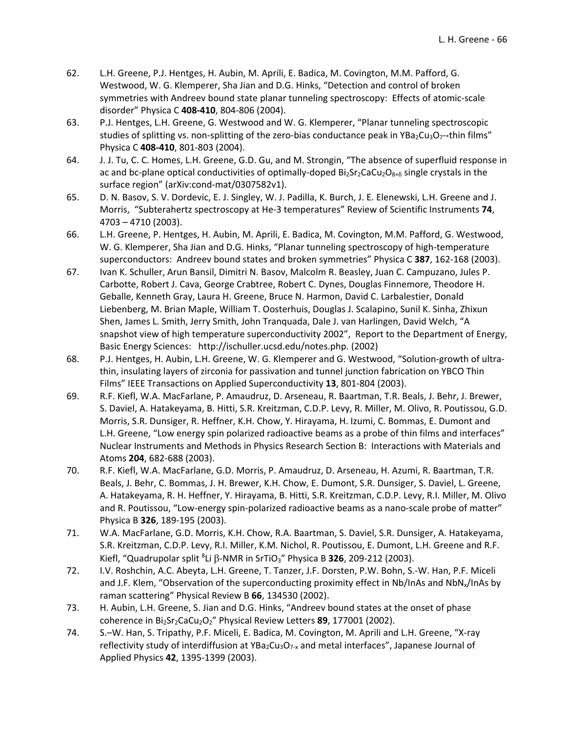62. L.H. Greene, P.J. Hentges, H. Aubin, M. Aprili, E. Badica, M. Covington, M.M. Pafford, G. Westwood, W. G. Klemperer, Sha Jian and D.G. Hinks, "Detection and control of broken symmetries with Andreev bound state planar tunneling spectroscopy: Effects of atomic-scale disorder" Physica C **408-410**, 804-806 (2004).
63. P.J. Hentges, L.H. Greene, G. Westwood and W. G. Klemperer, "Planar tunneling spectroscopic studies of splitting vs. non-splitting of the zero-bias conductance peak in $YBa_2Cu_3O_{7-*}$thin films" Physica C **408-410**, 801-803 (2004).
64. J. J. Tu, C. C. Homes, L.H. Greene, G.D. Gu, and M. Strongin, "The absence of superfluid response in ac and bc-plane optical conductivities of optimally-doped $Bi_2Sr_2CaCu_2O_{8+\delta}$ single crystals in the surface region" (arXiv:cond-mat/0307582v1).
65. D. N. Basov, S. V. Dordevic, E. J. Singley, W. J. Padilla, K. Burch, J. E. Elenewski, L.H. Greene and J. Morris, "Subterahertz spectroscopy at He-3 temperatures" Review of Scientific Instruments **74**, 4703 – 4710 (2003).
66. L.H. Greene, P. Hentges, H. Aubin, M. Aprili, E. Badica, M. Covington, M.M. Pafford, G. Westwood, W. G. Klemperer, Sha Jian and D.G. Hinks, "Planar tunneling spectroscopy of high-temperature superconductors: Andreev bound states and broken symmetries" Physica C **387**, 162-168 (2003).
67. Ivan K. Schuller, Arun Bansil, Dimitri N. Basov, Malcolm R. Beasley, Juan C. Campuzano, Jules P. Carbotte, Robert J. Cava, George Crabtree, Robert C. Dynes, Douglas Finnemore, Theodore H. Geballe, Kenneth Gray, Laura H. Greene, Bruce N. Harmon, David C. Larbalestier, Donald Liebenberg, M. Brian Maple, William T. Oosterhuis, Douglas J. Scalapino, Sunil K. Sinha, Zhixun Shen, James L. Smith, Jerry Smith, John Tranquada, Dale J. van Harlingen, David Welch, "A snapshot view of high temperature superconductivity 2002", Report to the Department of Energy, Basic Energy Sciences: http://ischuller.ucsd.edu/notes.php. (2002)
68. P.J. Hentges, H. Aubin, L.H. Greene, W. G. Klemperer and G. Westwood, "Solution-growth of ultra-thin, insulating layers of zirconia for passivation and tunnel junction fabrication on YBCO Thin Films" IEEE Transactions on Applied Superconductivity **13**, 801-804 (2003).
69. R.F. Kiefl, W.A. MacFarlane, P. Amaudruz, D. Arseneau, R. Baartman, T.R. Beals, J. Behr, J. Brewer, S. Daviel, A. Hatakeyama, B. Hitti, S.R. Kreitzman, C.D.P. Levy, R. Miller, M. Olivo, R. Poutissou, G.D. Morris, S.R. Dunsiger, R. Heffner, K.H. Chow, Y. Hirayama, H. Izumi, C. Bommas, E. Dumont and L.H. Greene, "Low energy spin polarized radioactive beams as a probe of thin films and interfaces" Nuclear Instruments and Methods in Physics Research Section B: Interactions with Materials and Atoms **204**, 682-688 (2003).
70. R.F. Kiefl, W.A. MacFarlane, G.D. Morris, P. Amaudruz, D. Arseneau, H. Azumi, R. Baartman, T.R. Beals, J. Behr, C. Bommas, J. H. Brewer, K.H. Chow, E. Dumont, S.R. Dunsiger, S. Daviel, L. Greene, A. Hatakeyama, R. H. Heffner, Y. Hirayama, B. Hitti, S.R. Kreitzman, C.D.P. Levy, R.I. Miller, M. Olivo and R. Poutissou, "Low-energy spin-polarized radioactive beams as a nano-scale probe of matter" Physica B **326**, 189-195 (2003).
71. W.A. MacFarlane, G.D. Morris, K.H. Chow, R.A. Baartman, S. Daviel, S.R. Dunsiger, A. Hatakeyama, S.R. Kreitzman, C.D.P. Levy, R.I. Miller, K.M. Nichol, R. Poutissou, E. Dumont, L.H. Greene and R.F. Kiefl, "Quadrupolar split $^8Li$ $\beta$-NMR in $SrTiO_3$" Physica B **326**, 209-212 (2003).
72. I.V. Roshchin, A.C. Abeyta, L.H. Greene, T. Tanzer, J.F. Dorsten, P.W. Bohn, S.-W. Han, P.F. Miceli and J.F. Klem, "Observation of the superconducting proximity effect in Nb/InAs and $NbN_x$/InAs by raman scattering" Physical Review B **66**, 134530 (2002).
73. H. Aubin, L.H. Greene, S. Jian and D.G. Hinks, "Andreev bound states at the onset of phase coherence in $Bi_2Sr_2CaCu_2O_2$" Physical Review Letters **89**, 177001 (2002).
74. S.–W. Han, S. Tripathy, P.F. Miceli, E. Badica, M. Covington, M. Aprili and L.H. Greene, "X-ray reflectivity study of interdiffusion at $YBa_2Cu_3O_{7-x}$ and metal interfaces", Japanese Journal of Applied Physics **42**, 1395-1399 (2003).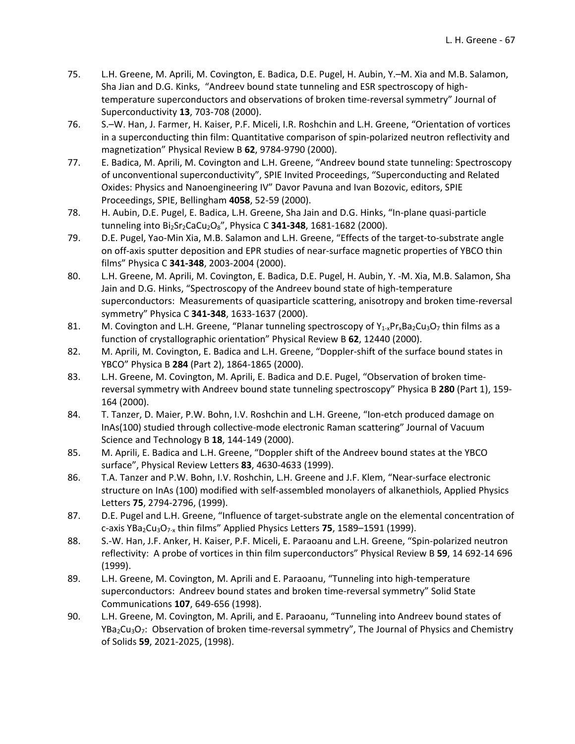75. L.H. Greene, M. Aprili, M. Covington, E. Badica, D.E. Pugel, H. Aubin, Y.–M. Xia and M.B. Salamon, Sha Jian and D.G. Kinks, "Andreev bound state tunneling and ESR spectroscopy of high-temperature superconductors and observations of broken time-reversal symmetry" Journal of Superconductivity **13**, 703-708 (2000).
76. S.–W. Han, J. Farmer, H. Kaiser, P.F. Miceli, I.R. Roshchin and L.H. Greene, "Orientation of vortices in a superconducting thin film: Quantitative comparison of spin-polarized neutron reflectivity and magnetization" Physical Review B **62**, 9784-9790 (2000).
77. E. Badica, M. Aprili, M. Covington and L.H. Greene, "Andreev bound state tunneling: Spectroscopy of unconventional superconductivity", SPIE Invited Proceedings, "Superconducting and Related Oxides: Physics and Nanoengineering IV" Davor Pavuna and Ivan Bozovic, editors, SPIE Proceedings, SPIE, Bellingham **4058**, 52-59 (2000).
78. H. Aubin, D.E. Pugel, E. Badica, L.H. Greene, Sha Jain and D.G. Hinks, "In-plane quasi-particle tunneling into $Bi_2Sr_2CaCu_2O_8$", Physica C **341-348**, 1681-1682 (2000).
79. D.E. Pugel, Yao-Min Xia, M.B. Salamon and L.H. Greene, "Effects of the target-to-substrate angle on off-axis sputter deposition and EPR studies of near-surface magnetic properties of YBCO thin films" Physica C **341-348**, 2003-2004 (2000).
80. L.H. Greene, M. Aprili, M. Covington, E. Badica, D.E. Pugel, H. Aubin, Y. -M. Xia, M.B. Salamon, Sha Jain and D.G. Hinks, "Spectroscopy of the Andreev bound state of high-temperature superconductors: Measurements of quasiparticle scattering, anisotropy and broken time-reversal symmetry" Physica C **341-348**, 1633-1637 (2000).
81. M. Covington and L.H. Greene, "Planar tunneling spectroscopy of $Y_{1-x}Pr_xBa_2Cu_3O_7$ thin films as a function of crystallographic orientation" Physical Review B **62**, 12440 (2000).
82. M. Aprili, M. Covington, E. Badica and L.H. Greene, "Doppler-shift of the surface bound states in YBCO" Physica B **284** (Part 2), 1864-1865 (2000).
83. L.H. Greene, M. Covington, M. Aprili, E. Badica and D.E. Pugel, "Observation of broken time-reversal symmetry with Andreev bound state tunneling spectroscopy" Physica B **280** (Part 1), 159-164 (2000).
84. T. Tanzer, D. Maier, P.W. Bohn, I.V. Roshchin and L.H. Greene, "Ion-etch produced damage on InAs(100) studied through collective-mode electronic Raman scattering" Journal of Vacuum Science and Technology B **18**, 144-149 (2000).
85. M. Aprili, E. Badica and L.H. Greene, "Doppler shift of the Andreev bound states at the YBCO surface", Physical Review Letters **83**, 4630-4633 (1999).
86. T.A. Tanzer and P.W. Bohn, I.V. Roshchin, L.H. Greene and J.F. Klem, "Near-surface electronic structure on InAs (100) modified with self-assembled monolayers of alkanethiols, Applied Physics Letters **75**, 2794-2796, (1999).
87. D.E. Pugel and L.H. Greene, "Influence of target-substrate angle on the elemental concentration of c-axis $YBa_2Cu_3O_{7-x}$ thin films" Applied Physics Letters **75**, 1589–1591 (1999).
88. S.-W. Han, J.F. Anker, H. Kaiser, P.F. Miceli, E. Paraoanu and L.H. Greene, "Spin-polarized neutron reflectivity: A probe of vortices in thin film superconductors" Physical Review B **59**, 14 692-14 696 (1999).
89. L.H. Greene, M. Covington, M. Aprili and E. Paraoanu, "Tunneling into high-temperature superconductors: Andreev bound states and broken time-reversal symmetry" Solid State Communications **107**, 649-656 (1998).
90. L.H. Greene, M. Covington, M. Aprili, and E. Paraoanu, "Tunneling into Andreev bound states of $YBa_2Cu_3O_7$: Observation of broken time-reversal symmetry", The Journal of Physics and Chemistry of Solids **59**, 2021-2025, (1998).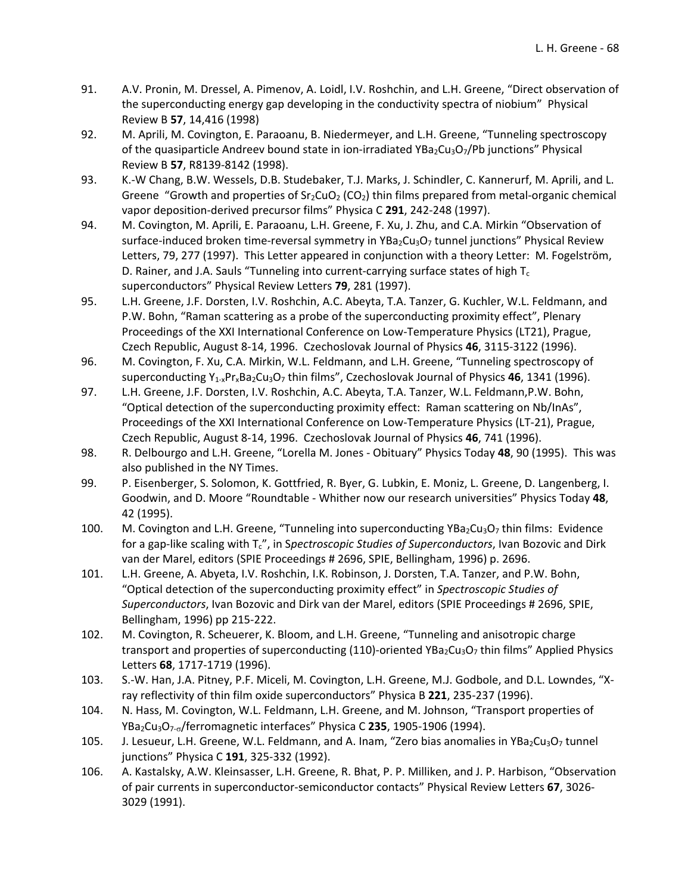91. A.V. Pronin, M. Dressel, A. Pimenov, A. Loidl, I.V. Roshchin, and L.H. Greene, “Direct observation of the superconducting energy gap developing in the conductivity spectra of niobium” Physical Review B **57**, 14,416 (1998)

92. M. Aprili, M. Covington, E. Paraoanu, B. Niedermeyer, and L.H. Greene, “Tunneling spectroscopy of the quasiparticle Andreev bound state in ion-irradiated $YBa_2Cu_3O_7$/Pb junctions” Physical Review B **57**, R8139-8142 (1998).

93. K.-W Chang, B.W. Wessels, D.B. Studebaker, T.J. Marks, J. Schindler, C. Kannerurf, M. Aprili, and L. Greene “Growth and properties of $Sr_2CuO_2$ ($CO_2$) thin films prepared from metal-organic chemical vapor deposition-derived precursor films” Physica C **291**, 242-248 (1997).

94. M. Covington, M. Aprili, E. Paraoanu, L.H. Greene, F. Xu, J. Zhu, and C.A. Mirkin “Observation of surface-induced broken time-reversal symmetry in $YBa_2Cu_3O_7$ tunnel junctions” Physical Review Letters, 79, 277 (1997). This Letter appeared in conjunction with a theory Letter: M. Fogelström, D. Rainer, and J.A. Sauls “Tunneling into current-carrying surface states of high $T_c$ superconductors” Physical Review Letters **79**, 281 (1997).

95. L.H. Greene, J.F. Dorsten, I.V. Roshchin, A.C. Abeyta, T.A. Tanzer, G. Kuchler, W.L. Feldmann, and P.W. Bohn, “Raman scattering as a probe of the superconducting proximity effect”, Plenary Proceedings of the XXI International Conference on Low-Temperature Physics (LT21), Prague, Czech Republic, August 8-14, 1996. Czechoslovak Journal of Physics **46**, 3115-3122 (1996).

96. M. Covington, F. Xu, C.A. Mirkin, W.L. Feldmann, and L.H. Greene, “Tunneling spectroscopy of superconducting $Y_{1-x}Pr_xBa_2Cu_3O_7$ thin films”, Czechoslovak Journal of Physics **46**, 1341 (1996).

97. L.H. Greene, J.F. Dorsten, I.V. Roshchin, A.C. Abeyta, T.A. Tanzer, W.L. Feldmann,P.W. Bohn, “Optical detection of the superconducting proximity effect: Raman scattering on Nb/InAs”, Proceedings of the XXI International Conference on Low-Temperature Physics (LT-21), Prague, Czech Republic, August 8-14, 1996. Czechoslovak Journal of Physics **46**, 741 (1996).

98. R. Delbourgo and L.H. Greene, “Lorella M. Jones - Obituary” Physics Today **48**, 90 (1995). This was also published in the NY Times.

99. P. Eisenberger, S. Solomon, K. Gottfried, R. Byer, G. Lubkin, E. Moniz, L. Greene, D. Langenberg, I. Goodwin, and D. Moore “Roundtable - Whither now our research universities” Physics Today **48**, 42 (1995).

100. M. Covington and L.H. Greene, “Tunneling into superconducting $YBa_2Cu_3O_7$ thin films: Evidence for a gap-like scaling with $T_c$”, in S*pectroscopic Studies of Superconductors*, Ivan Bozovic and Dirk van der Marel, editors (SPIE Proceedings # 2696, SPIE, Bellingham, 1996) p. 2696.

101. L.H. Greene, A. Abyeta, I.V. Roshchin, I.K. Robinson, J. Dorsten, T.A. Tanzer, and P.W. Bohn, “Optical detection of the superconducting proximity effect” in *Spectroscopic Studies of Superconductors*, Ivan Bozovic and Dirk van der Marel, editors (SPIE Proceedings # 2696, SPIE, Bellingham, 1996) pp 215-222.

102. M. Covington, R. Scheuerer, K. Bloom, and L.H. Greene, “Tunneling and anisotropic charge transport and properties of superconducting (110)-oriented $YBa_2Cu_3O_7$ thin films” Applied Physics Letters **68**, 1717-1719 (1996).

103. S.-W. Han, J.A. Pitney, P.F. Miceli, M. Covington, L.H. Greene, M.J. Godbole, and D.L. Lowndes, “X-ray reflectivity of thin film oxide superconductors” Physica B **221**, 235-237 (1996).

104. N. Hass, M. Covington, W.L. Feldmann, L.H. Greene, and M. Johnson, “Transport properties of $YBa_2Cu_3O_{7-\sigma}$/ferromagnetic interfaces” Physica C **235**, 1905-1906 (1994).

105. J. Lesueur, L.H. Greene, W.L. Feldmann, and A. Inam, “Zero bias anomalies in $YBa_2Cu_3O_7$ tunnel junctions” Physica C **191**, 325-332 (1992).

106. A. Kastalsky, A.W. Kleinsasser, L.H. Greene, R. Bhat, P. P. Milliken, and J. P. Harbison, “Observation of pair currents in superconductor-semiconductor contacts” Physical Review Letters **67**, 3026-3029 (1991).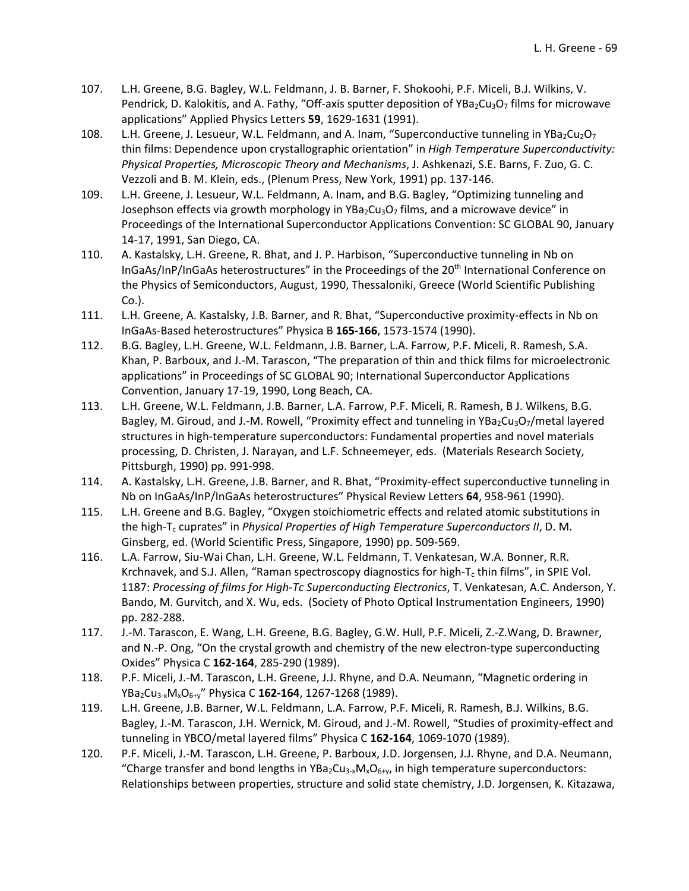107. L.H. Greene, B.G. Bagley, W.L. Feldmann, J. B. Barner, F. Shokoohi, P.F. Miceli, B.J. Wilkins, V. Pendrick, D. Kalokitis, and A. Fathy, "Off-axis sputter deposition of $YBa_2Cu_3O_7$ films for microwave applications" Applied Physics Letters **59**, 1629-1631 (1991).

108. L.H. Greene, J. Lesueur, W.L. Feldmann, and A. Inam, "Superconductive tunneling in $YBa_2Cu_2O_7$ thin films: Dependence upon crystallographic orientation" in *High Temperature Superconductivity: Physical Properties, Microscopic Theory and Mechanisms*, J. Ashkenazi, S.E. Barns, F. Zuo, G. C. Vezzoli and B. M. Klein, eds., (Plenum Press, New York, 1991) pp. 137-146.

109. L.H. Greene, J. Lesueur, W.L. Feldmann, A. Inam, and B.G. Bagley, "Optimizing tunneling and Josephson effects via growth morphology in $YBa_2Cu_3O_7$ films, and a microwave device" in Proceedings of the International Superconductor Applications Convention: SC GLOBAL 90, January 14-17, 1991, San Diego, CA.

110. A. Kastalsky, L.H. Greene, R. Bhat, and J. P. Harbison, "Superconductive tunneling in Nb on InGaAs/InP/InGaAs heterostructures" in the Proceedings of the 20[th] International Conference on the Physics of Semiconductors, August, 1990, Thessaloniki, Greece (World Scientific Publishing Co.).

111. L.H. Greene, A. Kastalsky, J.B. Barner, and R. Bhat, "Superconductive proximity-effects in Nb on InGaAs-Based heterostructures" Physica B **165-166**, 1573-1574 (1990).

112. B.G. Bagley, L.H. Greene, W.L. Feldmann, J.B. Barner, L.A. Farrow, P.F. Miceli, R. Ramesh, S.A. Khan, P. Barboux, and J.-M. Tarascon, "The preparation of thin and thick films for microelectronic applications" in Proceedings of SC GLOBAL 90; International Superconductor Applications Convention, January 17-19, 1990, Long Beach, CA.

113. L.H. Greene, W.L. Feldmann, J.B. Barner, L.A. Farrow, P.F. Miceli, R. Ramesh, B J. Wilkens, B.G. Bagley, M. Giroud, and J.-M. Rowell, "Proximity effect and tunneling in $YBa_2Cu_3O_7$/metal layered structures in high-temperature superconductors: Fundamental properties and novel materials processing, D. Christen, J. Narayan, and L.F. Schneemeyer, eds. (Materials Research Society, Pittsburgh, 1990) pp. 991-998.

114. A. Kastalsky, L.H. Greene, J.B. Barner, and R. Bhat, "Proximity-effect superconductive tunneling in Nb on InGaAs/InP/InGaAs heterostructures" Physical Review Letters **64**, 958-961 (1990).

115. L.H. Greene and B.G. Bagley, "Oxygen stoichiometric effects and related atomic substitutions in the high-$T_c$ cuprates" in *Physical Properties of High Temperature Superconductors II*, D. M. Ginsberg, ed. (World Scientific Press, Singapore, 1990) pp. 509-569.

116. L.A. Farrow, Siu-Wai Chan, L.H. Greene, W.L. Feldmann, T. Venkatesan, W.A. Bonner, R.R. Krchnavek, and S.J. Allen, "Raman spectroscopy diagnostics for high-$T_c$ thin films", in SPIE Vol. 1187: *Processing of films for High-Tc Superconducting Electronics*, T. Venkatesan, A.C. Anderson, Y. Bando, M. Gurvitch, and X. Wu, eds. (Society of Photo Optical Instrumentation Engineers, 1990) pp. 282-288.

117. J.-M. Tarascon, E. Wang, L.H. Greene, B.G. Bagley, G.W. Hull, P.F. Miceli, Z.-Z.Wang, D. Brawner, and N.-P. Ong, "On the crystal growth and chemistry of the new electron-type superconducting Oxides" Physica C **162-164**, 285-290 (1989).

118. P.F. Miceli, J.-M. Tarascon, L.H. Greene, J.J. Rhyne, and D.A. Neumann, "Magnetic ordering in $YBa_2Cu_{3-x}M_xO_{6+y}$" Physica C **162-164**, 1267-1268 (1989).

119. L.H. Greene, J.B. Barner, W.L. Feldmann, L.A. Farrow, P.F. Miceli, R. Ramesh, B.J. Wilkins, B.G. Bagley, J.-M. Tarascon, J.H. Wernick, M. Giroud, and J.-M. Rowell, "Studies of proximity-effect and tunneling in YBCO/metal layered films" Physica C **162-164**, 1069-1070 (1989).

120. P.F. Miceli, J.-M. Tarascon, L.H. Greene, P. Barboux, J.D. Jorgensen, J.J. Rhyne, and D.A. Neumann, "Charge transfer and bond lengths in $YBa_2Cu_{3-x}M_xO_{6+y}$, in high temperature superconductors: Relationships between properties, structure and solid state chemistry, J.D. Jorgensen, K. Kitazawa,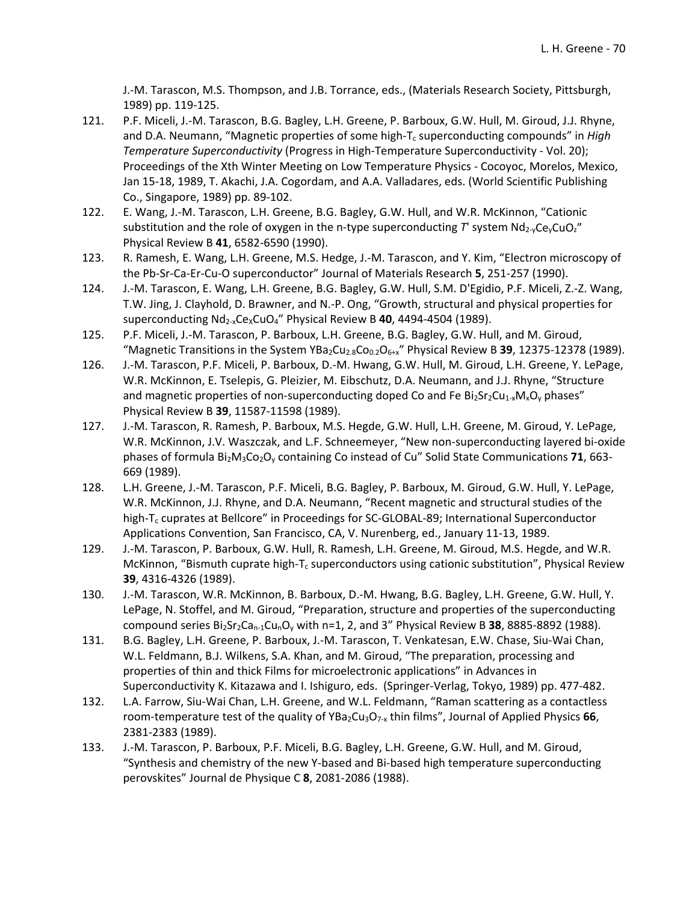J.-M. Tarascon, M.S. Thompson, and J.B. Torrance, eds., (Materials Research Society, Pittsburgh, 1989) pp. 119-125.

121. P.F. Miceli, J.-M. Tarascon, B.G. Bagley, L.H. Greene, P. Barboux, G.W. Hull, M. Giroud, J.J. Rhyne, and D.A. Neumann, "Magnetic properties of some high-$T_c$ superconducting compounds" in *High Temperature Superconductivity* (Progress in High-Temperature Superconductivity - Vol. 20); Proceedings of the Xth Winter Meeting on Low Temperature Physics - Cocoyoc, Morelos, Mexico, Jan 15-18, 1989, T. Akachi, J.A. Cogordam, and A.A. Valladares, eds. (World Scientific Publishing Co., Singapore, 1989) pp. 89-102.

122. E. Wang, J.-M. Tarascon, L.H. Greene, B.G. Bagley, G.W. Hull, and W.R. McKinnon, "Cationic substitution and the role of oxygen in the n-type superconducting *T*' system $Nd_{2-y}Ce_yCuO_z$" Physical Review B **41**, 6582-6590 (1990).

123. R. Ramesh, E. Wang, L.H. Greene, M.S. Hedge, J.-M. Tarascon, and Y. Kim, "Electron microscopy of the Pb-Sr-Ca-Er-Cu-O superconductor" Journal of Materials Research **5**, 251-257 (1990).

124. J.-M. Tarascon, E. Wang, L.H. Greene, B.G. Bagley, G.W. Hull, S.M. D'Egidio, P.F. Miceli, Z.-Z. Wang, T.W. Jing, J. Clayhold, D. Brawner, and N.-P. Ong, "Growth, structural and physical properties for superconducting $Nd_{2-x}Ce_xCuO_4$" Physical Review B **40**, 4494-4504 (1989).

125. P.F. Miceli, J.-M. Tarascon, P. Barboux, L.H. Greene, B.G. Bagley, G.W. Hull, and M. Giroud, "Magnetic Transitions in the System $YBa_2Cu_{2.8}Co_{0.2}O_{6+x}$" Physical Review B **39**, 12375-12378 (1989).

126. J.-M. Tarascon, P.F. Miceli, P. Barboux, D.-M. Hwang, G.W. Hull, M. Giroud, L.H. Greene, Y. LePage, W.R. McKinnon, E. Tselepis, G. Pleizier, M. Eibschutz, D.A. Neumann, and J.J. Rhyne, "Structure and magnetic properties of non-superconducting doped Co and Fe $Bi_2Sr_2Cu_{1-x}M_xO_y$ phases" Physical Review B **39**, 11587-11598 (1989).

127. J.-M. Tarascon, R. Ramesh, P. Barboux, M.S. Hegde, G.W. Hull, L.H. Greene, M. Giroud, Y. LePage, W.R. McKinnon, J.V. Waszczak, and L.F. Schneemeyer, "New non-superconducting layered bi-oxide phases of formula $Bi_2M_3Co_2O_y$ containing Co instead of Cu" Solid State Communications **71**, 663-669 (1989).

128. L.H. Greene, J.-M. Tarascon, P.F. Miceli, B.G. Bagley, P. Barboux, M. Giroud, G.W. Hull, Y. LePage, W.R. McKinnon, J.J. Rhyne, and D.A. Neumann, "Recent magnetic and structural studies of the high-$T_c$ cuprates at Bellcore" in Proceedings for SC-GLOBAL-89; International Superconductor Applications Convention, San Francisco, CA, V. Nurenberg, ed., January 11-13, 1989.

129. J.-M. Tarascon, P. Barboux, G.W. Hull, R. Ramesh, L.H. Greene, M. Giroud, M.S. Hegde, and W.R. McKinnon, "Bismuth cuprate high-$T_c$ superconductors using cationic substitution", Physical Review **39**, 4316-4326 (1989).

130. J.-M. Tarascon, W.R. McKinnon, B. Barboux, D.-M. Hwang, B.G. Bagley, L.H. Greene, G.W. Hull, Y. LePage, N. Stoffel, and M. Giroud, "Preparation, structure and properties of the superconducting compound series $Bi_2Sr_2Ca_{n-1}Cu_nO_y$ with n=1, 2, and 3" Physical Review B **38**, 8885-8892 (1988).

131. B.G. Bagley, L.H. Greene, P. Barboux, J.-M. Tarascon, T. Venkatesan, E.W. Chase, Siu-Wai Chan, W.L. Feldmann, B.J. Wilkens, S.A. Khan, and M. Giroud, "The preparation, processing and properties of thin and thick Films for microelectronic applications" in Advances in Superconductivity K. Kitazawa and I. Ishiguro, eds. (Springer-Verlag, Tokyo, 1989) pp. 477-482.

132. L.A. Farrow, Siu-Wai Chan, L.H. Greene, and W.L. Feldmann, "Raman scattering as a contactless room-temperature test of the quality of $YBa_2Cu_3O_{7-x}$ thin films", Journal of Applied Physics **66**, 2381-2383 (1989).

133. J.-M. Tarascon, P. Barboux, P.F. Miceli, B.G. Bagley, L.H. Greene, G.W. Hull, and M. Giroud, "Synthesis and chemistry of the new Y-based and Bi-based high temperature superconducting perovskites" Journal de Physique C **8**, 2081-2086 (1988).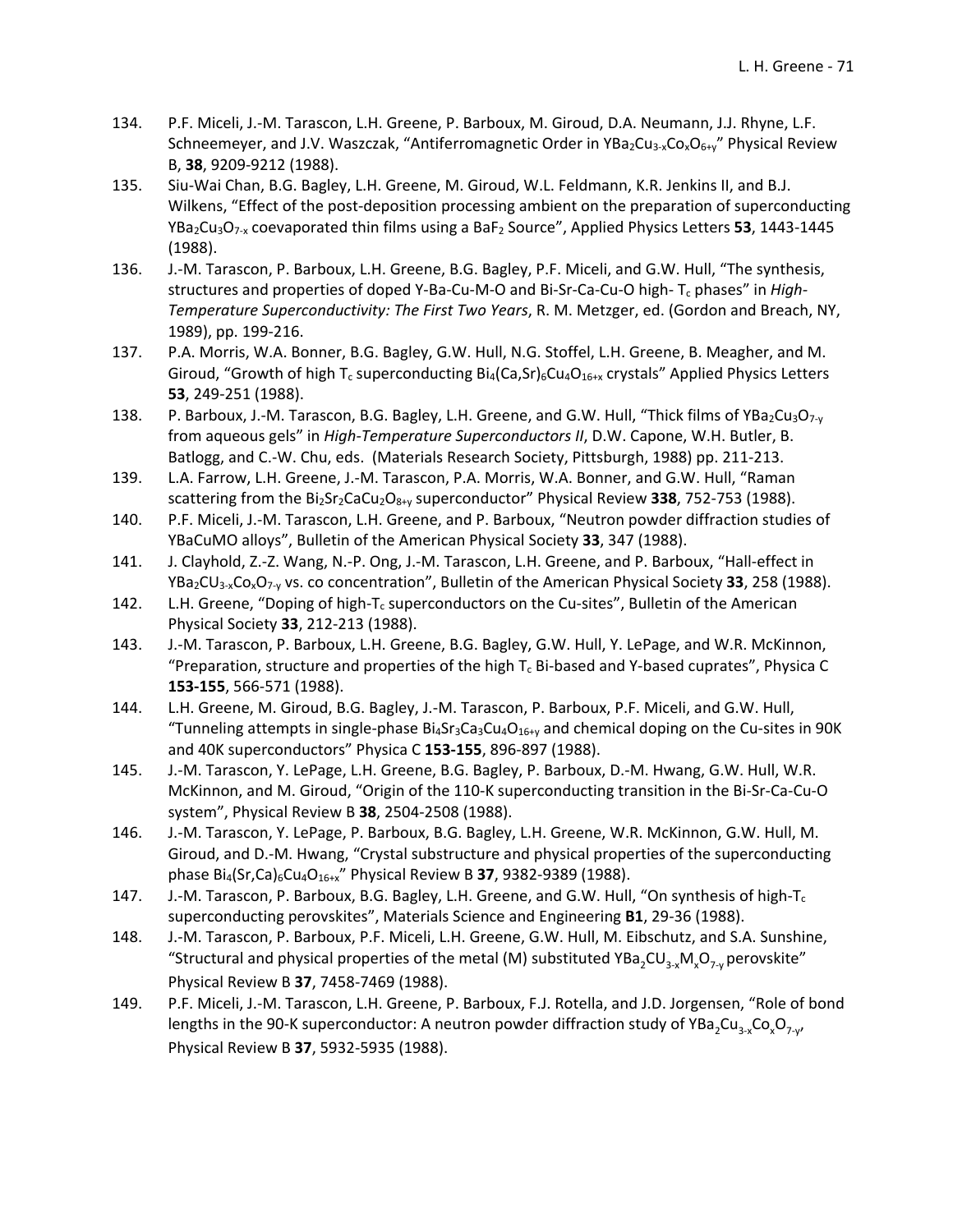134. P.F. Miceli, J.-M. Tarascon, L.H. Greene, P. Barboux, M. Giroud, D.A. Neumann, J.J. Rhyne, L.F. Schneemeyer, and J.V. Waszczak, "Antiferromagnetic Order in $YBa_2Cu_{3-x}Co_xO_{6+y}$" Physical Review B, **38**, 9209-9212 (1988).

135. Siu-Wai Chan, B.G. Bagley, L.H. Greene, M. Giroud, W.L. Feldmann, K.R. Jenkins II, and B.J. Wilkens, "Effect of the post-deposition processing ambient on the preparation of superconducting $YBa_2Cu_3O_{7-x}$ coevaporated thin films using a $BaF_2$ Source", Applied Physics Letters **53**, 1443-1445 (1988).

136. J.-M. Tarascon, P. Barboux, L.H. Greene, B.G. Bagley, P.F. Miceli, and G.W. Hull, "The synthesis, structures and properties of doped Y-Ba-Cu-M-O and Bi-Sr-Ca-Cu-O high- $T_c$ phases" in *High-Temperature Superconductivity: The First Two Years*, R. M. Metzger, ed. (Gordon and Breach, NY, 1989), pp. 199-216.

137. P.A. Morris, W.A. Bonner, B.G. Bagley, G.W. Hull, N.G. Stoffel, L.H. Greene, B. Meagher, and M. Giroud, "Growth of high $T_c$ superconducting $Bi_4(Ca,Sr)_6Cu_4O_{16+x}$ crystals" Applied Physics Letters **53**, 249-251 (1988).

138. P. Barboux, J.-M. Tarascon, B.G. Bagley, L.H. Greene, and G.W. Hull, "Thick films of $YBa_2Cu_3O_{7-y}$ from aqueous gels" in *High-Temperature Superconductors II*, D.W. Capone, W.H. Butler, B. Batlogg, and C.-W. Chu, eds. (Materials Research Society, Pittsburgh, 1988) pp. 211-213.

139. L.A. Farrow, L.H. Greene, J.-M. Tarascon, P.A. Morris, W.A. Bonner, and G.W. Hull, "Raman scattering from the $Bi_2Sr_2CaCu_2O_{8+y}$ superconductor" Physical Review **338**, 752-753 (1988).

140. P.F. Miceli, J.-M. Tarascon, L.H. Greene, and P. Barboux, "Neutron powder diffraction studies of YBaCuMO alloys", Bulletin of the American Physical Society **33**, 347 (1988).

141. J. Clayhold, Z.-Z. Wang, N.-P. Ong, J.-M. Tarascon, L.H. Greene, and P. Barboux, "Hall-effect in $YBa_2CU_{3-x}Co_xO_{7-y}$ vs. co concentration", Bulletin of the American Physical Society **33**, 258 (1988).

142. L.H. Greene, "Doping of high-$T_c$ superconductors on the Cu-sites", Bulletin of the American Physical Society **33**, 212-213 (1988).

143. J.-M. Tarascon, P. Barboux, L.H. Greene, B.G. Bagley, G.W. Hull, Y. LePage, and W.R. McKinnon, "Preparation, structure and properties of the high $T_c$ Bi-based and Y-based cuprates", Physica C **153-155**, 566-571 (1988).

144. L.H. Greene, M. Giroud, B.G. Bagley, J.-M. Tarascon, P. Barboux, P.F. Miceli, and G.W. Hull, "Tunneling attempts in single-phase $Bi_4Sr_3Ca_3Cu_4O_{16+y}$ and chemical doping on the Cu-sites in 90K and 40K superconductors" Physica C **153-155**, 896-897 (1988).

145. J.-M. Tarascon, Y. LePage, L.H. Greene, B.G. Bagley, P. Barboux, D.-M. Hwang, G.W. Hull, W.R. McKinnon, and M. Giroud, "Origin of the 110-K superconducting transition in the Bi-Sr-Ca-Cu-O system", Physical Review B **38**, 2504-2508 (1988).

146. J.-M. Tarascon, Y. LePage, P. Barboux, B.G. Bagley, L.H. Greene, W.R. McKinnon, G.W. Hull, M. Giroud, and D.-M. Hwang, "Crystal substructure and physical properties of the superconducting phase $Bi_4(Sr,Ca)_6Cu_4O_{16+x}$" Physical Review B **37**, 9382-9389 (1988).

147. J.-M. Tarascon, P. Barboux, B.G. Bagley, L.H. Greene, and G.W. Hull, "On synthesis of high-$T_c$ superconducting perovskites", Materials Science and Engineering **B1**, 29-36 (1988).

148. J.-M. Tarascon, P. Barboux, P.F. Miceli, L.H. Greene, G.W. Hull, M. Eibschutz, and S.A. Sunshine, "Structural and physical properties of the metal (M) substituted $YBa_2CU_{3-x}M_xO_{7-y}$ perovskite" Physical Review B **37**, 7458-7469 (1988).

149. P.F. Miceli, J.-M. Tarascon, L.H. Greene, P. Barboux, F.J. Rotella, and J.D. Jorgensen, "Role of bond lengths in the 90-K superconductor: A neutron powder diffraction study of $YBa_2Cu_{3-x}Co_xO_{7-y}$, Physical Review B **37**, 5932-5935 (1988).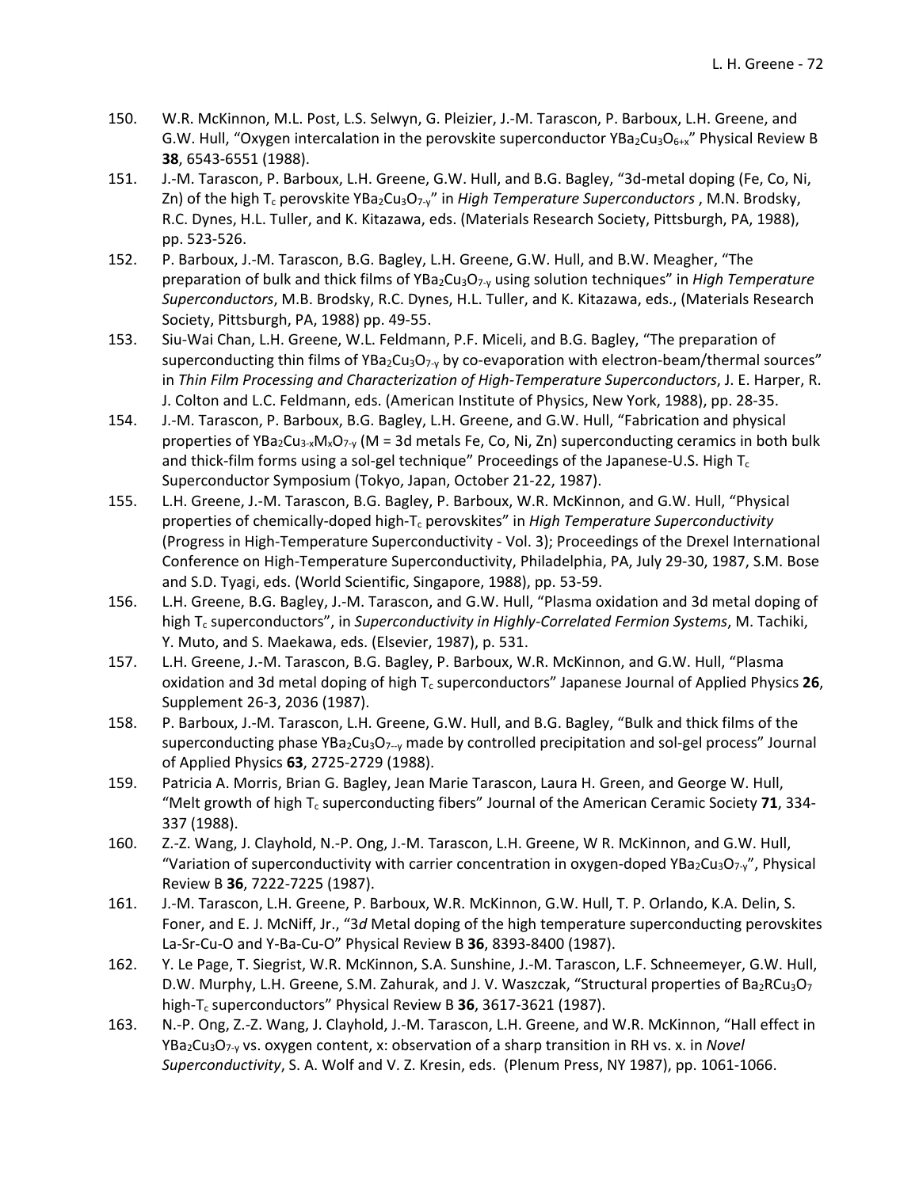150. W.R. McKinnon, M.L. Post, L.S. Selwyn, G. Pleizier, J.-M. Tarascon, P. Barboux, L.H. Greene, and G.W. Hull, “Oxygen intercalation in the perovskite superconductor $YBa_2Cu_3O_{6+x}$” Physical Review B **38**, 6543-6551 (1988).

151. J.-M. Tarascon, P. Barboux, L.H. Greene, G.W. Hull, and B.G. Bagley, “3d-metal doping (Fe, Co, Ni, Zn) of the high $T_c$ perovskite $YBa_2Cu_3O_{7-y}$” in *High Temperature Superconductors* , M.N. Brodsky, R.C. Dynes, H.L. Tuller, and K. Kitazawa, eds. (Materials Research Society, Pittsburgh, PA, 1988), pp. 523-526.

152. P. Barboux, J.-M. Tarascon, B.G. Bagley, L.H. Greene, G.W. Hull, and B.W. Meagher, “The preparation of bulk and thick films of $YBa_2Cu_3O_{7-y}$ using solution techniques” in *High Temperature Superconductors*, M.B. Brodsky, R.C. Dynes, H.L. Tuller, and K. Kitazawa, eds., (Materials Research Society, Pittsburgh, PA, 1988) pp. 49-55.

153. Siu-Wai Chan, L.H. Greene, W.L. Feldmann, P.F. Miceli, and B.G. Bagley, “The preparation of superconducting thin films of $YBa_2Cu_3O_{7-y}$ by co-evaporation with electron-beam/thermal sources” in *Thin Film Processing and Characterization of High-Temperature Superconductors*, J. E. Harper, R. J. Colton and L.C. Feldmann, eds. (American Institute of Physics, New York, 1988), pp. 28-35.

154. J.-M. Tarascon, P. Barboux, B.G. Bagley, L.H. Greene, and G.W. Hull, “Fabrication and physical properties of $YBa_2Cu_{3-x}M_xO_{7-y}$ (M = 3d metals Fe, Co, Ni, Zn) superconducting ceramics in both bulk and thick-film forms using a sol-gel technique” Proceedings of the Japanese-U.S. High $T_c$ Superconductor Symposium (Tokyo, Japan, October 21-22, 1987).

155. L.H. Greene, J.-M. Tarascon, B.G. Bagley, P. Barboux, W.R. McKinnon, and G.W. Hull, “Physical properties of chemically-doped high-$T_c$ perovskites” in *High Temperature Superconductivity* (Progress in High-Temperature Superconductivity - Vol. 3); Proceedings of the Drexel International Conference on High-Temperature Superconductivity, Philadelphia, PA, July 29-30, 1987, S.M. Bose and S.D. Tyagi, eds. (World Scientific, Singapore, 1988), pp. 53-59.

156. L.H. Greene, B.G. Bagley, J.-M. Tarascon, and G.W. Hull, “Plasma oxidation and 3d metal doping of high $T_c$ superconductors”, in *Superconductivity in Highly-Correlated Fermion Systems*, M. Tachiki, Y. Muto, and S. Maekawa, eds. (Elsevier, 1987), p. 531.

157. L.H. Greene, J.-M. Tarascon, B.G. Bagley, P. Barboux, W.R. McKinnon, and G.W. Hull, “Plasma oxidation and 3d metal doping of high $T_c$ superconductors” Japanese Journal of Applied Physics **26**, Supplement 26-3, 2036 (1987).

158. P. Barboux, J.-M. Tarascon, L.H. Greene, G.W. Hull, and B.G. Bagley, “Bulk and thick films of the superconducting phase $YBa_2Cu_3O_{7-y}$ made by controlled precipitation and sol-gel process” Journal of Applied Physics **63**, 2725-2729 (1988).

159. Patricia A. Morris, Brian G. Bagley, Jean Marie Tarascon, Laura H. Green, and George W. Hull, “Melt growth of high $T_c$ superconducting fibers” Journal of the American Ceramic Society **71**, 334-337 (1988).

160. Z.-Z. Wang, J. Clayhold, N.-P. Ong, J.-M. Tarascon, L.H. Greene, W R. McKinnon, and G.W. Hull, “Variation of superconductivity with carrier concentration in oxygen-doped $YBa_2Cu_3O_{7-y}$”, Physical Review B **36**, 7222-7225 (1987).

161. J.-M. Tarascon, L.H. Greene, P. Barboux, W.R. McKinnon, G.W. Hull, T. P. Orlando, K.A. Delin, S. Foner, and E. J. McNiff, Jr., “3*d* Metal doping of the high temperature superconducting perovskites La-Sr-Cu-O and Y-Ba-Cu-O” Physical Review B **36**, 8393-8400 (1987).

162. Y. Le Page, T. Siegrist, W.R. McKinnon, S.A. Sunshine, J.-M. Tarascon, L.F. Schneemeyer, G.W. Hull, D.W. Murphy, L.H. Greene, S.M. Zahurak, and J. V. Waszczak, “Structural properties of $Ba_2RCu_3O_7$ high-$T_c$ superconductors” Physical Review B **36**, 3617-3621 (1987).

163. N.-P. Ong, Z.-Z. Wang, J. Clayhold, J.-M. Tarascon, L.H. Greene, and W.R. McKinnon, “Hall effect in $YBa_2Cu_3O_{7-y}$ vs. oxygen content, x: observation of a sharp transition in RH vs. x. in *Novel Superconductivity*, S. A. Wolf and V. Z. Kresin, eds. (Plenum Press, NY 1987), pp. 1061-1066.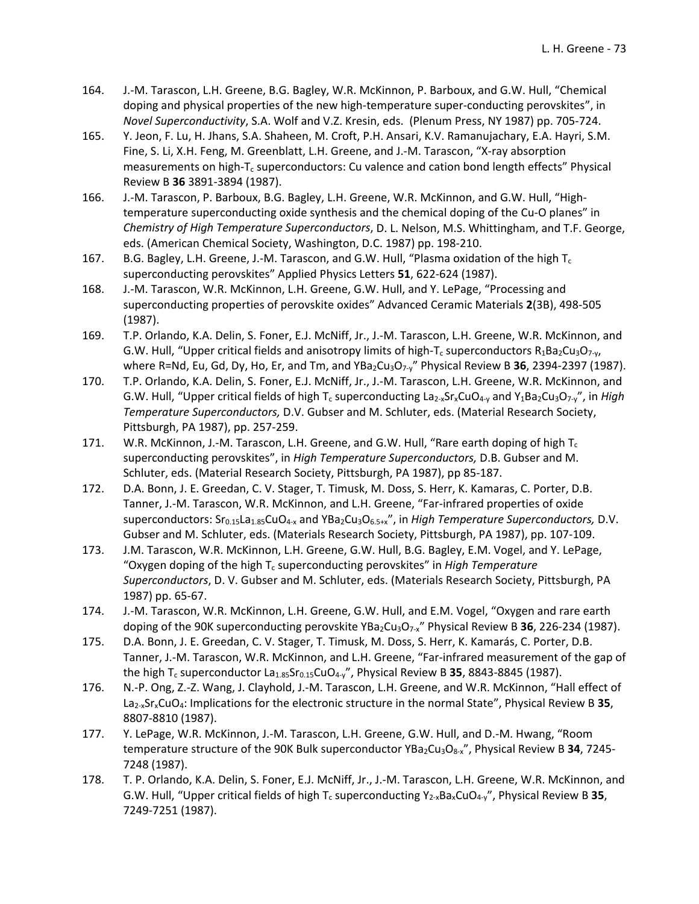164. J.-M. Tarascon, L.H. Greene, B.G. Bagley, W.R. McKinnon, P. Barboux, and G.W. Hull, "Chemical doping and physical properties of the new high-temperature super-conducting perovskites", in *Novel Superconductivity*, S.A. Wolf and V.Z. Kresin, eds. (Plenum Press, NY 1987) pp. 705-724.
165. Y. Jeon, F. Lu, H. Jhans, S.A. Shaheen, M. Croft, P.H. Ansari, K.V. Ramanujachary, E.A. Hayri, S.M. Fine, S. Li, X.H. Feng, M. Greenblatt, L.H. Greene, and J.-M. Tarascon, "X-ray absorption measurements on high-$T_c$ superconductors: Cu valence and cation bond length effects" Physical Review B **36** 3891-3894 (1987).
166. J.-M. Tarascon, P. Barboux, B.G. Bagley, L.H. Greene, W.R. McKinnon, and G.W. Hull, "High-temperature superconducting oxide synthesis and the chemical doping of the Cu-O planes" in *Chemistry of High Temperature Superconductors*, D. L. Nelson, M.S. Whittingham, and T.F. George, eds. (American Chemical Society, Washington, D.C. 1987) pp. 198-210.
167. B.G. Bagley, L.H. Greene, J.-M. Tarascon, and G.W. Hull, "Plasma oxidation of the high $T_c$ superconducting perovskites" Applied Physics Letters **51**, 622-624 (1987).
168. J.-M. Tarascon, W.R. McKinnon, L.H. Greene, G.W. Hull, and Y. LePage, "Processing and superconducting properties of perovskite oxides" Advanced Ceramic Materials **2**(3B), 498-505 (1987).
169. T.P. Orlando, K.A. Delin, S. Foner, E.J. McNiff, Jr., J.-M. Tarascon, L.H. Greene, W.R. McKinnon, and G.W. Hull, "Upper critical fields and anisotropy limits of high-$T_c$ superconductors $R_1Ba_2Cu_3O_{7-y}$, where R=Nd, Eu, Gd, Dy, Ho, Er, and Tm, and $YBa_2Cu_3O_{7-y}$" Physical Review B **36**, 2394-2397 (1987).
170. T.P. Orlando, K.A. Delin, S. Foner, E.J. McNiff, Jr., J.-M. Tarascon, L.H. Greene, W.R. McKinnon, and G.W. Hull, "Upper critical fields of high $T_c$ superconducting $La_{2-x}Sr_xCuO_{4-y}$ and $Y_1Ba_2Cu_3O_{7-y}$", in *High Temperature Superconductors,* D.V. Gubser and M. Schluter, eds. (Material Research Society, Pittsburgh, PA 1987), pp. 257-259.
171. W.R. McKinnon, J.-M. Tarascon, L.H. Greene, and G.W. Hull, "Rare earth doping of high $T_c$ superconducting perovskites", in *High Temperature Superconductors,* D.B. Gubser and M. Schluter, eds. (Material Research Society, Pittsburgh, PA 1987), pp 85-187.
172. D.A. Bonn, J. E. Greedan, C. V. Stager, T. Timusk, M. Doss, S. Herr, K. Kamaras, C. Porter, D.B. Tanner, J.-M. Tarascon, W.R. McKinnon, and L.H. Greene, "Far-infrared properties of oxide superconductors: $Sr_{0.15}La_{1.85}CuO_{4-x}$ and $YBa_2Cu_3O_{6.5+x}$", in *High Temperature Superconductors,* D.V. Gubser and M. Schluter, eds. (Materials Research Society, Pittsburgh, PA 1987), pp. 107-109.
173. J.M. Tarascon, W.R. McKinnon, L.H. Greene, G.W. Hull, B.G. Bagley, E.M. Vogel, and Y. LePage, "Oxygen doping of the high $T_c$ superconducting perovskites" in *High Temperature Superconductors*, D. V. Gubser and M. Schluter, eds. (Materials Research Society, Pittsburgh, PA 1987) pp. 65-67.
174. J.-M. Tarascon, W.R. McKinnon, L.H. Greene, G.W. Hull, and E.M. Vogel, "Oxygen and rare earth doping of the 90K superconducting perovskite $YBa_2Cu_3O_{7-x}$" Physical Review B **36**, 226-234 (1987).
175. D.A. Bonn, J. E. Greedan, C. V. Stager, T. Timusk, M. Doss, S. Herr, K. Kamarás, C. Porter, D.B. Tanner, J.-M. Tarascon, W.R. McKinnon, and L.H. Greene, "Far-infrared measurement of the gap of the high $T_c$ superconductor $La_{1.85}Sr_{0.15}CuO_{4-y}$", Physical Review B **35**, 8843-8845 (1987).
176. N.-P. Ong, Z.-Z. Wang, J. Clayhold, J.-M. Tarascon, L.H. Greene, and W.R. McKinnon, "Hall effect of $La_{2-x}Sr_xCuO_4$: Implications for the electronic structure in the normal State", Physical Review B **35**, 8807-8810 (1987).
177. Y. LePage, W.R. McKinnon, J.-M. Tarascon, L.H. Greene, G.W. Hull, and D.-M. Hwang, "Room temperature structure of the 90K Bulk superconductor $YBa_2Cu_3O_{8-x}$", Physical Review B **34**, 7245-7248 (1987).
178. T. P. Orlando, K.A. Delin, S. Foner, E.J. McNiff, Jr., J.-M. Tarascon, L.H. Greene, W.R. McKinnon, and G.W. Hull, "Upper critical fields of high $T_c$ superconducting $Y_{2-x}Ba_xCuO_{4-y}$", Physical Review B **35**, 7249-7251 (1987).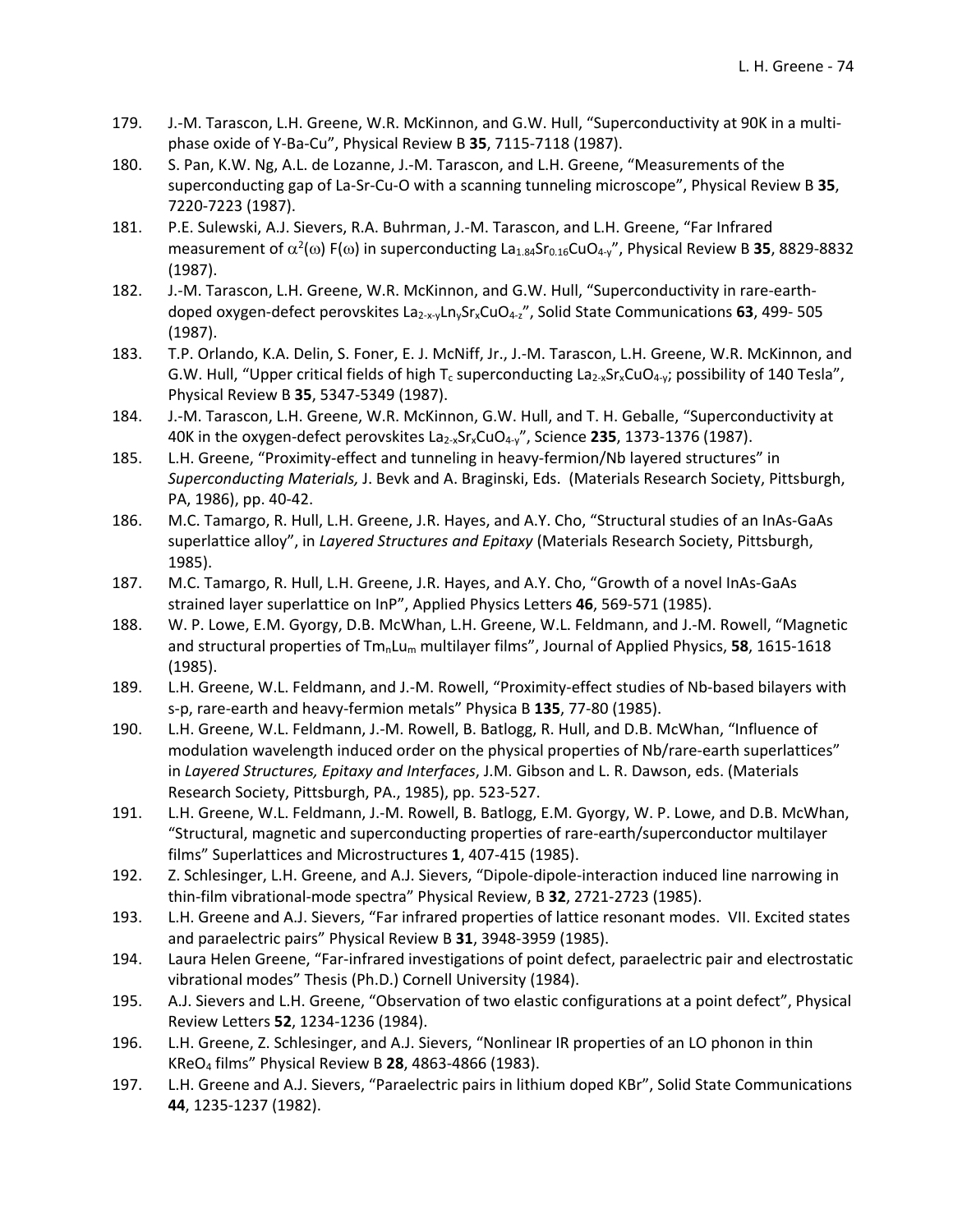179. J.-M. Tarascon, L.H. Greene, W.R. McKinnon, and G.W. Hull, "Superconductivity at 90K in a multi-phase oxide of Y-Ba-Cu", Physical Review B **35**, 7115-7118 (1987).
180. S. Pan, K.W. Ng, A.L. de Lozanne, J.-M. Tarascon, and L.H. Greene, "Measurements of the superconducting gap of La-Sr-Cu-O with a scanning tunneling microscope", Physical Review B **35**, 7220-7223 (1987).
181. P.E. Sulewski, A.J. Sievers, R.A. Buhrman, J.-M. Tarascon, and L.H. Greene, "Far Infrared measurement of $\alpha^2(\omega)$ F($\omega$) in superconducting $La_{1.84}Sr_{0.16}CuO_{4-y}$", Physical Review B **35**, 8829-8832 (1987).
182. J.-M. Tarascon, L.H. Greene, W.R. McKinnon, and G.W. Hull, "Superconductivity in rare-earth-doped oxygen-defect perovskites $La_{2-x-y}Ln_ySr_xCuO_{4-z}$", Solid State Communications **63**, 499- 505 (1987).
183. T.P. Orlando, K.A. Delin, S. Foner, E. J. McNiff, Jr., J.-M. Tarascon, L.H. Greene, W.R. McKinnon, and G.W. Hull, "Upper critical fields of high $T_c$ superconducting $La_{2-x}Sr_xCuO_{4-y}$; possibility of 140 Tesla", Physical Review B **35**, 5347-5349 (1987).
184. J.-M. Tarascon, L.H. Greene, W.R. McKinnon, G.W. Hull, and T. H. Geballe, "Superconductivity at 40K in the oxygen-defect perovskites $La_{2-x}Sr_xCuO_{4-y}$", Science **235**, 1373-1376 (1987).
185. L.H. Greene, "Proximity-effect and tunneling in heavy-fermion/Nb layered structures" in *Superconducting Materials,* J. Bevk and A. Braginski, Eds. (Materials Research Society, Pittsburgh, PA, 1986), pp. 40-42.
186. M.C. Tamargo, R. Hull, L.H. Greene, J.R. Hayes, and A.Y. Cho, "Structural studies of an InAs-GaAs superlattice alloy", in *Layered Structures and Epitaxy* (Materials Research Society, Pittsburgh, 1985).
187. M.C. Tamargo, R. Hull, L.H. Greene, J.R. Hayes, and A.Y. Cho, "Growth of a novel InAs-GaAs strained layer superlattice on InP", Applied Physics Letters **46**, 569-571 (1985).
188. W. P. Lowe, E.M. Gyorgy, D.B. McWhan, L.H. Greene, W.L. Feldmann, and J.-M. Rowell, "Magnetic and structural properties of $Tm_nLu_m$ multilayer films", Journal of Applied Physics, **58**, 1615-1618 (1985).
189. L.H. Greene, W.L. Feldmann, and J.-M. Rowell, "Proximity-effect studies of Nb-based bilayers with s-p, rare-earth and heavy-fermion metals" Physica B **135**, 77-80 (1985).
190. L.H. Greene, W.L. Feldmann, J.-M. Rowell, B. Batlogg, R. Hull, and D.B. McWhan, "Influence of modulation wavelength induced order on the physical properties of Nb/rare-earth superlattices" in *Layered Structures, Epitaxy and Interfaces*, J.M. Gibson and L. R. Dawson, eds. (Materials Research Society, Pittsburgh, PA., 1985), pp. 523-527.
191. L.H. Greene, W.L. Feldmann, J.-M. Rowell, B. Batlogg, E.M. Gyorgy, W. P. Lowe, and D.B. McWhan, "Structural, magnetic and superconducting properties of rare-earth/superconductor multilayer films" Superlattices and Microstructures **1**, 407-415 (1985).
192. Z. Schlesinger, L.H. Greene, and A.J. Sievers, "Dipole-dipole-interaction induced line narrowing in thin-film vibrational-mode spectra" Physical Review, B **32**, 2721-2723 (1985).
193. L.H. Greene and A.J. Sievers, "Far infrared properties of lattice resonant modes. VII. Excited states and paraelectric pairs" Physical Review B **31**, 3948-3959 (1985).
194. Laura Helen Greene, "Far-infrared investigations of point defect, paraelectric pair and electrostatic vibrational modes" Thesis (Ph.D.) Cornell University (1984).
195. A.J. Sievers and L.H. Greene, "Observation of two elastic configurations at a point defect", Physical Review Letters **52**, 1234-1236 (1984).
196. L.H. Greene, Z. Schlesinger, and A.J. Sievers, "Nonlinear IR properties of an LO phonon in thin $KReO_4$ films" Physical Review B **28**, 4863-4866 (1983).
197. L.H. Greene and A.J. Sievers, "Paraelectric pairs in lithium doped KBr", Solid State Communications **44**, 1235-1237 (1982).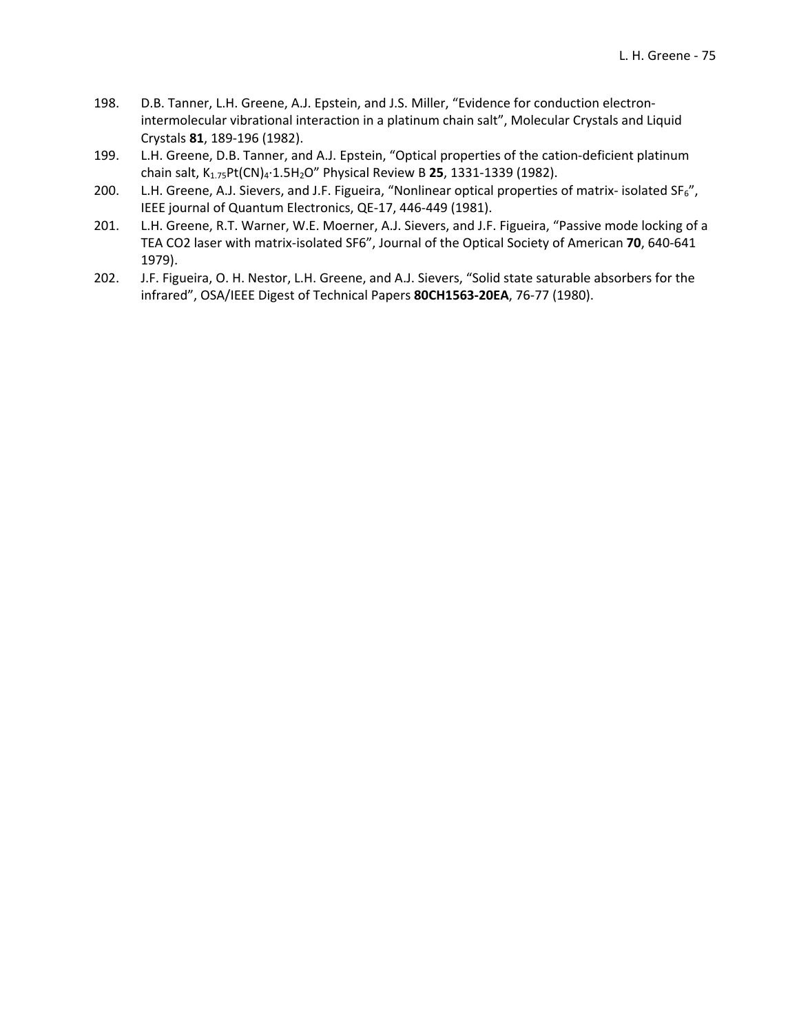198. D.B. Tanner, L.H. Greene, A.J. Epstein, and J.S. Miller, "Evidence for conduction electron-intermolecular vibrational interaction in a platinum chain salt", Molecular Crystals and Liquid Crystals **81**, 189-196 (1982).
199. L.H. Greene, D.B. Tanner, and A.J. Epstein, "Optical properties of the cation-deficient platinum chain salt, $K_{1.75}Pt(CN)_4 \cdot 1.5H_2O$" Physical Review B **25**, 1331-1339 (1982).
200. L.H. Greene, A.J. Sievers, and J.F. Figueira, "Nonlinear optical properties of matrix- isolated $SF_6$", IEEE journal of Quantum Electronics, QE-17, 446-449 (1981).
201. L.H. Greene, R.T. Warner, W.E. Moerner, A.J. Sievers, and J.F. Figueira, "Passive mode locking of a TEA CO2 laser with matrix-isolated SF6", Journal of the Optical Society of American **70**, 640-641 1979).
202. J.F. Figueira, O. H. Nestor, L.H. Greene, and A.J. Sievers, "Solid state saturable absorbers for the infrared", OSA/IEEE Digest of Technical Papers **80CH1563-20EA**, 76-77 (1980).